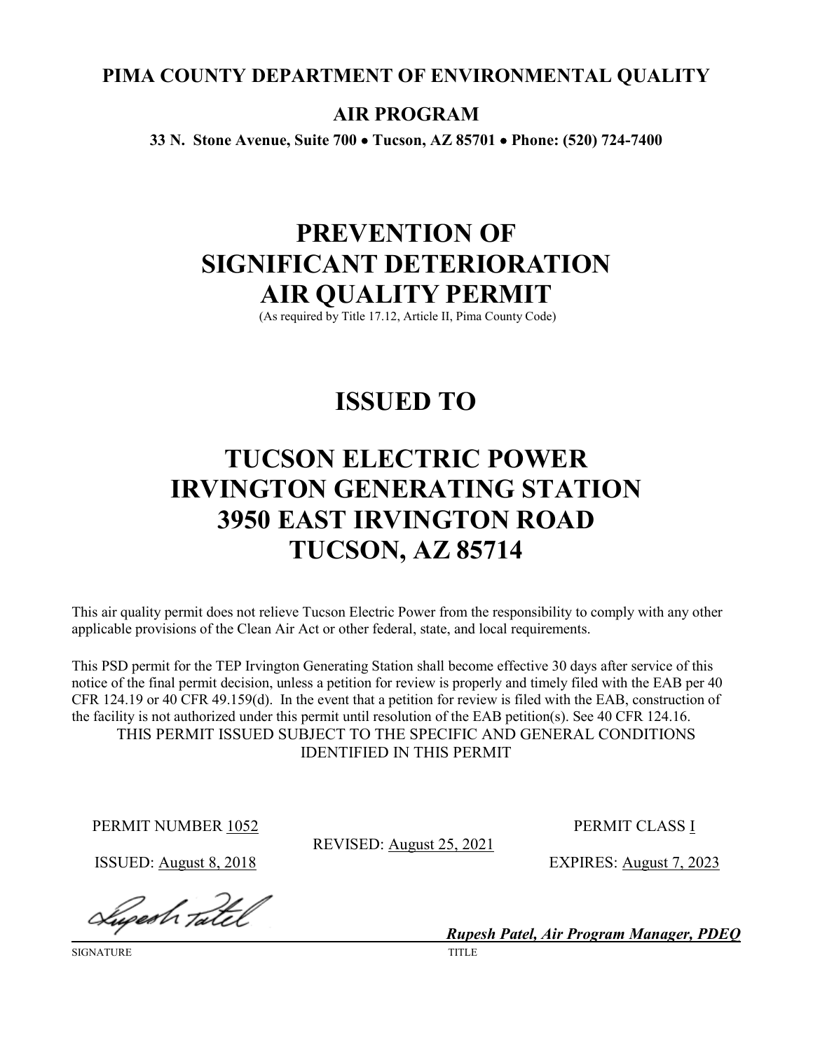**PIMA COUNTY DEPARTMENT OF ENVIRONMENTAL QUALITY**

**AIR PROGRAM**

**33 N. Stone Avenue, Suite 700 • Tucson, AZ 85701 • Phone: (520) 724-7400**

# PREVENTION OF SIGNIFICANT DETERIORATION AIR QUALITY PERMIT

(As required by Title 17.12, Article II, Pima County Code)

# ISSUED TO

# TUCSON ELECTRIC POWER IRVINGTON GENERATING STATION 3950 EAST IRVINGTON ROAD TUCSON, AZ 85714

This air quality permit does not relieve Tucson Electric Power from the responsibility to comply with any other applicable provisions of the Clean Air Act or other federal, state, and local requirements.

This PSD permit for the TEP Irvington Generating Station shall become effective 30 days after service of this notice of the final permit decision, unless a petition for review is properly and timely filed with the EAB per 40 CFR 124.19 or 40 CFR 49.159(d). In the event that a petition for review is filed with the EAB, construction of the facility is not authorized under this permit until resolution of the EAB petition(s). See 40 CFR 124.16.

THIS PERMIT ISSUED SUBJECT TO THE SPECIFIC AND GENERAL CONDITIONS IDENTIFIED IN THIS PERMIT

PERMIT NUMBER 1052

PERMIT CLASS I

REVISED: August 25, 2021

ISSUED: August 8, 2018

EXPIRES: August 7, 2023

SIGNATURE

*Rupesh Patel, Air Program Manager, PDEQ*

TITLE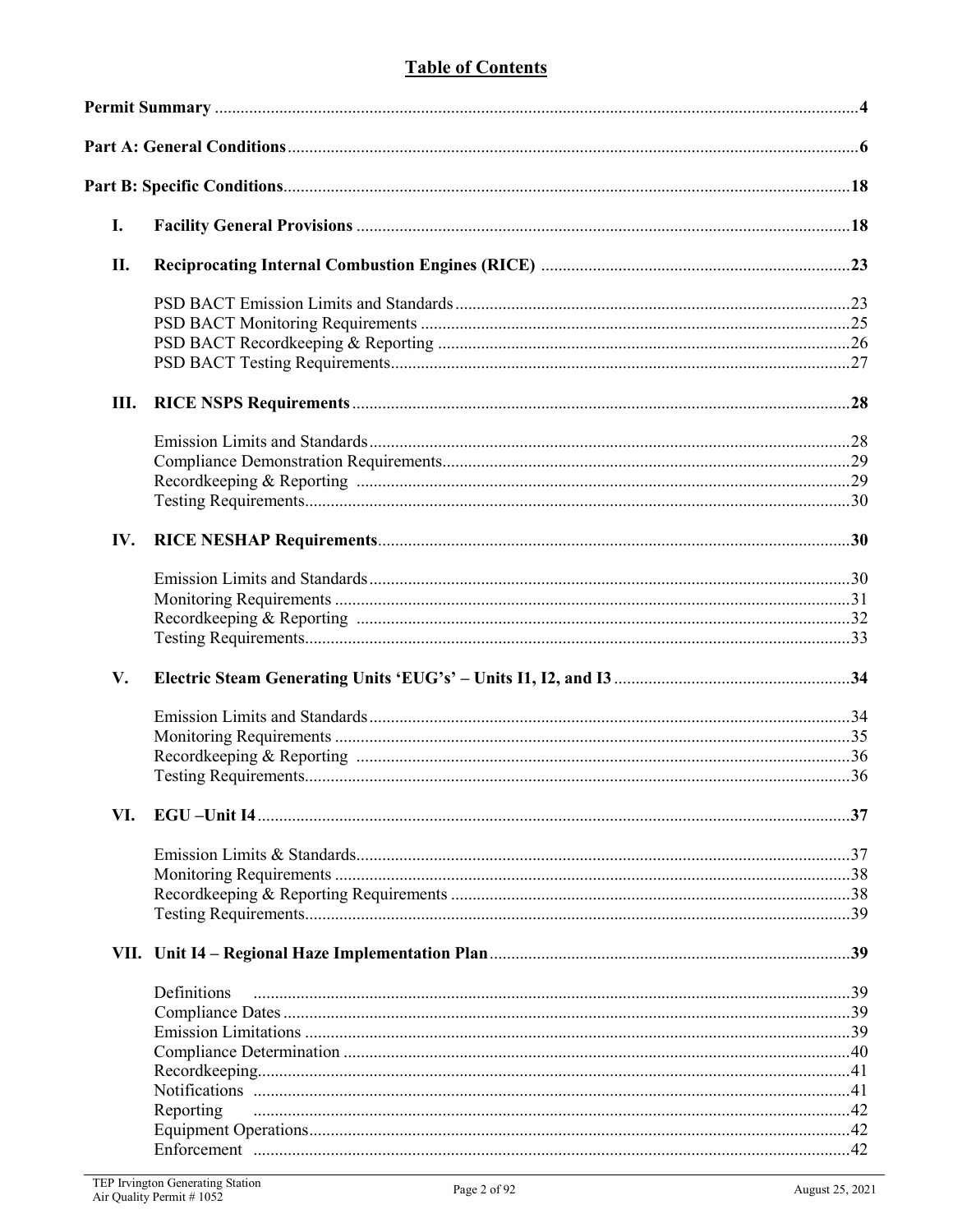# Table of Contents

**Permit Summary** .... 4

**Part A: General Conditions** .... 6

**Part B: Specific Conditions** .... 18

**I. Facility General Provisions** .... 18

**II. Reciprocating Internal Combustion Engines (RICE)** .... 23

- PSD BACT Emission Limits and Standards .... 23
- PSD BACT Monitoring Requirements .... 25
- PSD BACT Recordkeeping & Reporting .... 26
- PSD BACT Testing Requirements .... 27

**III. RICE NSPS Requirements** .... 28

- Emission Limits and Standards .... 28
- Compliance Demonstration Requirements .... 29
- Recordkeeping & Reporting .... 29
- Testing Requirements .... 30

**IV. RICE NESHAP Requirements** .... 30

- Emission Limits and Standards .... 30
- Monitoring Requirements .... 31
- Recordkeeping & Reporting .... 32
- Testing Requirements .... 33

**V. Electric Steam Generating Units 'EUG's' – Units I1, I2, and I3** .... 34

- Emission Limits and Standards .... 34
- Monitoring Requirements .... 35
- Recordkeeping & Reporting .... 36
- Testing Requirements .... 36

**VI. EGU –Unit I4** .... 37

- Emission Limits & Standards .... 37
- Monitoring Requirements .... 38
- Recordkeeping & Reporting Requirements .... 38
- Testing Requirements .... 39

**VII. Unit I4 – Regional Haze Implementation Plan** .... 39

- Definitions .... 39
- Compliance Dates .... 39
- Emission Limitations .... 39
- Compliance Determination .... 40
- Recordkeeping .... 41
- Notifications .... 41
- Reporting .... 42
- Equipment Operations .... 42
- Enforcement .... 42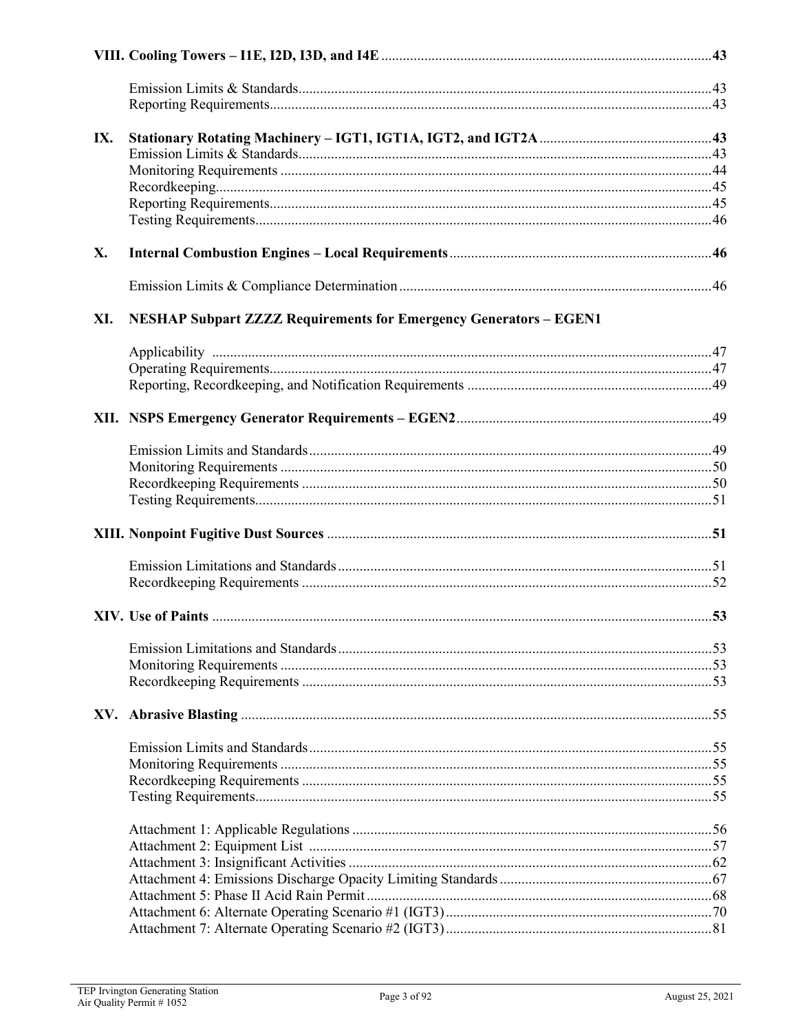**VIII. Cooling Towers – I1E, I2D, I3D, and I4E** ........................................ **43**

Emission Limits & Standards........................................ 43
Reporting Requirements........................................ 43

**IX. Stationary Rotating Machinery – IGT1, IGT1A, IGT2, and IGT2A** ........................................ **43**

Emission Limits & Standards........................................ 43
Monitoring Requirements ........................................ 44
Recordkeeping........................................ 45
Reporting Requirements........................................ 45
Testing Requirements........................................ 46

**X. Internal Combustion Engines – Local Requirements** ........................................ **46**

Emission Limits & Compliance Determination........................................ 46

**XI. NESHAP Subpart ZZZZ Requirements for Emergency Generators – EGEN1**

Applicability ........................................ 47
Operating Requirements........................................ 47
Reporting, Recordkeeping, and Notification Requirements ........................................ 49

**XII. NSPS Emergency Generator Requirements – EGEN2** ........................................ **49**

Emission Limits and Standards........................................ 49
Monitoring Requirements ........................................ 50
Recordkeeping Requirements ........................................ 50
Testing Requirements........................................ 51

**XIII. Nonpoint Fugitive Dust Sources** ........................................ **51**

Emission Limitations and Standards........................................ 51
Recordkeeping Requirements ........................................ 52

**XIV. Use of Paints** ........................................ **53**

Emission Limitations and Standards........................................ 53
Monitoring Requirements ........................................ 53
Recordkeeping Requirements ........................................ 53

**XV. Abrasive Blasting** ........................................ 55

Emission Limits and Standards........................................ 55
Monitoring Requirements ........................................ 55
Recordkeeping Requirements ........................................ 55
Testing Requirements........................................ 55

Attachment 1: Applicable Regulations ........................................ 56
Attachment 2: Equipment List ........................................ 57
Attachment 3: Insignificant Activities ........................................ 62
Attachment 4: Emissions Discharge Opacity Limiting Standards ........................................ 67
Attachment 5: Phase II Acid Rain Permit ........................................ 68
Attachment 6: Alternate Operating Scenario #1 (IGT3) ........................................ 70
Attachment 7: Alternate Operating Scenario #2 (IGT3) ........................................ 81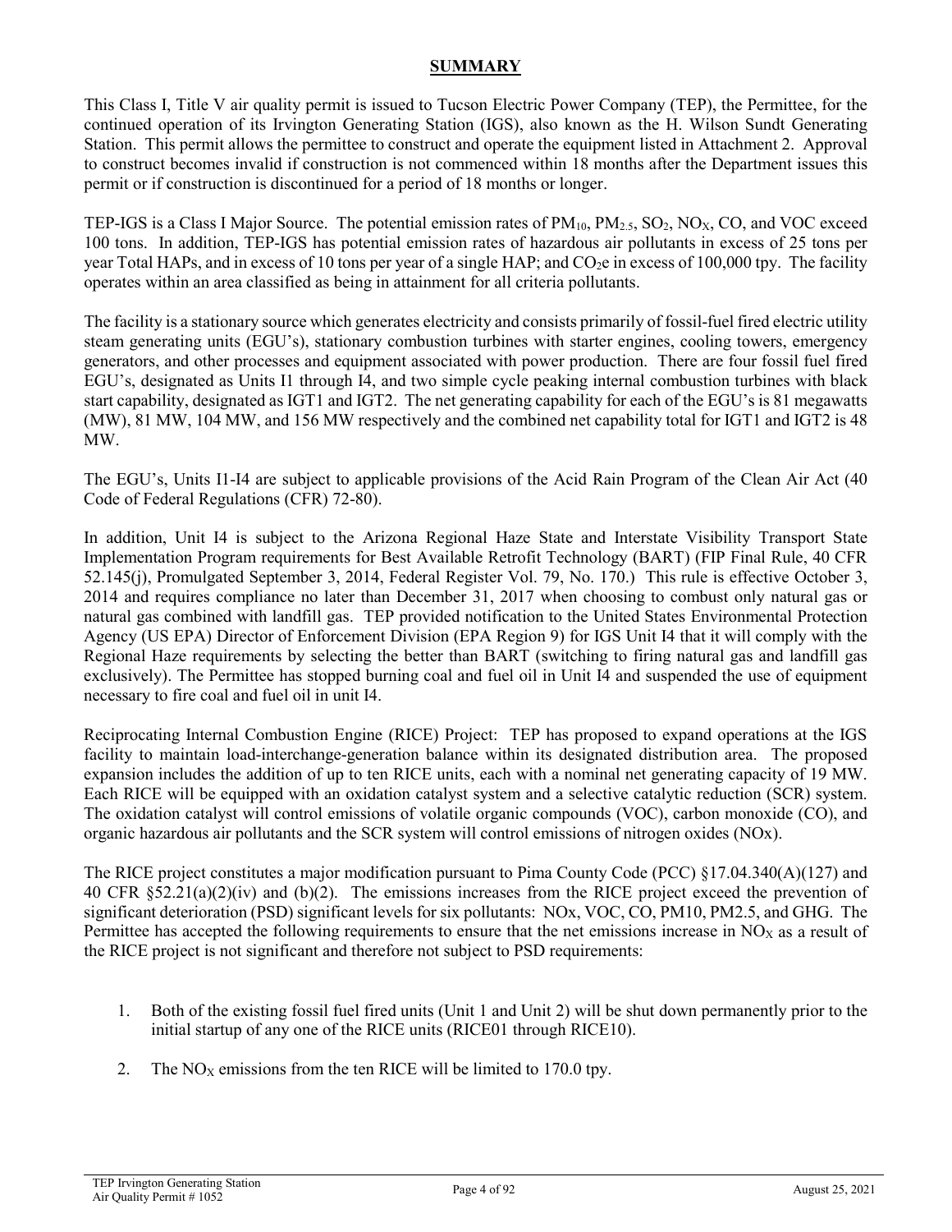## SUMMARY

This Class I, Title V air quality permit is issued to Tucson Electric Power Company (TEP), the Permittee, for the continued operation of its Irvington Generating Station (IGS), also known as the H. Wilson Sundt Generating Station. This permit allows the permittee to construct and operate the equipment listed in Attachment 2. Approval to construct becomes invalid if construction is not commenced within 18 months after the Department issues this permit or if construction is discontinued for a period of 18 months or longer.

TEP-IGS is a Class I Major Source. The potential emission rates of $PM_{10}$, $PM_{2.5}$, $SO_2$, $NO_X$, CO, and VOC exceed 100 tons. In addition, TEP-IGS has potential emission rates of hazardous air pollutants in excess of 25 tons per year Total HAPs, and in excess of 10 tons per year of a single HAP; and $CO_2e$ in excess of 100,000 tpy. The facility operates within an area classified as being in attainment for all criteria pollutants.

The facility is a stationary source which generates electricity and consists primarily of fossil-fuel fired electric utility steam generating units (EGU's), stationary combustion turbines with starter engines, cooling towers, emergency generators, and other processes and equipment associated with power production. There are four fossil fuel fired EGU's, designated as Units I1 through I4, and two simple cycle peaking internal combustion turbines with black start capability, designated as IGT1 and IGT2. The net generating capability for each of the EGU's is 81 megawatts (MW), 81 MW, 104 MW, and 156 MW respectively and the combined net capability total for IGT1 and IGT2 is 48 MW.

The EGU's, Units I1-I4 are subject to applicable provisions of the Acid Rain Program of the Clean Air Act (40 Code of Federal Regulations (CFR) 72-80).

In addition, Unit I4 is subject to the Arizona Regional Haze State and Interstate Visibility Transport State Implementation Program requirements for Best Available Retrofit Technology (BART) (FIP Final Rule, 40 CFR 52.145(j), Promulgated September 3, 2014, Federal Register Vol. 79, No. 170.) This rule is effective October 3, 2014 and requires compliance no later than December 31, 2017 when choosing to combust only natural gas or natural gas combined with landfill gas. TEP provided notification to the United States Environmental Protection Agency (US EPA) Director of Enforcement Division (EPA Region 9) for IGS Unit I4 that it will comply with the Regional Haze requirements by selecting the better than BART (switching to firing natural gas and landfill gas exclusively). The Permittee has stopped burning coal and fuel oil in Unit I4 and suspended the use of equipment necessary to fire coal and fuel oil in unit I4.

Reciprocating Internal Combustion Engine (RICE) Project: TEP has proposed to expand operations at the IGS facility to maintain load-interchange-generation balance within its designated distribution area. The proposed expansion includes the addition of up to ten RICE units, each with a nominal net generating capacity of 19 MW. Each RICE will be equipped with an oxidation catalyst system and a selective catalytic reduction (SCR) system. The oxidation catalyst will control emissions of volatile organic compounds (VOC), carbon monoxide (CO), and organic hazardous air pollutants and the SCR system will control emissions of nitrogen oxides (NOx).

The RICE project constitutes a major modification pursuant to Pima County Code (PCC) §17.04.340(A)(127) and 40 CFR §52.21(a)(2)(iv) and (b)(2). The emissions increases from the RICE project exceed the prevention of significant deterioration (PSD) significant levels for six pollutants: NOx, VOC, CO, PM10, PM2.5, and GHG. The Permittee has accepted the following requirements to ensure that the net emissions increase in $NO_X$ as a result of the RICE project is not significant and therefore not subject to PSD requirements:

1. Both of the existing fossil fuel fired units (Unit 1 and Unit 2) will be shut down permanently prior to the initial startup of any one of the RICE units (RICE01 through RICE10).
2. The $NO_X$ emissions from the ten RICE will be limited to 170.0 tpy.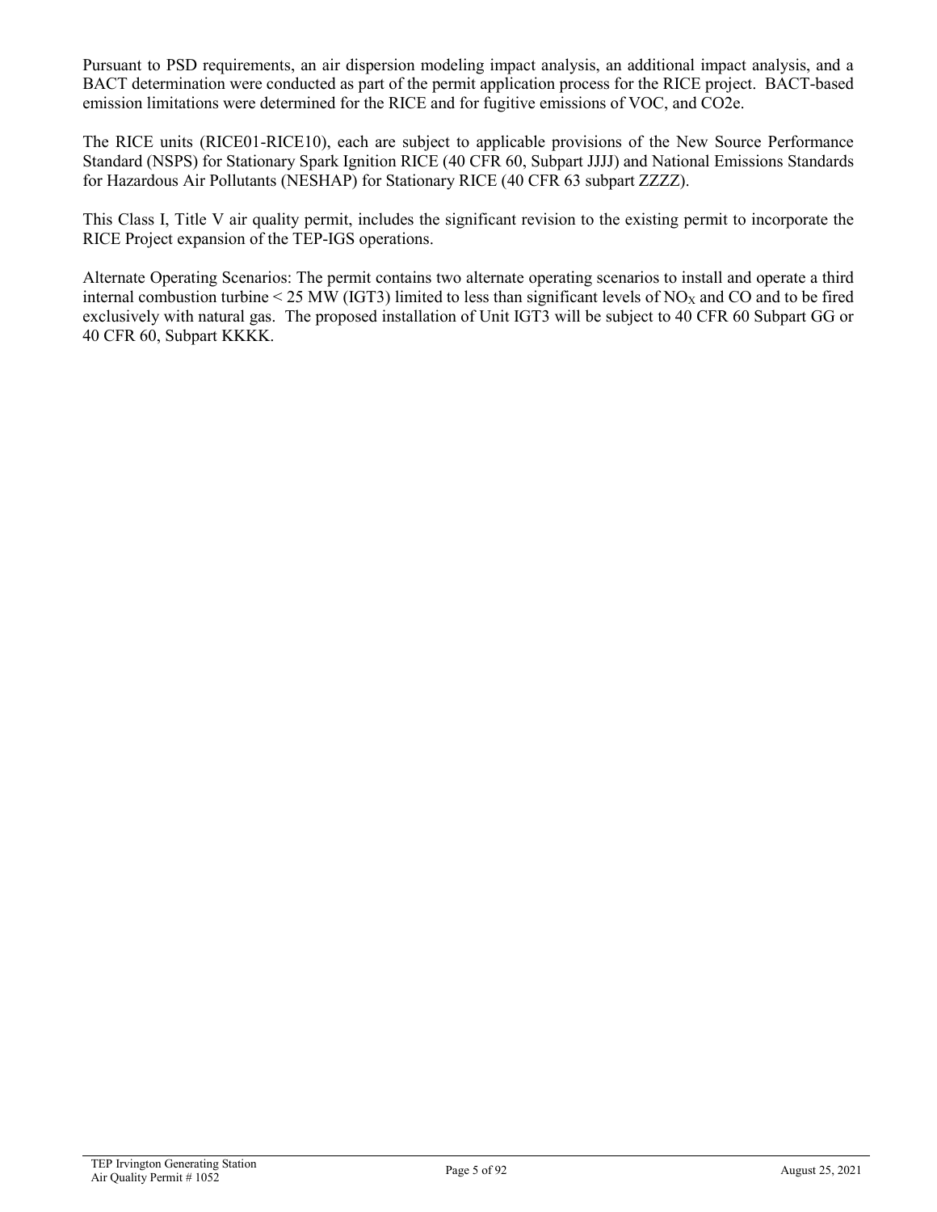Pursuant to PSD requirements, an air dispersion modeling impact analysis, an additional impact analysis, and a BACT determination were conducted as part of the permit application process for the RICE project. BACT-based emission limitations were determined for the RICE and for fugitive emissions of VOC, and CO2e.

The RICE units (RICE01-RICE10), each are subject to applicable provisions of the New Source Performance Standard (NSPS) for Stationary Spark Ignition RICE (40 CFR 60, Subpart JJJJ) and National Emissions Standards for Hazardous Air Pollutants (NESHAP) for Stationary RICE (40 CFR 63 subpart ZZZZ).

This Class I, Title V air quality permit, includes the significant revision to the existing permit to incorporate the RICE Project expansion of the TEP-IGS operations.

Alternate Operating Scenarios: The permit contains two alternate operating scenarios to install and operate a third internal combustion turbine < 25 MW (IGT3) limited to less than significant levels of $NO_X$ and CO and to be fired exclusively with natural gas. The proposed installation of Unit IGT3 will be subject to 40 CFR 60 Subpart GG or 40 CFR 60, Subpart KKKK.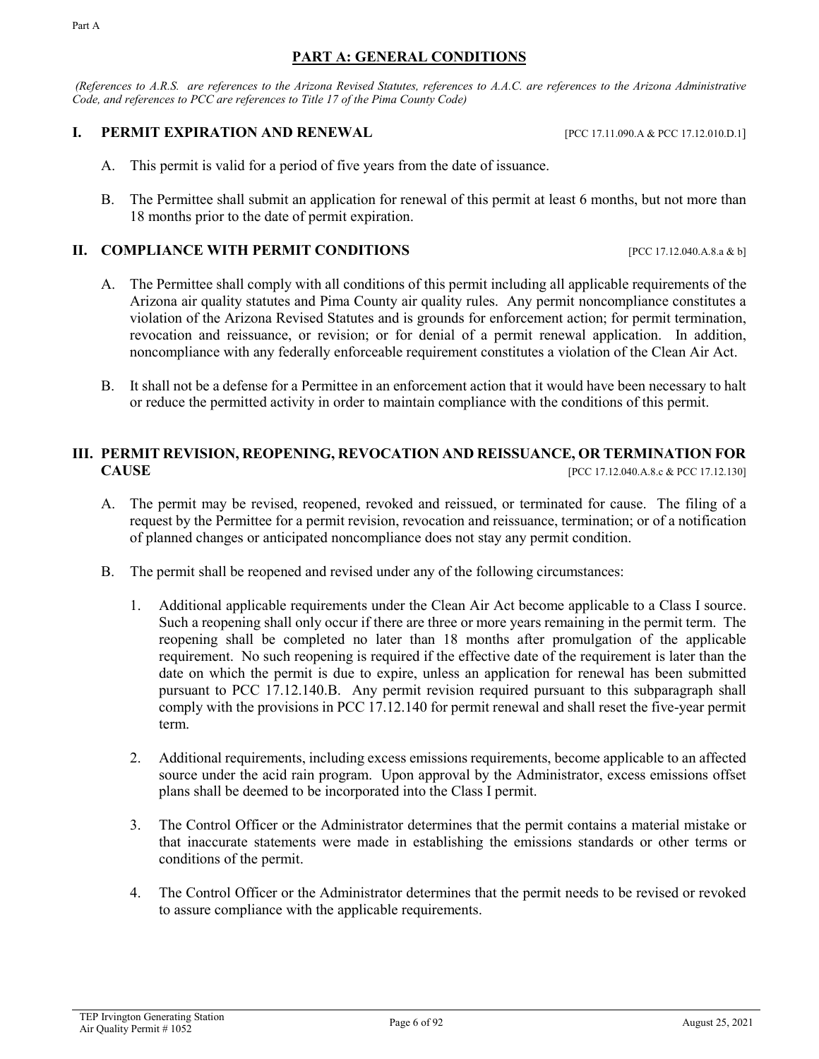## PART A: GENERAL CONDITIONS

*(References to A.R.S. are references to the Arizona Revised Statutes, references to A.A.C. are references to the Arizona Administrative Code, and references to PCC are references to Title 17 of the Pima County Code)*

### I. PERMIT EXPIRATION AND RENEWAL [PCC 17.11.090.A & PCC 17.12.010.D.1]

A. This permit is valid for a period of five years from the date of issuance.

B. The Permittee shall submit an application for renewal of this permit at least 6 months, but not more than 18 months prior to the date of permit expiration.

### II. COMPLIANCE WITH PERMIT CONDITIONS [PCC 17.12.040.A.8.a & b]

A. The Permittee shall comply with all conditions of this permit including all applicable requirements of the Arizona air quality statutes and Pima County air quality rules. Any permit noncompliance constitutes a violation of the Arizona Revised Statutes and is grounds for enforcement action; for permit termination, revocation and reissuance, or revision; or for denial of a permit renewal application. In addition, noncompliance with any federally enforceable requirement constitutes a violation of the Clean Air Act.

B. It shall not be a defense for a Permittee in an enforcement action that it would have been necessary to halt or reduce the permitted activity in order to maintain compliance with the conditions of this permit.

### III. PERMIT REVISION, REOPENING, REVOCATION AND REISSUANCE, OR TERMINATION FOR CAUSE [PCC 17.12.040.A.8.c & PCC 17.12.130]

A. The permit may be revised, reopened, revoked and reissued, or terminated for cause. The filing of a request by the Permittee for a permit revision, revocation and reissuance, termination; or of a notification of planned changes or anticipated noncompliance does not stay any permit condition.

B. The permit shall be reopened and revised under any of the following circumstances:

1. Additional applicable requirements under the Clean Air Act become applicable to a Class I source. Such a reopening shall only occur if there are three or more years remaining in the permit term. The reopening shall be completed no later than 18 months after promulgation of the applicable requirement. No such reopening is required if the effective date of the requirement is later than the date on which the permit is due to expire, unless an application for renewal has been submitted pursuant to PCC 17.12.140.B. Any permit revision required pursuant to this subparagraph shall comply with the provisions in PCC 17.12.140 for permit renewal and shall reset the five-year permit term.

2. Additional requirements, including excess emissions requirements, become applicable to an affected source under the acid rain program. Upon approval by the Administrator, excess emissions offset plans shall be deemed to be incorporated into the Class I permit.

3. The Control Officer or the Administrator determines that the permit contains a material mistake or that inaccurate statements were made in establishing the emissions standards or other terms or conditions of the permit.

4. The Control Officer or the Administrator determines that the permit needs to be revised or revoked to assure compliance with the applicable requirements.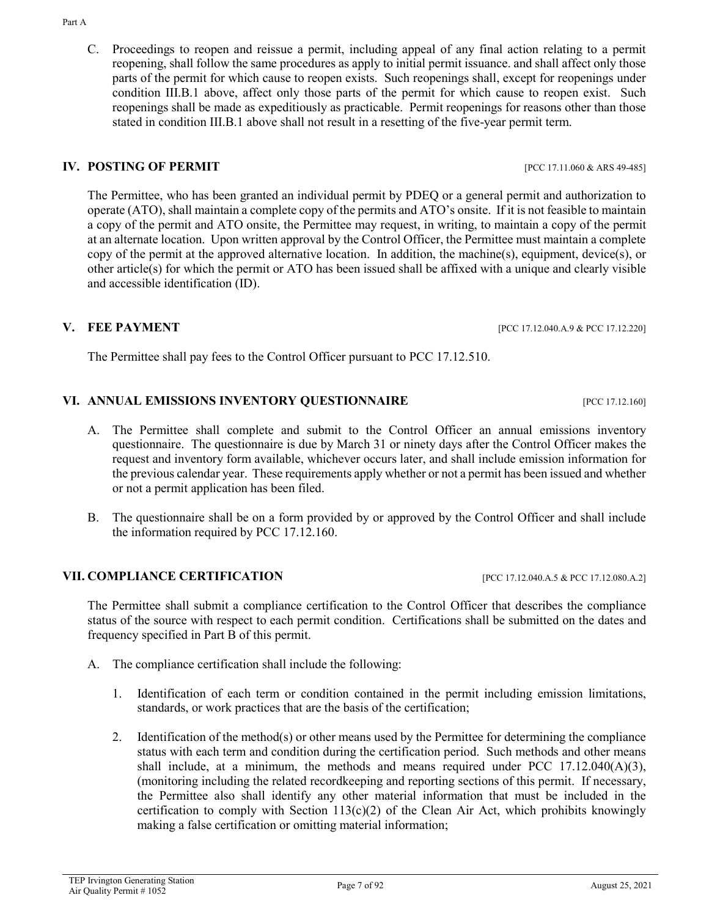C. Proceedings to reopen and reissue a permit, including appeal of any final action relating to a permit reopening, shall follow the same procedures as apply to initial permit issuance. and shall affect only those parts of the permit for which cause to reopen exists. Such reopenings shall, except for reopenings under condition III.B.1 above, affect only those parts of the permit for which cause to reopen exist. Such reopenings shall be made as expeditiously as practicable. Permit reopenings for reasons other than those stated in condition III.B.1 above shall not result in a resetting of the five-year permit term.

## IV. POSTING OF PERMIT

[PCC 17.11.060 & ARS 49-485]

The Permittee, who has been granted an individual permit by PDEQ or a general permit and authorization to operate (ATO), shall maintain a complete copy of the permits and ATO's onsite. If it is not feasible to maintain a copy of the permit and ATO onsite, the Permittee may request, in writing, to maintain a copy of the permit at an alternate location. Upon written approval by the Control Officer, the Permittee must maintain a complete copy of the permit at the approved alternative location. In addition, the machine(s), equipment, device(s), or other article(s) for which the permit or ATO has been issued shall be affixed with a unique and clearly visible and accessible identification (ID).

## V. FEE PAYMENT

[PCC 17.12.040.A.9 & PCC 17.12.220]

The Permittee shall pay fees to the Control Officer pursuant to PCC 17.12.510.

## VI. ANNUAL EMISSIONS INVENTORY QUESTIONNAIRE

[PCC 17.12.160]

A. The Permittee shall complete and submit to the Control Officer an annual emissions inventory questionnaire. The questionnaire is due by March 31 or ninety days after the Control Officer makes the request and inventory form available, whichever occurs later, and shall include emission information for the previous calendar year. These requirements apply whether or not a permit has been issued and whether or not a permit application has been filed.

B. The questionnaire shall be on a form provided by or approved by the Control Officer and shall include the information required by PCC 17.12.160.

## VII. COMPLIANCE CERTIFICATION

[PCC 17.12.040.A.5 & PCC 17.12.080.A.2]

The Permittee shall submit a compliance certification to the Control Officer that describes the compliance status of the source with respect to each permit condition. Certifications shall be submitted on the dates and frequency specified in Part B of this permit.

A. The compliance certification shall include the following:

1. Identification of each term or condition contained in the permit including emission limitations, standards, or work practices that are the basis of the certification;

2. Identification of the method(s) or other means used by the Permittee for determining the compliance status with each term and condition during the certification period. Such methods and other means shall include, at a minimum, the methods and means required under PCC 17.12.040(A)(3), (monitoring including the related recordkeeping and reporting sections of this permit. If necessary, the Permittee also shall identify any other material information that must be included in the certification to comply with Section 113(c)(2) of the Clean Air Act, which prohibits knowingly making a false certification or omitting material information;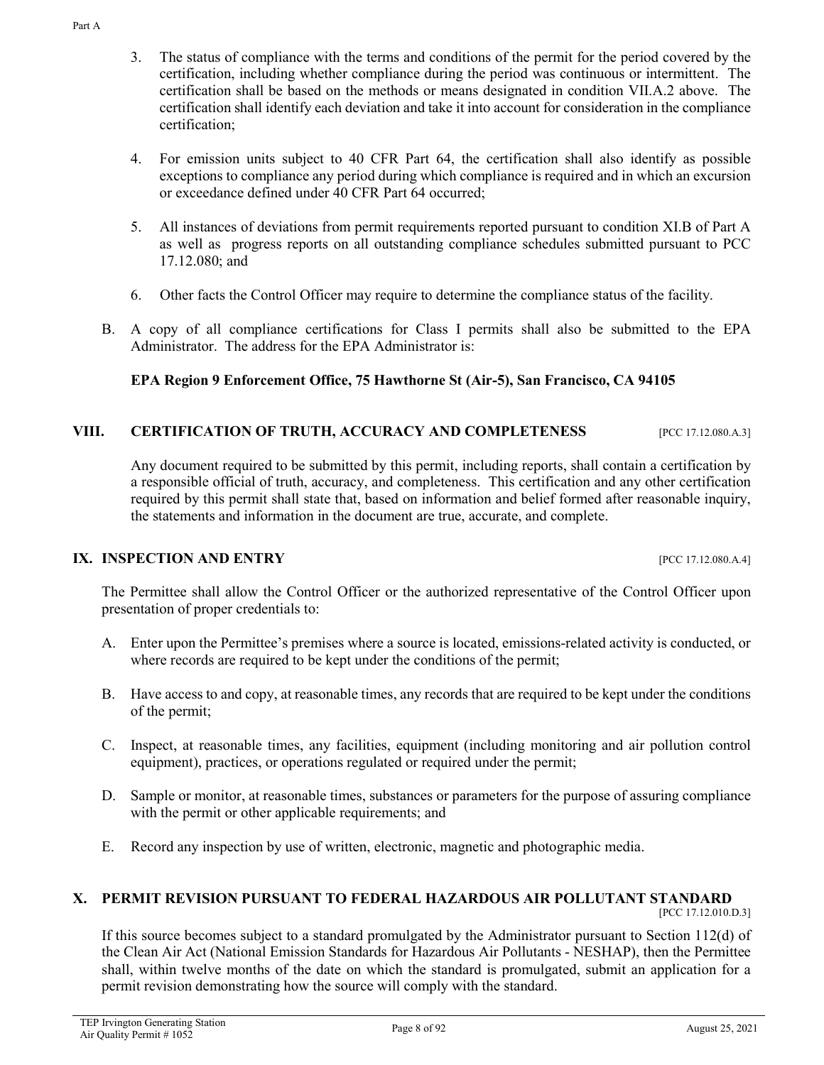3. The status of compliance with the terms and conditions of the permit for the period covered by the certification, including whether compliance during the period was continuous or intermittent. The certification shall be based on the methods or means designated in condition VII.A.2 above. The certification shall identify each deviation and take it into account for consideration in the compliance certification;

4. For emission units subject to 40 CFR Part 64, the certification shall also identify as possible exceptions to compliance any period during which compliance is required and in which an excursion or exceedance defined under 40 CFR Part 64 occurred;

5. All instances of deviations from permit requirements reported pursuant to condition XI.B of Part A as well as progress reports on all outstanding compliance schedules submitted pursuant to PCC 17.12.080; and

6. Other facts the Control Officer may require to determine the compliance status of the facility.

B. A copy of all compliance certifications for Class I permits shall also be submitted to the EPA Administrator. The address for the EPA Administrator is:

**EPA Region 9 Enforcement Office, 75 Hawthorne St (Air-5), San Francisco, CA 94105**

## VIII. CERTIFICATION OF TRUTH, ACCURACY AND COMPLETENESS [PCC 17.12.080.A.3]

Any document required to be submitted by this permit, including reports, shall contain a certification by a responsible official of truth, accuracy, and completeness. This certification and any other certification required by this permit shall state that, based on information and belief formed after reasonable inquiry, the statements and information in the document are true, accurate, and complete.

## IX. INSPECTION AND ENTRY [PCC 17.12.080.A.4]

The Permittee shall allow the Control Officer or the authorized representative of the Control Officer upon presentation of proper credentials to:

A. Enter upon the Permittee's premises where a source is located, emissions-related activity is conducted, or where records are required to be kept under the conditions of the permit;

B. Have access to and copy, at reasonable times, any records that are required to be kept under the conditions of the permit;

C. Inspect, at reasonable times, any facilities, equipment (including monitoring and air pollution control equipment), practices, or operations regulated or required under the permit;

D. Sample or monitor, at reasonable times, substances or parameters for the purpose of assuring compliance with the permit or other applicable requirements; and

E. Record any inspection by use of written, electronic, magnetic and photographic media.

## X. PERMIT REVISION PURSUANT TO FEDERAL HAZARDOUS AIR POLLUTANT STANDARD [PCC 17.12.010.D.3]

If this source becomes subject to a standard promulgated by the Administrator pursuant to Section 112(d) of the Clean Air Act (National Emission Standards for Hazardous Air Pollutants - NESHAP), then the Permittee shall, within twelve months of the date on which the standard is promulgated, submit an application for a permit revision demonstrating how the source will comply with the standard.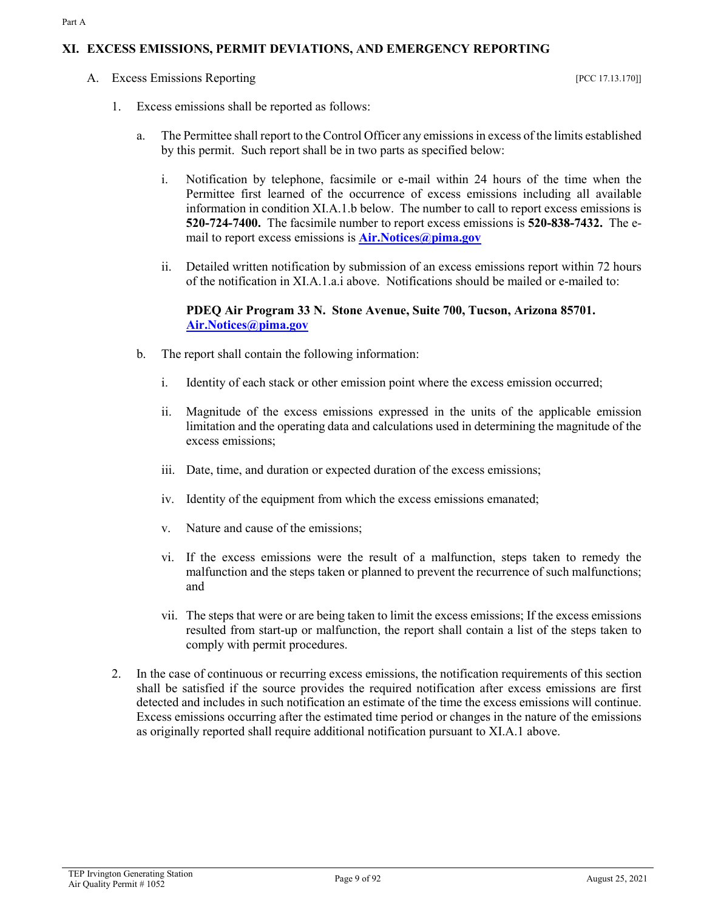## XI. EXCESS EMISSIONS, PERMIT DEVIATIONS, AND EMERGENCY REPORTING

A. Excess Emissions Reporting [PCC 17.13.170]]

1. Excess emissions shall be reported as follows:

   a. The Permittee shall report to the Control Officer any emissions in excess of the limits established by this permit. Such report shall be in two parts as specified below:

      i. Notification by telephone, facsimile or e-mail within 24 hours of the time when the Permittee first learned of the occurrence of excess emissions including all available information in condition XI.A.1.b below. The number to call to report excess emissions is **520-724-7400.** The facsimile number to report excess emissions is **520-838-7432.** The e-mail to report excess emissions is **Air.Notices@pima.gov**

      ii. Detailed written notification by submission of an excess emissions report within 72 hours of the notification in XI.A.1.a.i above. Notifications should be mailed or e-mailed to:

      **PDEQ Air Program 33 N. Stone Avenue, Suite 700, Tucson, Arizona 85701.**
      **Air.Notices@pima.gov**

   b. The report shall contain the following information:

      i. Identity of each stack or other emission point where the excess emission occurred;

      ii. Magnitude of the excess emissions expressed in the units of the applicable emission limitation and the operating data and calculations used in determining the magnitude of the excess emissions;

      iii. Date, time, and duration or expected duration of the excess emissions;

      iv. Identity of the equipment from which the excess emissions emanated;

      v. Nature and cause of the emissions;

      vi. If the excess emissions were the result of a malfunction, steps taken to remedy the malfunction and the steps taken or planned to prevent the recurrence of such malfunctions; and

      vii. The steps that were or are being taken to limit the excess emissions; If the excess emissions resulted from start-up or malfunction, the report shall contain a list of the steps taken to comply with permit procedures.

2. In the case of continuous or recurring excess emissions, the notification requirements of this section shall be satisfied if the source provides the required notification after excess emissions are first detected and includes in such notification an estimate of the time the excess emissions will continue. Excess emissions occurring after the estimated time period or changes in the nature of the emissions as originally reported shall require additional notification pursuant to XI.A.1 above.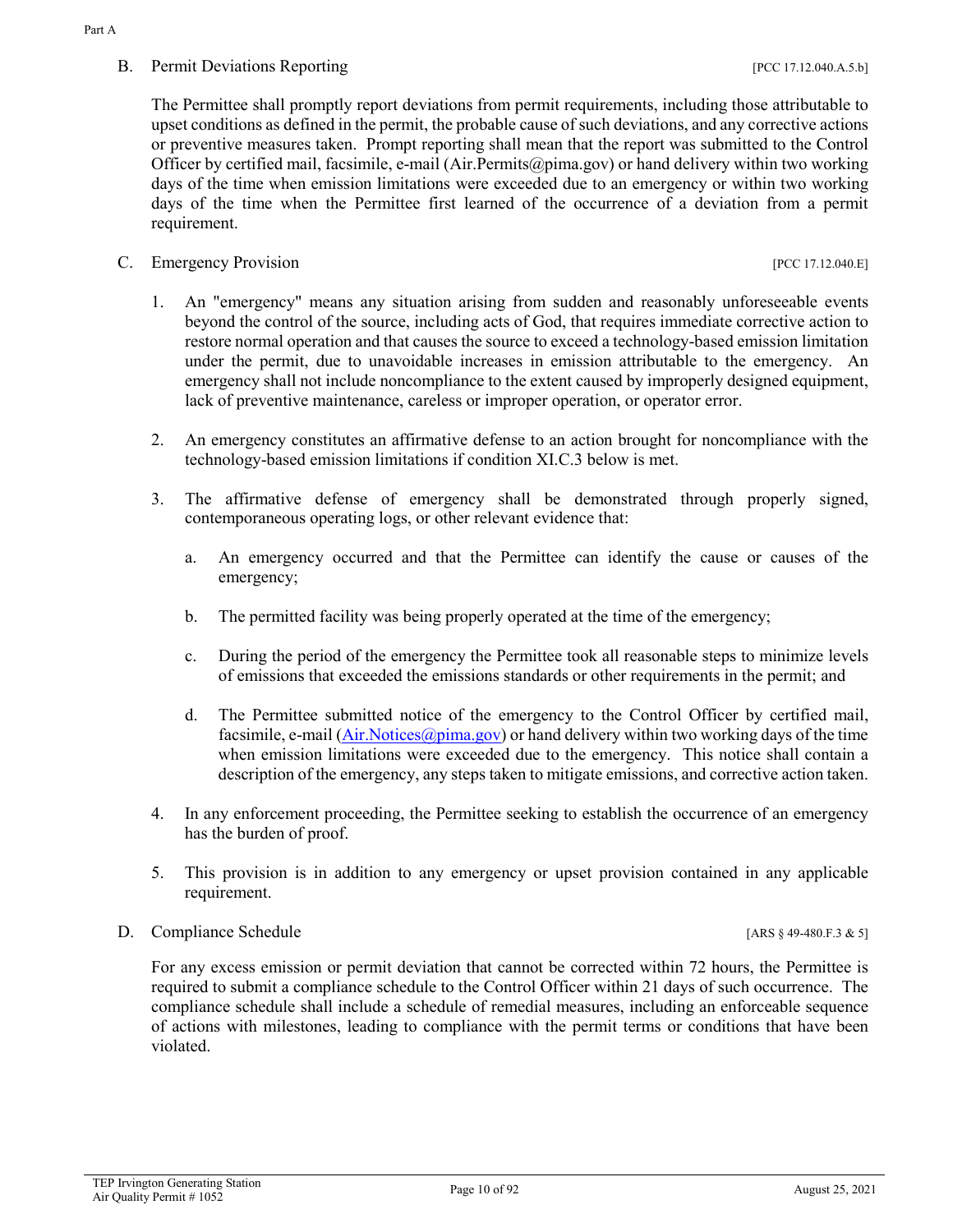B. Permit Deviations Reporting [PCC 17.12.040.A.5.b]

The Permittee shall promptly report deviations from permit requirements, including those attributable to upset conditions as defined in the permit, the probable cause of such deviations, and any corrective actions or preventive measures taken. Prompt reporting shall mean that the report was submitted to the Control Officer by certified mail, facsimile, e-mail (Air.Permits@pima.gov) or hand delivery within two working days of the time when emission limitations were exceeded due to an emergency or within two working days of the time when the Permittee first learned of the occurrence of a deviation from a permit requirement.

C. Emergency Provision [PCC 17.12.040.E]

1. An "emergency" means any situation arising from sudden and reasonably unforeseeable events beyond the control of the source, including acts of God, that requires immediate corrective action to restore normal operation and that causes the source to exceed a technology-based emission limitation under the permit, due to unavoidable increases in emission attributable to the emergency. An emergency shall not include noncompliance to the extent caused by improperly designed equipment, lack of preventive maintenance, careless or improper operation, or operator error.

2. An emergency constitutes an affirmative defense to an action brought for noncompliance with the technology-based emission limitations if condition XI.C.3 below is met.

3. The affirmative defense of emergency shall be demonstrated through properly signed, contemporaneous operating logs, or other relevant evidence that:

   a. An emergency occurred and that the Permittee can identify the cause or causes of the emergency;

   b. The permitted facility was being properly operated at the time of the emergency;

   c. During the period of the emergency the Permittee took all reasonable steps to minimize levels of emissions that exceeded the emissions standards or other requirements in the permit; and

   d. The Permittee submitted notice of the emergency to the Control Officer by certified mail, facsimile, e-mail (Air.Notices@pima.gov) or hand delivery within two working days of the time when emission limitations were exceeded due to the emergency. This notice shall contain a description of the emergency, any steps taken to mitigate emissions, and corrective action taken.

4. In any enforcement proceeding, the Permittee seeking to establish the occurrence of an emergency has the burden of proof.

5. This provision is in addition to any emergency or upset provision contained in any applicable requirement.

D. Compliance Schedule [ARS § 49-480.F.3 & 5]

For any excess emission or permit deviation that cannot be corrected within 72 hours, the Permittee is required to submit a compliance schedule to the Control Officer within 21 days of such occurrence. The compliance schedule shall include a schedule of remedial measures, including an enforceable sequence of actions with milestones, leading to compliance with the permit terms or conditions that have been violated.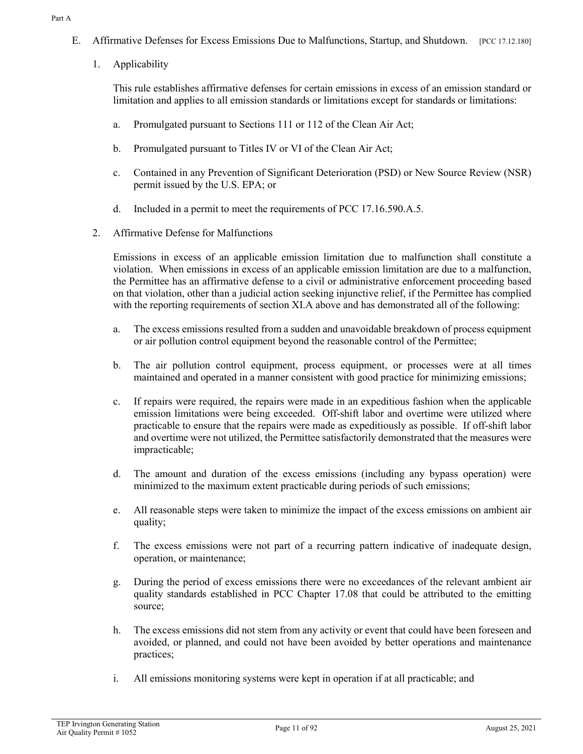E. Affirmative Defenses for Excess Emissions Due to Malfunctions, Startup, and Shutdown. [PCC 17.12.180]

1. Applicability

   This rule establishes affirmative defenses for certain emissions in excess of an emission standard or limitation and applies to all emission standards or limitations except for standards or limitations:

   a. Promulgated pursuant to Sections 111 or 112 of the Clean Air Act;

   b. Promulgated pursuant to Titles IV or VI of the Clean Air Act;

   c. Contained in any Prevention of Significant Deterioration (PSD) or New Source Review (NSR) permit issued by the U.S. EPA; or

   d. Included in a permit to meet the requirements of PCC 17.16.590.A.5.

2. Affirmative Defense for Malfunctions

   Emissions in excess of an applicable emission limitation due to malfunction shall constitute a violation. When emissions in excess of an applicable emission limitation are due to a malfunction, the Permittee has an affirmative defense to a civil or administrative enforcement proceeding based on that violation, other than a judicial action seeking injunctive relief, if the Permittee has complied with the reporting requirements of section XI.A above and has demonstrated all of the following:

   a. The excess emissions resulted from a sudden and unavoidable breakdown of process equipment or air pollution control equipment beyond the reasonable control of the Permittee;

   b. The air pollution control equipment, process equipment, or processes were at all times maintained and operated in a manner consistent with good practice for minimizing emissions;

   c. If repairs were required, the repairs were made in an expeditious fashion when the applicable emission limitations were being exceeded. Off-shift labor and overtime were utilized where practicable to ensure that the repairs were made as expeditiously as possible. If off-shift labor and overtime were not utilized, the Permittee satisfactorily demonstrated that the measures were impracticable;

   d. The amount and duration of the excess emissions (including any bypass operation) were minimized to the maximum extent practicable during periods of such emissions;

   e. All reasonable steps were taken to minimize the impact of the excess emissions on ambient air quality;

   f. The excess emissions were not part of a recurring pattern indicative of inadequate design, operation, or maintenance;

   g. During the period of excess emissions there were no exceedances of the relevant ambient air quality standards established in PCC Chapter 17.08 that could be attributed to the emitting source;

   h. The excess emissions did not stem from any activity or event that could have been foreseen and avoided, or planned, and could not have been avoided by better operations and maintenance practices;

   i. All emissions monitoring systems were kept in operation if at all practicable; and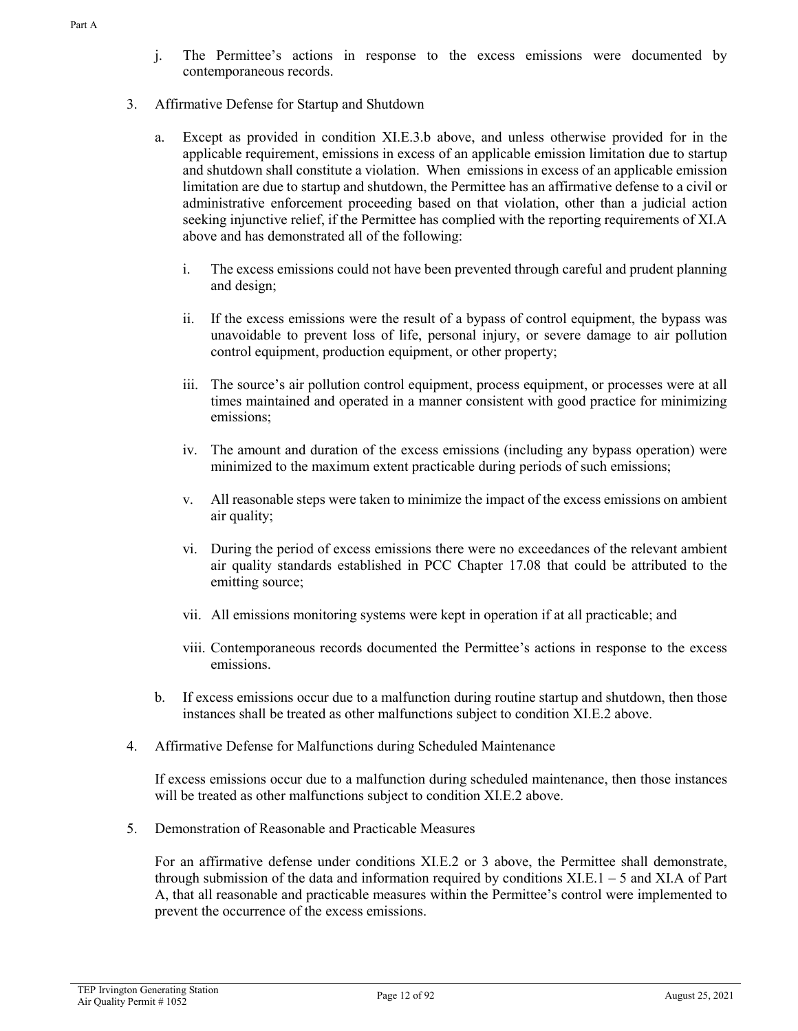j. The Permittee's actions in response to the excess emissions were documented by contemporaneous records.

3. Affirmative Defense for Startup and Shutdown

   a. Except as provided in condition XI.E.3.b above, and unless otherwise provided for in the applicable requirement, emissions in excess of an applicable emission limitation due to startup and shutdown shall constitute a violation. When emissions in excess of an applicable emission limitation are due to startup and shutdown, the Permittee has an affirmative defense to a civil or administrative enforcement proceeding based on that violation, other than a judicial action seeking injunctive relief, if the Permittee has complied with the reporting requirements of XI.A above and has demonstrated all of the following:

      i. The excess emissions could not have been prevented through careful and prudent planning and design;

      ii. If the excess emissions were the result of a bypass of control equipment, the bypass was unavoidable to prevent loss of life, personal injury, or severe damage to air pollution control equipment, production equipment, or other property;

      iii. The source's air pollution control equipment, process equipment, or processes were at all times maintained and operated in a manner consistent with good practice for minimizing emissions;

      iv. The amount and duration of the excess emissions (including any bypass operation) were minimized to the maximum extent practicable during periods of such emissions;

      v. All reasonable steps were taken to minimize the impact of the excess emissions on ambient air quality;

      vi. During the period of excess emissions there were no exceedances of the relevant ambient air quality standards established in PCC Chapter 17.08 that could be attributed to the emitting source;

      vii. All emissions monitoring systems were kept in operation if at all practicable; and

      viii. Contemporaneous records documented the Permittee's actions in response to the excess emissions.

   b. If excess emissions occur due to a malfunction during routine startup and shutdown, then those instances shall be treated as other malfunctions subject to condition XI.E.2 above.

4. Affirmative Defense for Malfunctions during Scheduled Maintenance

   If excess emissions occur due to a malfunction during scheduled maintenance, then those instances will be treated as other malfunctions subject to condition XI.E.2 above.

5. Demonstration of Reasonable and Practicable Measures

   For an affirmative defense under conditions XI.E.2 or 3 above, the Permittee shall demonstrate, through submission of the data and information required by conditions XI.E.1 – 5 and XI.A of Part A, that all reasonable and practicable measures within the Permittee's control were implemented to prevent the occurrence of the excess emissions.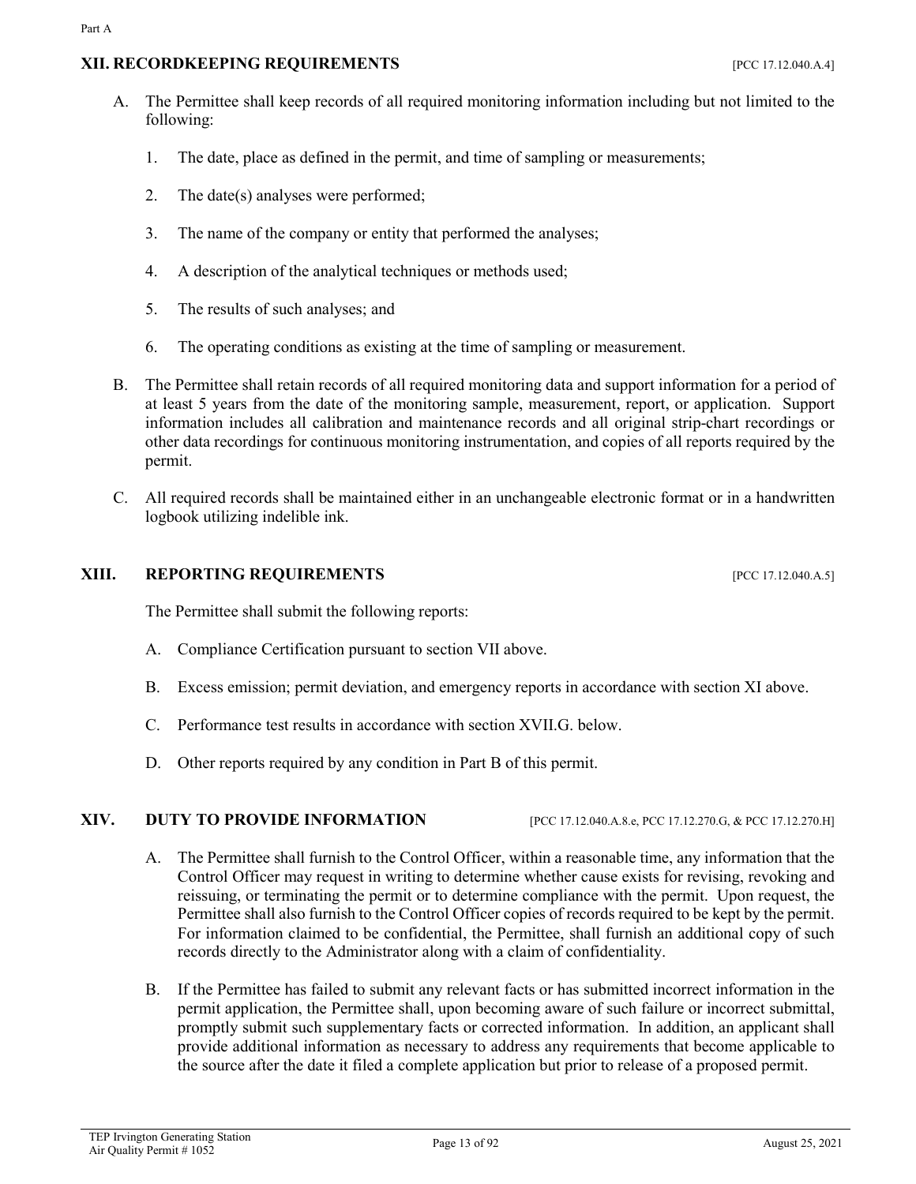## XII. RECORDKEEPING REQUIREMENTS [PCC 17.12.040.A.4]

A. The Permittee shall keep records of all required monitoring information including but not limited to the following:

1. The date, place as defined in the permit, and time of sampling or measurements;

2. The date(s) analyses were performed;

3. The name of the company or entity that performed the analyses;

4. A description of the analytical techniques or methods used;

5. The results of such analyses; and

6. The operating conditions as existing at the time of sampling or measurement.

B. The Permittee shall retain records of all required monitoring data and support information for a period of at least 5 years from the date of the monitoring sample, measurement, report, or application. Support information includes all calibration and maintenance records and all original strip-chart recordings or other data recordings for continuous monitoring instrumentation, and copies of all reports required by the permit.

C. All required records shall be maintained either in an unchangeable electronic format or in a handwritten logbook utilizing indelible ink.

## XIII. REPORTING REQUIREMENTS [PCC 17.12.040.A.5]

The Permittee shall submit the following reports:

A. Compliance Certification pursuant to section VII above.

B. Excess emission; permit deviation, and emergency reports in accordance with section XI above.

C. Performance test results in accordance with section XVII.G. below.

D. Other reports required by any condition in Part B of this permit.

## XIV. DUTY TO PROVIDE INFORMATION [PCC 17.12.040.A.8.e, PCC 17.12.270.G, & PCC 17.12.270.H]

A. The Permittee shall furnish to the Control Officer, within a reasonable time, any information that the Control Officer may request in writing to determine whether cause exists for revising, revoking and reissuing, or terminating the permit or to determine compliance with the permit. Upon request, the Permittee shall also furnish to the Control Officer copies of records required to be kept by the permit. For information claimed to be confidential, the Permittee, shall furnish an additional copy of such records directly to the Administrator along with a claim of confidentiality.

B. If the Permittee has failed to submit any relevant facts or has submitted incorrect information in the permit application, the Permittee shall, upon becoming aware of such failure or incorrect submittal, promptly submit such supplementary facts or corrected information. In addition, an applicant shall provide additional information as necessary to address any requirements that become applicable to the source after the date it filed a complete application but prior to release of a proposed permit.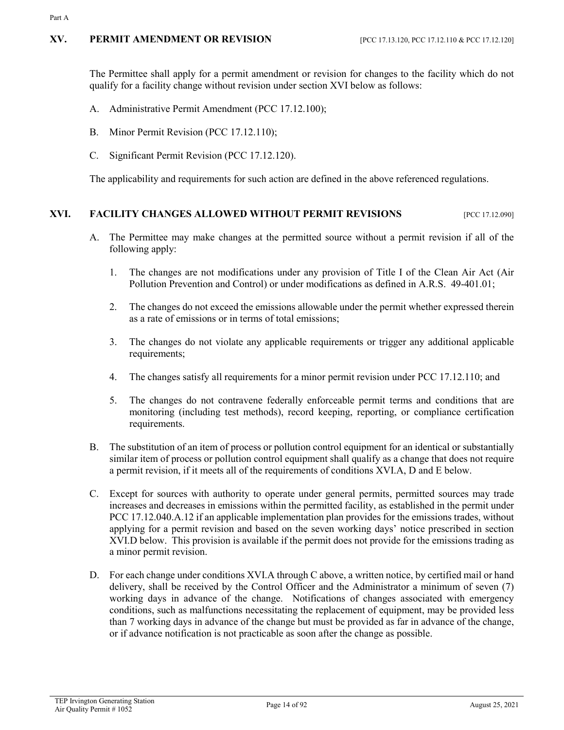## XV. PERMIT AMENDMENT OR REVISION [PCC 17.13.120, PCC 17.12.110 & PCC 17.12.120]

The Permittee shall apply for a permit amendment or revision for changes to the facility which do not qualify for a facility change without revision under section XVI below as follows:

A. Administrative Permit Amendment (PCC 17.12.100);

B. Minor Permit Revision (PCC 17.12.110);

C. Significant Permit Revision (PCC 17.12.120).

The applicability and requirements for such action are defined in the above referenced regulations.

## XVI. FACILITY CHANGES ALLOWED WITHOUT PERMIT REVISIONS [PCC 17.12.090]

A. The Permittee may make changes at the permitted source without a permit revision if all of the following apply:

1. The changes are not modifications under any provision of Title I of the Clean Air Act (Air Pollution Prevention and Control) or under modifications as defined in A.R.S. 49-401.01;

2. The changes do not exceed the emissions allowable under the permit whether expressed therein as a rate of emissions or in terms of total emissions;

3. The changes do not violate any applicable requirements or trigger any additional applicable requirements;

4. The changes satisfy all requirements for a minor permit revision under PCC 17.12.110; and

5. The changes do not contravene federally enforceable permit terms and conditions that are monitoring (including test methods), record keeping, reporting, or compliance certification requirements.

B. The substitution of an item of process or pollution control equipment for an identical or substantially similar item of process or pollution control equipment shall qualify as a change that does not require a permit revision, if it meets all of the requirements of conditions XVI.A, D and E below.

C. Except for sources with authority to operate under general permits, permitted sources may trade increases and decreases in emissions within the permitted facility, as established in the permit under PCC 17.12.040.A.12 if an applicable implementation plan provides for the emissions trades, without applying for a permit revision and based on the seven working days' notice prescribed in section XVI.D below. This provision is available if the permit does not provide for the emissions trading as a minor permit revision.

D. For each change under conditions XVI.A through C above, a written notice, by certified mail or hand delivery, shall be received by the Control Officer and the Administrator a minimum of seven (7) working days in advance of the change. Notifications of changes associated with emergency conditions, such as malfunctions necessitating the replacement of equipment, may be provided less than 7 working days in advance of the change but must be provided as far in advance of the change, or if advance notification is not practicable as soon after the change as possible.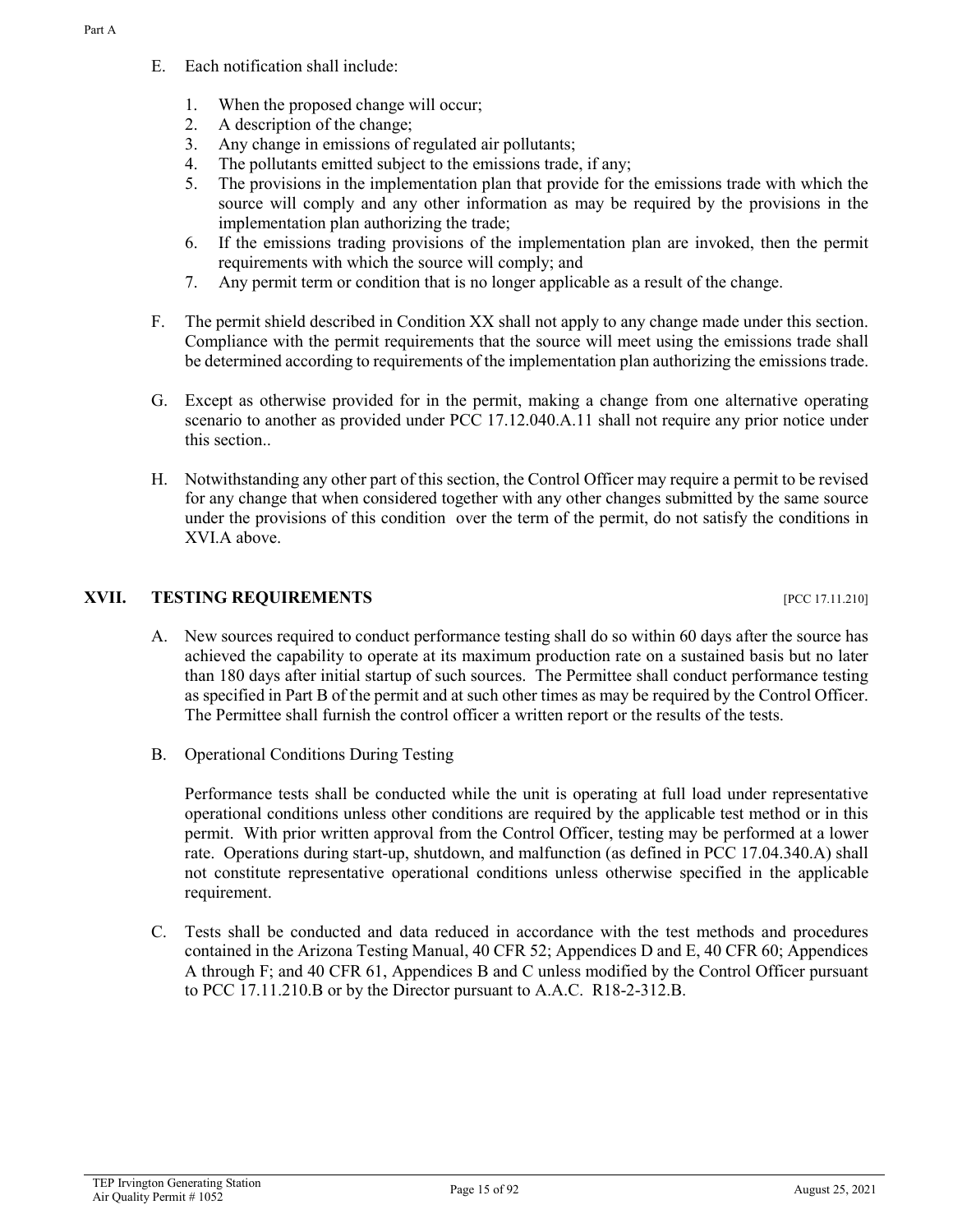E. Each notification shall include:

1. When the proposed change will occur;
2. A description of the change;
3. Any change in emissions of regulated air pollutants;
4. The pollutants emitted subject to the emissions trade, if any;
5. The provisions in the implementation plan that provide for the emissions trade with which the source will comply and any other information as may be required by the provisions in the implementation plan authorizing the trade;
6. If the emissions trading provisions of the implementation plan are invoked, then the permit requirements with which the source will comply; and
7. Any permit term or condition that is no longer applicable as a result of the change.

F. The permit shield described in Condition XX shall not apply to any change made under this section. Compliance with the permit requirements that the source will meet using the emissions trade shall be determined according to requirements of the implementation plan authorizing the emissions trade.

G. Except as otherwise provided for in the permit, making a change from one alternative operating scenario to another as provided under PCC 17.12.040.A.11 shall not require any prior notice under this section..

H. Notwithstanding any other part of this section, the Control Officer may require a permit to be revised for any change that when considered together with any other changes submitted by the same source under the provisions of this condition over the term of the permit, do not satisfy the conditions in XVI.A above.

## XVII. TESTING REQUIREMENTS [PCC 17.11.210]

A. New sources required to conduct performance testing shall do so within 60 days after the source has achieved the capability to operate at its maximum production rate on a sustained basis but no later than 180 days after initial startup of such sources. The Permittee shall conduct performance testing as specified in Part B of the permit and at such other times as may be required by the Control Officer. The Permittee shall furnish the control officer a written report or the results of the tests.

B. Operational Conditions During Testing

Performance tests shall be conducted while the unit is operating at full load under representative operational conditions unless other conditions are required by the applicable test method or in this permit. With prior written approval from the Control Officer, testing may be performed at a lower rate. Operations during start-up, shutdown, and malfunction (as defined in PCC 17.04.340.A) shall not constitute representative operational conditions unless otherwise specified in the applicable requirement.

C. Tests shall be conducted and data reduced in accordance with the test methods and procedures contained in the Arizona Testing Manual, 40 CFR 52; Appendices D and E, 40 CFR 60; Appendices A through F; and 40 CFR 61, Appendices B and C unless modified by the Control Officer pursuant to PCC 17.11.210.B or by the Director pursuant to A.A.C. R18-2-312.B.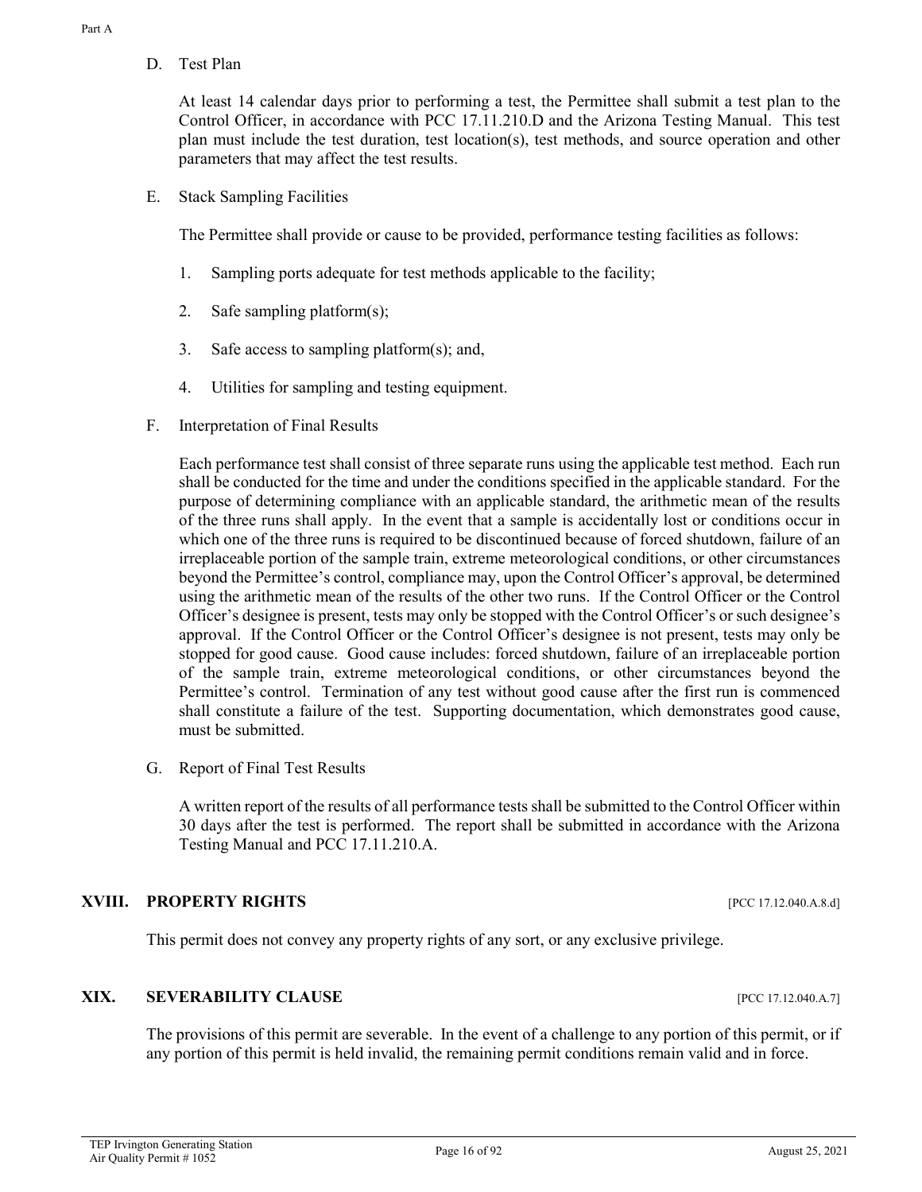D. Test Plan

At least 14 calendar days prior to performing a test, the Permittee shall submit a test plan to the Control Officer, in accordance with PCC 17.11.210.D and the Arizona Testing Manual. This test plan must include the test duration, test location(s), test methods, and source operation and other parameters that may affect the test results.

E. Stack Sampling Facilities

The Permittee shall provide or cause to be provided, performance testing facilities as follows:

1. Sampling ports adequate for test methods applicable to the facility;

2. Safe sampling platform(s);

3. Safe access to sampling platform(s); and,

4. Utilities for sampling and testing equipment.

F. Interpretation of Final Results

Each performance test shall consist of three separate runs using the applicable test method. Each run shall be conducted for the time and under the conditions specified in the applicable standard. For the purpose of determining compliance with an applicable standard, the arithmetic mean of the results of the three runs shall apply. In the event that a sample is accidentally lost or conditions occur in which one of the three runs is required to be discontinued because of forced shutdown, failure of an irreplaceable portion of the sample train, extreme meteorological conditions, or other circumstances beyond the Permittee's control, compliance may, upon the Control Officer's approval, be determined using the arithmetic mean of the results of the other two runs. If the Control Officer or the Control Officer's designee is present, tests may only be stopped with the Control Officer's or such designee's approval. If the Control Officer or the Control Officer's designee is not present, tests may only be stopped for good cause. Good cause includes: forced shutdown, failure of an irreplaceable portion of the sample train, extreme meteorological conditions, or other circumstances beyond the Permittee's control. Termination of any test without good cause after the first run is commenced shall constitute a failure of the test. Supporting documentation, which demonstrates good cause, must be submitted.

G. Report of Final Test Results

A written report of the results of all performance tests shall be submitted to the Control Officer within 30 days after the test is performed. The report shall be submitted in accordance with the Arizona Testing Manual and PCC 17.11.210.A.

## XVIII. PROPERTY RIGHTS [PCC 17.12.040.A.8.d]

This permit does not convey any property rights of any sort, or any exclusive privilege.

## XIX. SEVERABILITY CLAUSE [PCC 17.12.040.A.7]

The provisions of this permit are severable. In the event of a challenge to any portion of this permit, or if any portion of this permit is held invalid, the remaining permit conditions remain valid and in force.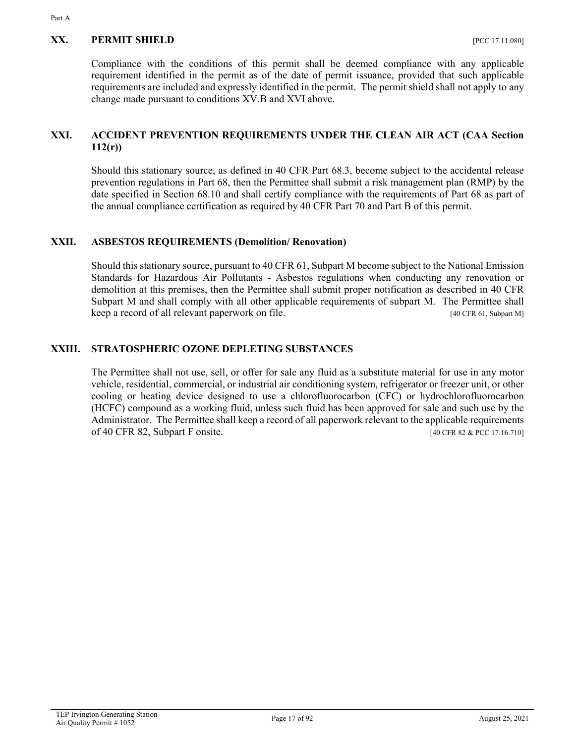## XX. PERMIT SHIELD [PCC 17.11.080]

Compliance with the conditions of this permit shall be deemed compliance with any applicable requirement identified in the permit as of the date of permit issuance, provided that such applicable requirements are included and expressly identified in the permit. The permit shield shall not apply to any change made pursuant to conditions XV.B and XVI above.

## XXI. ACCIDENT PREVENTION REQUIREMENTS UNDER THE CLEAN AIR ACT (CAA Section 112(r))

Should this stationary source, as defined in 40 CFR Part 68.3, become subject to the accidental release prevention regulations in Part 68, then the Permittee shall submit a risk management plan (RMP) by the date specified in Section 68.10 and shall certify compliance with the requirements of Part 68 as part of the annual compliance certification as required by 40 CFR Part 70 and Part B of this permit.

## XXII. ASBESTOS REQUIREMENTS (Demolition/ Renovation)

Should this stationary source, pursuant to 40 CFR 61, Subpart M become subject to the National Emission Standards for Hazardous Air Pollutants - Asbestos regulations when conducting any renovation or demolition at this premises, then the Permittee shall submit proper notification as described in 40 CFR Subpart M and shall comply with all other applicable requirements of subpart M. The Permittee shall keep a record of all relevant paperwork on file. [40 CFR 61, Subpart M]

## XXIII. STRATOSPHERIC OZONE DEPLETING SUBSTANCES

The Permittee shall not use, sell, or offer for sale any fluid as a substitute material for use in any motor vehicle, residential, commercial, or industrial air conditioning system, refrigerator or freezer unit, or other cooling or heating device designed to use a chlorofluorocarbon (CFC) or hydrochlorofluorocarbon (HCFC) compound as a working fluid, unless such fluid has been approved for sale and such use by the Administrator. The Permittee shall keep a record of all paperwork relevant to the applicable requirements of 40 CFR 82, Subpart F onsite. [40 CFR 82 & PCC 17.16.710]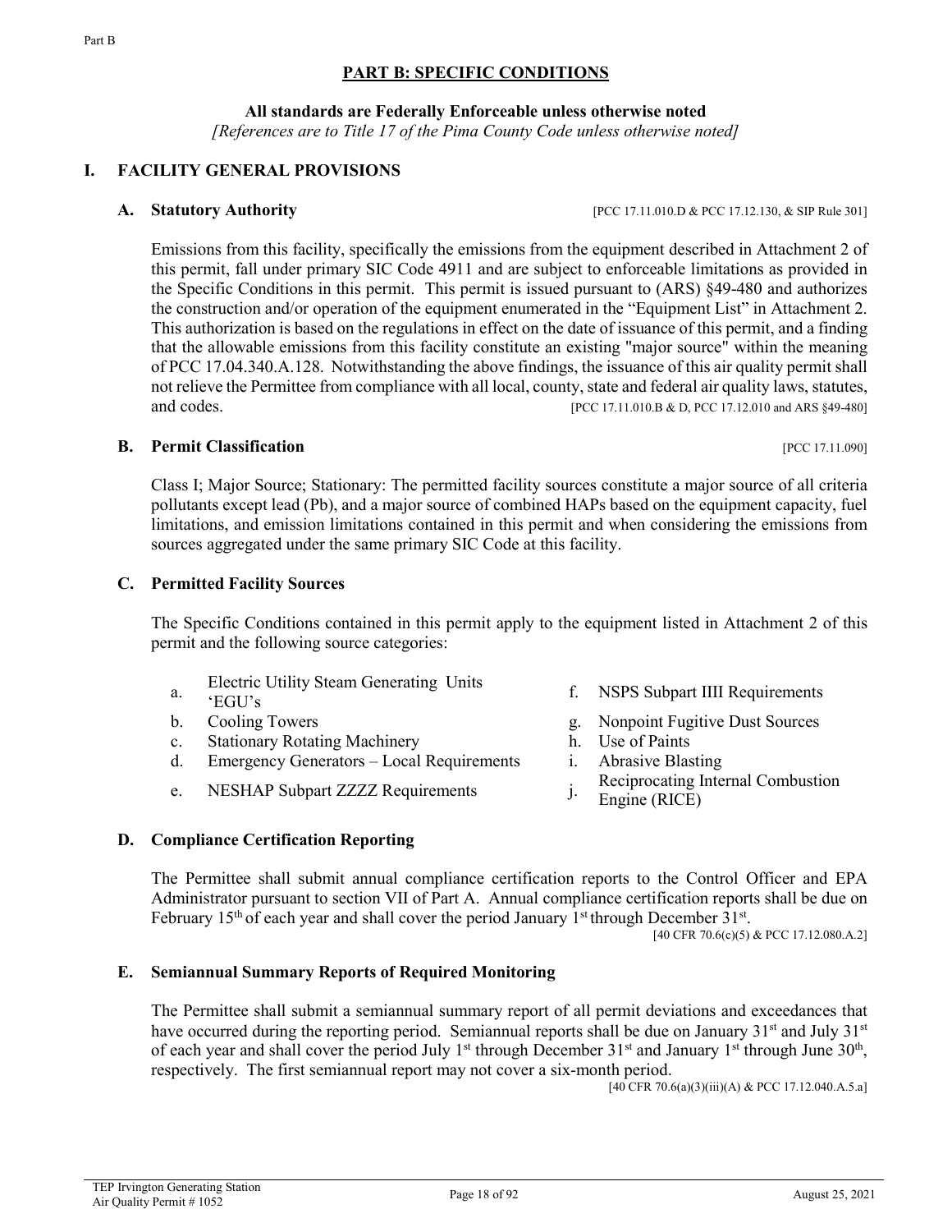## PART B: SPECIFIC CONDITIONS

**All standards are Federally Enforceable unless otherwise noted**

*[References are to Title 17 of the Pima County Code unless otherwise noted]*

### I. FACILITY GENERAL PROVISIONS

#### A. Statutory Authority

[PCC 17.11.010.D & PCC 17.12.130, & SIP Rule 301]

Emissions from this facility, specifically the emissions from the equipment described in Attachment 2 of this permit, fall under primary SIC Code 4911 and are subject to enforceable limitations as provided in the Specific Conditions in this permit. This permit is issued pursuant to (ARS) §49-480 and authorizes the construction and/or operation of the equipment enumerated in the "Equipment List" in Attachment 2. This authorization is based on the regulations in effect on the date of issuance of this permit, and a finding that the allowable emissions from this facility constitute an existing "major source" within the meaning of PCC 17.04.340.A.128. Notwithstanding the above findings, the issuance of this air quality permit shall not relieve the Permittee from compliance with all local, county, state and federal air quality laws, statutes, and codes. [PCC 17.11.010.B & D, PCC 17.12.010 and ARS §49-480]

#### B. Permit Classification

[PCC 17.11.090]

Class I; Major Source; Stationary: The permitted facility sources constitute a major source of all criteria pollutants except lead (Pb), and a major source of combined HAPs based on the equipment capacity, fuel limitations, and emission limitations contained in this permit and when considering the emissions from sources aggregated under the same primary SIC Code at this facility.

#### C. Permitted Facility Sources

The Specific Conditions contained in this permit apply to the equipment listed in Attachment 2 of this permit and the following source categories:

a. Electric Utility Steam Generating Units 'EGU's
b. Cooling Towers
c. Stationary Rotating Machinery
d. Emergency Generators – Local Requirements
e. NESHAP Subpart ZZZZ Requirements
f. NSPS Subpart IIII Requirements
g. Nonpoint Fugitive Dust Sources
h. Use of Paints
i. Abrasive Blasting
j. Reciprocating Internal Combustion Engine (RICE)

#### D. Compliance Certification Reporting

The Permittee shall submit annual compliance certification reports to the Control Officer and EPA Administrator pursuant to section VII of Part A. Annual compliance certification reports shall be due on February 15th of each year and shall cover the period January 1st through December 31st.

[40 CFR 70.6(c)(5) & PCC 17.12.080.A.2]

#### E. Semiannual Summary Reports of Required Monitoring

The Permittee shall submit a semiannual summary report of all permit deviations and exceedances that have occurred during the reporting period. Semiannual reports shall be due on January 31st and July 31st of each year and shall cover the period July 1st through December 31st and January 1st through June 30th, respectively. The first semiannual report may not cover a six-month period.

[40 CFR 70.6(a)(3)(iii)(A) & PCC 17.12.040.A.5.a]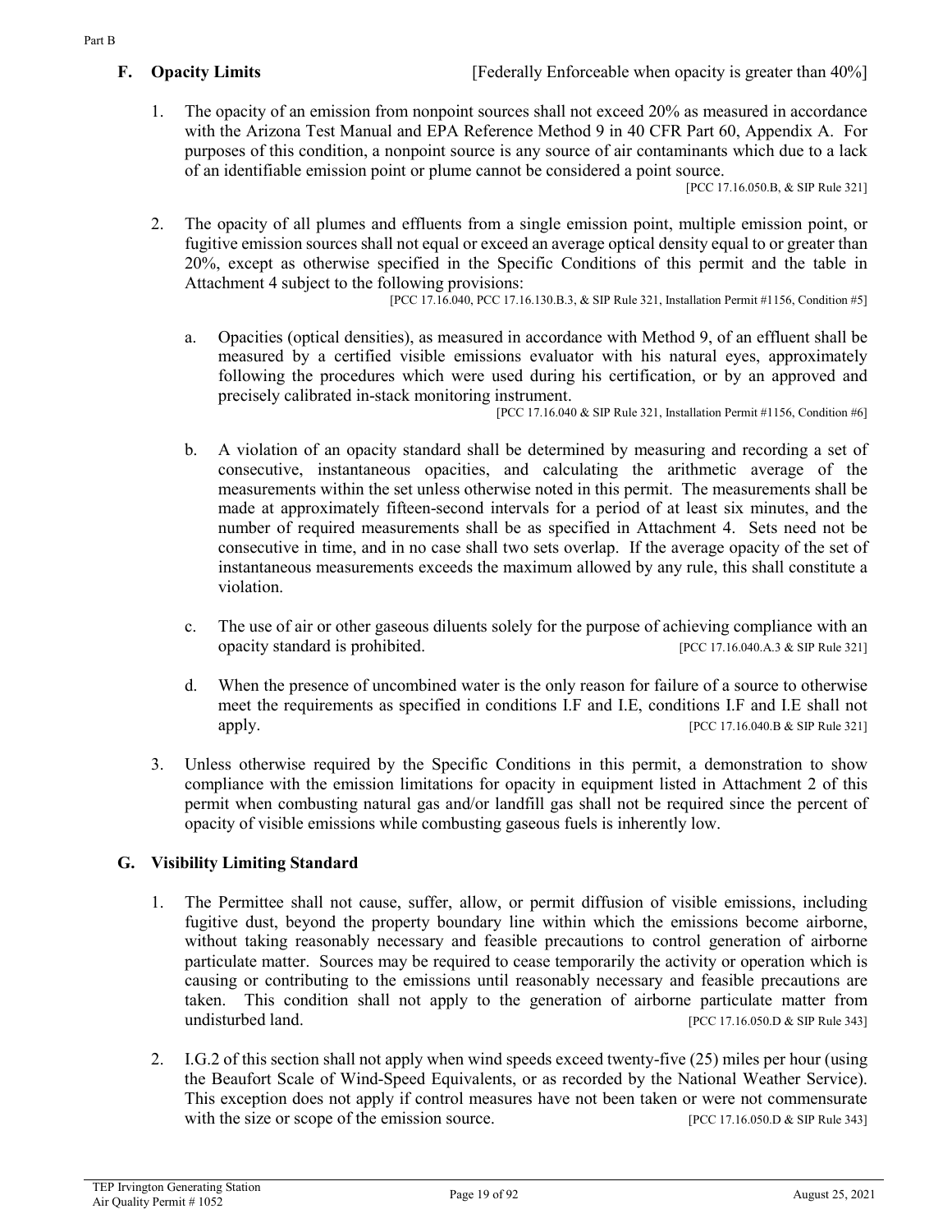### F. Opacity Limits [Federally Enforceable when opacity is greater than 40%]

1. The opacity of an emission from nonpoint sources shall not exceed 20% as measured in accordance with the Arizona Test Manual and EPA Reference Method 9 in 40 CFR Part 60, Appendix A. For purposes of this condition, a nonpoint source is any source of air contaminants which due to a lack of an identifiable emission point or plume cannot be considered a point source.
[PCC 17.16.050.B, & SIP Rule 321]

2. The opacity of all plumes and effluents from a single emission point, multiple emission point, or fugitive emission sources shall not equal or exceed an average optical density equal to or greater than 20%, except as otherwise specified in the Specific Conditions of this permit and the table in Attachment 4 subject to the following provisions:
[PCC 17.16.040, PCC 17.16.130.B.3, & SIP Rule 321, Installation Permit #1156, Condition #5]

   a. Opacities (optical densities), as measured in accordance with Method 9, of an effluent shall be measured by a certified visible emissions evaluator with his natural eyes, approximately following the procedures which were used during his certification, or by an approved and precisely calibrated in-stack monitoring instrument.
   [PCC 17.16.040 & SIP Rule 321, Installation Permit #1156, Condition #6]

   b. A violation of an opacity standard shall be determined by measuring and recording a set of consecutive, instantaneous opacities, and calculating the arithmetic average of the measurements within the set unless otherwise noted in this permit. The measurements shall be made at approximately fifteen-second intervals for a period of at least six minutes, and the number of required measurements shall be as specified in Attachment 4. Sets need not be consecutive in time, and in no case shall two sets overlap. If the average opacity of the set of instantaneous measurements exceeds the maximum allowed by any rule, this shall constitute a violation.

   c. The use of air or other gaseous diluents solely for the purpose of achieving compliance with an opacity standard is prohibited. [PCC 17.16.040.A.3 & SIP Rule 321]

   d. When the presence of uncombined water is the only reason for failure of a source to otherwise meet the requirements as specified in conditions I.F and I.E, conditions I.F and I.E shall not apply. [PCC 17.16.040.B & SIP Rule 321]

3. Unless otherwise required by the Specific Conditions in this permit, a demonstration to show compliance with the emission limitations for opacity in equipment listed in Attachment 2 of this permit when combusting natural gas and/or landfill gas shall not be required since the percent of opacity of visible emissions while combusting gaseous fuels is inherently low.

### G. Visibility Limiting Standard

1. The Permittee shall not cause, suffer, allow, or permit diffusion of visible emissions, including fugitive dust, beyond the property boundary line within which the emissions become airborne, without taking reasonably necessary and feasible precautions to control generation of airborne particulate matter. Sources may be required to cease temporarily the activity or operation which is causing or contributing to the emissions until reasonably necessary and feasible precautions are taken. This condition shall not apply to the generation of airborne particulate matter from undisturbed land. [PCC 17.16.050.D & SIP Rule 343]

2. I.G.2 of this section shall not apply when wind speeds exceed twenty-five (25) miles per hour (using the Beaufort Scale of Wind-Speed Equivalents, or as recorded by the National Weather Service). This exception does not apply if control measures have not been taken or were not commensurate with the size or scope of the emission source. [PCC 17.16.050.D & SIP Rule 343]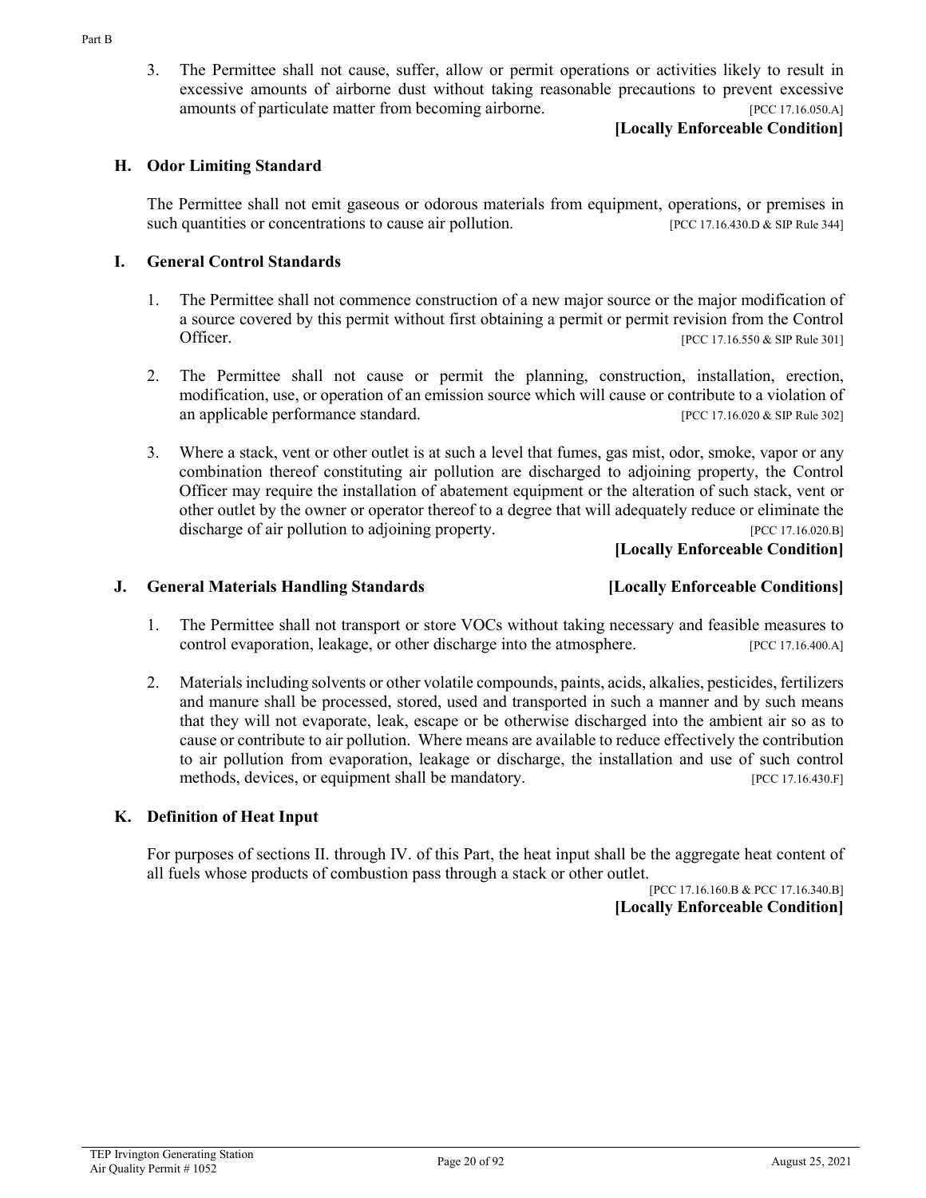3. The Permittee shall not cause, suffer, allow or permit operations or activities likely to result in excessive amounts of airborne dust without taking reasonable precautions to prevent excessive amounts of particulate matter from becoming airborne. [PCC 17.16.050.A]

**[Locally Enforceable Condition]**

### H. Odor Limiting Standard

The Permittee shall not emit gaseous or odorous materials from equipment, operations, or premises in such quantities or concentrations to cause air pollution. [PCC 17.16.430.D & SIP Rule 344]

### I. General Control Standards

1. The Permittee shall not commence construction of a new major source or the major modification of a source covered by this permit without first obtaining a permit or permit revision from the Control Officer. [PCC 17.16.550 & SIP Rule 301]

2. The Permittee shall not cause or permit the planning, construction, installation, erection, modification, use, or operation of an emission source which will cause or contribute to a violation of an applicable performance standard. [PCC 17.16.020 & SIP Rule 302]

3. Where a stack, vent or other outlet is at such a level that fumes, gas mist, odor, smoke, vapor or any combination thereof constituting air pollution are discharged to adjoining property, the Control Officer may require the installation of abatement equipment or the alteration of such stack, vent or other outlet by the owner or operator thereof to a degree that will adequately reduce or eliminate the discharge of air pollution to adjoining property. [PCC 17.16.020.B]

**[Locally Enforceable Condition]**

### J. General Materials Handling Standards **[Locally Enforceable Conditions]**

1. The Permittee shall not transport or store VOCs without taking necessary and feasible measures to control evaporation, leakage, or other discharge into the atmosphere. [PCC 17.16.400.A]

2. Materials including solvents or other volatile compounds, paints, acids, alkalies, pesticides, fertilizers and manure shall be processed, stored, used and transported in such a manner and by such means that they will not evaporate, leak, escape or be otherwise discharged into the ambient air so as to cause or contribute to air pollution. Where means are available to reduce effectively the contribution to air pollution from evaporation, leakage or discharge, the installation and use of such control methods, devices, or equipment shall be mandatory. [PCC 17.16.430.F]

### K. Definition of Heat Input

For purposes of sections II. through IV. of this Part, the heat input shall be the aggregate heat content of all fuels whose products of combustion pass through a stack or other outlet.

[PCC 17.16.160.B & PCC 17.16.340.B]

**[Locally Enforceable Condition]**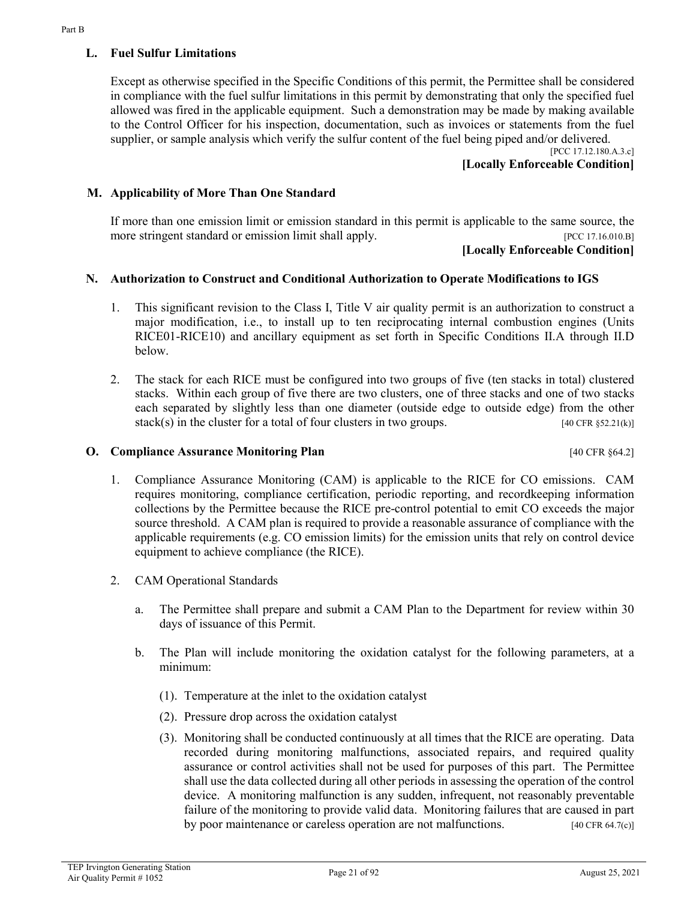### L. Fuel Sulfur Limitations

Except as otherwise specified in the Specific Conditions of this permit, the Permittee shall be considered in compliance with the fuel sulfur limitations in this permit by demonstrating that only the specified fuel allowed was fired in the applicable equipment. Such a demonstration may be made by making available to the Control Officer for his inspection, documentation, such as invoices or statements from the fuel supplier, or sample analysis which verify the sulfur content of the fuel being piped and/or delivered.
[PCC 17.12.180.A.3.c]

**[Locally Enforceable Condition]**

### M. Applicability of More Than One Standard

If more than one emission limit or emission standard in this permit is applicable to the same source, the more stringent standard or emission limit shall apply. [PCC 17.16.010.B]

**[Locally Enforceable Condition]**

### N. Authorization to Construct and Conditional Authorization to Operate Modifications to IGS

1. This significant revision to the Class I, Title V air quality permit is an authorization to construct a major modification, i.e., to install up to ten reciprocating internal combustion engines (Units RICE01-RICE10) and ancillary equipment as set forth in Specific Conditions II.A through II.D below.

2. The stack for each RICE must be configured into two groups of five (ten stacks in total) clustered stacks. Within each group of five there are two clusters, one of three stacks and one of two stacks each separated by slightly less than one diameter (outside edge to outside edge) from the other stack(s) in the cluster for a total of four clusters in two groups. [40 CFR §52.21(k)]

### O. Compliance Assurance Monitoring Plan [40 CFR §64.2]

1. Compliance Assurance Monitoring (CAM) is applicable to the RICE for CO emissions. CAM requires monitoring, compliance certification, periodic reporting, and recordkeeping information collections by the Permittee because the RICE pre-control potential to emit CO exceeds the major source threshold. A CAM plan is required to provide a reasonable assurance of compliance with the applicable requirements (e.g. CO emission limits) for the emission units that rely on control device equipment to achieve compliance (the RICE).

2. CAM Operational Standards

   a. The Permittee shall prepare and submit a CAM Plan to the Department for review within 30 days of issuance of this Permit.

   b. The Plan will include monitoring the oxidation catalyst for the following parameters, at a minimum:

      (1). Temperature at the inlet to the oxidation catalyst

      (2). Pressure drop across the oxidation catalyst

      (3). Monitoring shall be conducted continuously at all times that the RICE are operating. Data recorded during monitoring malfunctions, associated repairs, and required quality assurance or control activities shall not be used for purposes of this part. The Permittee shall use the data collected during all other periods in assessing the operation of the control device. A monitoring malfunction is any sudden, infrequent, not reasonably preventable failure of the monitoring to provide valid data. Monitoring failures that are caused in part by poor maintenance or careless operation are not malfunctions. [40 CFR 64.7(c)]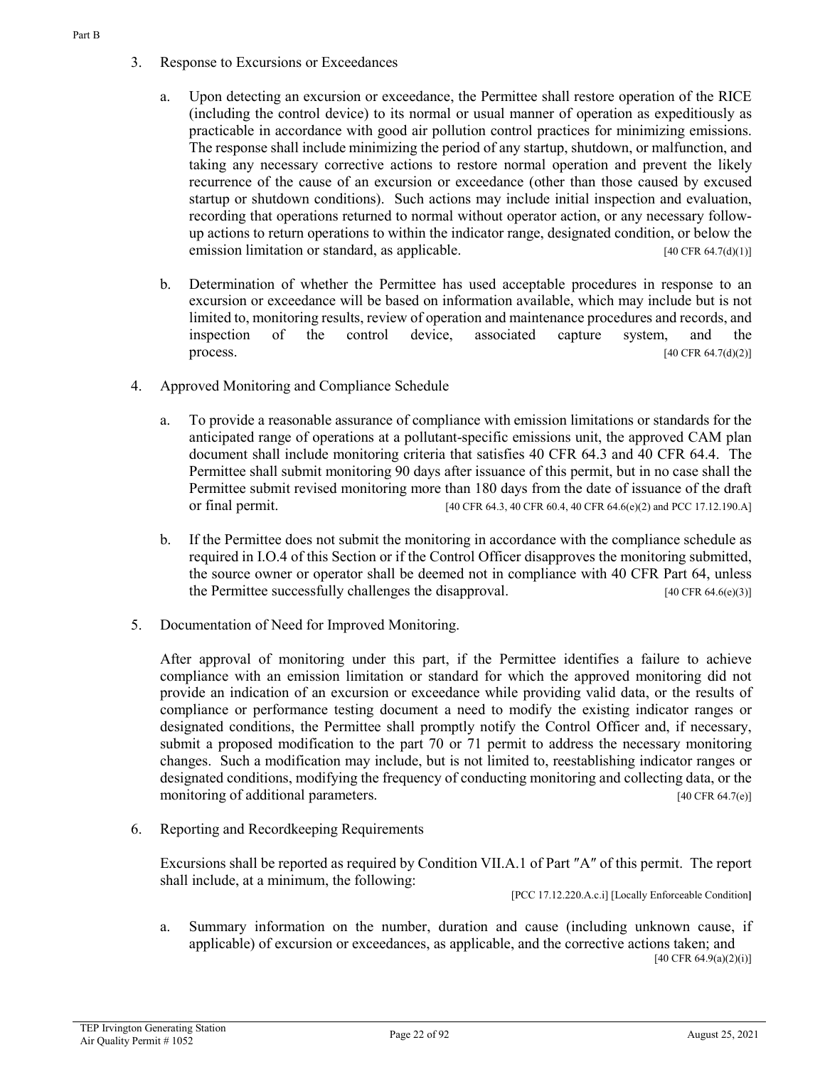3. Response to Excursions or Exceedances

   a. Upon detecting an excursion or exceedance, the Permittee shall restore operation of the RICE (including the control device) to its normal or usual manner of operation as expeditiously as practicable in accordance with good air pollution control practices for minimizing emissions. The response shall include minimizing the period of any startup, shutdown, or malfunction, and taking any necessary corrective actions to restore normal operation and prevent the likely recurrence of the cause of an excursion or exceedance (other than those caused by excused startup or shutdown conditions). Such actions may include initial inspection and evaluation, recording that operations returned to normal without operator action, or any necessary follow-up actions to return operations to within the indicator range, designated condition, or below the emission limitation or standard, as applicable. [40 CFR 64.7(d)(1)]

   b. Determination of whether the Permittee has used acceptable procedures in response to an excursion or exceedance will be based on information available, which may include but is not limited to, monitoring results, review of operation and maintenance procedures and records, and inspection of the control device, associated capture system, and the process. [40 CFR 64.7(d)(2)]

4. Approved Monitoring and Compliance Schedule

   a. To provide a reasonable assurance of compliance with emission limitations or standards for the anticipated range of operations at a pollutant-specific emissions unit, the approved CAM plan document shall include monitoring criteria that satisfies 40 CFR 64.3 and 40 CFR 64.4. The Permittee shall submit monitoring 90 days after issuance of this permit, but in no case shall the Permittee submit revised monitoring more than 180 days from the date of issuance of the draft or final permit. [40 CFR 64.3, 40 CFR 60.4, 40 CFR 64.6(e)(2) and PCC 17.12.190.A]

   b. If the Permittee does not submit the monitoring in accordance with the compliance schedule as required in I.O.4 of this Section or if the Control Officer disapproves the monitoring submitted, the source owner or operator shall be deemed not in compliance with 40 CFR Part 64, unless the Permittee successfully challenges the disapproval. [40 CFR 64.6(e)(3)]

5. Documentation of Need for Improved Monitoring.

   After approval of monitoring under this part, if the Permittee identifies a failure to achieve compliance with an emission limitation or standard for which the approved monitoring did not provide an indication of an excursion or exceedance while providing valid data, or the results of compliance or performance testing document a need to modify the existing indicator ranges or designated conditions, the Permittee shall promptly notify the Control Officer and, if necessary, submit a proposed modification to the part 70 or 71 permit to address the necessary monitoring changes. Such a modification may include, but is not limited to, reestablishing indicator ranges or designated conditions, modifying the frequency of conducting monitoring and collecting data, or the monitoring of additional parameters. [40 CFR 64.7(e)]

6. Reporting and Recordkeeping Requirements

   Excursions shall be reported as required by Condition VII.A.1 of Part ″A″ of this permit. The report shall include, at a minimum, the following:

   [PCC 17.12.220.A.c.i] [Locally Enforceable Condition]

   a. Summary information on the number, duration and cause (including unknown cause, if applicable) of excursion or exceedances, as applicable, and the corrective actions taken; and [40 CFR 64.9(a)(2)(i)]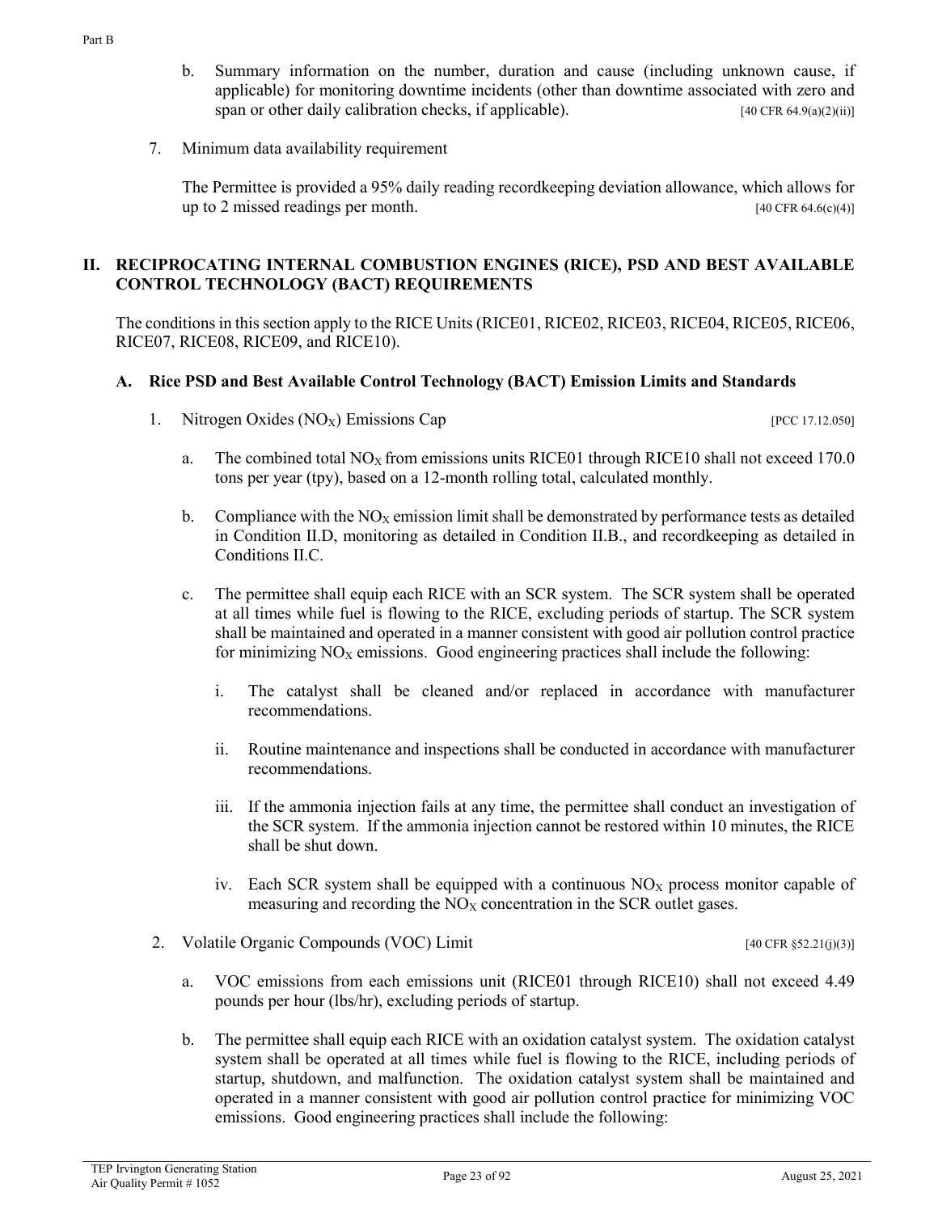b. Summary information on the number, duration and cause (including unknown cause, if applicable) for monitoring downtime incidents (other than downtime associated with zero and span or other daily calibration checks, if applicable). [40 CFR 64.9(a)(2)(ii)]

7. Minimum data availability requirement

   The Permittee is provided a 95% daily reading recordkeeping deviation allowance, which allows for up to 2 missed readings per month. [40 CFR 64.6(c)(4)]

## II. RECIPROCATING INTERNAL COMBUSTION ENGINES (RICE), PSD AND BEST AVAILABLE CONTROL TECHNOLOGY (BACT) REQUIREMENTS

The conditions in this section apply to the RICE Units (RICE01, RICE02, RICE03, RICE04, RICE05, RICE06, RICE07, RICE08, RICE09, and RICE10).

### A. Rice PSD and Best Available Control Technology (BACT) Emission Limits and Standards

1. Nitrogen Oxides ($NO_X$) Emissions Cap [PCC 17.12.050]

   a. The combined total $NO_X$ from emissions units RICE01 through RICE10 shall not exceed 170.0 tons per year (tpy), based on a 12-month rolling total, calculated monthly.

   b. Compliance with the $NO_X$ emission limit shall be demonstrated by performance tests as detailed in Condition II.D, monitoring as detailed in Condition II.B., and recordkeeping as detailed in Conditions II.C.

   c. The permittee shall equip each RICE with an SCR system. The SCR system shall be operated at all times while fuel is flowing to the RICE, excluding periods of startup. The SCR system shall be maintained and operated in a manner consistent with good air pollution control practice for minimizing $NO_X$ emissions. Good engineering practices shall include the following:

      i. The catalyst shall be cleaned and/or replaced in accordance with manufacturer recommendations.

      ii. Routine maintenance and inspections shall be conducted in accordance with manufacturer recommendations.

      iii. If the ammonia injection fails at any time, the permittee shall conduct an investigation of the SCR system. If the ammonia injection cannot be restored within 10 minutes, the RICE shall be shut down.

      iv. Each SCR system shall be equipped with a continuous $NO_X$ process monitor capable of measuring and recording the $NO_X$ concentration in the SCR outlet gases.

2. Volatile Organic Compounds (VOC) Limit [40 CFR §52.21(j)(3)]

   a. VOC emissions from each emissions unit (RICE01 through RICE10) shall not exceed 4.49 pounds per hour (lbs/hr), excluding periods of startup.

   b. The permittee shall equip each RICE with an oxidation catalyst system. The oxidation catalyst system shall be operated at all times while fuel is flowing to the RICE, including periods of startup, shutdown, and malfunction. The oxidation catalyst system shall be maintained and operated in a manner consistent with good air pollution control practice for minimizing VOC emissions. Good engineering practices shall include the following: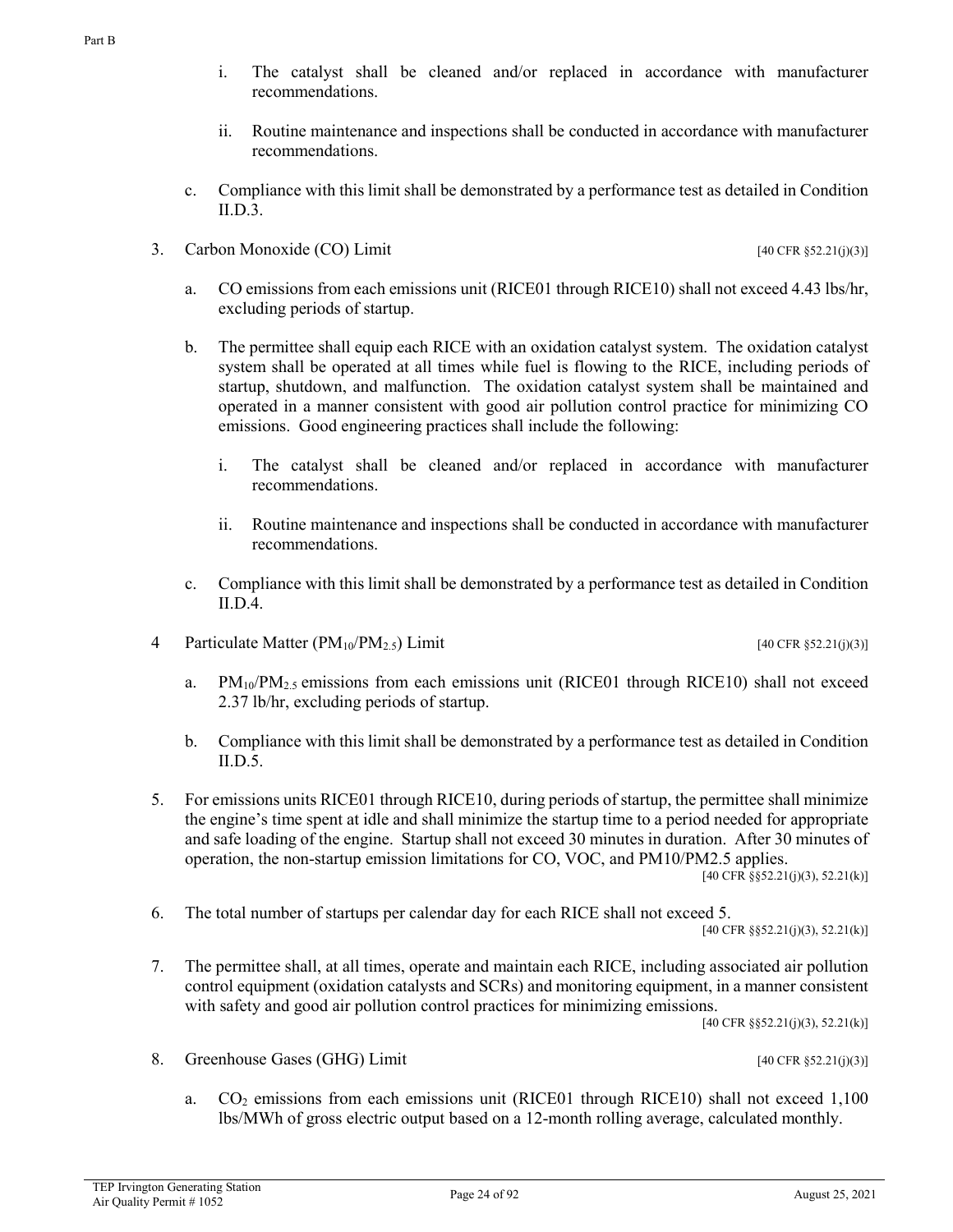i. The catalyst shall be cleaned and/or replaced in accordance with manufacturer recommendations.

ii. Routine maintenance and inspections shall be conducted in accordance with manufacturer recommendations.

c. Compliance with this limit shall be demonstrated by a performance test as detailed in Condition II.D.3.

3. Carbon Monoxide (CO) Limit [40 CFR §52.21(j)(3)]

a. CO emissions from each emissions unit (RICE01 through RICE10) shall not exceed 4.43 lbs/hr, excluding periods of startup.

b. The permittee shall equip each RICE with an oxidation catalyst system. The oxidation catalyst system shall be operated at all times while fuel is flowing to the RICE, including periods of startup, shutdown, and malfunction. The oxidation catalyst system shall be maintained and operated in a manner consistent with good air pollution control practice for minimizing CO emissions. Good engineering practices shall include the following:

i. The catalyst shall be cleaned and/or replaced in accordance with manufacturer recommendations.

ii. Routine maintenance and inspections shall be conducted in accordance with manufacturer recommendations.

c. Compliance with this limit shall be demonstrated by a performance test as detailed in Condition II.D.4.

4 Particulate Matter ($PM_{10}$/$PM_{2.5}$) Limit [40 CFR §52.21(j)(3)]

a. $PM_{10}$/$PM_{2.5}$ emissions from each emissions unit (RICE01 through RICE10) shall not exceed 2.37 lb/hr, excluding periods of startup.

b. Compliance with this limit shall be demonstrated by a performance test as detailed in Condition II.D.5.

5. For emissions units RICE01 through RICE10, during periods of startup, the permittee shall minimize the engine's time spent at idle and shall minimize the startup time to a period needed for appropriate and safe loading of the engine. Startup shall not exceed 30 minutes in duration. After 30 minutes of operation, the non-startup emission limitations for CO, VOC, and PM10/PM2.5 applies.
[40 CFR §§52.21(j)(3), 52.21(k)]

6. The total number of startups per calendar day for each RICE shall not exceed 5.
[40 CFR §§52.21(j)(3), 52.21(k)]

7. The permittee shall, at all times, operate and maintain each RICE, including associated air pollution control equipment (oxidation catalysts and SCRs) and monitoring equipment, in a manner consistent with safety and good air pollution control practices for minimizing emissions.
[40 CFR §§52.21(j)(3), 52.21(k)]

8. Greenhouse Gases (GHG) Limit [40 CFR §52.21(j)(3)]

a. $CO_2$ emissions from each emissions unit (RICE01 through RICE10) shall not exceed 1,100 lbs/MWh of gross electric output based on a 12-month rolling average, calculated monthly.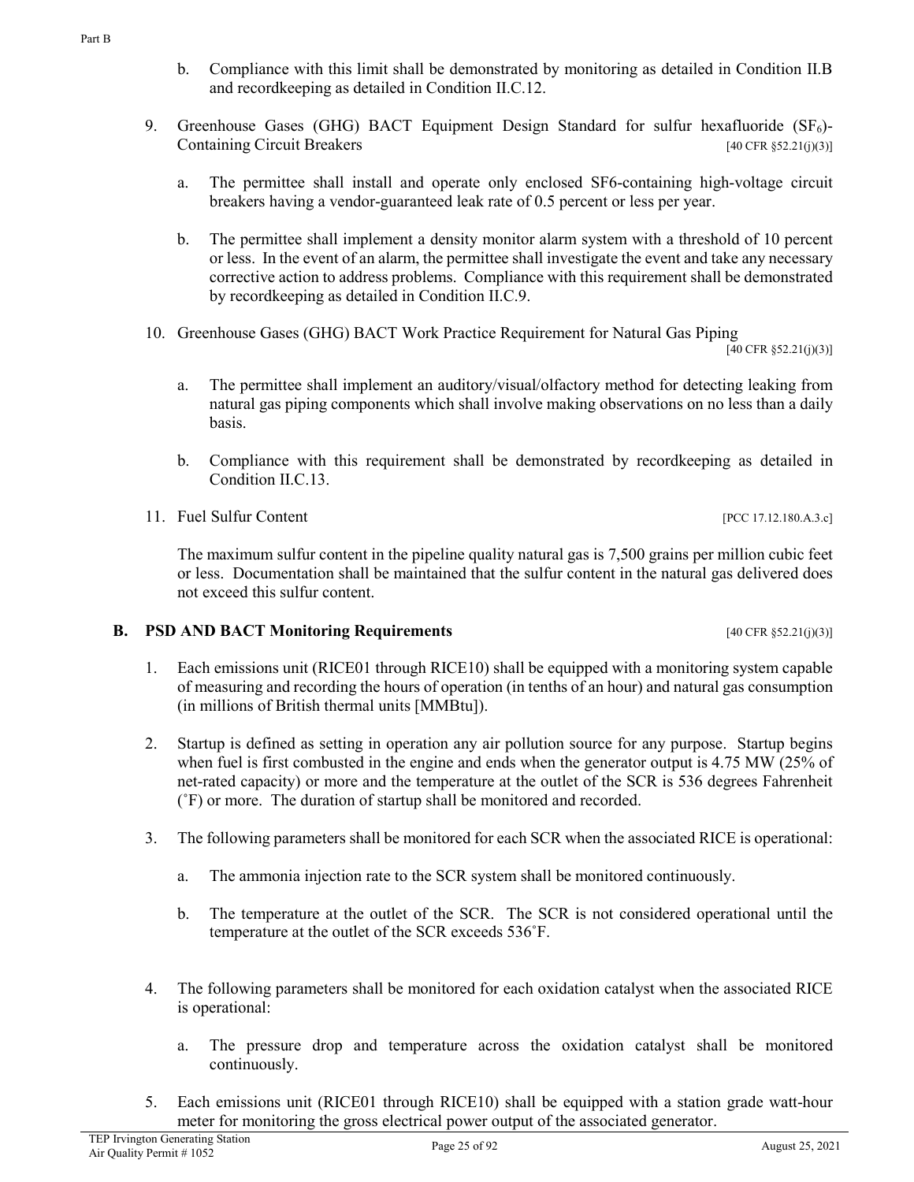b. Compliance with this limit shall be demonstrated by monitoring as detailed in Condition II.B and recordkeeping as detailed in Condition II.C.12.

9. Greenhouse Gases (GHG) BACT Equipment Design Standard for sulfur hexafluoride ($SF_6$)-Containing Circuit Breakers [40 CFR §52.21(j)(3)]

   a. The permittee shall install and operate only enclosed SF6-containing high-voltage circuit breakers having a vendor-guaranteed leak rate of 0.5 percent or less per year.

   b. The permittee shall implement a density monitor alarm system with a threshold of 10 percent or less. In the event of an alarm, the permittee shall investigate the event and take any necessary corrective action to address problems. Compliance with this requirement shall be demonstrated by recordkeeping as detailed in Condition II.C.9.

10. Greenhouse Gases (GHG) BACT Work Practice Requirement for Natural Gas Piping [40 CFR §52.21(j)(3)]

    a. The permittee shall implement an auditory/visual/olfactory method for detecting leaking from natural gas piping components which shall involve making observations on no less than a daily basis.

    b. Compliance with this requirement shall be demonstrated by recordkeeping as detailed in Condition II.C.13.

11. Fuel Sulfur Content [PCC 17.12.180.A.3.c]

    The maximum sulfur content in the pipeline quality natural gas is 7,500 grains per million cubic feet or less. Documentation shall be maintained that the sulfur content in the natural gas delivered does not exceed this sulfur content.

## B. PSD AND BACT Monitoring Requirements [40 CFR §52.21(j)(3)]

1. Each emissions unit (RICE01 through RICE10) shall be equipped with a monitoring system capable of measuring and recording the hours of operation (in tenths of an hour) and natural gas consumption (in millions of British thermal units [MMBtu]).

2. Startup is defined as setting in operation any air pollution source for any purpose. Startup begins when fuel is first combusted in the engine and ends when the generator output is 4.75 MW (25% of net-rated capacity) or more and the temperature at the outlet of the SCR is 536 degrees Fahrenheit (˚F) or more. The duration of startup shall be monitored and recorded.

3. The following parameters shall be monitored for each SCR when the associated RICE is operational:

   a. The ammonia injection rate to the SCR system shall be monitored continuously.

   b. The temperature at the outlet of the SCR. The SCR is not considered operational until the temperature at the outlet of the SCR exceeds 536˚F.

4. The following parameters shall be monitored for each oxidation catalyst when the associated RICE is operational:

   a. The pressure drop and temperature across the oxidation catalyst shall be monitored continuously.

5. Each emissions unit (RICE01 through RICE10) shall be equipped with a station grade watt-hour meter for monitoring the gross electrical power output of the associated generator.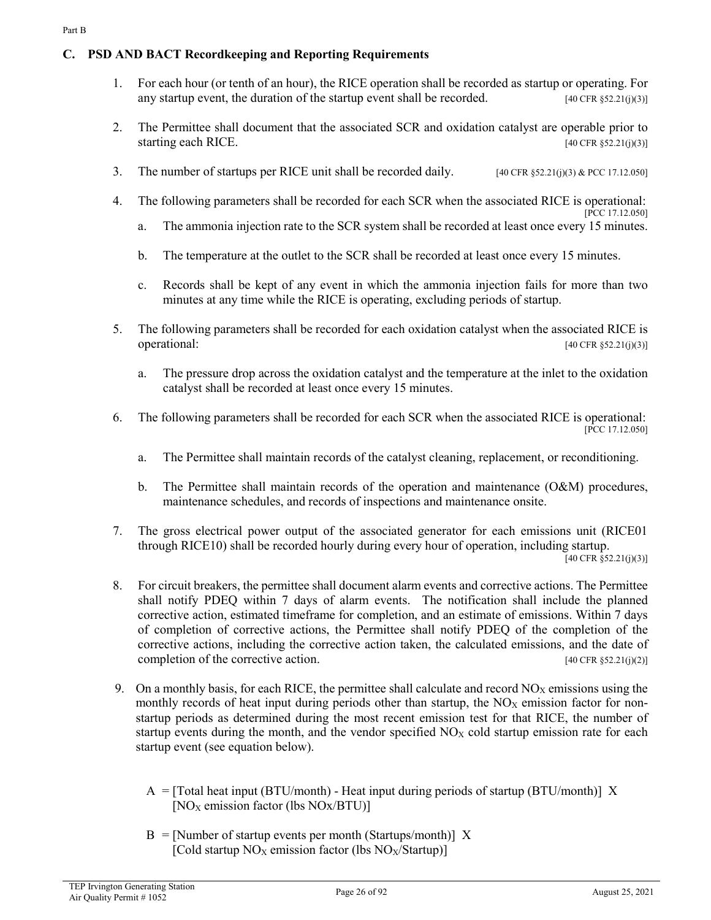## C. PSD AND BACT Recordkeeping and Reporting Requirements

1. For each hour (or tenth of an hour), the RICE operation shall be recorded as startup or operating. For any startup event, the duration of the startup event shall be recorded. [40 CFR §52.21(j)(3)]

2. The Permittee shall document that the associated SCR and oxidation catalyst are operable prior to starting each RICE. [40 CFR §52.21(j)(3)]

3. The number of startups per RICE unit shall be recorded daily. [40 CFR §52.21(j)(3) & PCC 17.12.050]

4. The following parameters shall be recorded for each SCR when the associated RICE is operational: [PCC 17.12.050]

   a. The ammonia injection rate to the SCR system shall be recorded at least once every 15 minutes.

   b. The temperature at the outlet to the SCR shall be recorded at least once every 15 minutes.

   c. Records shall be kept of any event in which the ammonia injection fails for more than two minutes at any time while the RICE is operating, excluding periods of startup.

5. The following parameters shall be recorded for each oxidation catalyst when the associated RICE is operational: [40 CFR §52.21(j)(3)]

   a. The pressure drop across the oxidation catalyst and the temperature at the inlet to the oxidation catalyst shall be recorded at least once every 15 minutes.

6. The following parameters shall be recorded for each SCR when the associated RICE is operational: [PCC 17.12.050]

   a. The Permittee shall maintain records of the catalyst cleaning, replacement, or reconditioning.

   b. The Permittee shall maintain records of the operation and maintenance (O&M) procedures, maintenance schedules, and records of inspections and maintenance onsite.

7. The gross electrical power output of the associated generator for each emissions unit (RICE01 through RICE10) shall be recorded hourly during every hour of operation, including startup. [40 CFR §52.21(j)(3)]

8. For circuit breakers, the permittee shall document alarm events and corrective actions. The Permittee shall notify PDEQ within 7 days of alarm events. The notification shall include the planned corrective action, estimated timeframe for completion, and an estimate of emissions. Within 7 days of completion of corrective actions, the Permittee shall notify PDEQ of the completion of the corrective actions, including the corrective action taken, the calculated emissions, and the date of completion of the corrective action. [40 CFR §52.21(j)(2)]

9. On a monthly basis, for each RICE, the permittee shall calculate and record $NO_X$ emissions using the monthly records of heat input during periods other than startup, the $NO_X$ emission factor for non-startup periods as determined during the most recent emission test for that RICE, the number of startup events during the month, and the vendor specified $NO_X$ cold startup emission rate for each startup event (see equation below).

   A = [Total heat input (BTU/month) - Heat input during periods of startup (BTU/month)] X [$NO_X$ emission factor (lbs NOx/BTU)]

   B = [Number of startup events per month (Startups/month)] X [Cold startup $NO_X$ emission factor (lbs $NO_X$/Startup)]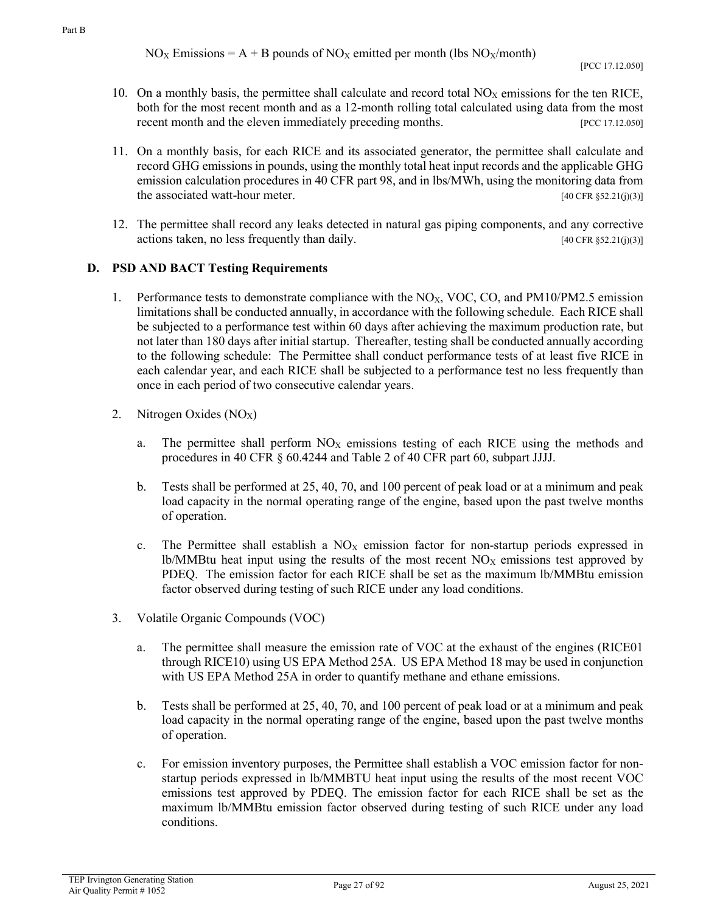$NO_X$ Emissions = A + B pounds of $NO_X$ emitted per month (lbs $NO_X$/month)

[PCC 17.12.050]

10. On a monthly basis, the permittee shall calculate and record total $NO_X$ emissions for the ten RICE, both for the most recent month and as a 12-month rolling total calculated using data from the most recent month and the eleven immediately preceding months. [PCC 17.12.050]

11. On a monthly basis, for each RICE and its associated generator, the permittee shall calculate and record GHG emissions in pounds, using the monthly total heat input records and the applicable GHG emission calculation procedures in 40 CFR part 98, and in lbs/MWh, using the monitoring data from the associated watt-hour meter. [40 CFR §52.21(j)(3)]

12. The permittee shall record any leaks detected in natural gas piping components, and any corrective actions taken, no less frequently than daily. [40 CFR §52.21(j)(3)]

## D. PSD AND BACT Testing Requirements

1. Performance tests to demonstrate compliance with the $NO_X$, VOC, CO, and PM10/PM2.5 emission limitations shall be conducted annually, in accordance with the following schedule. Each RICE shall be subjected to a performance test within 60 days after achieving the maximum production rate, but not later than 180 days after initial startup. Thereafter, testing shall be conducted annually according to the following schedule: The Permittee shall conduct performance tests of at least five RICE in each calendar year, and each RICE shall be subjected to a performance test no less frequently than once in each period of two consecutive calendar years.

2. Nitrogen Oxides ($NO_X$)

   a. The permittee shall perform $NO_X$ emissions testing of each RICE using the methods and procedures in 40 CFR § 60.4244 and Table 2 of 40 CFR part 60, subpart JJJJ.

   b. Tests shall be performed at 25, 40, 70, and 100 percent of peak load or at a minimum and peak load capacity in the normal operating range of the engine, based upon the past twelve months of operation.

   c. The Permittee shall establish a $NO_X$ emission factor for non-startup periods expressed in lb/MMBtu heat input using the results of the most recent $NO_X$ emissions test approved by PDEQ. The emission factor for each RICE shall be set as the maximum lb/MMBtu emission factor observed during testing of such RICE under any load conditions.

3. Volatile Organic Compounds (VOC)

   a. The permittee shall measure the emission rate of VOC at the exhaust of the engines (RICE01 through RICE10) using US EPA Method 25A. US EPA Method 18 may be used in conjunction with US EPA Method 25A in order to quantify methane and ethane emissions.

   b. Tests shall be performed at 25, 40, 70, and 100 percent of peak load or at a minimum and peak load capacity in the normal operating range of the engine, based upon the past twelve months of operation.

   c. For emission inventory purposes, the Permittee shall establish a VOC emission factor for non-startup periods expressed in lb/MMBTU heat input using the results of the most recent VOC emissions test approved by PDEQ. The emission factor for each RICE shall be set as the maximum lb/MMBtu emission factor observed during testing of such RICE under any load conditions.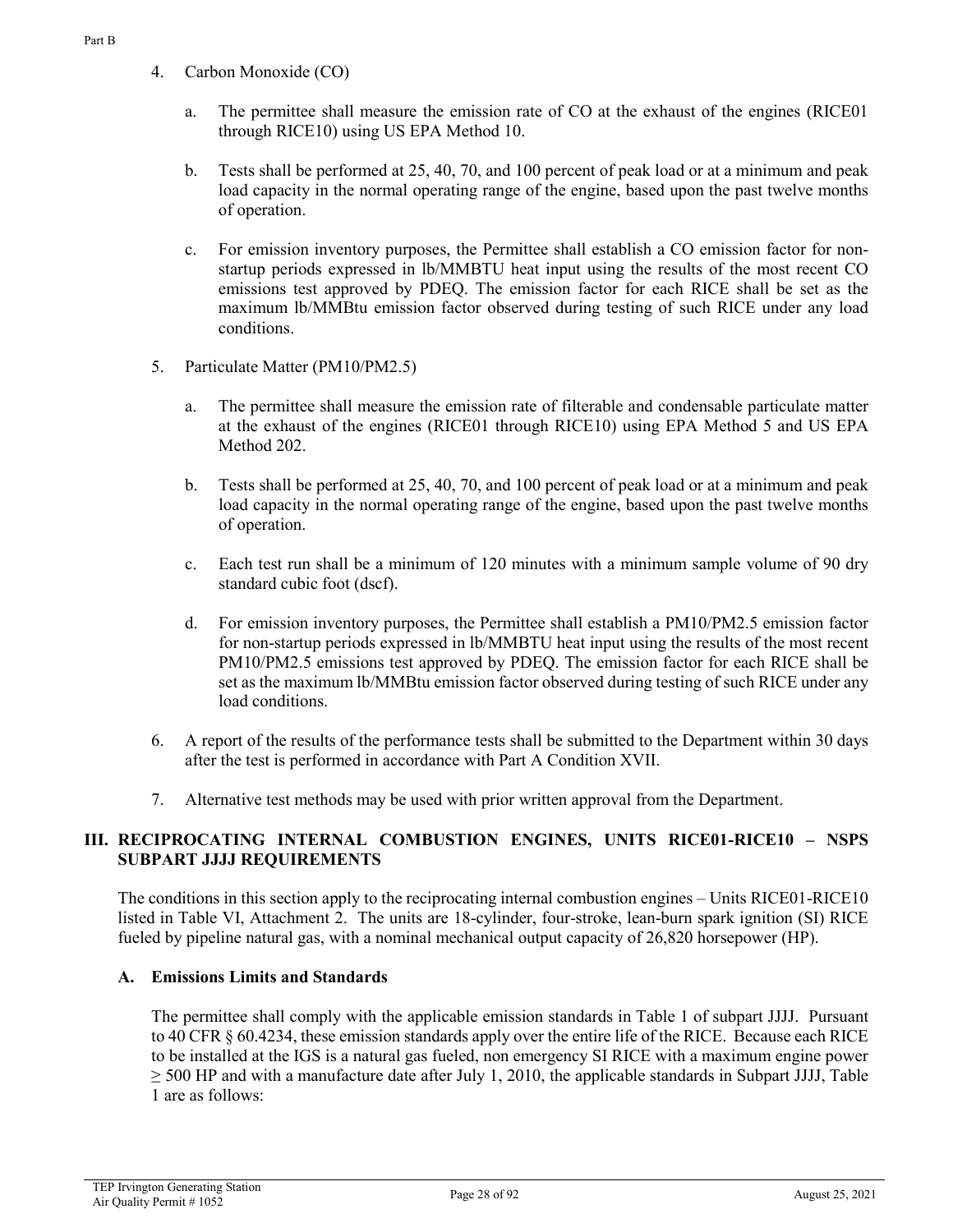4. Carbon Monoxide (CO)

   a. The permittee shall measure the emission rate of CO at the exhaust of the engines (RICE01 through RICE10) using US EPA Method 10.

   b. Tests shall be performed at 25, 40, 70, and 100 percent of peak load or at a minimum and peak load capacity in the normal operating range of the engine, based upon the past twelve months of operation.

   c. For emission inventory purposes, the Permittee shall establish a CO emission factor for non-startup periods expressed in lb/MMBTU heat input using the results of the most recent CO emissions test approved by PDEQ. The emission factor for each RICE shall be set as the maximum lb/MMBtu emission factor observed during testing of such RICE under any load conditions.

5. Particulate Matter (PM10/PM2.5)

   a. The permittee shall measure the emission rate of filterable and condensable particulate matter at the exhaust of the engines (RICE01 through RICE10) using EPA Method 5 and US EPA Method 202.

   b. Tests shall be performed at 25, 40, 70, and 100 percent of peak load or at a minimum and peak load capacity in the normal operating range of the engine, based upon the past twelve months of operation.

   c. Each test run shall be a minimum of 120 minutes with a minimum sample volume of 90 dry standard cubic foot (dscf).

   d. For emission inventory purposes, the Permittee shall establish a PM10/PM2.5 emission factor for non-startup periods expressed in lb/MMBTU heat input using the results of the most recent PM10/PM2.5 emissions test approved by PDEQ. The emission factor for each RICE shall be set as the maximum lb/MMBtu emission factor observed during testing of such RICE under any load conditions.

6. A report of the results of the performance tests shall be submitted to the Department within 30 days after the test is performed in accordance with Part A Condition XVII.

7. Alternative test methods may be used with prior written approval from the Department.

## III. RECIPROCATING INTERNAL COMBUSTION ENGINES, UNITS RICE01-RICE10 – NSPS SUBPART JJJJ REQUIREMENTS

The conditions in this section apply to the reciprocating internal combustion engines – Units RICE01-RICE10 listed in Table VI, Attachment 2. The units are 18-cylinder, four-stroke, lean-burn spark ignition (SI) RICE fueled by pipeline natural gas, with a nominal mechanical output capacity of 26,820 horsepower (HP).

### A. Emissions Limits and Standards

The permittee shall comply with the applicable emission standards in Table 1 of subpart JJJJ. Pursuant to 40 CFR § 60.4234, these emission standards apply over the entire life of the RICE. Because each RICE to be installed at the IGS is a natural gas fueled, non emergency SI RICE with a maximum engine power ≥ 500 HP and with a manufacture date after July 1, 2010, the applicable standards in Subpart JJJJ, Table 1 are as follows: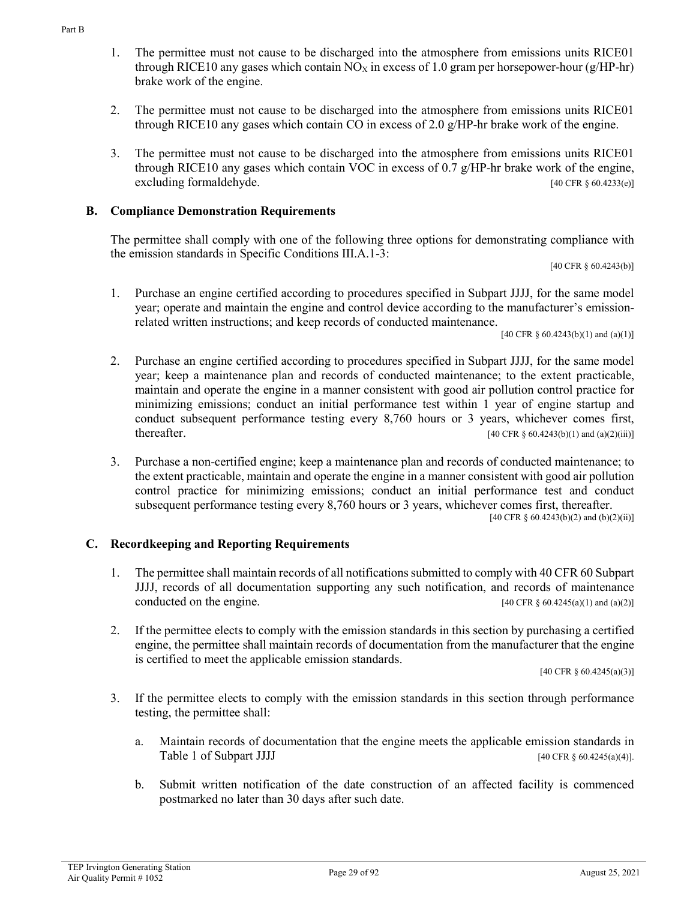1. The permittee must not cause to be discharged into the atmosphere from emissions units RICE01 through RICE10 any gases which contain $NO_X$ in excess of 1.0 gram per horsepower-hour (g/HP-hr) brake work of the engine.

2. The permittee must not cause to be discharged into the atmosphere from emissions units RICE01 through RICE10 any gases which contain CO in excess of 2.0 g/HP-hr brake work of the engine.

3. The permittee must not cause to be discharged into the atmosphere from emissions units RICE01 through RICE10 any gases which contain VOC in excess of 0.7 g/HP-hr brake work of the engine, excluding formaldehyde. [40 CFR § 60.4233(e)]

## B. Compliance Demonstration Requirements

The permittee shall comply with one of the following three options for demonstrating compliance with the emission standards in Specific Conditions III.A.1-3:

[40 CFR § 60.4243(b)]

1. Purchase an engine certified according to procedures specified in Subpart JJJJ, for the same model year; operate and maintain the engine and control device according to the manufacturer's emission-related written instructions; and keep records of conducted maintenance.

   [40 CFR § 60.4243(b)(1) and (a)(1)]

2. Purchase an engine certified according to procedures specified in Subpart JJJJ, for the same model year; keep a maintenance plan and records of conducted maintenance; to the extent practicable, maintain and operate the engine in a manner consistent with good air pollution control practice for minimizing emissions; conduct an initial performance test within 1 year of engine startup and conduct subsequent performance testing every 8,760 hours or 3 years, whichever comes first, thereafter. [40 CFR § 60.4243(b)(1) and (a)(2)(iii)]

3. Purchase a non-certified engine; keep a maintenance plan and records of conducted maintenance; to the extent practicable, maintain and operate the engine in a manner consistent with good air pollution control practice for minimizing emissions; conduct an initial performance test and conduct subsequent performance testing every 8,760 hours or 3 years, whichever comes first, thereafter.

   [40 CFR § 60.4243(b)(2) and (b)(2)(ii)]

## C. Recordkeeping and Reporting Requirements

1. The permittee shall maintain records of all notifications submitted to comply with 40 CFR 60 Subpart JJJJ, records of all documentation supporting any such notification, and records of maintenance conducted on the engine. [40 CFR § 60.4245(a)(1) and (a)(2)]

2. If the permittee elects to comply with the emission standards in this section by purchasing a certified engine, the permittee shall maintain records of documentation from the manufacturer that the engine is certified to meet the applicable emission standards.

   [40 CFR § 60.4245(a)(3)]

3. If the permittee elects to comply with the emission standards in this section through performance testing, the permittee shall:

   a. Maintain records of documentation that the engine meets the applicable emission standards in Table 1 of Subpart JJJJ [40 CFR § 60.4245(a)(4)].

   b. Submit written notification of the date construction of an affected facility is commenced postmarked no later than 30 days after such date.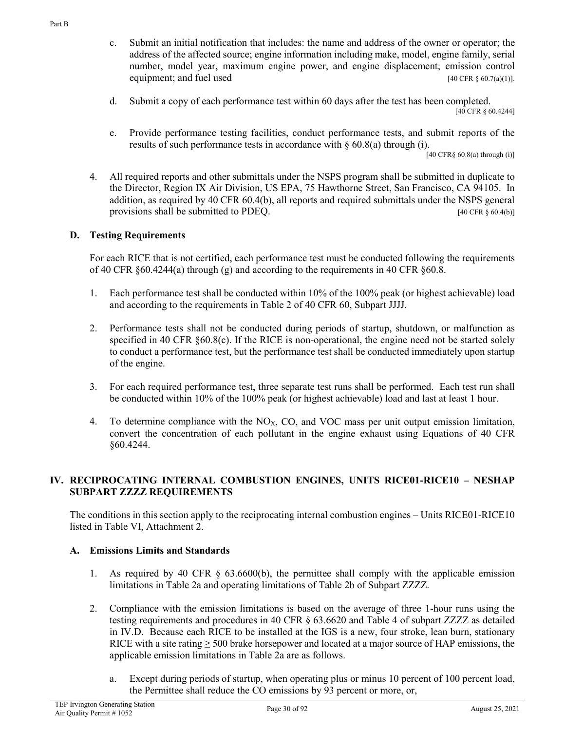c. Submit an initial notification that includes: the name and address of the owner or operator; the address of the affected source; engine information including make, model, engine family, serial number, model year, maximum engine power, and engine displacement; emission control equipment; and fuel used [40 CFR § 60.7(a)(1)].

d. Submit a copy of each performance test within 60 days after the test has been completed. [40 CFR § 60.4244]

e. Provide performance testing facilities, conduct performance tests, and submit reports of the results of such performance tests in accordance with § 60.8(a) through (i). [40 CFR§ 60.8(a) through (i)]

4. All required reports and other submittals under the NSPS program shall be submitted in duplicate to the Director, Region IX Air Division, US EPA, 75 Hawthorne Street, San Francisco, CA 94105. In addition, as required by 40 CFR 60.4(b), all reports and required submittals under the NSPS general provisions shall be submitted to PDEQ. [40 CFR § 60.4(b)]

### D. Testing Requirements

For each RICE that is not certified, each performance test must be conducted following the requirements of 40 CFR §60.4244(a) through (g) and according to the requirements in 40 CFR §60.8.

1. Each performance test shall be conducted within 10% of the 100% peak (or highest achievable) load and according to the requirements in Table 2 of 40 CFR 60, Subpart JJJJ.

2. Performance tests shall not be conducted during periods of startup, shutdown, or malfunction as specified in 40 CFR §60.8(c). If the RICE is non-operational, the engine need not be started solely to conduct a performance test, but the performance test shall be conducted immediately upon startup of the engine.

3. For each required performance test, three separate test runs shall be performed. Each test run shall be conducted within 10% of the 100% peak (or highest achievable) load and last at least 1 hour.

4. To determine compliance with the $NO_X$, CO, and VOC mass per unit output emission limitation, convert the concentration of each pollutant in the engine exhaust using Equations of 40 CFR §60.4244.

## IV. RECIPROCATING INTERNAL COMBUSTION ENGINES, UNITS RICE01-RICE10 – NESHAP SUBPART ZZZZ REQUIREMENTS

The conditions in this section apply to the reciprocating internal combustion engines – Units RICE01-RICE10 listed in Table VI, Attachment 2.

### A. Emissions Limits and Standards

1. As required by 40 CFR § 63.6600(b), the permittee shall comply with the applicable emission limitations in Table 2a and operating limitations of Table 2b of Subpart ZZZZ.

2. Compliance with the emission limitations is based on the average of three 1-hour runs using the testing requirements and procedures in 40 CFR § 63.6620 and Table 4 of subpart ZZZZ as detailed in IV.D. Because each RICE to be installed at the IGS is a new, four stroke, lean burn, stationary RICE with a site rating ≥ 500 brake horsepower and located at a major source of HAP emissions, the applicable emission limitations in Table 2a are as follows.

   a. Except during periods of startup, when operating plus or minus 10 percent of 100 percent load, the Permittee shall reduce the CO emissions by 93 percent or more, or,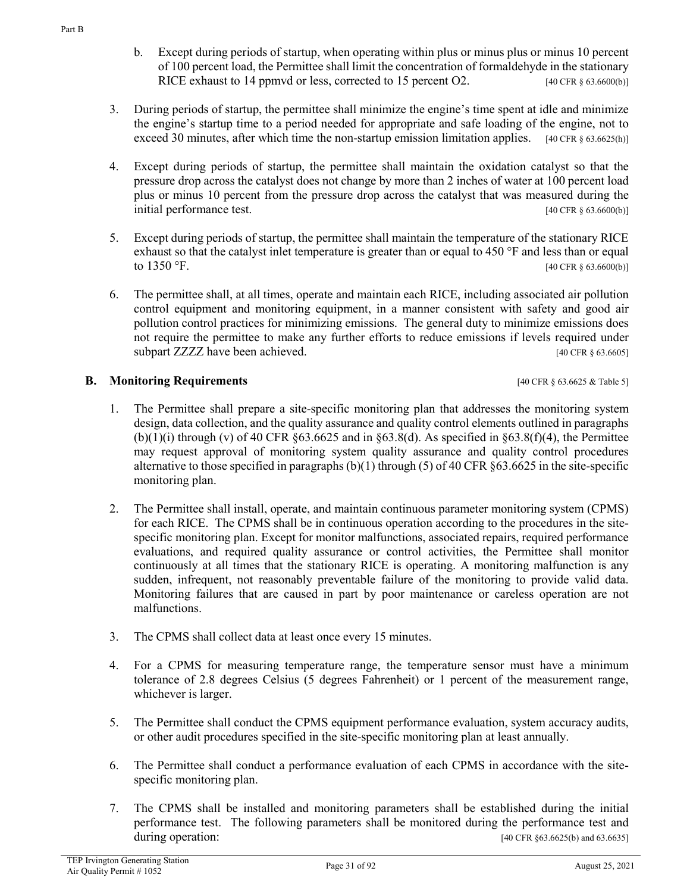b. Except during periods of startup, when operating within plus or minus plus or minus 10 percent of 100 percent load, the Permittee shall limit the concentration of formaldehyde in the stationary RICE exhaust to 14 ppmvd or less, corrected to 15 percent O2. [40 CFR § 63.6600(b)]

3. During periods of startup, the permittee shall minimize the engine's time spent at idle and minimize the engine's startup time to a period needed for appropriate and safe loading of the engine, not to exceed 30 minutes, after which time the non-startup emission limitation applies. [40 CFR § 63.6625(h)]

4. Except during periods of startup, the permittee shall maintain the oxidation catalyst so that the pressure drop across the catalyst does not change by more than 2 inches of water at 100 percent load plus or minus 10 percent from the pressure drop across the catalyst that was measured during the initial performance test. [40 CFR § 63.6600(b)]

5. Except during periods of startup, the permittee shall maintain the temperature of the stationary RICE exhaust so that the catalyst inlet temperature is greater than or equal to 450 °F and less than or equal to 1350 °F. [40 CFR § 63.6600(b)]

6. The permittee shall, at all times, operate and maintain each RICE, including associated air pollution control equipment and monitoring equipment, in a manner consistent with safety and good air pollution control practices for minimizing emissions. The general duty to minimize emissions does not require the permittee to make any further efforts to reduce emissions if levels required under subpart ZZZZ have been achieved. [40 CFR § 63.6605]

## B. Monitoring Requirements [40 CFR § 63.6625 & Table 5]

1. The Permittee shall prepare a site-specific monitoring plan that addresses the monitoring system design, data collection, and the quality assurance and quality control elements outlined in paragraphs (b)(1)(i) through (v) of 40 CFR §63.6625 and in §63.8(d). As specified in §63.8(f)(4), the Permittee may request approval of monitoring system quality assurance and quality control procedures alternative to those specified in paragraphs (b)(1) through (5) of 40 CFR §63.6625 in the site-specific monitoring plan.

2. The Permittee shall install, operate, and maintain continuous parameter monitoring system (CPMS) for each RICE. The CPMS shall be in continuous operation according to the procedures in the site-specific monitoring plan. Except for monitor malfunctions, associated repairs, required performance evaluations, and required quality assurance or control activities, the Permittee shall monitor continuously at all times that the stationary RICE is operating. A monitoring malfunction is any sudden, infrequent, not reasonably preventable failure of the monitoring to provide valid data. Monitoring failures that are caused in part by poor maintenance or careless operation are not malfunctions.

3. The CPMS shall collect data at least once every 15 minutes.

4. For a CPMS for measuring temperature range, the temperature sensor must have a minimum tolerance of 2.8 degrees Celsius (5 degrees Fahrenheit) or 1 percent of the measurement range, whichever is larger.

5. The Permittee shall conduct the CPMS equipment performance evaluation, system accuracy audits, or other audit procedures specified in the site-specific monitoring plan at least annually.

6. The Permittee shall conduct a performance evaluation of each CPMS in accordance with the site-specific monitoring plan.

7. The CPMS shall be installed and monitoring parameters shall be established during the initial performance test. The following parameters shall be monitored during the performance test and during operation: [40 CFR §63.6625(b) and 63.6635]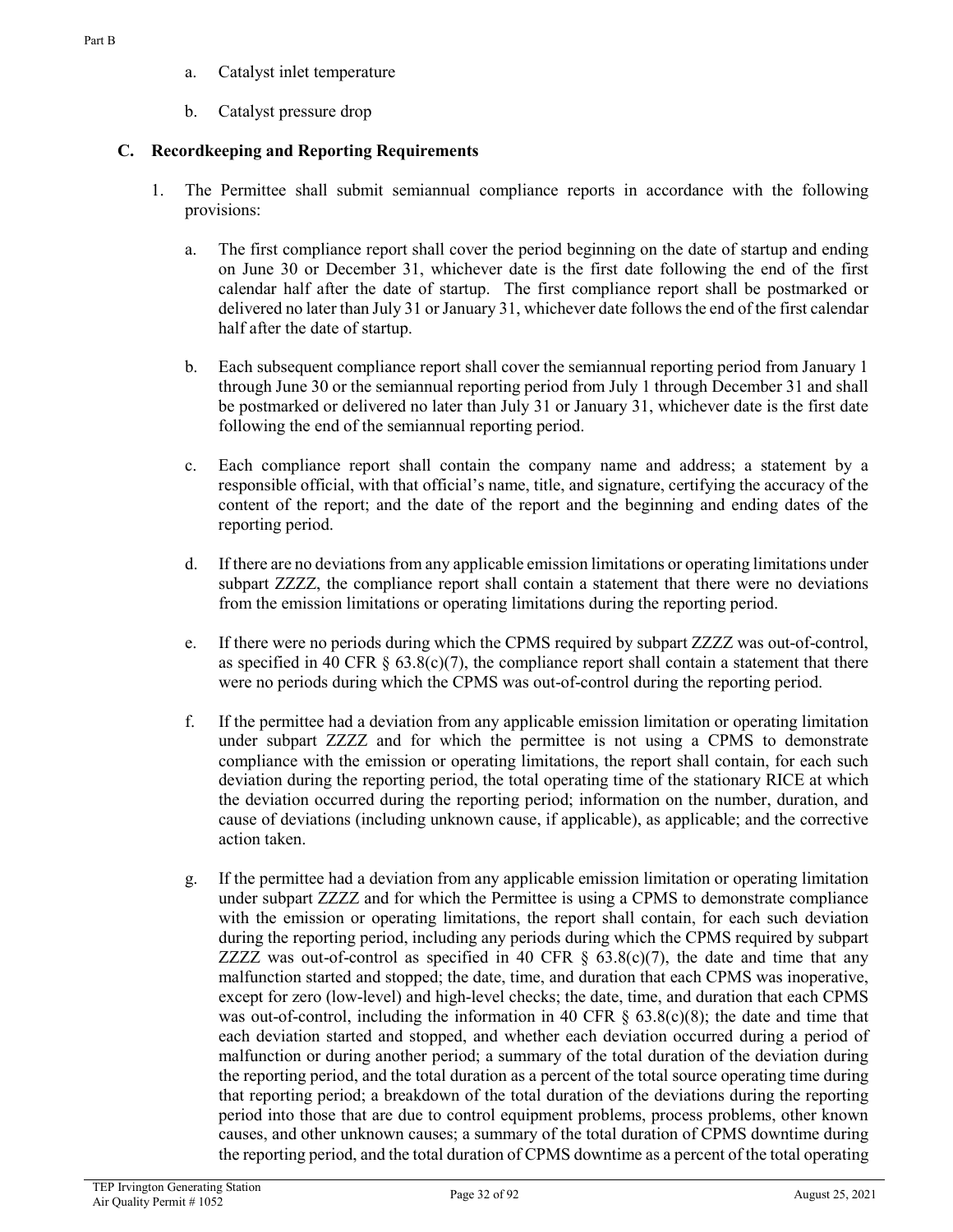a. Catalyst inlet temperature

b. Catalyst pressure drop

### C. Recordkeeping and Reporting Requirements

1. The Permittee shall submit semiannual compliance reports in accordance with the following provisions:

   a. The first compliance report shall cover the period beginning on the date of startup and ending on June 30 or December 31, whichever date is the first date following the end of the first calendar half after the date of startup. The first compliance report shall be postmarked or delivered no later than July 31 or January 31, whichever date follows the end of the first calendar half after the date of startup.

   b. Each subsequent compliance report shall cover the semiannual reporting period from January 1 through June 30 or the semiannual reporting period from July 1 through December 31 and shall be postmarked or delivered no later than July 31 or January 31, whichever date is the first date following the end of the semiannual reporting period.

   c. Each compliance report shall contain the company name and address; a statement by a responsible official, with that official's name, title, and signature, certifying the accuracy of the content of the report; and the date of the report and the beginning and ending dates of the reporting period.

   d. If there are no deviations from any applicable emission limitations or operating limitations under subpart ZZZZ, the compliance report shall contain a statement that there were no deviations from the emission limitations or operating limitations during the reporting period.

   e. If there were no periods during which the CPMS required by subpart ZZZZ was out-of-control, as specified in 40 CFR § 63.8(c)(7), the compliance report shall contain a statement that there were no periods during which the CPMS was out-of-control during the reporting period.

   f. If the permittee had a deviation from any applicable emission limitation or operating limitation under subpart ZZZZ and for which the permittee is not using a CPMS to demonstrate compliance with the emission or operating limitations, the report shall contain, for each such deviation during the reporting period, the total operating time of the stationary RICE at which the deviation occurred during the reporting period; information on the number, duration, and cause of deviations (including unknown cause, if applicable), as applicable; and the corrective action taken.

   g. If the permittee had a deviation from any applicable emission limitation or operating limitation under subpart ZZZZ and for which the Permittee is using a CPMS to demonstrate compliance with the emission or operating limitations, the report shall contain, for each such deviation during the reporting period, including any periods during which the CPMS required by subpart ZZZZ was out-of-control as specified in 40 CFR § 63.8(c)(7), the date and time that any malfunction started and stopped; the date, time, and duration that each CPMS was inoperative, except for zero (low-level) and high-level checks; the date, time, and duration that each CPMS was out-of-control, including the information in 40 CFR § 63.8(c)(8); the date and time that each deviation started and stopped, and whether each deviation occurred during a period of malfunction or during another period; a summary of the total duration of the deviation during the reporting period, and the total duration as a percent of the total source operating time during that reporting period; a breakdown of the total duration of the deviations during the reporting period into those that are due to control equipment problems, process problems, other known causes, and other unknown causes; a summary of the total duration of CPMS downtime during the reporting period, and the total duration of CPMS downtime as a percent of the total operating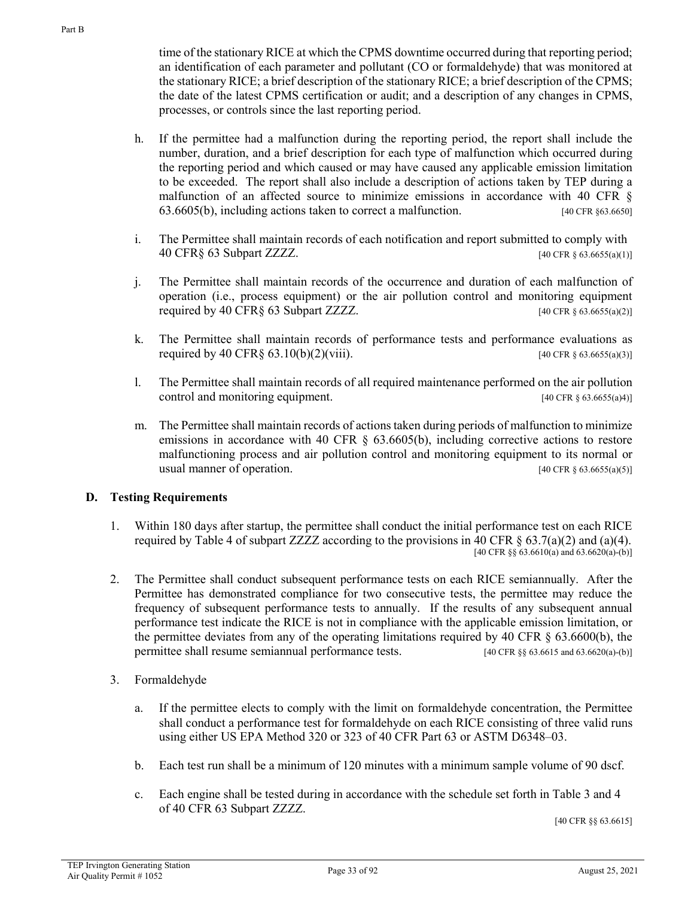time of the stationary RICE at which the CPMS downtime occurred during that reporting period; an identification of each parameter and pollutant (CO or formaldehyde) that was monitored at the stationary RICE; a brief description of the stationary RICE; a brief description of the CPMS; the date of the latest CPMS certification or audit; and a description of any changes in CPMS, processes, or controls since the last reporting period.

h. If the permittee had a malfunction during the reporting period, the report shall include the number, duration, and a brief description for each type of malfunction which occurred during the reporting period and which caused or may have caused any applicable emission limitation to be exceeded. The report shall also include a description of actions taken by TEP during a malfunction of an affected source to minimize emissions in accordance with 40 CFR § 63.6605(b), including actions taken to correct a malfunction. [40 CFR §63.6650]

i. The Permittee shall maintain records of each notification and report submitted to comply with 40 CFR§ 63 Subpart ZZZZ. [40 CFR § 63.6655(a)(1)]

j. The Permittee shall maintain records of the occurrence and duration of each malfunction of operation (i.e., process equipment) or the air pollution control and monitoring equipment required by 40 CFR§ 63 Subpart ZZZZ. [40 CFR § 63.6655(a)(2)]

k. The Permittee shall maintain records of performance tests and performance evaluations as required by 40 CFR§ 63.10(b)(2)(viii). [40 CFR § 63.6655(a)(3)]

l. The Permittee shall maintain records of all required maintenance performed on the air pollution control and monitoring equipment. [40 CFR § 63.6655(a)4)]

m. The Permittee shall maintain records of actions taken during periods of malfunction to minimize emissions in accordance with 40 CFR § 63.6605(b), including corrective actions to restore malfunctioning process and air pollution control and monitoring equipment to its normal or usual manner of operation. [40 CFR § 63.6655(a)(5)]

## D. Testing Requirements

1. Within 180 days after startup, the permittee shall conduct the initial performance test on each RICE required by Table 4 of subpart ZZZZ according to the provisions in 40 CFR § 63.7(a)(2) and (a)(4). [40 CFR §§ 63.6610(a) and 63.6620(a)-(b)]

2. The Permittee shall conduct subsequent performance tests on each RICE semiannually. After the Permittee has demonstrated compliance for two consecutive tests, the permittee may reduce the frequency of subsequent performance tests to annually. If the results of any subsequent annual performance test indicate the RICE is not in compliance with the applicable emission limitation, or the permittee deviates from any of the operating limitations required by 40 CFR § 63.6600(b), the permittee shall resume semiannual performance tests. [40 CFR §§ 63.6615 and 63.6620(a)-(b)]

3. Formaldehyde

   a. If the permittee elects to comply with the limit on formaldehyde concentration, the Permittee shall conduct a performance test for formaldehyde on each RICE consisting of three valid runs using either US EPA Method 320 or 323 of 40 CFR Part 63 or ASTM D6348–03.

   b. Each test run shall be a minimum of 120 minutes with a minimum sample volume of 90 dscf.

   c. Each engine shall be tested during in accordance with the schedule set forth in Table 3 and 4 of 40 CFR 63 Subpart ZZZZ.

   [40 CFR §§ 63.6615]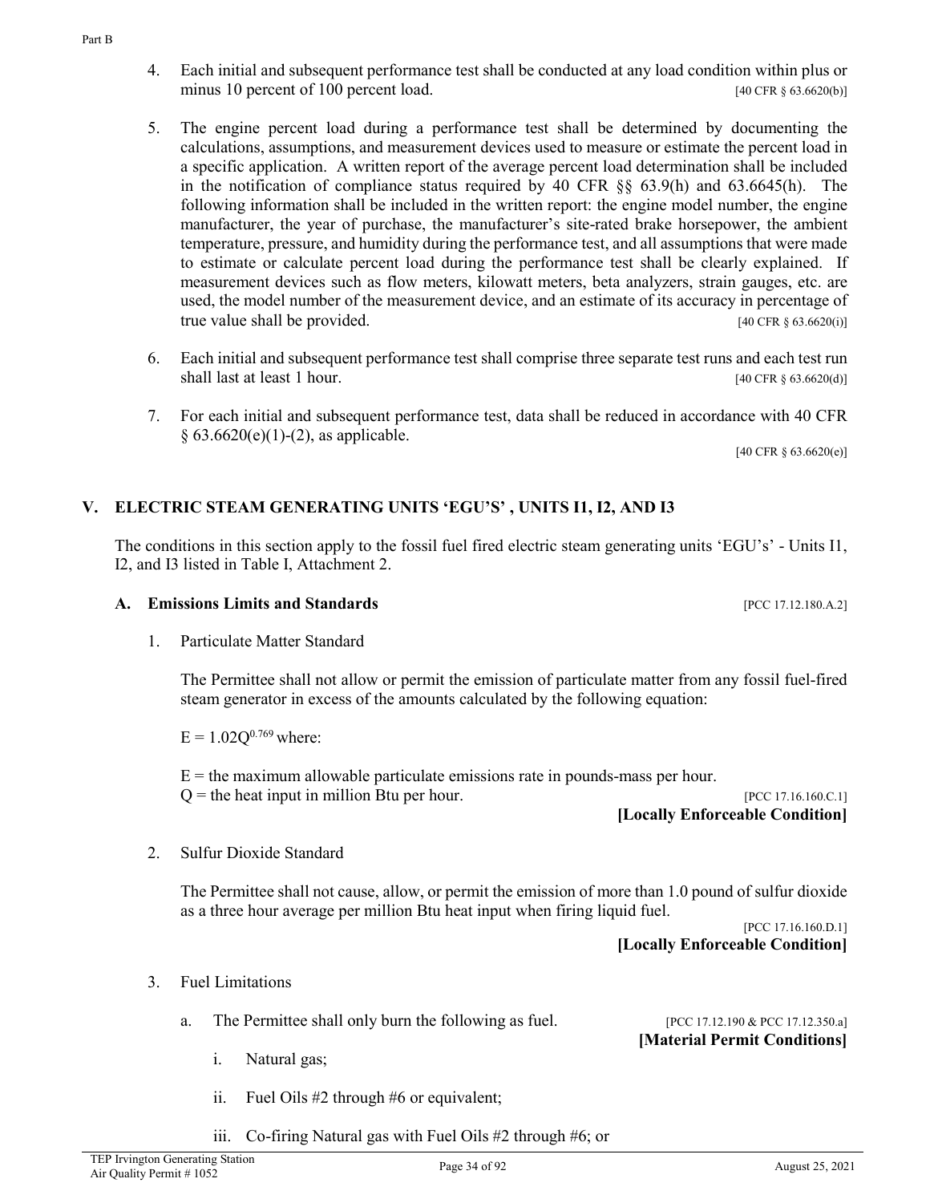4. Each initial and subsequent performance test shall be conducted at any load condition within plus or minus 10 percent of 100 percent load. [40 CFR § 63.6620(b)]

5. The engine percent load during a performance test shall be determined by documenting the calculations, assumptions, and measurement devices used to measure or estimate the percent load in a specific application. A written report of the average percent load determination shall be included in the notification of compliance status required by 40 CFR §§ 63.9(h) and 63.6645(h). The following information shall be included in the written report: the engine model number, the engine manufacturer, the year of purchase, the manufacturer's site-rated brake horsepower, the ambient temperature, pressure, and humidity during the performance test, and all assumptions that were made to estimate or calculate percent load during the performance test shall be clearly explained. If measurement devices such as flow meters, kilowatt meters, beta analyzers, strain gauges, etc. are used, the model number of the measurement device, and an estimate of its accuracy in percentage of true value shall be provided. [40 CFR § 63.6620(i)]

6. Each initial and subsequent performance test shall comprise three separate test runs and each test run shall last at least 1 hour. [40 CFR § 63.6620(d)]

7. For each initial and subsequent performance test, data shall be reduced in accordance with 40 CFR § 63.6620(e)(1)-(2), as applicable. [40 CFR § 63.6620(e)]

## V. ELECTRIC STEAM GENERATING UNITS 'EGU'S' , UNITS I1, I2, AND I3

The conditions in this section apply to the fossil fuel fired electric steam generating units 'EGU's' - Units I1, I2, and I3 listed in Table I, Attachment 2.

### A. Emissions Limits and Standards [PCC 17.12.180.A.2]

1. Particulate Matter Standard

   The Permittee shall not allow or permit the emission of particulate matter from any fossil fuel-fired steam generator in excess of the amounts calculated by the following equation:

   $E = 1.02Q^{0.769}$ where:

   $E$ = the maximum allowable particulate emissions rate in pounds-mass per hour.
   $Q$ = the heat input in million Btu per hour. [PCC 17.16.160.C.1]
   **[Locally Enforceable Condition]**

2. Sulfur Dioxide Standard

   The Permittee shall not cause, allow, or permit the emission of more than 1.0 pound of sulfur dioxide as a three hour average per million Btu heat input when firing liquid fuel. [PCC 17.16.160.D.1]
   **[Locally Enforceable Condition]**

3. Fuel Limitations

   a. The Permittee shall only burn the following as fuel. [PCC 17.12.190 & PCC 17.12.350.a]
   **[Material Permit Conditions]**

      i. Natural gas;

      ii. Fuel Oils #2 through #6 or equivalent;

      iii. Co-firing Natural gas with Fuel Oils #2 through #6; or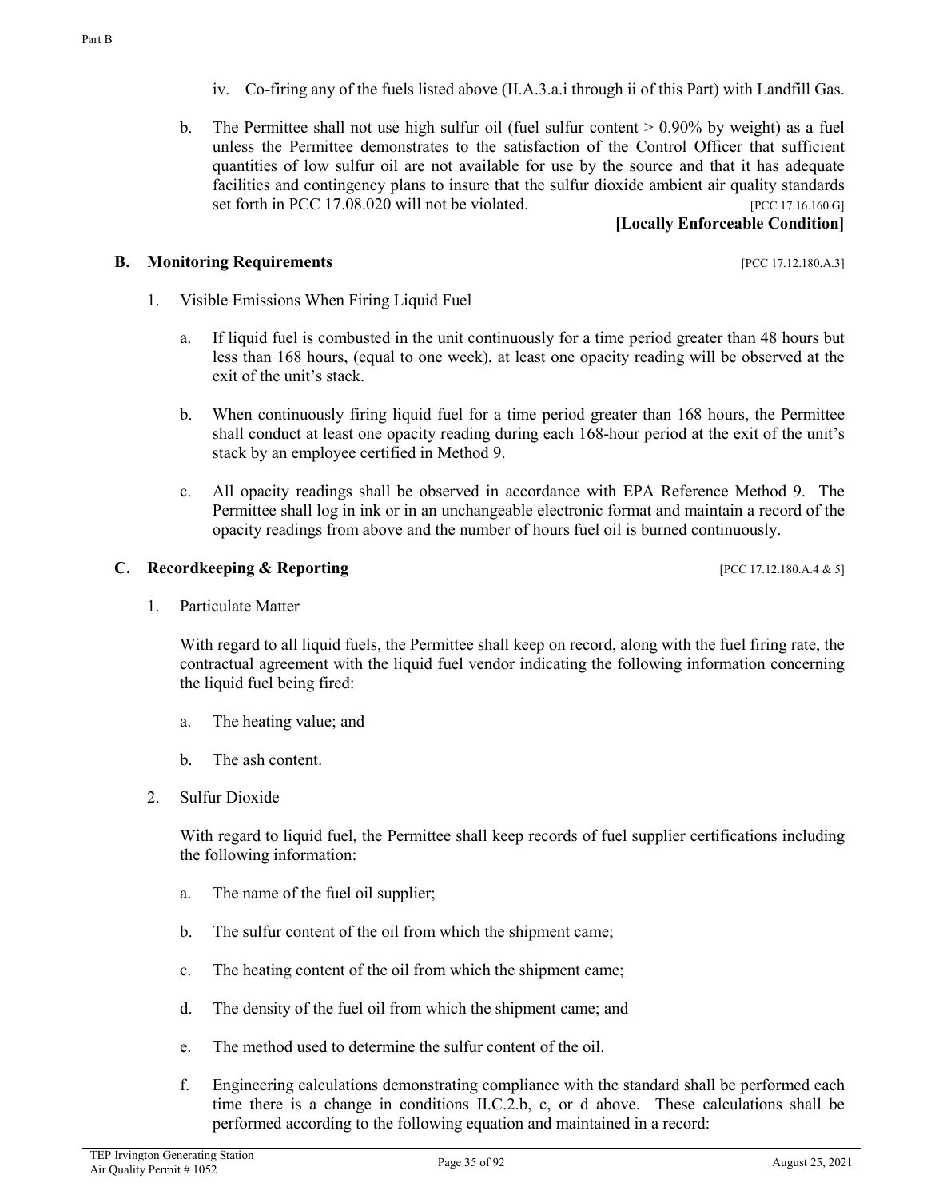iv. Co-firing any of the fuels listed above (II.A.3.a.i through ii of this Part) with Landfill Gas.

b. The Permittee shall not use high sulfur oil (fuel sulfur content > 0.90% by weight) as a fuel unless the Permittee demonstrates to the satisfaction of the Control Officer that sufficient quantities of low sulfur oil are not available for use by the source and that it has adequate facilities and contingency plans to insure that the sulfur dioxide ambient air quality standards set forth in PCC 17.08.020 will not be violated. [PCC 17.16.160.G]

**[Locally Enforceable Condition]**

## B. Monitoring Requirements [PCC 17.12.180.A.3]

1. Visible Emissions When Firing Liquid Fuel

   a. If liquid fuel is combusted in the unit continuously for a time period greater than 48 hours but less than 168 hours, (equal to one week), at least one opacity reading will be observed at the exit of the unit's stack.

   b. When continuously firing liquid fuel for a time period greater than 168 hours, the Permittee shall conduct at least one opacity reading during each 168-hour period at the exit of the unit's stack by an employee certified in Method 9.

   c. All opacity readings shall be observed in accordance with EPA Reference Method 9. The Permittee shall log in ink or in an unchangeable electronic format and maintain a record of the opacity readings from above and the number of hours fuel oil is burned continuously.

## C. Recordkeeping & Reporting [PCC 17.12.180.A.4 & 5]

1. Particulate Matter

   With regard to all liquid fuels, the Permittee shall keep on record, along with the fuel firing rate, the contractual agreement with the liquid fuel vendor indicating the following information concerning the liquid fuel being fired:

   a. The heating value; and

   b. The ash content.

2. Sulfur Dioxide

   With regard to liquid fuel, the Permittee shall keep records of fuel supplier certifications including the following information:

   a. The name of the fuel oil supplier;

   b. The sulfur content of the oil from which the shipment came;

   c. The heating content of the oil from which the shipment came;

   d. The density of the fuel oil from which the shipment came; and

   e. The method used to determine the sulfur content of the oil.

   f. Engineering calculations demonstrating compliance with the standard shall be performed each time there is a change in conditions II.C.2.b, c, or d above. These calculations shall be performed according to the following equation and maintained in a record: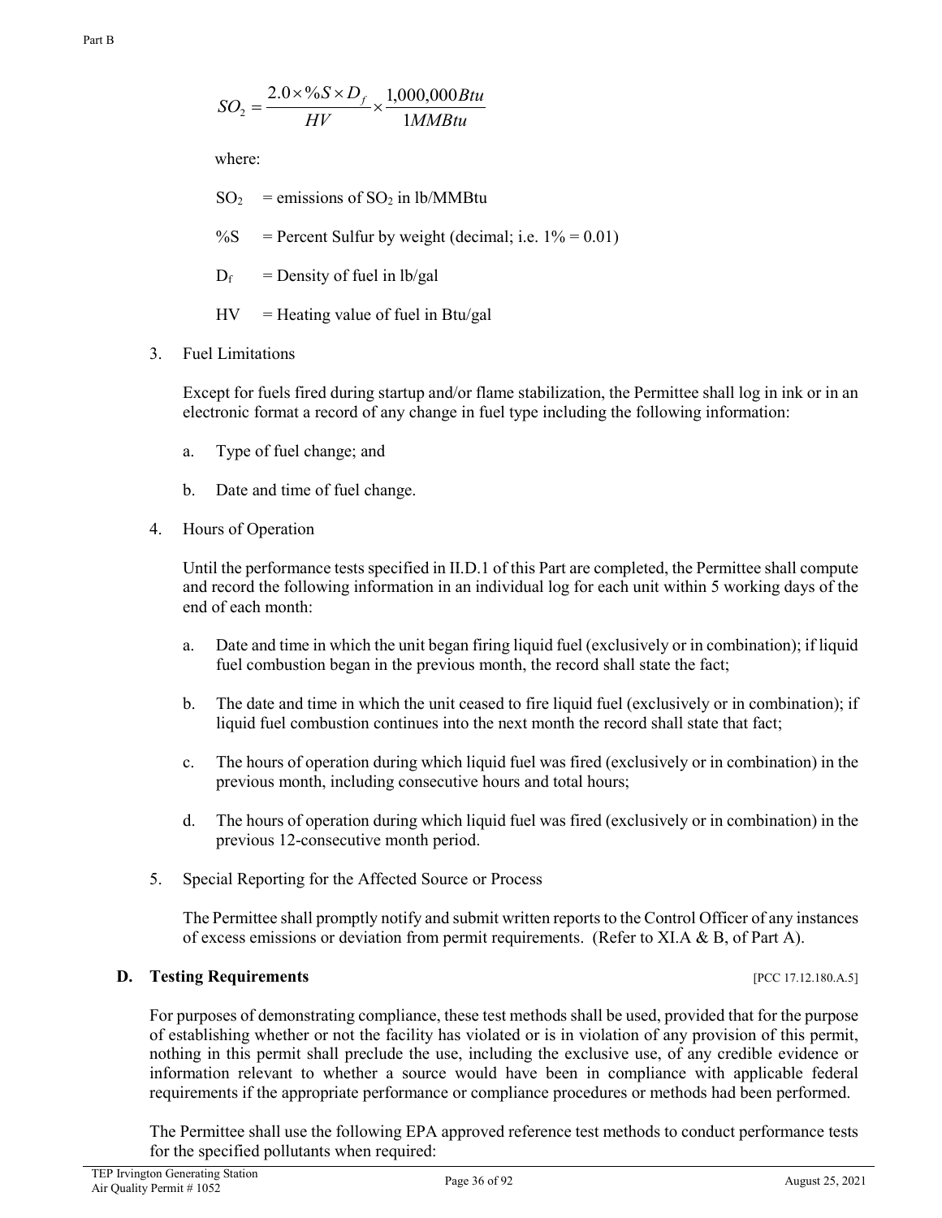$$SO_2 = \frac{2.0 \times \%S \times D_f}{HV} \times \frac{1{,}000{,}000\,Btu}{1\,MMBtu}$$

where:

$SO_2$ = emissions of $SO_2$ in lb/MMBtu

$\%S$ = Percent Sulfur by weight (decimal; i.e. 1% = 0.01)

$D_f$ = Density of fuel in lb/gal

$HV$ = Heating value of fuel in Btu/gal

3. Fuel Limitations

   Except for fuels fired during startup and/or flame stabilization, the Permittee shall log in ink or in an electronic format a record of any change in fuel type including the following information:

   a. Type of fuel change; and

   b. Date and time of fuel change.

4. Hours of Operation

   Until the performance tests specified in II.D.1 of this Part are completed, the Permittee shall compute and record the following information in an individual log for each unit within 5 working days of the end of each month:

   a. Date and time in which the unit began firing liquid fuel (exclusively or in combination); if liquid fuel combustion began in the previous month, the record shall state the fact;

   b. The date and time in which the unit ceased to fire liquid fuel (exclusively or in combination); if liquid fuel combustion continues into the next month the record shall state that fact;

   c. The hours of operation during which liquid fuel was fired (exclusively or in combination) in the previous month, including consecutive hours and total hours;

   d. The hours of operation during which liquid fuel was fired (exclusively or in combination) in the previous 12-consecutive month period.

5. Special Reporting for the Affected Source or Process

   The Permittee shall promptly notify and submit written reports to the Control Officer of any instances of excess emissions or deviation from permit requirements. (Refer to XI.A & B, of Part A).

### D. Testing Requirements [PCC 17.12.180.A.5]

For purposes of demonstrating compliance, these test methods shall be used, provided that for the purpose of establishing whether or not the facility has violated or is in violation of any provision of this permit, nothing in this permit shall preclude the use, including the exclusive use, of any credible evidence or information relevant to whether a source would have been in compliance with applicable federal requirements if the appropriate performance or compliance procedures or methods had been performed.

The Permittee shall use the following EPA approved reference test methods to conduct performance tests for the specified pollutants when required: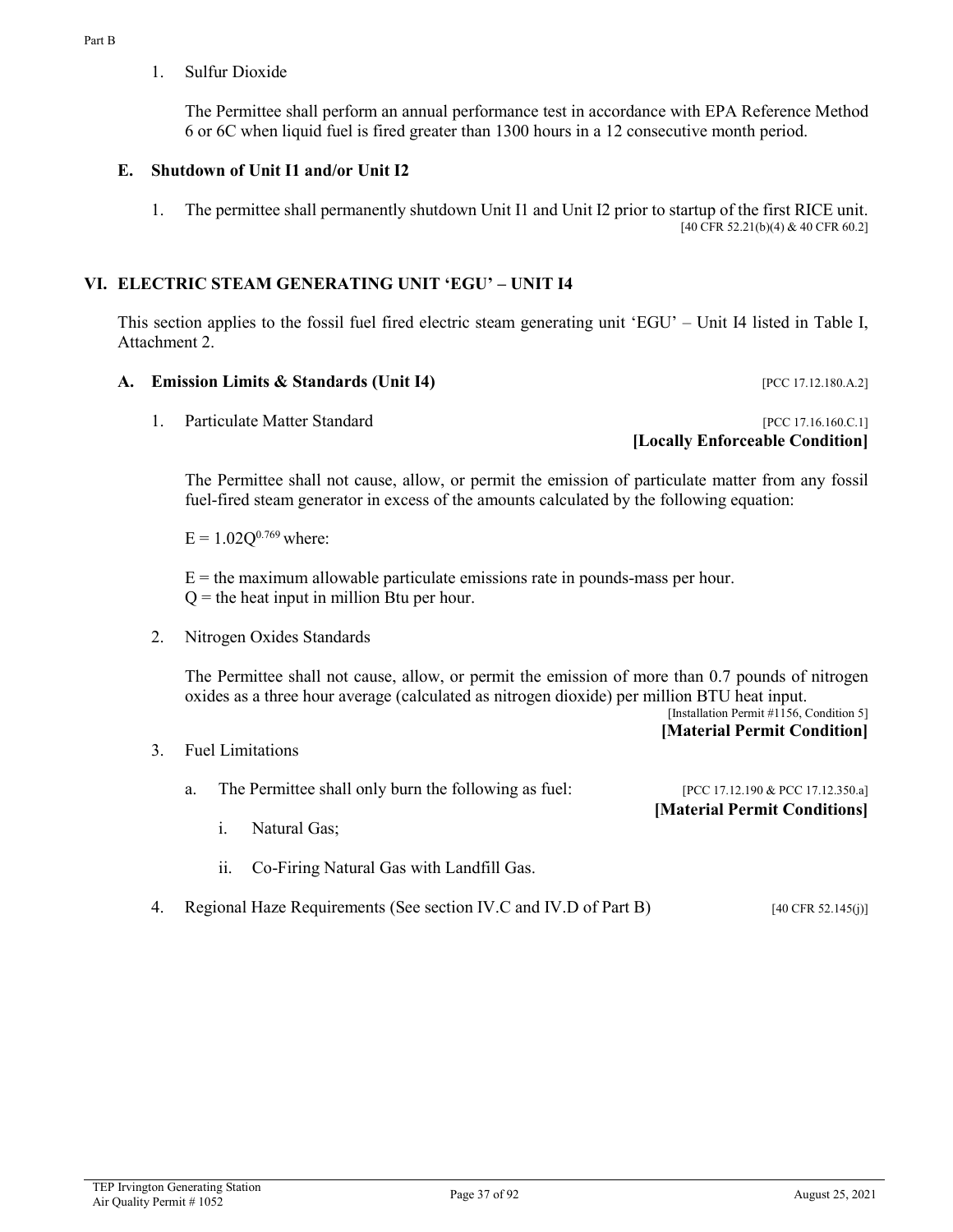1. Sulfur Dioxide

   The Permittee shall perform an annual performance test in accordance with EPA Reference Method 6 or 6C when liquid fuel is fired greater than 1300 hours in a 12 consecutive month period.

### E. Shutdown of Unit I1 and/or Unit I2

1. The permittee shall permanently shutdown Unit I1 and Unit I2 prior to startup of the first RICE unit. [40 CFR 52.21(b)(4) & 40 CFR 60.2]

## VI. ELECTRIC STEAM GENERATING UNIT 'EGU' – UNIT I4

This section applies to the fossil fuel fired electric steam generating unit 'EGU' – Unit I4 listed in Table I, Attachment 2.

### A. Emission Limits & Standards (Unit I4) [PCC 17.12.180.A.2]

1. Particulate Matter Standard [PCC 17.16.160.C.1]
   **[Locally Enforceable Condition]**

   The Permittee shall not cause, allow, or permit the emission of particulate matter from any fossil fuel-fired steam generator in excess of the amounts calculated by the following equation:

   $E = 1.02Q^{0.769}$ where:

   E = the maximum allowable particulate emissions rate in pounds-mass per hour.
   Q = the heat input in million Btu per hour.

2. Nitrogen Oxides Standards

   The Permittee shall not cause, allow, or permit the emission of more than 0.7 pounds of nitrogen oxides as a three hour average (calculated as nitrogen dioxide) per million BTU heat input.
   [Installation Permit #1156, Condition 5]
   **[Material Permit Condition]**

3. Fuel Limitations

   a. The Permittee shall only burn the following as fuel: [PCC 17.12.190 & PCC 17.12.350.a]
      **[Material Permit Conditions]**

      i. Natural Gas;

      ii. Co-Firing Natural Gas with Landfill Gas.

4. Regional Haze Requirements (See section IV.C and IV.D of Part B) [40 CFR 52.145(j)]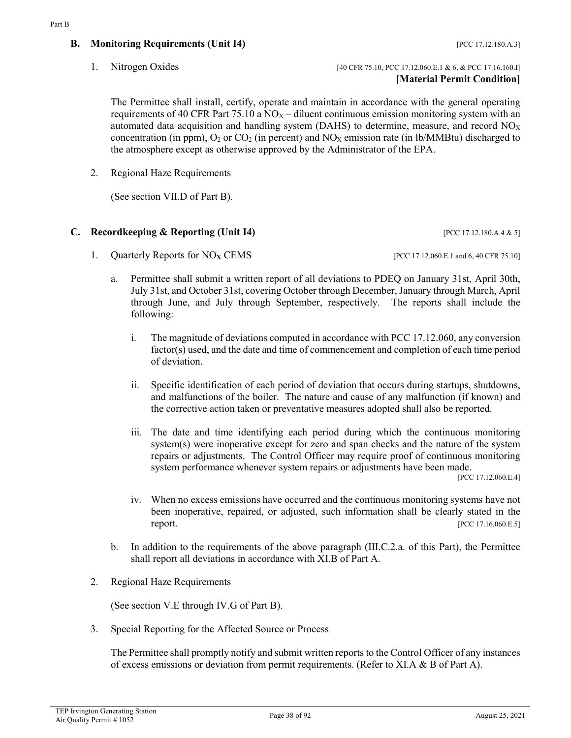### B. Monitoring Requirements (Unit I4) [PCC 17.12.180.A.3]

1. Nitrogen Oxides [40 CFR 75.10, PCC 17.12.060.E.1 & 6, & PCC 17.16.160.I] **[Material Permit Condition]**

   The Permittee shall install, certify, operate and maintain in accordance with the general operating requirements of 40 CFR Part 75.10 a $NO_X$ – diluent continuous emission monitoring system with an automated data acquisition and handling system (DAHS) to determine, measure, and record $NO_X$ concentration (in ppm), $O_2$ or $CO_2$ (in percent) and $NO_X$ emission rate (in lb/MMBtu) discharged to the atmosphere except as otherwise approved by the Administrator of the EPA.

2. Regional Haze Requirements

   (See section VII.D of Part B).

### C. Recordkeeping & Reporting (Unit I4) [PCC 17.12.180.A.4 & 5]

1. Quarterly Reports for $NO_X$ CEMS [PCC 17.12.060.E.1 and 6, 40 CFR 75.10]

   a. Permittee shall submit a written report of all deviations to PDEQ on January 31st, April 30th, July 31st, and October 31st, covering October through December, January through March, April through June, and July through September, respectively. The reports shall include the following:

      i. The magnitude of deviations computed in accordance with PCC 17.12.060, any conversion factor(s) used, and the date and time of commencement and completion of each time period of deviation.

      ii. Specific identification of each period of deviation that occurs during startups, shutdowns, and malfunctions of the boiler. The nature and cause of any malfunction (if known) and the corrective action taken or preventative measures adopted shall also be reported.

      iii. The date and time identifying each period during which the continuous monitoring system(s) were inoperative except for zero and span checks and the nature of the system repairs or adjustments. The Control Officer may require proof of continuous monitoring system performance whenever system repairs or adjustments have been made. [PCC 17.12.060.E.4]

      iv. When no excess emissions have occurred and the continuous monitoring systems have not been inoperative, repaired, or adjusted, such information shall be clearly stated in the report. [PCC 17.16.060.E.5]

   b. In addition to the requirements of the above paragraph (III.C.2.a. of this Part), the Permittee shall report all deviations in accordance with XI.B of Part A.

2. Regional Haze Requirements

   (See section V.E through IV.G of Part B).

3. Special Reporting for the Affected Source or Process

   The Permittee shall promptly notify and submit written reports to the Control Officer of any instances of excess emissions or deviation from permit requirements. (Refer to XI.A & B of Part A).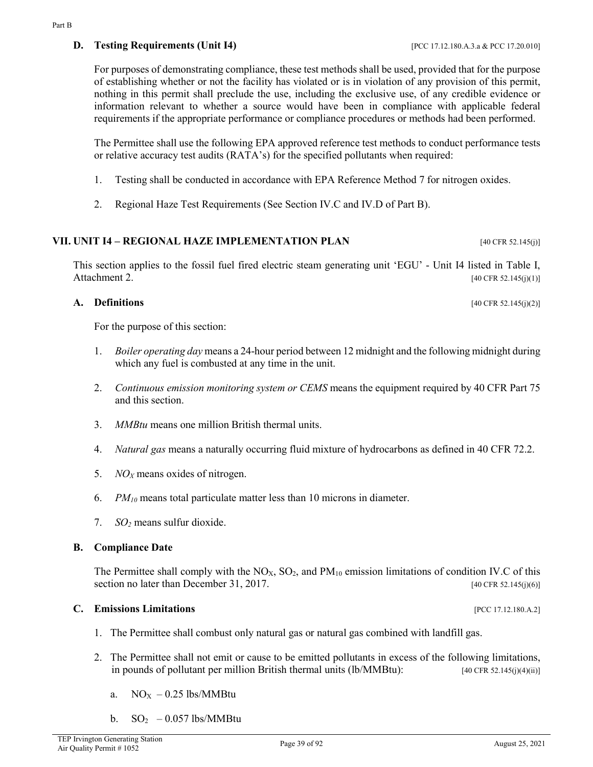### D. Testing Requirements (Unit I4) [PCC 17.12.180.A.3.a & PCC 17.20.010]

For purposes of demonstrating compliance, these test methods shall be used, provided that for the purpose of establishing whether or not the facility has violated or is in violation of any provision of this permit, nothing in this permit shall preclude the use, including the exclusive use, of any credible evidence or information relevant to whether a source would have been in compliance with applicable federal requirements if the appropriate performance or compliance procedures or methods had been performed.

The Permittee shall use the following EPA approved reference test methods to conduct performance tests or relative accuracy test audits (RATA's) for the specified pollutants when required:

1. Testing shall be conducted in accordance with EPA Reference Method 7 for nitrogen oxides.
2. Regional Haze Test Requirements (See Section IV.C and IV.D of Part B).

## VII. UNIT I4 – REGIONAL HAZE IMPLEMENTATION PLAN [40 CFR 52.145(j)]

This section applies to the fossil fuel fired electric steam generating unit 'EGU' - Unit I4 listed in Table I, Attachment 2. [40 CFR 52.145(j)(1)]

### A. Definitions [40 CFR 52.145(j)(2)]

For the purpose of this section:

1. *Boiler operating day* means a 24-hour period between 12 midnight and the following midnight during which any fuel is combusted at any time in the unit.
2. *Continuous emission monitoring system or CEMS* means the equipment required by 40 CFR Part 75 and this section.
3. *MMBtu* means one million British thermal units.
4. *Natural gas* means a naturally occurring fluid mixture of hydrocarbons as defined in 40 CFR 72.2.
5. *$NO_X$* means oxides of nitrogen.
6. *$PM_{10}$* means total particulate matter less than 10 microns in diameter.
7. *$SO_2$* means sulfur dioxide.

### B. Compliance Date

The Permittee shall comply with the $NO_X$, $SO_2$, and $PM_{10}$ emission limitations of condition IV.C of this section no later than December 31, 2017. [40 CFR 52.145(j)(6)]

### C. Emissions Limitations [PCC 17.12.180.A.2]

1. The Permittee shall combust only natural gas or natural gas combined with landfill gas.
2. The Permittee shall not emit or cause to be emitted pollutants in excess of the following limitations, in pounds of pollutant per million British thermal units (lb/MMBtu): [40 CFR 52.145(j)(4)(ii)]
   a. $NO_X$ – 0.25 lbs/MMBtu
   b. $SO_2$ – 0.057 lbs/MMBtu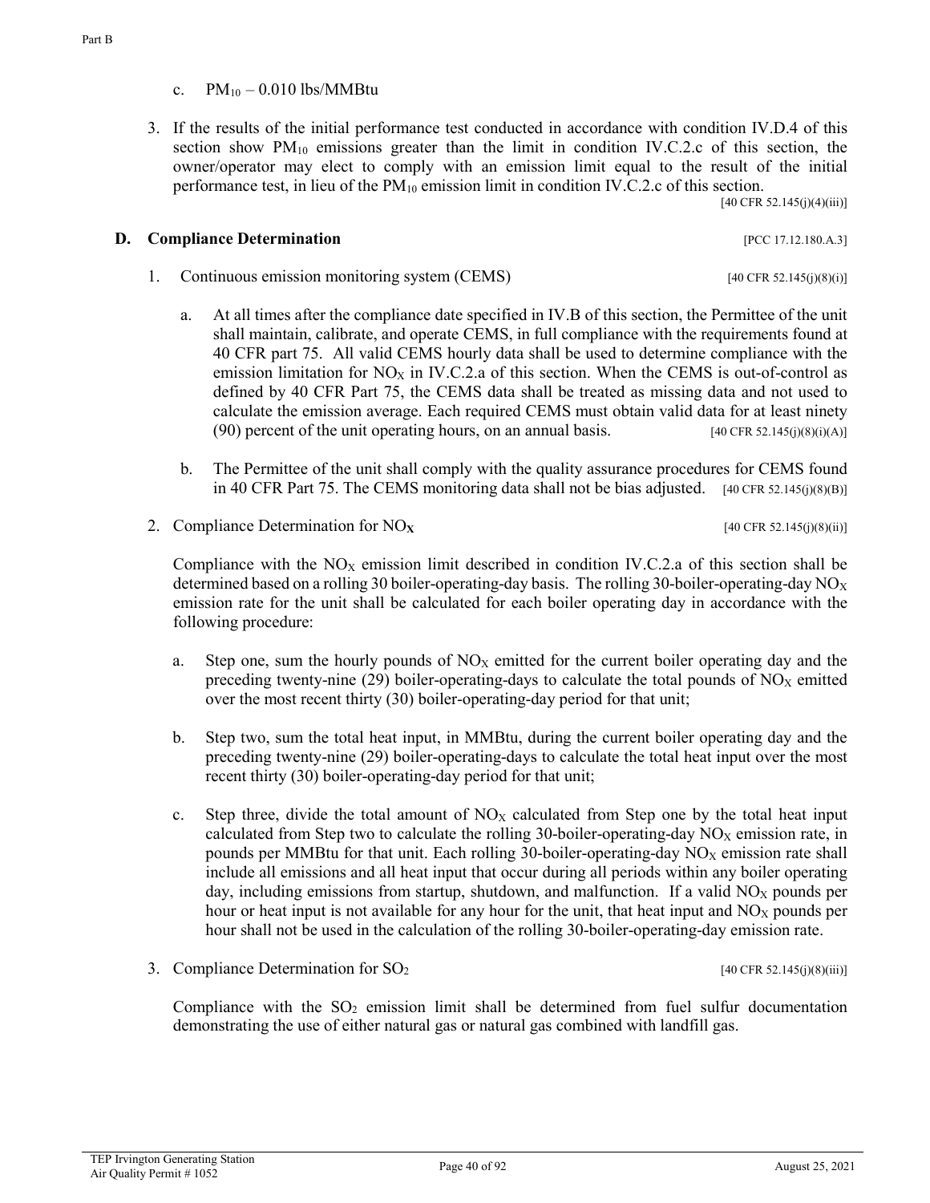c. $PM_{10}$ – 0.010 lbs/MMBtu

3. If the results of the initial performance test conducted in accordance with condition IV.D.4 of this section show $PM_{10}$ emissions greater than the limit in condition IV.C.2.c of this section, the owner/operator may elect to comply with an emission limit equal to the result of the initial performance test, in lieu of the $PM_{10}$ emission limit in condition IV.C.2.c of this section. [40 CFR 52.145(j)(4)(iii)]

## D. Compliance Determination [PCC 17.12.180.A.3]

1. Continuous emission monitoring system (CEMS) [40 CFR 52.145(j)(8)(i)]

   a. At all times after the compliance date specified in IV.B of this section, the Permittee of the unit shall maintain, calibrate, and operate CEMS, in full compliance with the requirements found at 40 CFR part 75. All valid CEMS hourly data shall be used to determine compliance with the emission limitation for $NO_X$ in IV.C.2.a of this section. When the CEMS is out-of-control as defined by 40 CFR Part 75, the CEMS data shall be treated as missing data and not used to calculate the emission average. Each required CEMS must obtain valid data for at least ninety (90) percent of the unit operating hours, on an annual basis. [40 CFR 52.145(j)(8)(i)(A)]

   b. The Permittee of the unit shall comply with the quality assurance procedures for CEMS found in 40 CFR Part 75. The CEMS monitoring data shall not be bias adjusted. [40 CFR 52.145(j)(8)(B)]

2. Compliance Determination for $NO_X$ [40 CFR 52.145(j)(8)(ii)]

   Compliance with the $NO_X$ emission limit described in condition IV.C.2.a of this section shall be determined based on a rolling 30 boiler-operating-day basis. The rolling 30-boiler-operating-day $NO_X$ emission rate for the unit shall be calculated for each boiler operating day in accordance with the following procedure:

   a. Step one, sum the hourly pounds of $NO_X$ emitted for the current boiler operating day and the preceding twenty-nine (29) boiler-operating-days to calculate the total pounds of $NO_X$ emitted over the most recent thirty (30) boiler-operating-day period for that unit;

   b. Step two, sum the total heat input, in MMBtu, during the current boiler operating day and the preceding twenty-nine (29) boiler-operating-days to calculate the total heat input over the most recent thirty (30) boiler-operating-day period for that unit;

   c. Step three, divide the total amount of $NO_X$ calculated from Step one by the total heat input calculated from Step two to calculate the rolling 30-boiler-operating-day $NO_X$ emission rate, in pounds per MMBtu for that unit. Each rolling 30-boiler-operating-day $NO_X$ emission rate shall include all emissions and all heat input that occur during all periods within any boiler operating day, including emissions from startup, shutdown, and malfunction. If a valid $NO_X$ pounds per hour or heat input is not available for any hour for the unit, that heat input and $NO_X$ pounds per hour shall not be used in the calculation of the rolling 30-boiler-operating-day emission rate.

3. Compliance Determination for $SO_2$ [40 CFR 52.145(j)(8)(iii)]

   Compliance with the $SO_2$ emission limit shall be determined from fuel sulfur documentation demonstrating the use of either natural gas or natural gas combined with landfill gas.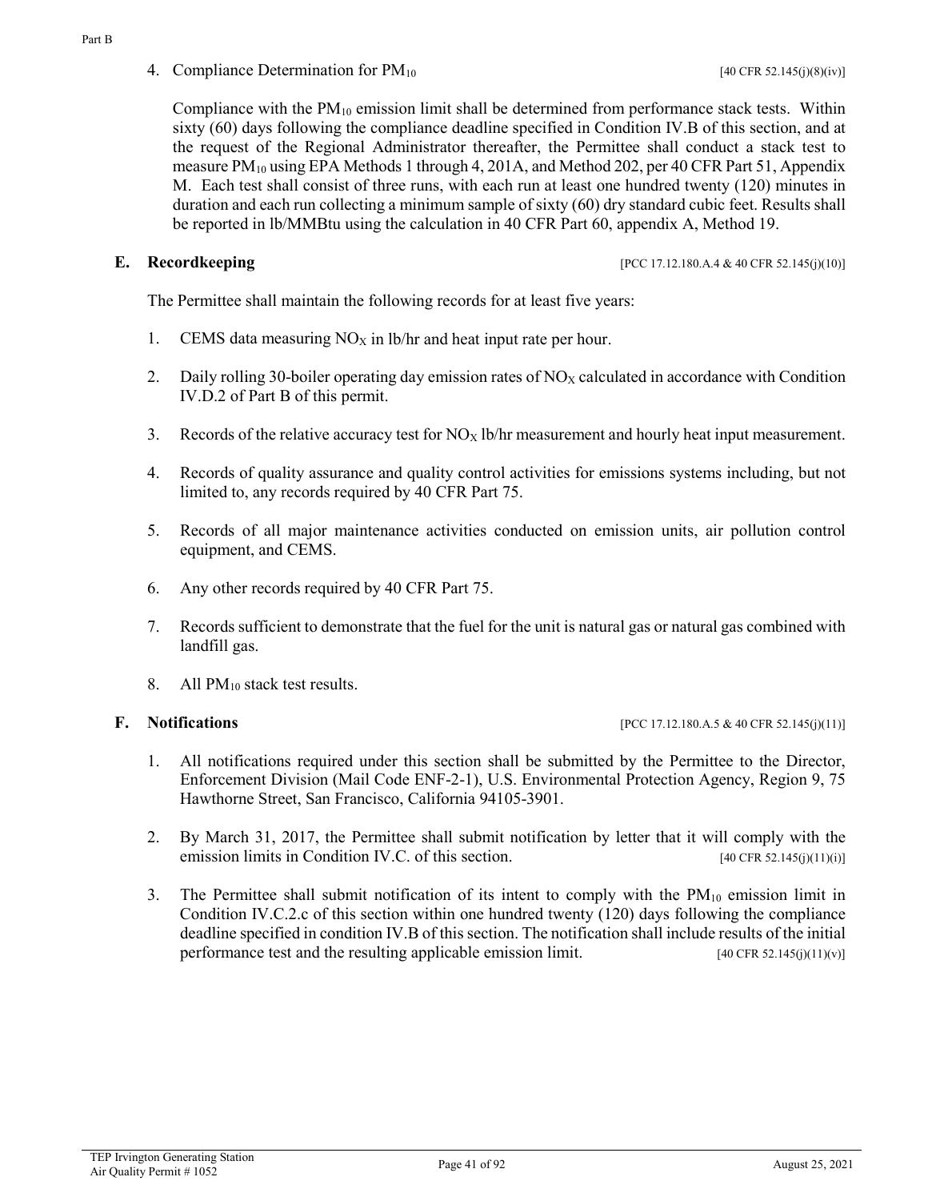4. Compliance Determination for $PM_{10}$ [40 CFR 52.145(j)(8)(iv)]

   Compliance with the $PM_{10}$ emission limit shall be determined from performance stack tests. Within sixty (60) days following the compliance deadline specified in Condition IV.B of this section, and at the request of the Regional Administrator thereafter, the Permittee shall conduct a stack test to measure $PM_{10}$ using EPA Methods 1 through 4, 201A, and Method 202, per 40 CFR Part 51, Appendix M. Each test shall consist of three runs, with each run at least one hundred twenty (120) minutes in duration and each run collecting a minimum sample of sixty (60) dry standard cubic feet. Results shall be reported in lb/MMBtu using the calculation in 40 CFR Part 60, appendix A, Method 19.

### E. Recordkeeping [PCC 17.12.180.A.4 & 40 CFR 52.145(j)(10)]

The Permittee shall maintain the following records for at least five years:

1. CEMS data measuring $NO_X$ in lb/hr and heat input rate per hour.
2. Daily rolling 30-boiler operating day emission rates of $NO_X$ calculated in accordance with Condition IV.D.2 of Part B of this permit.
3. Records of the relative accuracy test for $NO_X$ lb/hr measurement and hourly heat input measurement.
4. Records of quality assurance and quality control activities for emissions systems including, but not limited to, any records required by 40 CFR Part 75.
5. Records of all major maintenance activities conducted on emission units, air pollution control equipment, and CEMS.
6. Any other records required by 40 CFR Part 75.
7. Records sufficient to demonstrate that the fuel for the unit is natural gas or natural gas combined with landfill gas.
8. All $PM_{10}$ stack test results.

### F. Notifications [PCC 17.12.180.A.5 & 40 CFR 52.145(j)(11)]

1. All notifications required under this section shall be submitted by the Permittee to the Director, Enforcement Division (Mail Code ENF-2-1), U.S. Environmental Protection Agency, Region 9, 75 Hawthorne Street, San Francisco, California 94105-3901.
2. By March 31, 2017, the Permittee shall submit notification by letter that it will comply with the emission limits in Condition IV.C. of this section. [40 CFR 52.145(j)(11)(i)]
3. The Permittee shall submit notification of its intent to comply with the $PM_{10}$ emission limit in Condition IV.C.2.c of this section within one hundred twenty (120) days following the compliance deadline specified in condition IV.B of this section. The notification shall include results of the initial performance test and the resulting applicable emission limit. [40 CFR 52.145(j)(11)(v)]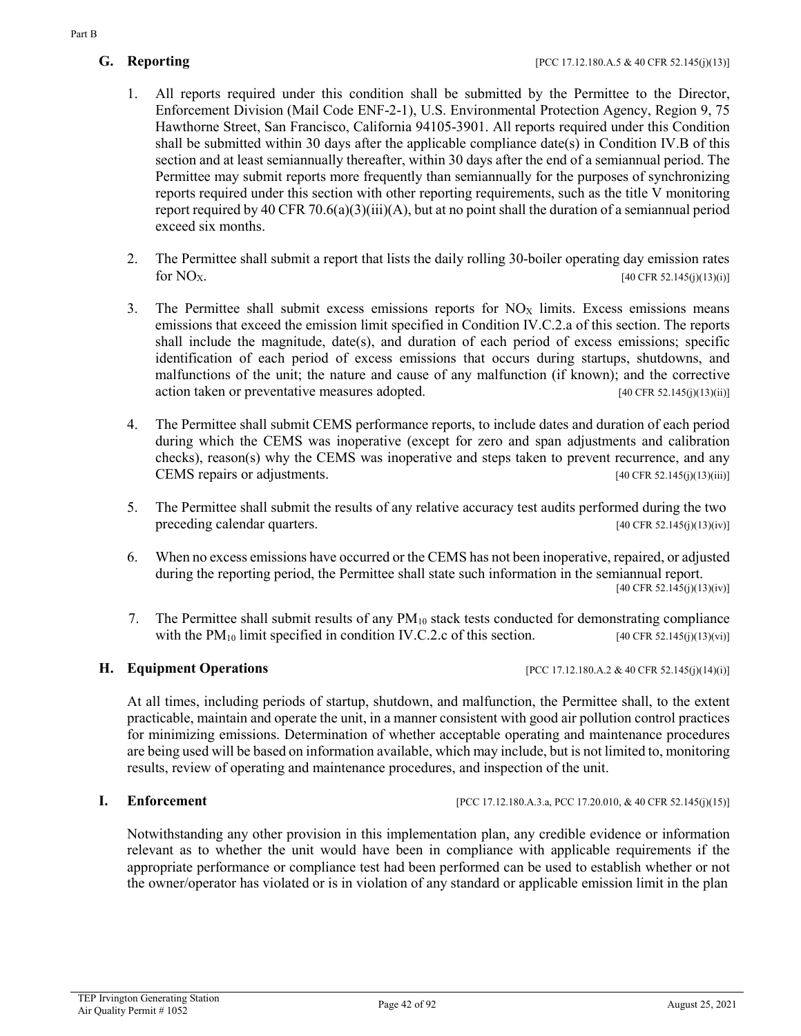## G. Reporting

[PCC 17.12.180.A.5 & 40 CFR 52.145(j)(13)]

1. All reports required under this condition shall be submitted by the Permittee to the Director, Enforcement Division (Mail Code ENF-2-1), U.S. Environmental Protection Agency, Region 9, 75 Hawthorne Street, San Francisco, California 94105-3901. All reports required under this Condition shall be submitted within 30 days after the applicable compliance date(s) in Condition IV.B of this section and at least semiannually thereafter, within 30 days after the end of a semiannual period. The Permittee may submit reports more frequently than semiannually for the purposes of synchronizing reports required under this section with other reporting requirements, such as the title V monitoring report required by 40 CFR 70.6(a)(3)(iii)(A), but at no point shall the duration of a semiannual period exceed six months.

2. The Permittee shall submit a report that lists the daily rolling 30-boiler operating day emission rates for $NO_X$. [40 CFR 52.145(j)(13)(i)]

3. The Permittee shall submit excess emissions reports for $NO_X$ limits. Excess emissions means emissions that exceed the emission limit specified in Condition IV.C.2.a of this section. The reports shall include the magnitude, date(s), and duration of each period of excess emissions; specific identification of each period of excess emissions that occurs during startups, shutdowns, and malfunctions of the unit; the nature and cause of any malfunction (if known); and the corrective action taken or preventative measures adopted. [40 CFR 52.145(j)(13)(ii)]

4. The Permittee shall submit CEMS performance reports, to include dates and duration of each period during which the CEMS was inoperative (except for zero and span adjustments and calibration checks), reason(s) why the CEMS was inoperative and steps taken to prevent recurrence, and any CEMS repairs or adjustments. [40 CFR 52.145(j)(13)(iii)]

5. The Permittee shall submit the results of any relative accuracy test audits performed during the two preceding calendar quarters. [40 CFR 52.145(j)(13)(iv)]

6. When no excess emissions have occurred or the CEMS has not been inoperative, repaired, or adjusted during the reporting period, the Permittee shall state such information in the semiannual report. [40 CFR 52.145(j)(13)(iv)]

7. The Permittee shall submit results of any $PM_{10}$ stack tests conducted for demonstrating compliance with the $PM_{10}$ limit specified in condition IV.C.2.c of this section. [40 CFR 52.145(j)(13)(vi)]

## H. Equipment Operations

[PCC 17.12.180.A.2 & 40 CFR 52.145(j)(14)(i)]

At all times, including periods of startup, shutdown, and malfunction, the Permittee shall, to the extent practicable, maintain and operate the unit, in a manner consistent with good air pollution control practices for minimizing emissions. Determination of whether acceptable operating and maintenance procedures are being used will be based on information available, which may include, but is not limited to, monitoring results, review of operating and maintenance procedures, and inspection of the unit.

## I. Enforcement

[PCC 17.12.180.A.3.a, PCC 17.20.010, & 40 CFR 52.145(j)(15)]

Notwithstanding any other provision in this implementation plan, any credible evidence or information relevant as to whether the unit would have been in compliance with applicable requirements if the appropriate performance or compliance test had been performed can be used to establish whether or not the owner/operator has violated or is in violation of any standard or applicable emission limit in the plan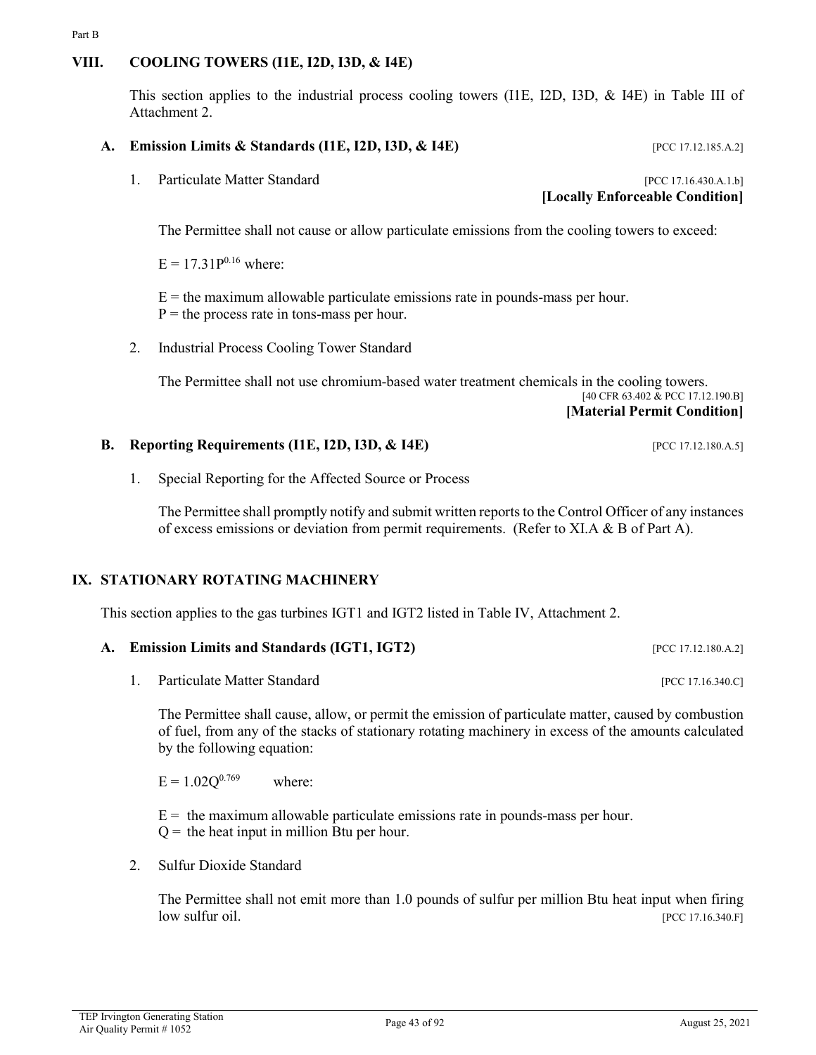## VIII. COOLING TOWERS (I1E, I2D, I3D, & I4E)

This section applies to the industrial process cooling towers (I1E, I2D, I3D, & I4E) in Table III of Attachment 2.

### A. Emission Limits & Standards (I1E, I2D, I3D, & I4E) [PCC 17.12.185.A.2]

1. Particulate Matter Standard [PCC 17.16.430.A.1.b]
**[Locally Enforceable Condition]**

The Permittee shall not cause or allow particulate emissions from the cooling towers to exceed:

$E = 17.31P^{0.16}$ where:

E = the maximum allowable particulate emissions rate in pounds-mass per hour.
P = the process rate in tons-mass per hour.

2. Industrial Process Cooling Tower Standard

The Permittee shall not use chromium-based water treatment chemicals in the cooling towers.
[40 CFR 63.402 & PCC 17.12.190.B]
**[Material Permit Condition]**

### B. Reporting Requirements (I1E, I2D, I3D, & I4E) [PCC 17.12.180.A.5]

1. Special Reporting for the Affected Source or Process

The Permittee shall promptly notify and submit written reports to the Control Officer of any instances of excess emissions or deviation from permit requirements. (Refer to XI.A & B of Part A).

## IX. STATIONARY ROTATING MACHINERY

This section applies to the gas turbines IGT1 and IGT2 listed in Table IV, Attachment 2.

### A. Emission Limits and Standards (IGT1, IGT2) [PCC 17.12.180.A.2]

1. Particulate Matter Standard [PCC 17.16.340.C]

The Permittee shall cause, allow, or permit the emission of particulate matter, caused by combustion of fuel, from any of the stacks of stationary rotating machinery in excess of the amounts calculated by the following equation:

$E = 1.02Q^{0.769}$ where:

E = the maximum allowable particulate emissions rate in pounds-mass per hour.
Q = the heat input in million Btu per hour.

2. Sulfur Dioxide Standard

The Permittee shall not emit more than 1.0 pounds of sulfur per million Btu heat input when firing low sulfur oil. [PCC 17.16.340.F]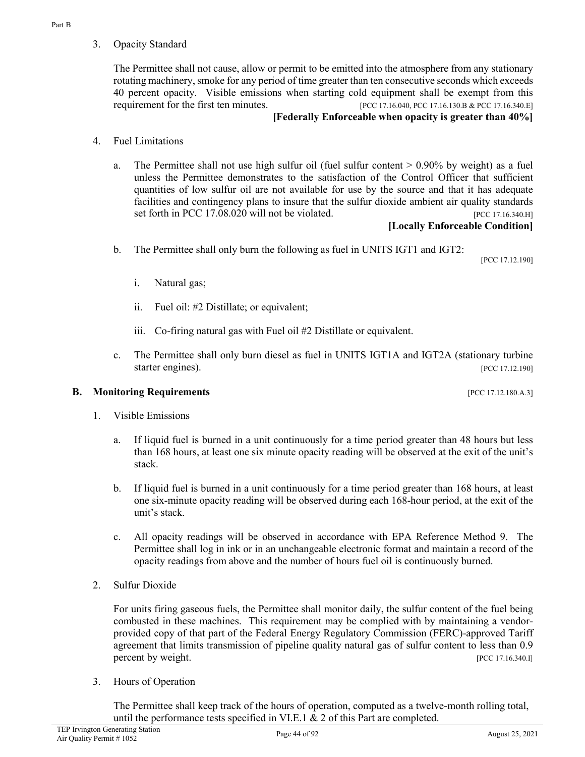3. Opacity Standard

   The Permittee shall not cause, allow or permit to be emitted into the atmosphere from any stationary rotating machinery, smoke for any period of time greater than ten consecutive seconds which exceeds 40 percent opacity. Visible emissions when starting cold equipment shall be exempt from this requirement for the first ten minutes. [PCC 17.16.040, PCC 17.16.130.B & PCC 17.16.340.E]

   **[Federally Enforceable when opacity is greater than 40%]**

4. Fuel Limitations

   a. The Permittee shall not use high sulfur oil (fuel sulfur content > 0.90% by weight) as a fuel unless the Permittee demonstrates to the satisfaction of the Control Officer that sufficient quantities of low sulfur oil are not available for use by the source and that it has adequate facilities and contingency plans to insure that the sulfur dioxide ambient air quality standards set forth in PCC 17.08.020 will not be violated. [PCC 17.16.340.H]

      **[Locally Enforceable Condition]**

   b. The Permittee shall only burn the following as fuel in UNITS IGT1 and IGT2: [PCC 17.12.190]

      i. Natural gas;

      ii. Fuel oil: #2 Distillate; or equivalent;

      iii. Co-firing natural gas with Fuel oil #2 Distillate or equivalent.

   c. The Permittee shall only burn diesel as fuel in UNITS IGT1A and IGT2A (stationary turbine starter engines). [PCC 17.12.190]

## B. Monitoring Requirements [PCC 17.12.180.A.3]

1. Visible Emissions

   a. If liquid fuel is burned in a unit continuously for a time period greater than 48 hours but less than 168 hours, at least one six minute opacity reading will be observed at the exit of the unit's stack.

   b. If liquid fuel is burned in a unit continuously for a time period greater than 168 hours, at least one six-minute opacity reading will be observed during each 168-hour period, at the exit of the unit's stack.

   c. All opacity readings will be observed in accordance with EPA Reference Method 9. The Permittee shall log in ink or in an unchangeable electronic format and maintain a record of the opacity readings from above and the number of hours fuel oil is continuously burned.

2. Sulfur Dioxide

   For units firing gaseous fuels, the Permittee shall monitor daily, the sulfur content of the fuel being combusted in these machines. This requirement may be complied with by maintaining a vendor-provided copy of that part of the Federal Energy Regulatory Commission (FERC)-approved Tariff agreement that limits transmission of pipeline quality natural gas of sulfur content to less than 0.9 percent by weight. [PCC 17.16.340.I]

3. Hours of Operation

   The Permittee shall keep track of the hours of operation, computed as a twelve-month rolling total, until the performance tests specified in VI.E.1 & 2 of this Part are completed.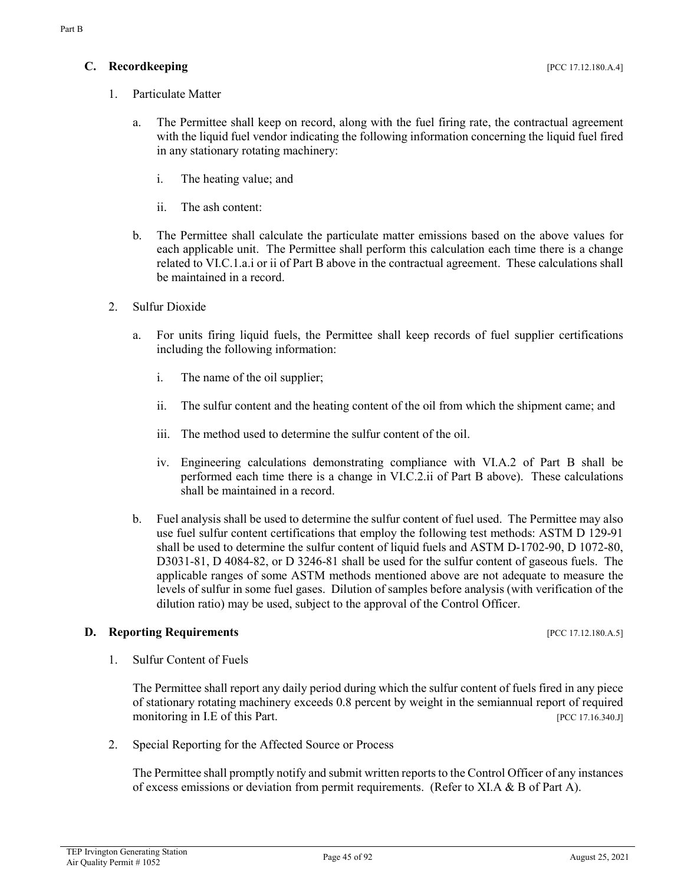## C. Recordkeeping [PCC 17.12.180.A.4]

1. Particulate Matter

   a. The Permittee shall keep on record, along with the fuel firing rate, the contractual agreement with the liquid fuel vendor indicating the following information concerning the liquid fuel fired in any stationary rotating machinery:

      i. The heating value; and

      ii. The ash content:

   b. The Permittee shall calculate the particulate matter emissions based on the above values for each applicable unit. The Permittee shall perform this calculation each time there is a change related to VI.C.1.a.i or ii of Part B above in the contractual agreement. These calculations shall be maintained in a record.

2. Sulfur Dioxide

   a. For units firing liquid fuels, the Permittee shall keep records of fuel supplier certifications including the following information:

      i. The name of the oil supplier;

      ii. The sulfur content and the heating content of the oil from which the shipment came; and

      iii. The method used to determine the sulfur content of the oil.

      iv. Engineering calculations demonstrating compliance with VI.A.2 of Part B shall be performed each time there is a change in VI.C.2.ii of Part B above). These calculations shall be maintained in a record.

   b. Fuel analysis shall be used to determine the sulfur content of fuel used. The Permittee may also use fuel sulfur content certifications that employ the following test methods: ASTM D 129-91 shall be used to determine the sulfur content of liquid fuels and ASTM D-1702-90, D 1072-80, D3031-81, D 4084-82, or D 3246-81 shall be used for the sulfur content of gaseous fuels. The applicable ranges of some ASTM methods mentioned above are not adequate to measure the levels of sulfur in some fuel gases. Dilution of samples before analysis (with verification of the dilution ratio) may be used, subject to the approval of the Control Officer.

## D. Reporting Requirements [PCC 17.12.180.A.5]

1. Sulfur Content of Fuels

   The Permittee shall report any daily period during which the sulfur content of fuels fired in any piece of stationary rotating machinery exceeds 0.8 percent by weight in the semiannual report of required monitoring in I.E of this Part. [PCC 17.16.340.J]

2. Special Reporting for the Affected Source or Process

   The Permittee shall promptly notify and submit written reports to the Control Officer of any instances of excess emissions or deviation from permit requirements. (Refer to XI.A & B of Part A).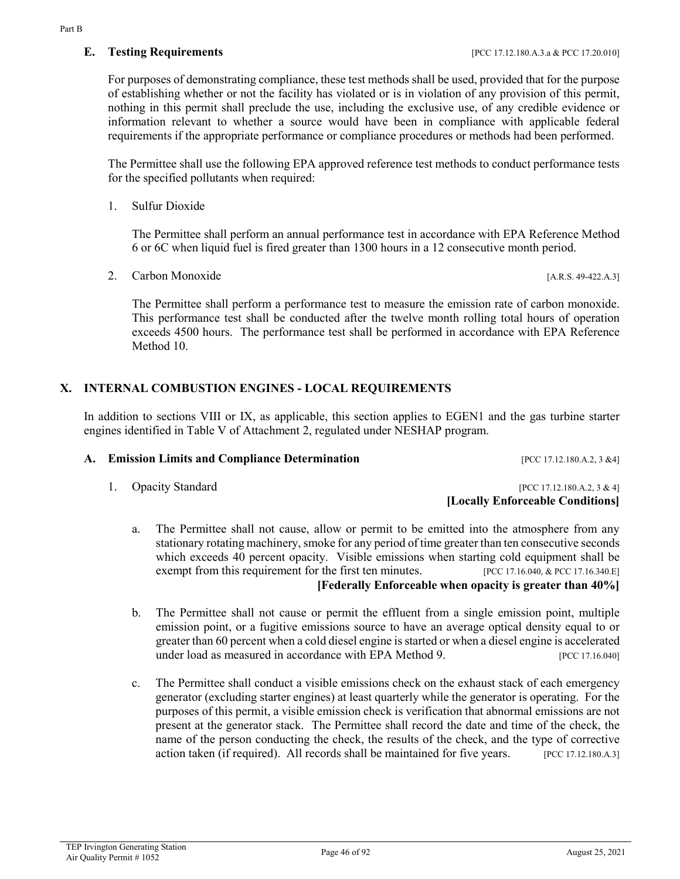### E. Testing Requirements [PCC 17.12.180.A.3.a & PCC 17.20.010]

For purposes of demonstrating compliance, these test methods shall be used, provided that for the purpose of establishing whether or not the facility has violated or is in violation of any provision of this permit, nothing in this permit shall preclude the use, including the exclusive use, of any credible evidence or information relevant to whether a source would have been in compliance with applicable federal requirements if the appropriate performance or compliance procedures or methods had been performed.

The Permittee shall use the following EPA approved reference test methods to conduct performance tests for the specified pollutants when required:

1. Sulfur Dioxide

   The Permittee shall perform an annual performance test in accordance with EPA Reference Method 6 or 6C when liquid fuel is fired greater than 1300 hours in a 12 consecutive month period.

2. Carbon Monoxide [A.R.S. 49-422.A.3]

   The Permittee shall perform a performance test to measure the emission rate of carbon monoxide. This performance test shall be conducted after the twelve month rolling total hours of operation exceeds 4500 hours. The performance test shall be performed in accordance with EPA Reference Method 10.

## X. INTERNAL COMBUSTION ENGINES - LOCAL REQUIREMENTS

In addition to sections VIII or IX, as applicable, this section applies to EGEN1 and the gas turbine starter engines identified in Table V of Attachment 2, regulated under NESHAP program.

### A. Emission Limits and Compliance Determination [PCC 17.12.180.A.2, 3 &4]

1. Opacity Standard [PCC 17.12.180.A.2, 3 & 4]
   **[Locally Enforceable Conditions]**

   a. The Permittee shall not cause, allow or permit to be emitted into the atmosphere from any stationary rotating machinery, smoke for any period of time greater than ten consecutive seconds which exceeds 40 percent opacity. Visible emissions when starting cold equipment shall be exempt from this requirement for the first ten minutes. [PCC 17.16.040, & PCC 17.16.340.E]
   **[Federally Enforceable when opacity is greater than 40%]**

   b. The Permittee shall not cause or permit the effluent from a single emission point, multiple emission point, or a fugitive emissions source to have an average optical density equal to or greater than 60 percent when a cold diesel engine is started or when a diesel engine is accelerated under load as measured in accordance with EPA Method 9. [PCC 17.16.040]

   c. The Permittee shall conduct a visible emissions check on the exhaust stack of each emergency generator (excluding starter engines) at least quarterly while the generator is operating. For the purposes of this permit, a visible emission check is verification that abnormal emissions are not present at the generator stack. The Permittee shall record the date and time of the check, the name of the person conducting the check, the results of the check, and the type of corrective action taken (if required). All records shall be maintained for five years. [PCC 17.12.180.A.3]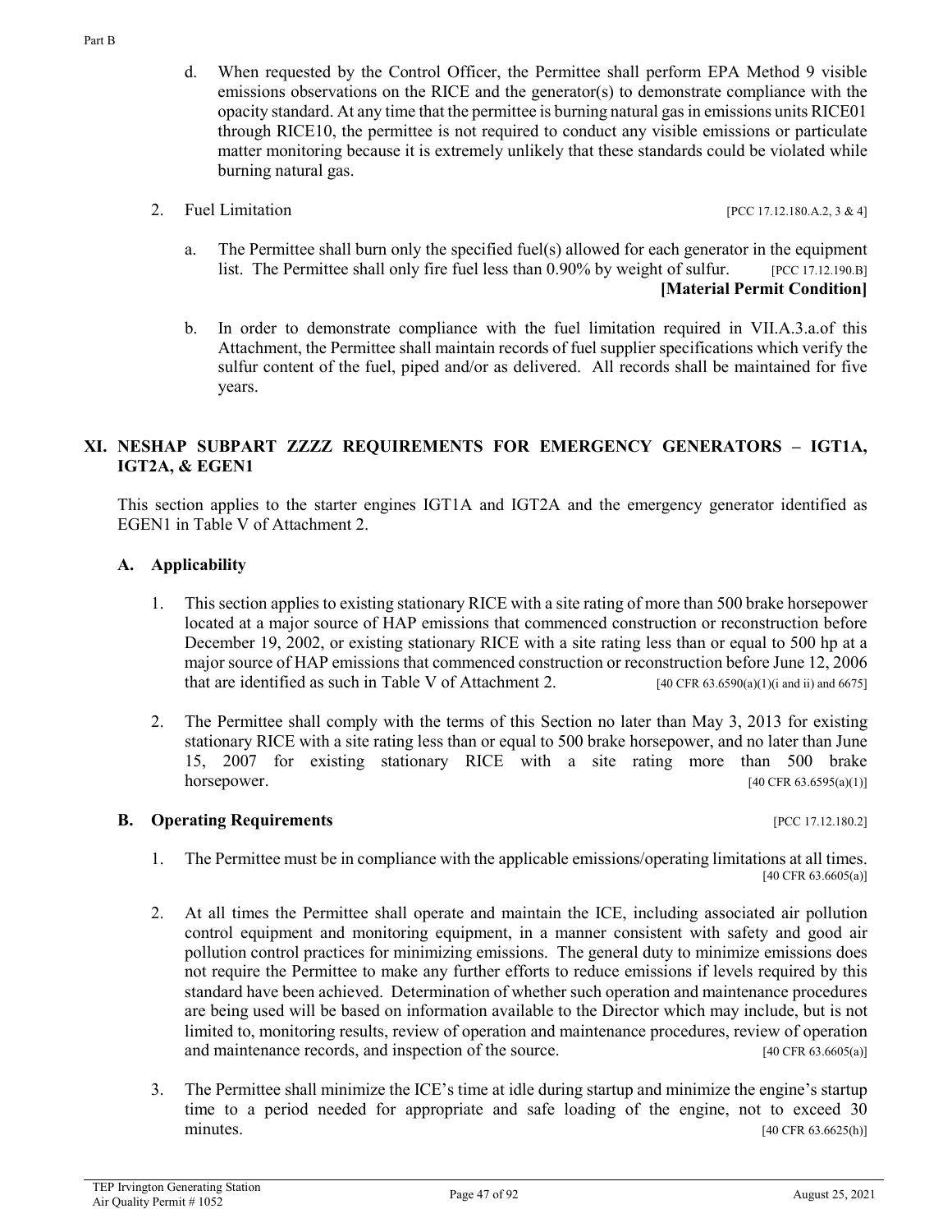d. When requested by the Control Officer, the Permittee shall perform EPA Method 9 visible emissions observations on the RICE and the generator(s) to demonstrate compliance with the opacity standard. At any time that the permittee is burning natural gas in emissions units RICE01 through RICE10, the permittee is not required to conduct any visible emissions or particulate matter monitoring because it is extremely unlikely that these standards could be violated while burning natural gas.

2. Fuel Limitation [PCC 17.12.180.A.2, 3 & 4]

   a. The Permittee shall burn only the specified fuel(s) allowed for each generator in the equipment list. The Permittee shall only fire fuel less than 0.90% by weight of sulfur. [PCC 17.12.190.B] **[Material Permit Condition]**

   b. In order to demonstrate compliance with the fuel limitation required in VII.A.3.a.of this Attachment, the Permittee shall maintain records of fuel supplier specifications which verify the sulfur content of the fuel, piped and/or as delivered. All records shall be maintained for five years.

## XI. NESHAP SUBPART ZZZZ REQUIREMENTS FOR EMERGENCY GENERATORS – IGT1A, IGT2A, & EGEN1

This section applies to the starter engines IGT1A and IGT2A and the emergency generator identified as EGEN1 in Table V of Attachment 2.

### A. Applicability

1. This section applies to existing stationary RICE with a site rating of more than 500 brake horsepower located at a major source of HAP emissions that commenced construction or reconstruction before December 19, 2002, or existing stationary RICE with a site rating less than or equal to 500 hp at a major source of HAP emissions that commenced construction or reconstruction before June 12, 2006 that are identified as such in Table V of Attachment 2. [40 CFR 63.6590(a)(1)(i and ii) and 6675]

2. The Permittee shall comply with the terms of this Section no later than May 3, 2013 for existing stationary RICE with a site rating less than or equal to 500 brake horsepower, and no later than June 15, 2007 for existing stationary RICE with a site rating more than 500 brake horsepower. [40 CFR 63.6595(a)(1)]

### B. Operating Requirements [PCC 17.12.180.2]

1. The Permittee must be in compliance with the applicable emissions/operating limitations at all times. [40 CFR 63.6605(a)]

2. At all times the Permittee shall operate and maintain the ICE, including associated air pollution control equipment and monitoring equipment, in a manner consistent with safety and good air pollution control practices for minimizing emissions. The general duty to minimize emissions does not require the Permittee to make any further efforts to reduce emissions if levels required by this standard have been achieved. Determination of whether such operation and maintenance procedures are being used will be based on information available to the Director which may include, but is not limited to, monitoring results, review of operation and maintenance procedures, review of operation and maintenance records, and inspection of the source. [40 CFR 63.6605(a)]

3. The Permittee shall minimize the ICE's time at idle during startup and minimize the engine's startup time to a period needed for appropriate and safe loading of the engine, not to exceed 30 minutes. [40 CFR 63.6625(h)]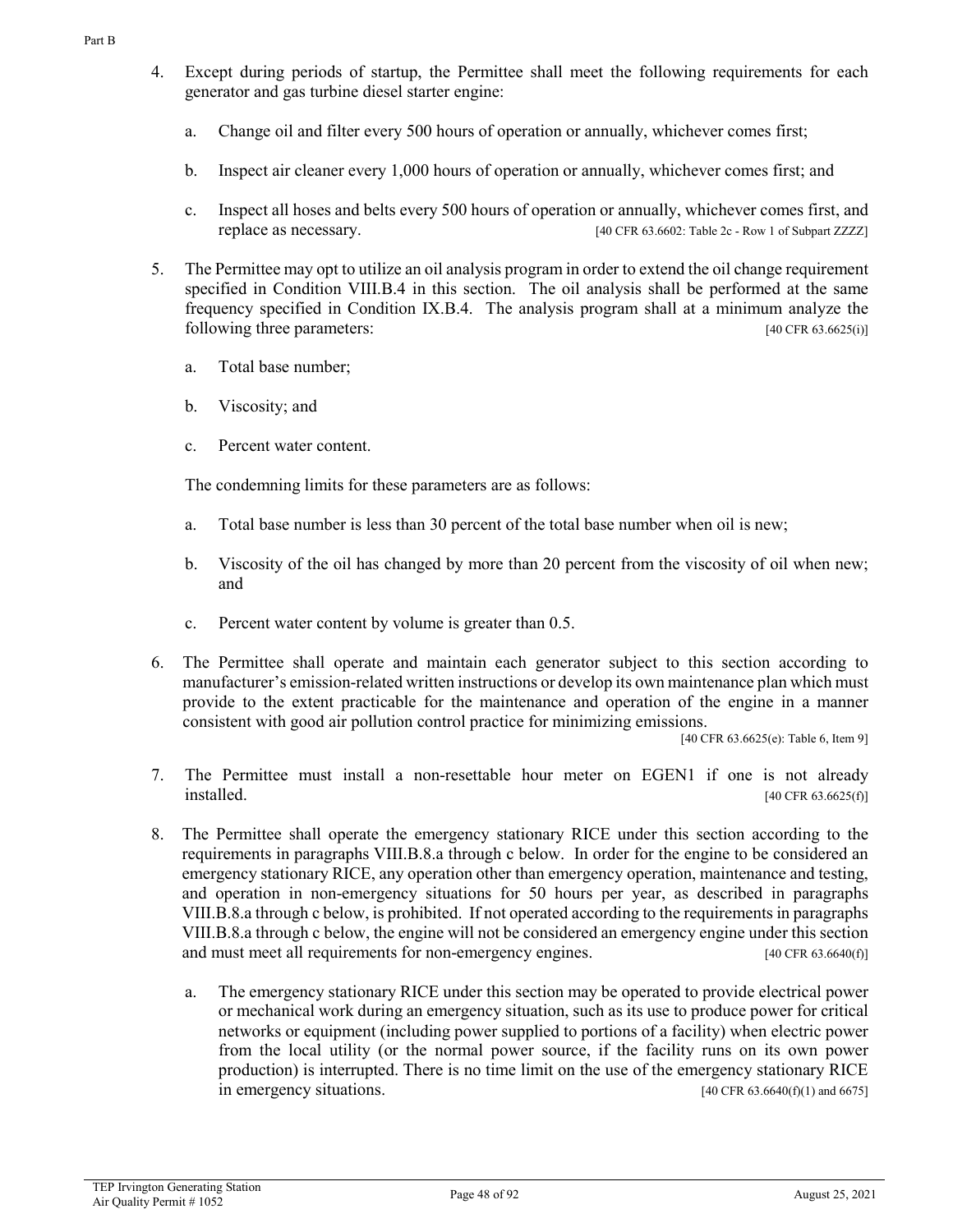4. Except during periods of startup, the Permittee shall meet the following requirements for each generator and gas turbine diesel starter engine:

   a. Change oil and filter every 500 hours of operation or annually, whichever comes first;

   b. Inspect air cleaner every 1,000 hours of operation or annually, whichever comes first; and

   c. Inspect all hoses and belts every 500 hours of operation or annually, whichever comes first, and replace as necessary. [40 CFR 63.6602: Table 2c - Row 1 of Subpart ZZZZ]

5. The Permittee may opt to utilize an oil analysis program in order to extend the oil change requirement specified in Condition VIII.B.4 in this section. The oil analysis shall be performed at the same frequency specified in Condition IX.B.4. The analysis program shall at a minimum analyze the following three parameters: [40 CFR 63.6625(i)]

   a. Total base number;

   b. Viscosity; and

   c. Percent water content.

   The condemning limits for these parameters are as follows:

   a. Total base number is less than 30 percent of the total base number when oil is new;

   b. Viscosity of the oil has changed by more than 20 percent from the viscosity of oil when new; and

   c. Percent water content by volume is greater than 0.5.

6. The Permittee shall operate and maintain each generator subject to this section according to manufacturer's emission-related written instructions or develop its own maintenance plan which must provide to the extent practicable for the maintenance and operation of the engine in a manner consistent with good air pollution control practice for minimizing emissions. [40 CFR 63.6625(e): Table 6, Item 9]

7. The Permittee must install a non-resettable hour meter on EGEN1 if one is not already installed. [40 CFR 63.6625(f)]

8. The Permittee shall operate the emergency stationary RICE under this section according to the requirements in paragraphs VIII.B.8.a through c below. In order for the engine to be considered an emergency stationary RICE, any operation other than emergency operation, maintenance and testing, and operation in non-emergency situations for 50 hours per year, as described in paragraphs VIII.B.8.a through c below, is prohibited. If not operated according to the requirements in paragraphs VIII.B.8.a through c below, the engine will not be considered an emergency engine under this section and must meet all requirements for non-emergency engines. [40 CFR 63.6640(f)]

   a. The emergency stationary RICE under this section may be operated to provide electrical power or mechanical work during an emergency situation, such as its use to produce power for critical networks or equipment (including power supplied to portions of a facility) when electric power from the local utility (or the normal power source, if the facility runs on its own power production) is interrupted. There is no time limit on the use of the emergency stationary RICE in emergency situations. [40 CFR 63.6640(f)(1) and 6675]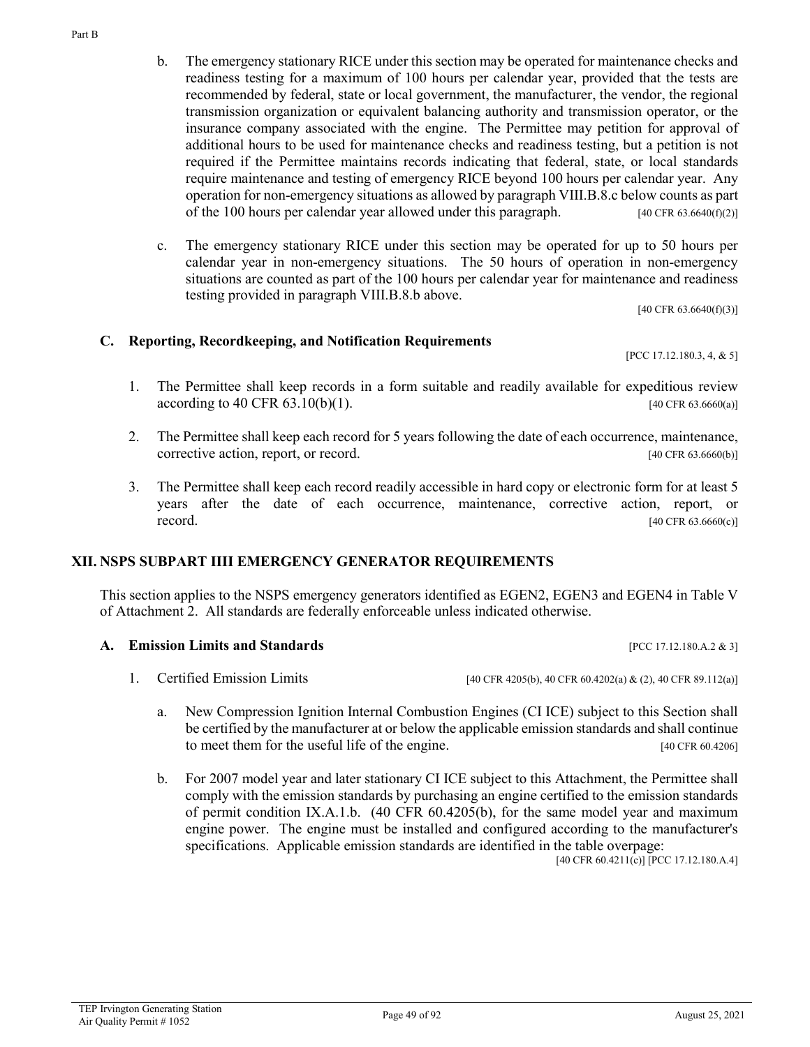b. The emergency stationary RICE under this section may be operated for maintenance checks and readiness testing for a maximum of 100 hours per calendar year, provided that the tests are recommended by federal, state or local government, the manufacturer, the vendor, the regional transmission organization or equivalent balancing authority and transmission operator, or the insurance company associated with the engine. The Permittee may petition for approval of additional hours to be used for maintenance checks and readiness testing, but a petition is not required if the Permittee maintains records indicating that federal, state, or local standards require maintenance and testing of emergency RICE beyond 100 hours per calendar year. Any operation for non-emergency situations as allowed by paragraph VIII.B.8.c below counts as part of the 100 hours per calendar year allowed under this paragraph. [40 CFR 63.6640(f)(2)]

c. The emergency stationary RICE under this section may be operated for up to 50 hours per calendar year in non-emergency situations. The 50 hours of operation in non-emergency situations are counted as part of the 100 hours per calendar year for maintenance and readiness testing provided in paragraph VIII.B.8.b above. [40 CFR 63.6640(f)(3)]

### C. Reporting, Recordkeeping, and Notification Requirements

[PCC 17.12.180.3, 4, & 5]

1. The Permittee shall keep records in a form suitable and readily available for expeditious review according to 40 CFR 63.10(b)(1). [40 CFR 63.6660(a)]

2. The Permittee shall keep each record for 5 years following the date of each occurrence, maintenance, corrective action, report, or record. [40 CFR 63.6660(b)]

3. The Permittee shall keep each record readily accessible in hard copy or electronic form for at least 5 years after the date of each occurrence, maintenance, corrective action, report, or record. [40 CFR 63.6660(c)]

## XII. NSPS SUBPART IIII EMERGENCY GENERATOR REQUIREMENTS

This section applies to the NSPS emergency generators identified as EGEN2, EGEN3 and EGEN4 in Table V of Attachment 2. All standards are federally enforceable unless indicated otherwise.

### A. Emission Limits and Standards

[PCC 17.12.180.A.2 & 3]

1. Certified Emission Limits [40 CFR 4205(b), 40 CFR 60.4202(a) & (2), 40 CFR 89.112(a)]

   a. New Compression Ignition Internal Combustion Engines (CI ICE) subject to this Section shall be certified by the manufacturer at or below the applicable emission standards and shall continue to meet them for the useful life of the engine. [40 CFR 60.4206]

   b. For 2007 model year and later stationary CI ICE subject to this Attachment, the Permittee shall comply with the emission standards by purchasing an engine certified to the emission standards of permit condition IX.A.1.b. (40 CFR 60.4205(b), for the same model year and maximum engine power. The engine must be installed and configured according to the manufacturer's specifications. Applicable emission standards are identified in the table overpage: [40 CFR 60.4211(c)] [PCC 17.12.180.A.4]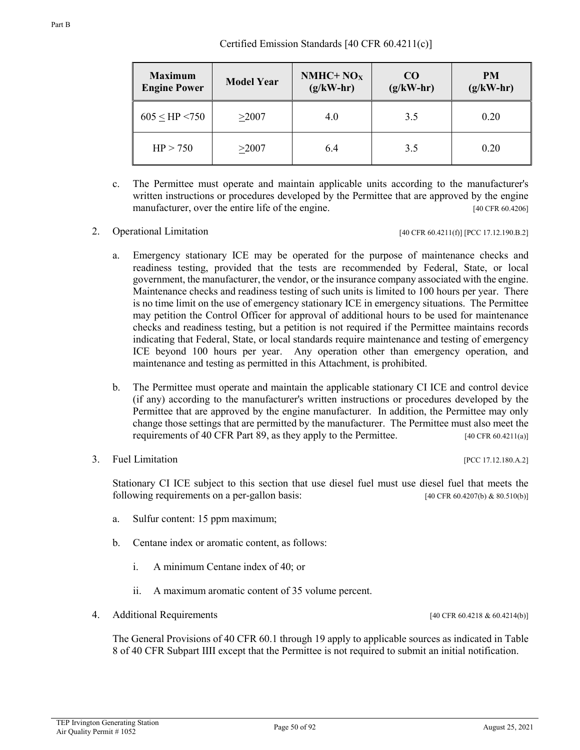Certified Emission Standards [40 CFR 60.4211(c)]

| Maximum Engine Power | Model Year | NMHC+ $NO_X$ (g/kW-hr) | CO (g/kW-hr) | PM (g/kW-hr) |
|---|---|---|---|---|
| 605 ≤ HP <750 | ≥2007 | 4.0 | 3.5 | 0.20 |
| HP > 750 | ≥2007 | 6.4 | 3.5 | 0.20 |

c. The Permittee must operate and maintain applicable units according to the manufacturer's written instructions or procedures developed by the Permittee that are approved by the engine manufacturer, over the entire life of the engine. [40 CFR 60.4206]

2. Operational Limitation [40 CFR 60.4211(f)] [PCC 17.12.190.B.2]

   a. Emergency stationary ICE may be operated for the purpose of maintenance checks and readiness testing, provided that the tests are recommended by Federal, State, or local government, the manufacturer, the vendor, or the insurance company associated with the engine. Maintenance checks and readiness testing of such units is limited to 100 hours per year. There is no time limit on the use of emergency stationary ICE in emergency situations. The Permittee may petition the Control Officer for approval of additional hours to be used for maintenance checks and readiness testing, but a petition is not required if the Permittee maintains records indicating that Federal, State, or local standards require maintenance and testing of emergency ICE beyond 100 hours per year. Any operation other than emergency operation, and maintenance and testing as permitted in this Attachment, is prohibited.

   b. The Permittee must operate and maintain the applicable stationary CI ICE and control device (if any) according to the manufacturer's written instructions or procedures developed by the Permittee that are approved by the engine manufacturer. In addition, the Permittee may only change those settings that are permitted by the manufacturer. The Permittee must also meet the requirements of 40 CFR Part 89, as they apply to the Permittee. [40 CFR 60.4211(a)]

3. Fuel Limitation [PCC 17.12.180.A.2]

   Stationary CI ICE subject to this section that use diesel fuel must use diesel fuel that meets the following requirements on a per-gallon basis: [40 CFR 60.4207(b) & 80.510(b)]

   a. Sulfur content: 15 ppm maximum;

   b. Centane index or aromatic content, as follows:

      i. A minimum Centane index of 40; or

      ii. A maximum aromatic content of 35 volume percent.

4. Additional Requirements [40 CFR 60.4218 & 60.4214(b)]

   The General Provisions of 40 CFR 60.1 through 19 apply to applicable sources as indicated in Table 8 of 40 CFR Subpart IIII except that the Permittee is not required to submit an initial notification.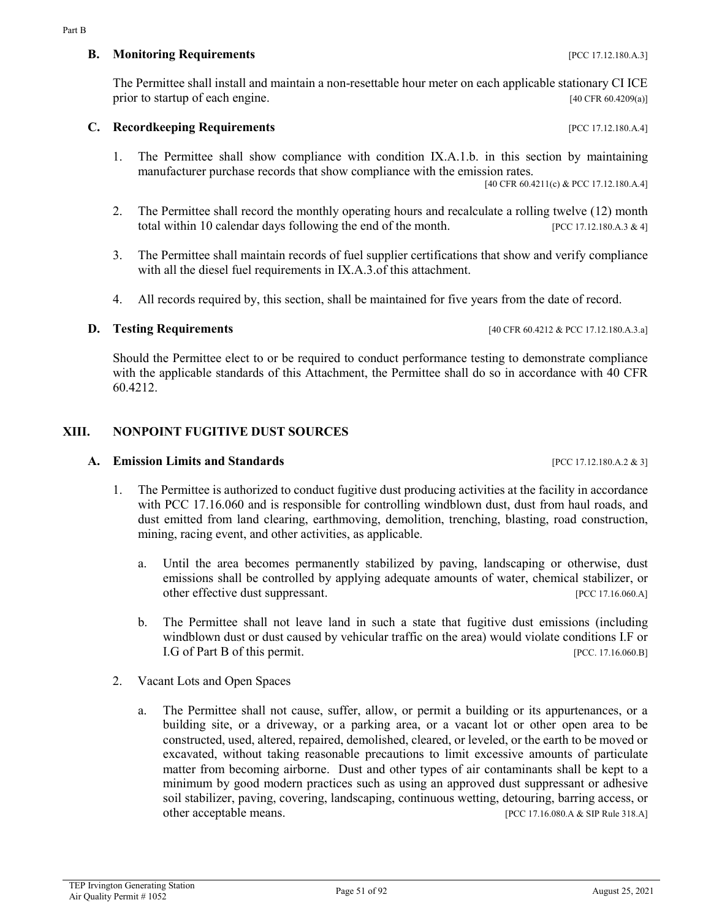### B. Monitoring Requirements [PCC 17.12.180.A.3]

The Permittee shall install and maintain a non-resettable hour meter on each applicable stationary CI ICE prior to startup of each engine. [40 CFR 60.4209(a)]

### C. Recordkeeping Requirements [PCC 17.12.180.A.4]

1. The Permittee shall show compliance with condition IX.A.1.b. in this section by maintaining manufacturer purchase records that show compliance with the emission rates. [40 CFR 60.4211(c) & PCC 17.12.180.A.4]

2. The Permittee shall record the monthly operating hours and recalculate a rolling twelve (12) month total within 10 calendar days following the end of the month. [PCC 17.12.180.A.3 & 4]

3. The Permittee shall maintain records of fuel supplier certifications that show and verify compliance with all the diesel fuel requirements in IX.A.3.of this attachment.

4. All records required by, this section, shall be maintained for five years from the date of record.

### D. Testing Requirements [40 CFR 60.4212 & PCC 17.12.180.A.3.a]

Should the Permittee elect to or be required to conduct performance testing to demonstrate compliance with the applicable standards of this Attachment, the Permittee shall do so in accordance with 40 CFR 60.4212.

## XIII. NONPOINT FUGITIVE DUST SOURCES

### A. Emission Limits and Standards [PCC 17.12.180.A.2 & 3]

1. The Permittee is authorized to conduct fugitive dust producing activities at the facility in accordance with PCC 17.16.060 and is responsible for controlling windblown dust, dust from haul roads, and dust emitted from land clearing, earthmoving, demolition, trenching, blasting, road construction, mining, racing event, and other activities, as applicable.

   a. Until the area becomes permanently stabilized by paving, landscaping or otherwise, dust emissions shall be controlled by applying adequate amounts of water, chemical stabilizer, or other effective dust suppressant. [PCC 17.16.060.A]

   b. The Permittee shall not leave land in such a state that fugitive dust emissions (including windblown dust or dust caused by vehicular traffic on the area) would violate conditions I.F or I.G of Part B of this permit. [PCC. 17.16.060.B]

2. Vacant Lots and Open Spaces

   a. The Permittee shall not cause, suffer, allow, or permit a building or its appurtenances, or a building site, or a driveway, or a parking area, or a vacant lot or other open area to be constructed, used, altered, repaired, demolished, cleared, or leveled, or the earth to be moved or excavated, without taking reasonable precautions to limit excessive amounts of particulate matter from becoming airborne. Dust and other types of air contaminants shall be kept to a minimum by good modern practices such as using an approved dust suppressant or adhesive soil stabilizer, paving, covering, landscaping, continuous wetting, detouring, barring access, or other acceptable means. [PCC 17.16.080.A & SIP Rule 318.A]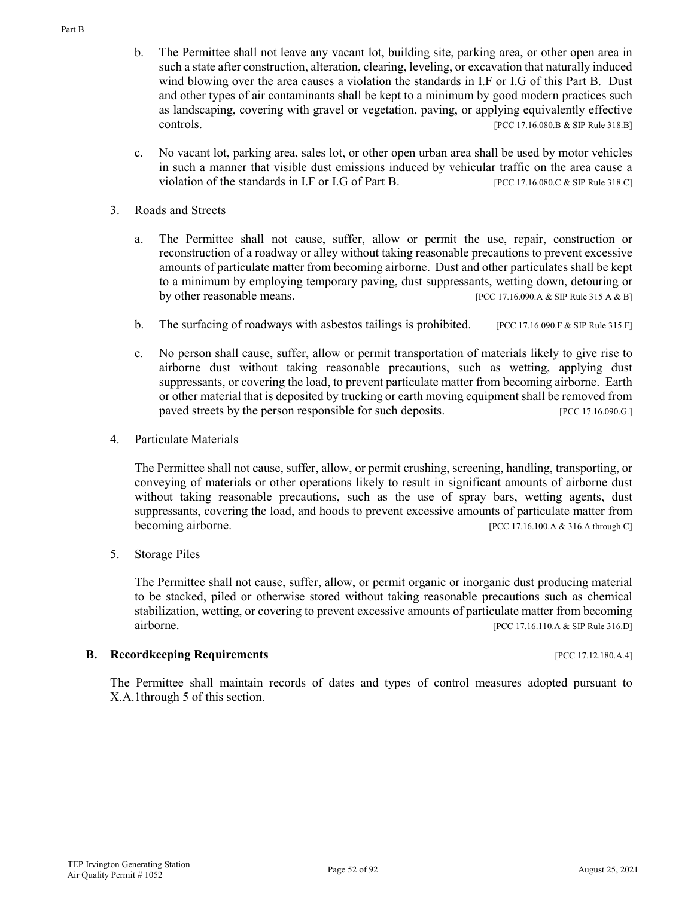b. The Permittee shall not leave any vacant lot, building site, parking area, or other open area in such a state after construction, alteration, clearing, leveling, or excavation that naturally induced wind blowing over the area causes a violation the standards in I.F or I.G of this Part B. Dust and other types of air contaminants shall be kept to a minimum by good modern practices such as landscaping, covering with gravel or vegetation, paving, or applying equivalently effective controls. [PCC 17.16.080.B & SIP Rule 318.B]

c. No vacant lot, parking area, sales lot, or other open urban area shall be used by motor vehicles in such a manner that visible dust emissions induced by vehicular traffic on the area cause a violation of the standards in I.F or I.G of Part B. [PCC 17.16.080.C & SIP Rule 318.C]

3. Roads and Streets

   a. The Permittee shall not cause, suffer, allow or permit the use, repair, construction or reconstruction of a roadway or alley without taking reasonable precautions to prevent excessive amounts of particulate matter from becoming airborne. Dust and other particulates shall be kept to a minimum by employing temporary paving, dust suppressants, wetting down, detouring or by other reasonable means. [PCC 17.16.090.A & SIP Rule 315 A & B]

   b. The surfacing of roadways with asbestos tailings is prohibited. [PCC 17.16.090.F & SIP Rule 315.F]

   c. No person shall cause, suffer, allow or permit transportation of materials likely to give rise to airborne dust without taking reasonable precautions, such as wetting, applying dust suppressants, or covering the load, to prevent particulate matter from becoming airborne. Earth or other material that is deposited by trucking or earth moving equipment shall be removed from paved streets by the person responsible for such deposits. [PCC 17.16.090.G.]

4. Particulate Materials

   The Permittee shall not cause, suffer, allow, or permit crushing, screening, handling, transporting, or conveying of materials or other operations likely to result in significant amounts of airborne dust without taking reasonable precautions, such as the use of spray bars, wetting agents, dust suppressants, covering the load, and hoods to prevent excessive amounts of particulate matter from becoming airborne. [PCC 17.16.100.A & 316.A through C]

5. Storage Piles

   The Permittee shall not cause, suffer, allow, or permit organic or inorganic dust producing material to be stacked, piled or otherwise stored without taking reasonable precautions such as chemical stabilization, wetting, or covering to prevent excessive amounts of particulate matter from becoming airborne. [PCC 17.16.110.A & SIP Rule 316.D]

### B. Recordkeeping Requirements [PCC 17.12.180.A.4]

The Permittee shall maintain records of dates and types of control measures adopted pursuant to X.A.1through 5 of this section.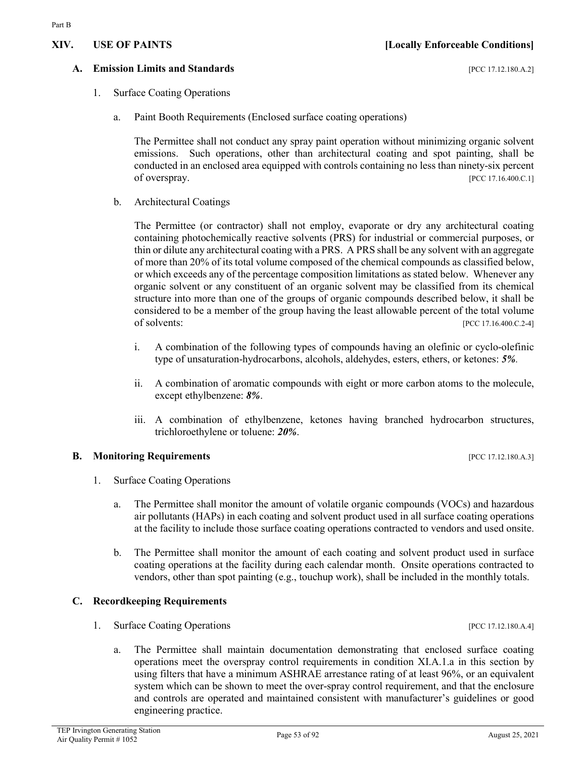## XIV. USE OF PAINTS [Locally Enforceable Conditions]

### A. Emission Limits and Standards [PCC 17.12.180.A.2]

1. Surface Coating Operations

   a. Paint Booth Requirements (Enclosed surface coating operations)

      The Permittee shall not conduct any spray paint operation without minimizing organic solvent emissions. Such operations, other than architectural coating and spot painting, shall be conducted in an enclosed area equipped with controls containing no less than ninety-six percent of overspray. [PCC 17.16.400.C.1]

   b. Architectural Coatings

      The Permittee (or contractor) shall not employ, evaporate or dry any architectural coating containing photochemically reactive solvents (PRS) for industrial or commercial purposes, or thin or dilute any architectural coating with a PRS. A PRS shall be any solvent with an aggregate of more than 20% of its total volume composed of the chemical compounds as classified below, or which exceeds any of the percentage composition limitations as stated below. Whenever any organic solvent or any constituent of an organic solvent may be classified from its chemical structure into more than one of the groups of organic compounds described below, it shall be considered to be a member of the group having the least allowable percent of the total volume of solvents: [PCC 17.16.400.C.2-4]

      i. A combination of the following types of compounds having an olefinic or cyclo-olefinic type of unsaturation-hydrocarbons, alcohols, aldehydes, esters, ethers, or ketones: ***5%***.

      ii. A combination of aromatic compounds with eight or more carbon atoms to the molecule, except ethylbenzene: ***8%***.

      iii. A combination of ethylbenzene, ketones having branched hydrocarbon structures, trichloroethylene or toluene: ***20%***.

### B. Monitoring Requirements [PCC 17.12.180.A.3]

1. Surface Coating Operations

   a. The Permittee shall monitor the amount of volatile organic compounds (VOCs) and hazardous air pollutants (HAPs) in each coating and solvent product used in all surface coating operations at the facility to include those surface coating operations contracted to vendors and used onsite.

   b. The Permittee shall monitor the amount of each coating and solvent product used in surface coating operations at the facility during each calendar month. Onsite operations contracted to vendors, other than spot painting (e.g., touchup work), shall be included in the monthly totals.

### C. Recordkeeping Requirements

1. Surface Coating Operations [PCC 17.12.180.A.4]

   a. The Permittee shall maintain documentation demonstrating that enclosed surface coating operations meet the overspray control requirements in condition XI.A.1.a in this section by using filters that have a minimum ASHRAE arrestance rating of at least 96%, or an equivalent system which can be shown to meet the over-spray control requirement, and that the enclosure and controls are operated and maintained consistent with manufacturer's guidelines or good engineering practice.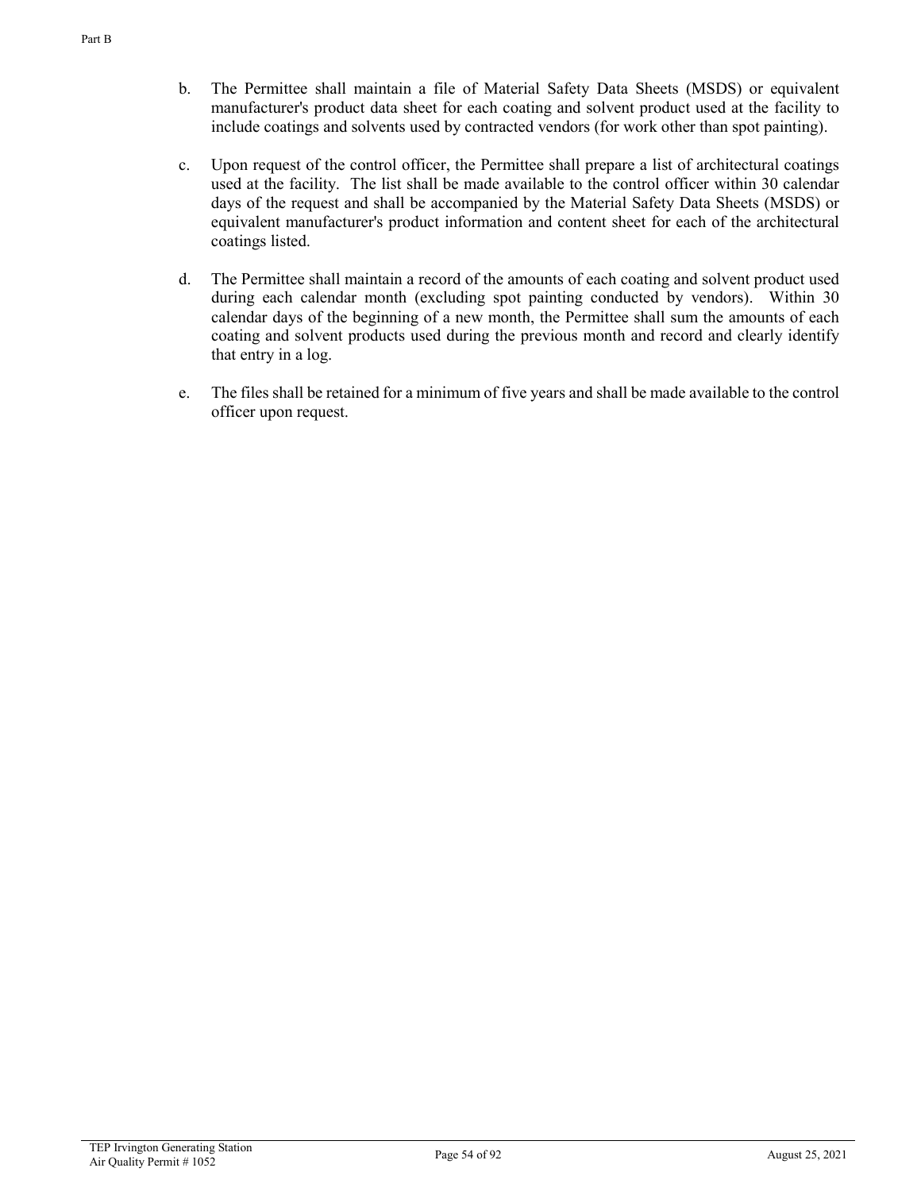b. The Permittee shall maintain a file of Material Safety Data Sheets (MSDS) or equivalent manufacturer's product data sheet for each coating and solvent product used at the facility to include coatings and solvents used by contracted vendors (for work other than spot painting).

c. Upon request of the control officer, the Permittee shall prepare a list of architectural coatings used at the facility. The list shall be made available to the control officer within 30 calendar days of the request and shall be accompanied by the Material Safety Data Sheets (MSDS) or equivalent manufacturer's product information and content sheet for each of the architectural coatings listed.

d. The Permittee shall maintain a record of the amounts of each coating and solvent product used during each calendar month (excluding spot painting conducted by vendors). Within 30 calendar days of the beginning of a new month, the Permittee shall sum the amounts of each coating and solvent products used during the previous month and record and clearly identify that entry in a log.

e. The files shall be retained for a minimum of five years and shall be made available to the control officer upon request.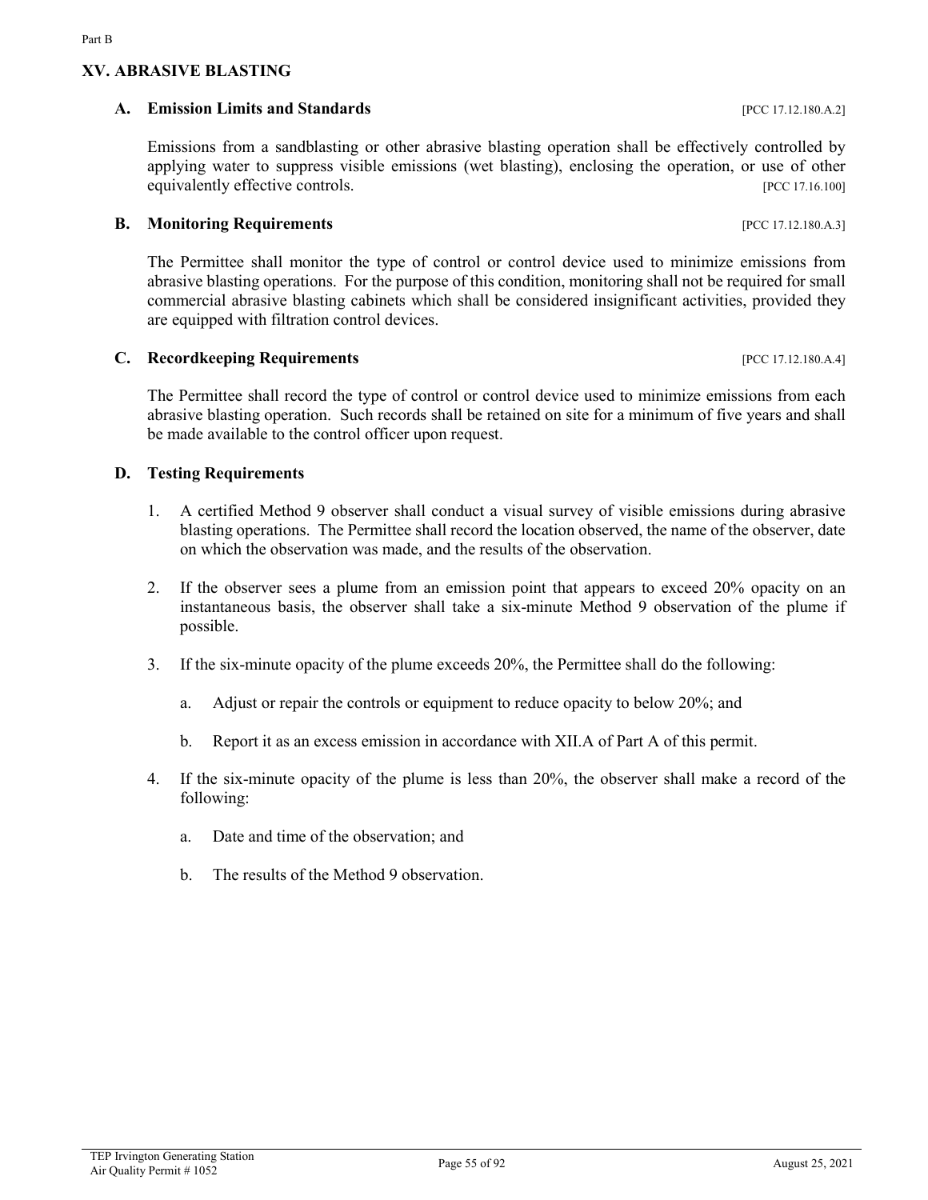## XV. ABRASIVE BLASTING

### A. Emission Limits and Standards [PCC 17.12.180.A.2]

Emissions from a sandblasting or other abrasive blasting operation shall be effectively controlled by applying water to suppress visible emissions (wet blasting), enclosing the operation, or use of other equivalently effective controls. [PCC 17.16.100]

### B. Monitoring Requirements [PCC 17.12.180.A.3]

The Permittee shall monitor the type of control or control device used to minimize emissions from abrasive blasting operations. For the purpose of this condition, monitoring shall not be required for small commercial abrasive blasting cabinets which shall be considered insignificant activities, provided they are equipped with filtration control devices.

### C. Recordkeeping Requirements [PCC 17.12.180.A.4]

The Permittee shall record the type of control or control device used to minimize emissions from each abrasive blasting operation. Such records shall be retained on site for a minimum of five years and shall be made available to the control officer upon request.

### D. Testing Requirements

1. A certified Method 9 observer shall conduct a visual survey of visible emissions during abrasive blasting operations. The Permittee shall record the location observed, the name of the observer, date on which the observation was made, and the results of the observation.

2. If the observer sees a plume from an emission point that appears to exceed 20% opacity on an instantaneous basis, the observer shall take a six-minute Method 9 observation of the plume if possible.

3. If the six-minute opacity of the plume exceeds 20%, the Permittee shall do the following:

   a. Adjust or repair the controls or equipment to reduce opacity to below 20%; and

   b. Report it as an excess emission in accordance with XII.A of Part A of this permit.

4. If the six-minute opacity of the plume is less than 20%, the observer shall make a record of the following:

   a. Date and time of the observation; and

   b. The results of the Method 9 observation.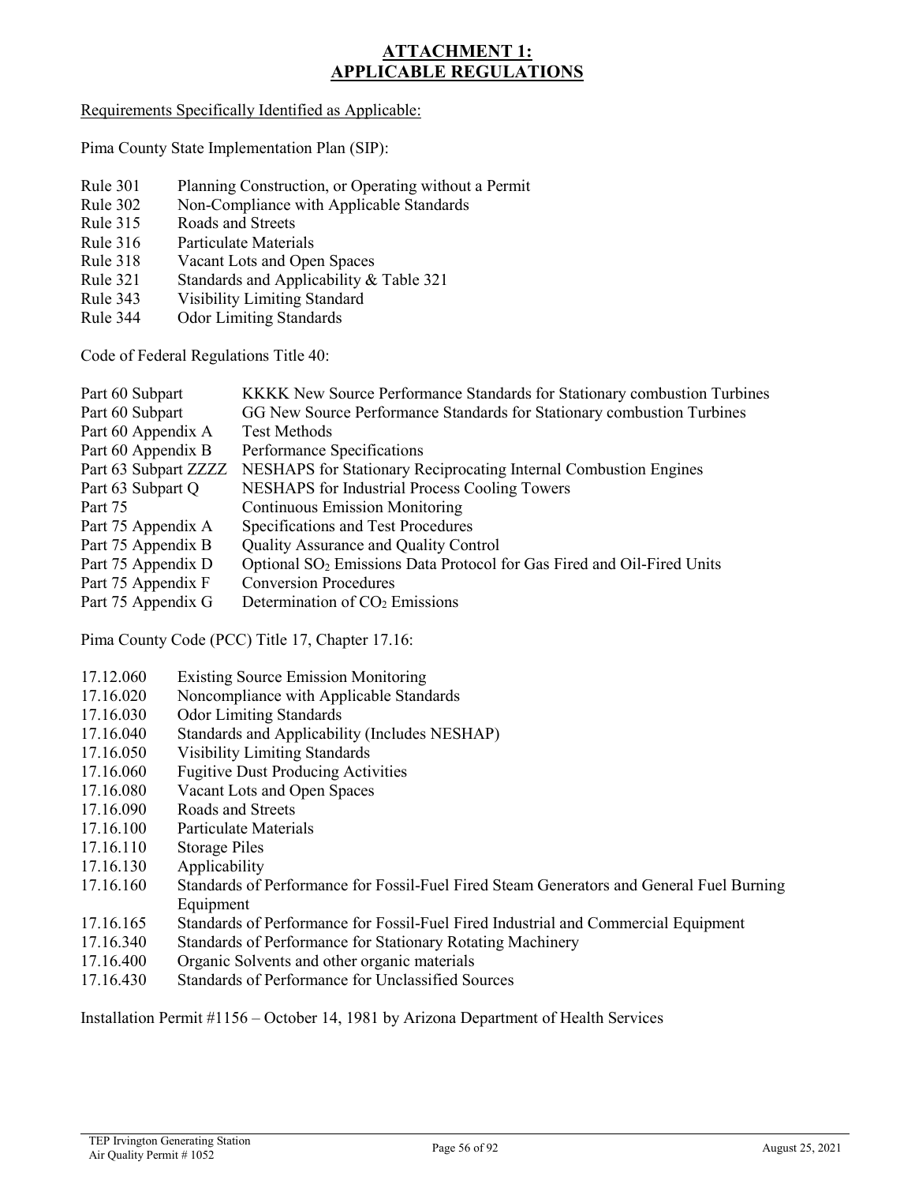# ATTACHMENT 1: APPLICABLE REGULATIONS

Requirements Specifically Identified as Applicable:

Pima County State Implementation Plan (SIP):

| | |
|---|---|
| Rule 301 | Planning Construction, or Operating without a Permit |
| Rule 302 | Non-Compliance with Applicable Standards |
| Rule 315 | Roads and Streets |
| Rule 316 | Particulate Materials |
| Rule 318 | Vacant Lots and Open Spaces |
| Rule 321 | Standards and Applicability & Table 321 |
| Rule 343 | Visibility Limiting Standard |
| Rule 344 | Odor Limiting Standards |

Code of Federal Regulations Title 40:

| | |
|---|---|
| Part 60 Subpart | KKKK New Source Performance Standards for Stationary combustion Turbines |
| Part 60 Subpart | GG New Source Performance Standards for Stationary combustion Turbines |
| Part 60 Appendix A | Test Methods |
| Part 60 Appendix B | Performance Specifications |
| Part 63 Subpart ZZZZ | NESHAPS for Stationary Reciprocating Internal Combustion Engines |
| Part 63 Subpart Q | NESHAPS for Industrial Process Cooling Towers |
| Part 75 | Continuous Emission Monitoring |
| Part 75 Appendix A | Specifications and Test Procedures |
| Part 75 Appendix B | Quality Assurance and Quality Control |
| Part 75 Appendix D | Optional $SO_2$ Emissions Data Protocol for Gas Fired and Oil-Fired Units |
| Part 75 Appendix F | Conversion Procedures |
| Part 75 Appendix G | Determination of $CO_2$ Emissions |

Pima County Code (PCC) Title 17, Chapter 17.16:

| | |
|---|---|
| 17.12.060 | Existing Source Emission Monitoring |
| 17.16.020 | Noncompliance with Applicable Standards |
| 17.16.030 | Odor Limiting Standards |
| 17.16.040 | Standards and Applicability (Includes NESHAP) |
| 17.16.050 | Visibility Limiting Standards |
| 17.16.060 | Fugitive Dust Producing Activities |
| 17.16.080 | Vacant Lots and Open Spaces |
| 17.16.090 | Roads and Streets |
| 17.16.100 | Particulate Materials |
| 17.16.110 | Storage Piles |
| 17.16.130 | Applicability |
| 17.16.160 | Standards of Performance for Fossil-Fuel Fired Steam Generators and General Fuel Burning Equipment |
| 17.16.165 | Standards of Performance for Fossil-Fuel Fired Industrial and Commercial Equipment |
| 17.16.340 | Standards of Performance for Stationary Rotating Machinery |
| 17.16.400 | Organic Solvents and other organic materials |
| 17.16.430 | Standards of Performance for Unclassified Sources |

Installation Permit #1156 – October 14, 1981 by Arizona Department of Health Services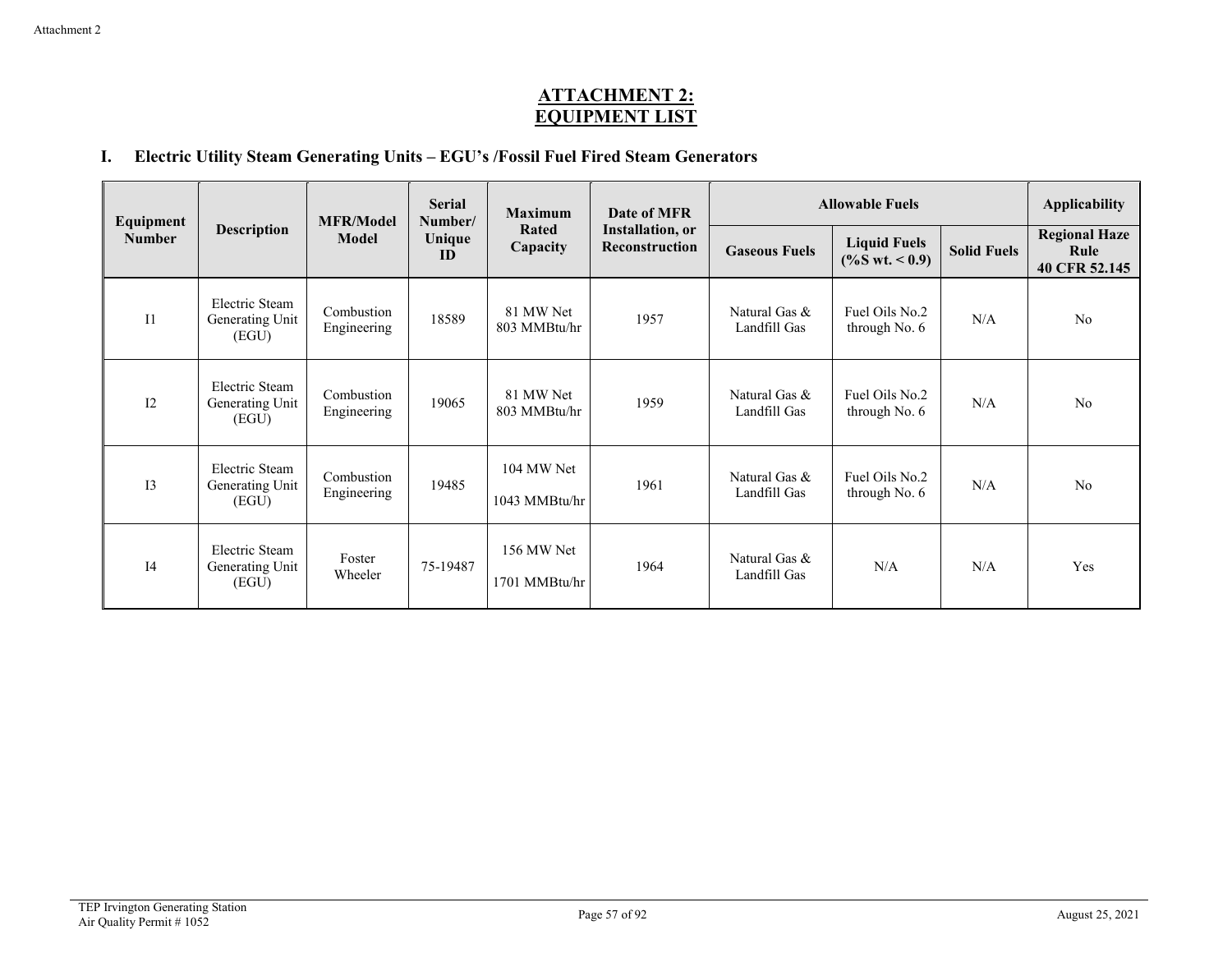# ATTACHMENT 2: EQUIPMENT LIST

## I. Electric Utility Steam Generating Units – EGU's /Fossil Fuel Fired Steam Generators

| Equipment Number | Description | MFR/Model Model | Serial Number/ Unique ID | Maximum Rated Capacity | Date of MFR Installation, or Reconstruction | Allowable Fuels | | | Applicability |
|---|---|---|---|---|---|---|---|---|---|
| | | | | | | Gaseous Fuels | Liquid Fuels (%S wt. < 0.9) | Solid Fuels | Regional Haze Rule 40 CFR 52.145 |
| I1 | Electric Steam Generating Unit (EGU) | Combustion Engineering | 18589 | 81 MW Net 803 MMBtu/hr | 1957 | Natural Gas & Landfill Gas | Fuel Oils No.2 through No. 6 | N/A | No |
| I2 | Electric Steam Generating Unit (EGU) | Combustion Engineering | 19065 | 81 MW Net 803 MMBtu/hr | 1959 | Natural Gas & Landfill Gas | Fuel Oils No.2 through No. 6 | N/A | No |
| I3 | Electric Steam Generating Unit (EGU) | Combustion Engineering | 19485 | 104 MW Net 1043 MMBtu/hr | 1961 | Natural Gas & Landfill Gas | Fuel Oils No.2 through No. 6 | N/A | No |
| I4 | Electric Steam Generating Unit (EGU) | Foster Wheeler | 75-19487 | 156 MW Net 1701 MMBtu/hr | 1964 | Natural Gas & Landfill Gas | N/A | N/A | Yes |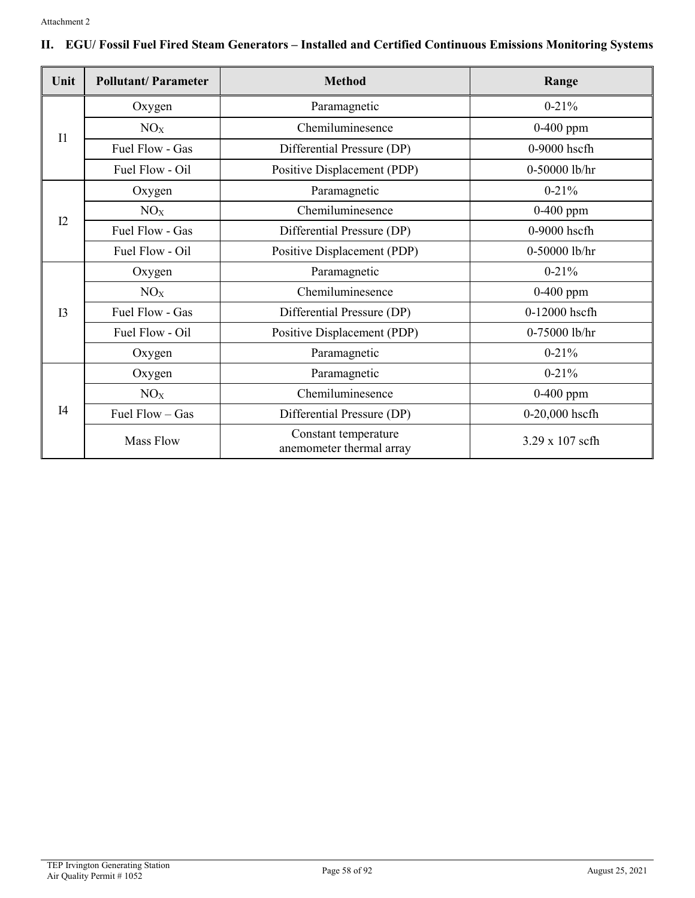Attachment 2

## II. EGU/ Fossil Fuel Fired Steam Generators – Installed and Certified Continuous Emissions Monitoring Systems

| Unit | Pollutant/ Parameter | Method | Range |
|---|---|---|---|
| I1 | Oxygen | Paramagnetic | 0-21% |
| | $NO_X$ | Chemiluminesence | 0-400 ppm |
| | Fuel Flow - Gas | Differential Pressure (DP) | 0-9000 hscfh |
| | Fuel Flow - Oil | Positive Displacement (PDP) | 0-50000 lb/hr |
| I2 | Oxygen | Paramagnetic | 0-21% |
| | $NO_X$ | Chemiluminesence | 0-400 ppm |
| | Fuel Flow - Gas | Differential Pressure (DP) | 0-9000 hscfh |
| | Fuel Flow - Oil | Positive Displacement (PDP) | 0-50000 lb/hr |
| I3 | Oxygen | Paramagnetic | 0-21% |
| | $NO_X$ | Chemiluminesence | 0-400 ppm |
| | Fuel Flow - Gas | Differential Pressure (DP) | 0-12000 hscfh |
| | Fuel Flow - Oil | Positive Displacement (PDP) | 0-75000 lb/hr |
| | Oxygen | Paramagnetic | 0-21% |
| I4 | Oxygen | Paramagnetic | 0-21% |
| | $NO_X$ | Chemiluminesence | 0-400 ppm |
| | Fuel Flow – Gas | Differential Pressure (DP) | 0-20,000 hscfh |
| | Mass Flow | Constant temperature anemometer thermal array | 3.29 x 107 scfh |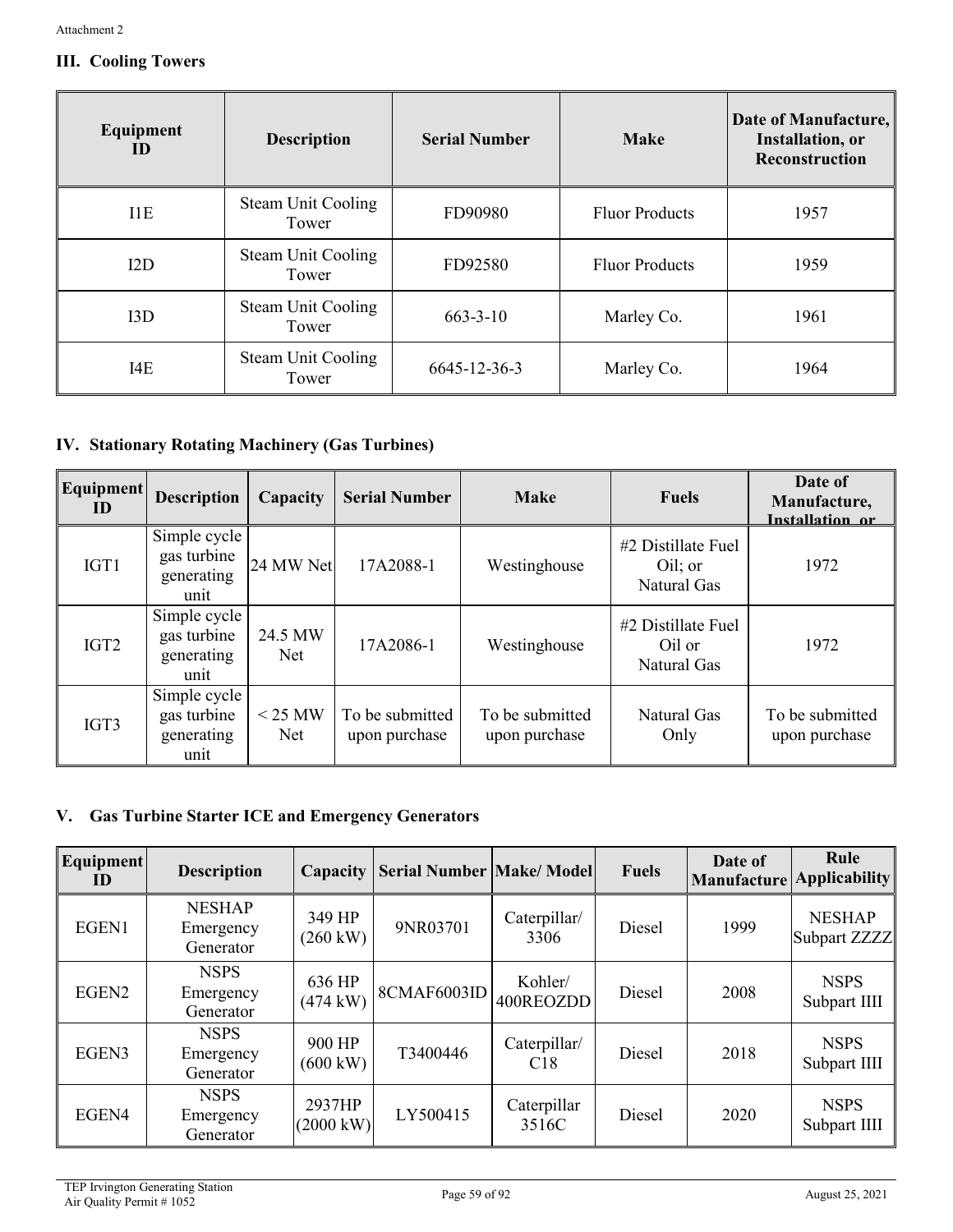Attachment 2

### III. Cooling Towers

| Equipment ID | Description | Serial Number | Make | Date of Manufacture, Installation, or Reconstruction |
|---|---|---|---|---|
| I1E | Steam Unit Cooling Tower | FD90980 | Fluor Products | 1957 |
| I2D | Steam Unit Cooling Tower | FD92580 | Fluor Products | 1959 |
| I3D | Steam Unit Cooling Tower | 663-3-10 | Marley Co. | 1961 |
| I4E | Steam Unit Cooling Tower | 6645-12-36-3 | Marley Co. | 1964 |

### IV. Stationary Rotating Machinery (Gas Turbines)

| Equipment ID | Description | Capacity | Serial Number | Make | Fuels | Date of Manufacture, Installation, or |
|---|---|---|---|---|---|---|
| IGT1 | Simple cycle gas turbine generating unit | 24 MW Net | 17A2088-1 | Westinghouse | #2 Distillate Fuel Oil; or Natural Gas | 1972 |
| IGT2 | Simple cycle gas turbine generating unit | 24.5 MW Net | 17A2086-1 | Westinghouse | #2 Distillate Fuel Oil or Natural Gas | 1972 |
| IGT3 | Simple cycle gas turbine generating unit | < 25 MW Net | To be submitted upon purchase | To be submitted upon purchase | Natural Gas Only | To be submitted upon purchase |

### V. Gas Turbine Starter ICE and Emergency Generators

| Equipment ID | Description | Capacity | Serial Number | Make/ Model | Fuels | Date of Manufacture | Rule Applicability |
|---|---|---|---|---|---|---|---|
| EGEN1 | NESHAP Emergency Generator | 349 HP (260 kW) | 9NR03701 | Caterpillar/ 3306 | Diesel | 1999 | NESHAP Subpart ZZZZ |
| EGEN2 | NSPS Emergency Generator | 636 HP (474 kW) | 8CMAF6003ID | Kohler/ 400REOZDD | Diesel | 2008 | NSPS Subpart IIII |
| EGEN3 | NSPS Emergency Generator | 900 HP (600 kW) | T3400446 | Caterpillar/ C18 | Diesel | 2018 | NSPS Subpart IIII |
| EGEN4 | NSPS Emergency Generator | 2937HP (2000 kW) | LY500415 | Caterpillar 3516C | Diesel | 2020 | NSPS Subpart IIII |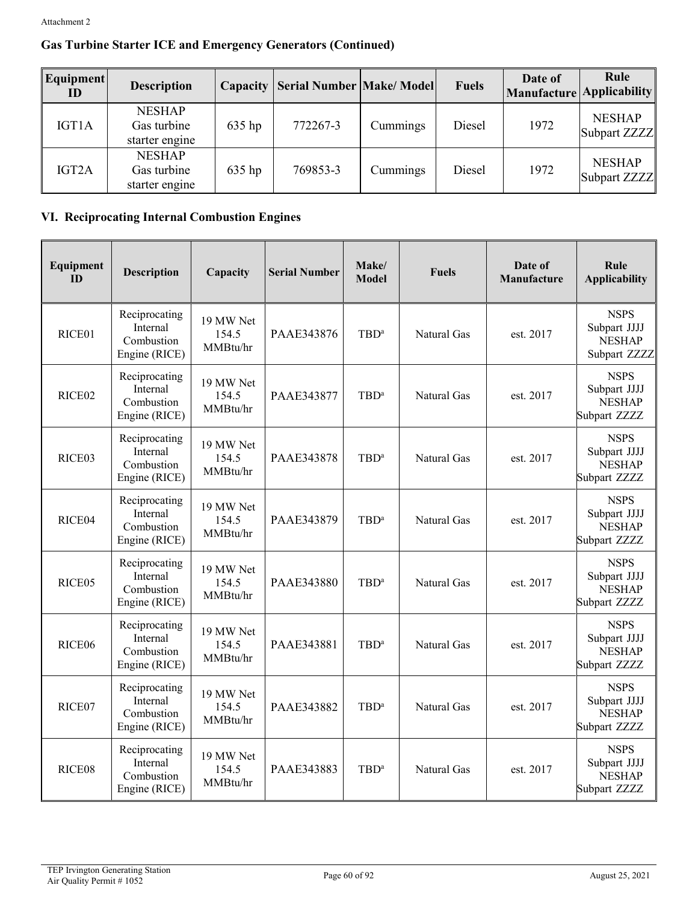Attachment 2

## Gas Turbine Starter ICE and Emergency Generators (Continued)

| Equipment ID | Description | Capacity | Serial Number | Make/ Model | Fuels | Date of Manufacture | Rule Applicability |
|---|---|---|---|---|---|---|---|
| IGT1A | NESHAP Gas turbine starter engine | 635 hp | 772267-3 | Cummings | Diesel | 1972 | NESHAP Subpart ZZZZ |
| IGT2A | NESHAP Gas turbine starter engine | 635 hp | 769853-3 | Cummings | Diesel | 1972 | NESHAP Subpart ZZZZ |

## VI. Reciprocating Internal Combustion Engines

| Equipment ID | Description | Capacity | Serial Number | Make/ Model | Fuels | Date of Manufacture | Rule Applicability |
|---|---|---|---|---|---|---|---|
| RICE01 | Reciprocating Internal Combustion Engine (RICE) | 19 MW Net 154.5 MMBtu/hr | PAAE343876 | TBD[a] | Natural Gas | est. 2017 | NSPS Subpart JJJJ NESHAP Subpart ZZZZ |
| RICE02 | Reciprocating Internal Combustion Engine (RICE) | 19 MW Net 154.5 MMBtu/hr | PAAE343877 | TBD[a] | Natural Gas | est. 2017 | NSPS Subpart JJJJ NESHAP Subpart ZZZZ |
| RICE03 | Reciprocating Internal Combustion Engine (RICE) | 19 MW Net 154.5 MMBtu/hr | PAAE343878 | TBD[a] | Natural Gas | est. 2017 | NSPS Subpart JJJJ NESHAP Subpart ZZZZ |
| RICE04 | Reciprocating Internal Combustion Engine (RICE) | 19 MW Net 154.5 MMBtu/hr | PAAE343879 | TBD[a] | Natural Gas | est. 2017 | NSPS Subpart JJJJ NESHAP Subpart ZZZZ |
| RICE05 | Reciprocating Internal Combustion Engine (RICE) | 19 MW Net 154.5 MMBtu/hr | PAAE343880 | TBD[a] | Natural Gas | est. 2017 | NSPS Subpart JJJJ NESHAP Subpart ZZZZ |
| RICE06 | Reciprocating Internal Combustion Engine (RICE) | 19 MW Net 154.5 MMBtu/hr | PAAE343881 | TBD[a] | Natural Gas | est. 2017 | NSPS Subpart JJJJ NESHAP Subpart ZZZZ |
| RICE07 | Reciprocating Internal Combustion Engine (RICE) | 19 MW Net 154.5 MMBtu/hr | PAAE343882 | TBD[a] | Natural Gas | est. 2017 | NSPS Subpart JJJJ NESHAP Subpart ZZZZ |
| RICE08 | Reciprocating Internal Combustion Engine (RICE) | 19 MW Net 154.5 MMBtu/hr | PAAE343883 | TBD[a] | Natural Gas | est. 2017 | NSPS Subpart JJJJ NESHAP Subpart ZZZZ |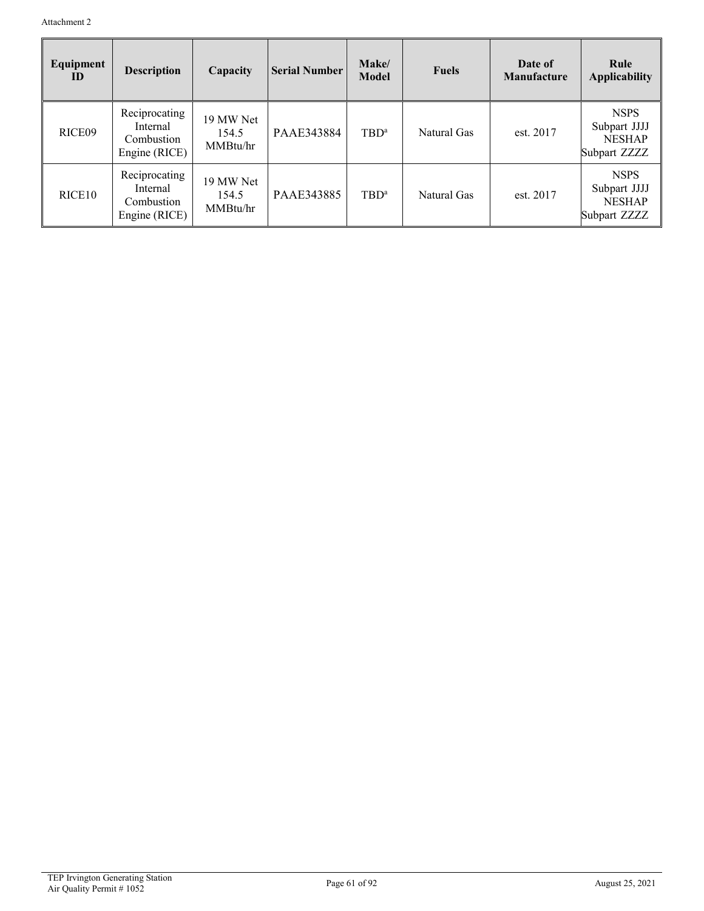Attachment 2

| Equipment ID | Description | Capacity | Serial Number | Make/ Model | Fuels | Date of Manufacture | Rule Applicability |
|---|---|---|---|---|---|---|---|
| RICE09 | Reciprocating Internal Combustion Engine (RICE) | 19 MW Net 154.5 MMBtu/hr | PAAE343884 | TBD[a] | Natural Gas | est. 2017 | NSPS Subpart JJJJ NESHAP Subpart ZZZZ |
| RICE10 | Reciprocating Internal Combustion Engine (RICE) | 19 MW Net 154.5 MMBtu/hr | PAAE343885 | TBD[a] | Natural Gas | est. 2017 | NSPS Subpart JJJJ NESHAP Subpart ZZZZ |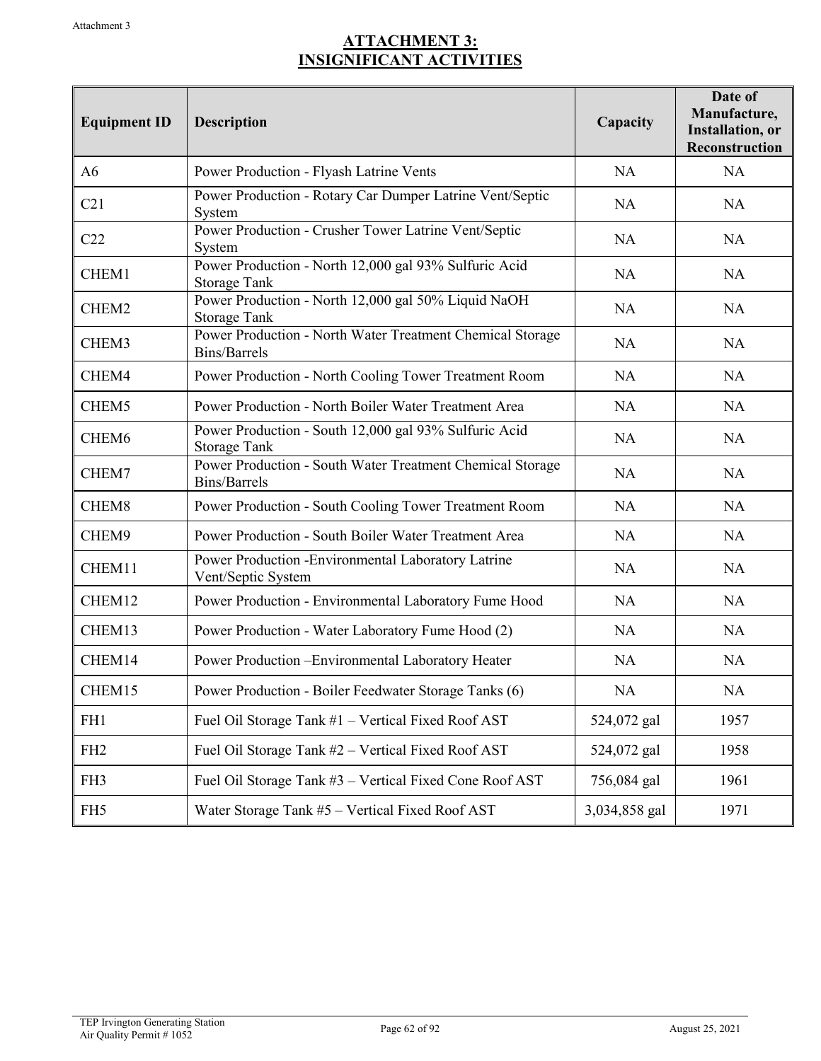# ATTACHMENT 3: INSIGNIFICANT ACTIVITIES

| Equipment ID | Description | Capacity | Date of Manufacture, Installation, or Reconstruction |
|---|---|---|---|
| A6 | Power Production - Flyash Latrine Vents | NA | NA |
| C21 | Power Production - Rotary Car Dumper Latrine Vent/Septic System | NA | NA |
| C22 | Power Production - Crusher Tower Latrine Vent/Septic System | NA | NA |
| CHEM1 | Power Production - North 12,000 gal 93% Sulfuric Acid Storage Tank | NA | NA |
| CHEM2 | Power Production - North 12,000 gal 50% Liquid NaOH Storage Tank | NA | NA |
| CHEM3 | Power Production - North Water Treatment Chemical Storage Bins/Barrels | NA | NA |
| CHEM4 | Power Production - North Cooling Tower Treatment Room | NA | NA |
| CHEM5 | Power Production - North Boiler Water Treatment Area | NA | NA |
| CHEM6 | Power Production - South 12,000 gal 93% Sulfuric Acid Storage Tank | NA | NA |
| CHEM7 | Power Production - South Water Treatment Chemical Storage Bins/Barrels | NA | NA |
| CHEM8 | Power Production - South Cooling Tower Treatment Room | NA | NA |
| CHEM9 | Power Production - South Boiler Water Treatment Area | NA | NA |
| CHEM11 | Power Production -Environmental Laboratory Latrine Vent/Septic System | NA | NA |
| CHEM12 | Power Production - Environmental Laboratory Fume Hood | NA | NA |
| CHEM13 | Power Production - Water Laboratory Fume Hood (2) | NA | NA |
| CHEM14 | Power Production –Environmental Laboratory Heater | NA | NA |
| CHEM15 | Power Production - Boiler Feedwater Storage Tanks (6) | NA | NA |
| FH1 | Fuel Oil Storage Tank #1 – Vertical Fixed Roof AST | 524,072 gal | 1957 |
| FH2 | Fuel Oil Storage Tank #2 – Vertical Fixed Roof AST | 524,072 gal | 1958 |
| FH3 | Fuel Oil Storage Tank #3 – Vertical Fixed Cone Roof AST | 756,084 gal | 1961 |
| FH5 | Water Storage Tank #5 – Vertical Fixed Roof AST | 3,034,858 gal | 1971 |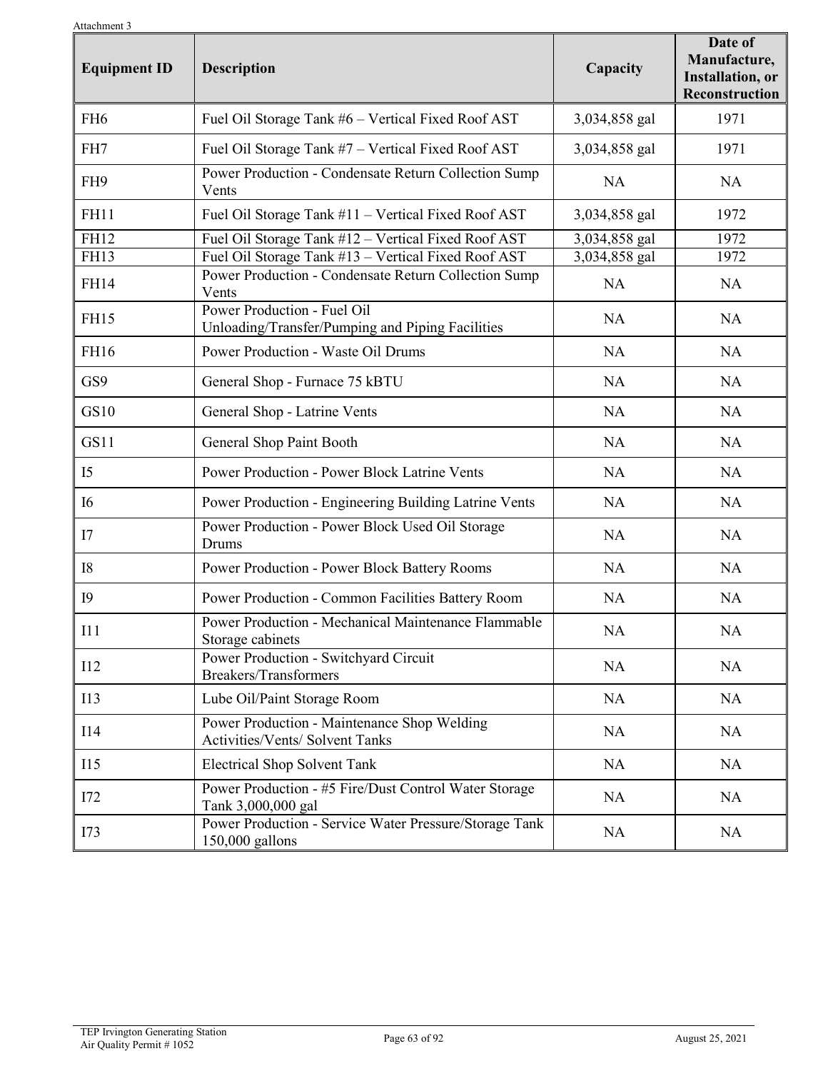Attachment 3

| Equipment ID | Description | Capacity | Date of Manufacture, Installation, or Reconstruction |
|---|---|---|---|
| FH6 | Fuel Oil Storage Tank #6 – Vertical Fixed Roof AST | 3,034,858 gal | 1971 |
| FH7 | Fuel Oil Storage Tank #7 – Vertical Fixed Roof AST | 3,034,858 gal | 1971 |
| FH9 | Power Production - Condensate Return Collection Sump Vents | NA | NA |
| FH11 | Fuel Oil Storage Tank #11 – Vertical Fixed Roof AST | 3,034,858 gal | 1972 |
| FH12 | Fuel Oil Storage Tank #12 – Vertical Fixed Roof AST | 3,034,858 gal | 1972 |
| FH13 | Fuel Oil Storage Tank #13 – Vertical Fixed Roof AST | 3,034,858 gal | 1972 |
| FH14 | Power Production - Condensate Return Collection Sump Vents | NA | NA |
| FH15 | Power Production - Fuel Oil Unloading/Transfer/Pumping and Piping Facilities | NA | NA |
| FH16 | Power Production - Waste Oil Drums | NA | NA |
| GS9 | General Shop - Furnace 75 kBTU | NA | NA |
| GS10 | General Shop - Latrine Vents | NA | NA |
| GS11 | General Shop Paint Booth | NA | NA |
| I5 | Power Production - Power Block Latrine Vents | NA | NA |
| I6 | Power Production - Engineering Building Latrine Vents | NA | NA |
| I7 | Power Production - Power Block Used Oil Storage Drums | NA | NA |
| I8 | Power Production - Power Block Battery Rooms | NA | NA |
| I9 | Power Production - Common Facilities Battery Room | NA | NA |
| I11 | Power Production - Mechanical Maintenance Flammable Storage cabinets | NA | NA |
| I12 | Power Production - Switchyard Circuit Breakers/Transformers | NA | NA |
| I13 | Lube Oil/Paint Storage Room | NA | NA |
| I14 | Power Production - Maintenance Shop Welding Activities/Vents/ Solvent Tanks | NA | NA |
| I15 | Electrical Shop Solvent Tank | NA | NA |
| I72 | Power Production - #5 Fire/Dust Control Water Storage Tank 3,000,000 gal | NA | NA |
| I73 | Power Production - Service Water Pressure/Storage Tank 150,000 gallons | NA | NA |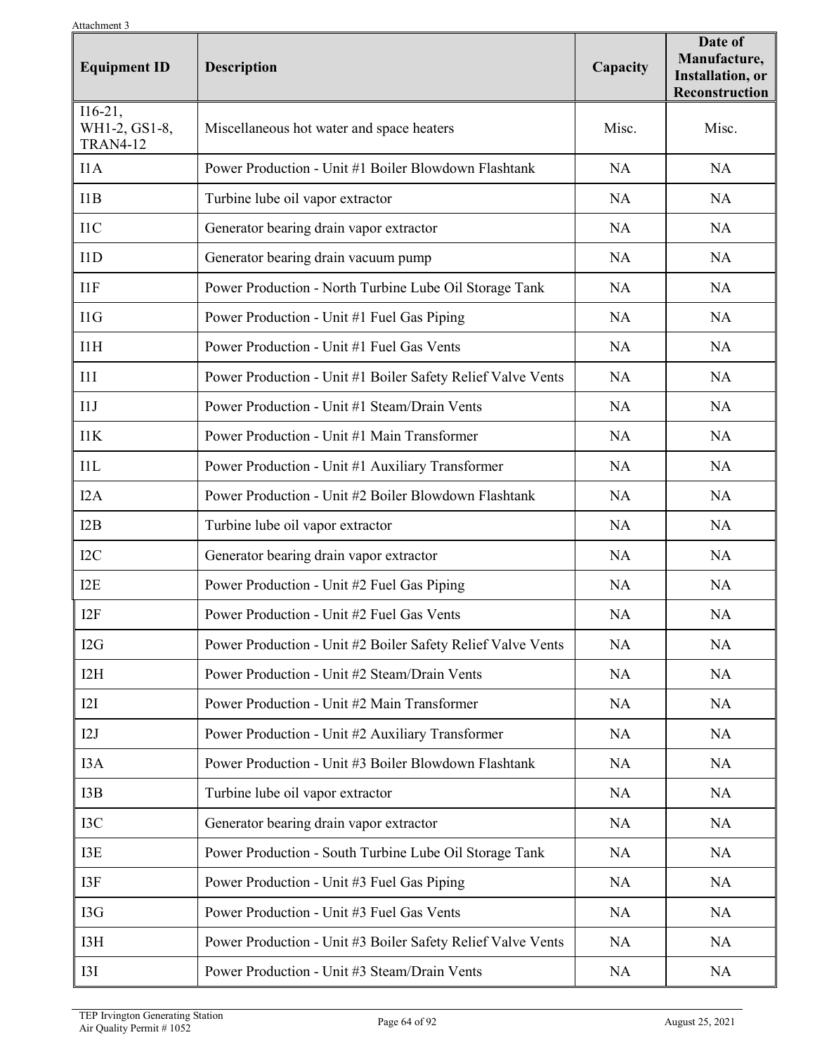Attachment 3

| Equipment ID | Description | Capacity | Date of Manufacture, Installation, or Reconstruction |
|---|---|---|---|
| I16-21, WH1-2, GS1-8, TRAN4-12 | Miscellaneous hot water and space heaters | Misc. | Misc. |
| I1A | Power Production - Unit #1 Boiler Blowdown Flashtank | NA | NA |
| I1B | Turbine lube oil vapor extractor | NA | NA |
| I1C | Generator bearing drain vapor extractor | NA | NA |
| I1D | Generator bearing drain vacuum pump | NA | NA |
| I1F | Power Production - North Turbine Lube Oil Storage Tank | NA | NA |
| I1G | Power Production - Unit #1 Fuel Gas Piping | NA | NA |
| I1H | Power Production - Unit #1 Fuel Gas Vents | NA | NA |
| I1I | Power Production - Unit #1 Boiler Safety Relief Valve Vents | NA | NA |
| I1J | Power Production - Unit #1 Steam/Drain Vents | NA | NA |
| I1K | Power Production - Unit #1 Main Transformer | NA | NA |
| I1L | Power Production - Unit #1 Auxiliary Transformer | NA | NA |
| I2A | Power Production - Unit #2 Boiler Blowdown Flashtank | NA | NA |
| I2B | Turbine lube oil vapor extractor | NA | NA |
| I2C | Generator bearing drain vapor extractor | NA | NA |
| I2E | Power Production - Unit #2 Fuel Gas Piping | NA | NA |
| I2F | Power Production - Unit #2 Fuel Gas Vents | NA | NA |
| I2G | Power Production - Unit #2 Boiler Safety Relief Valve Vents | NA | NA |
| I2H | Power Production - Unit #2 Steam/Drain Vents | NA | NA |
| I2I | Power Production - Unit #2 Main Transformer | NA | NA |
| I2J | Power Production - Unit #2 Auxiliary Transformer | NA | NA |
| I3A | Power Production - Unit #3 Boiler Blowdown Flashtank | NA | NA |
| I3B | Turbine lube oil vapor extractor | NA | NA |
| I3C | Generator bearing drain vapor extractor | NA | NA |
| I3E | Power Production - South Turbine Lube Oil Storage Tank | NA | NA |
| I3F | Power Production - Unit #3 Fuel Gas Piping | NA | NA |
| I3G | Power Production - Unit #3 Fuel Gas Vents | NA | NA |
| I3H | Power Production - Unit #3 Boiler Safety Relief Valve Vents | NA | NA |
| I3I | Power Production - Unit #3 Steam/Drain Vents | NA | NA |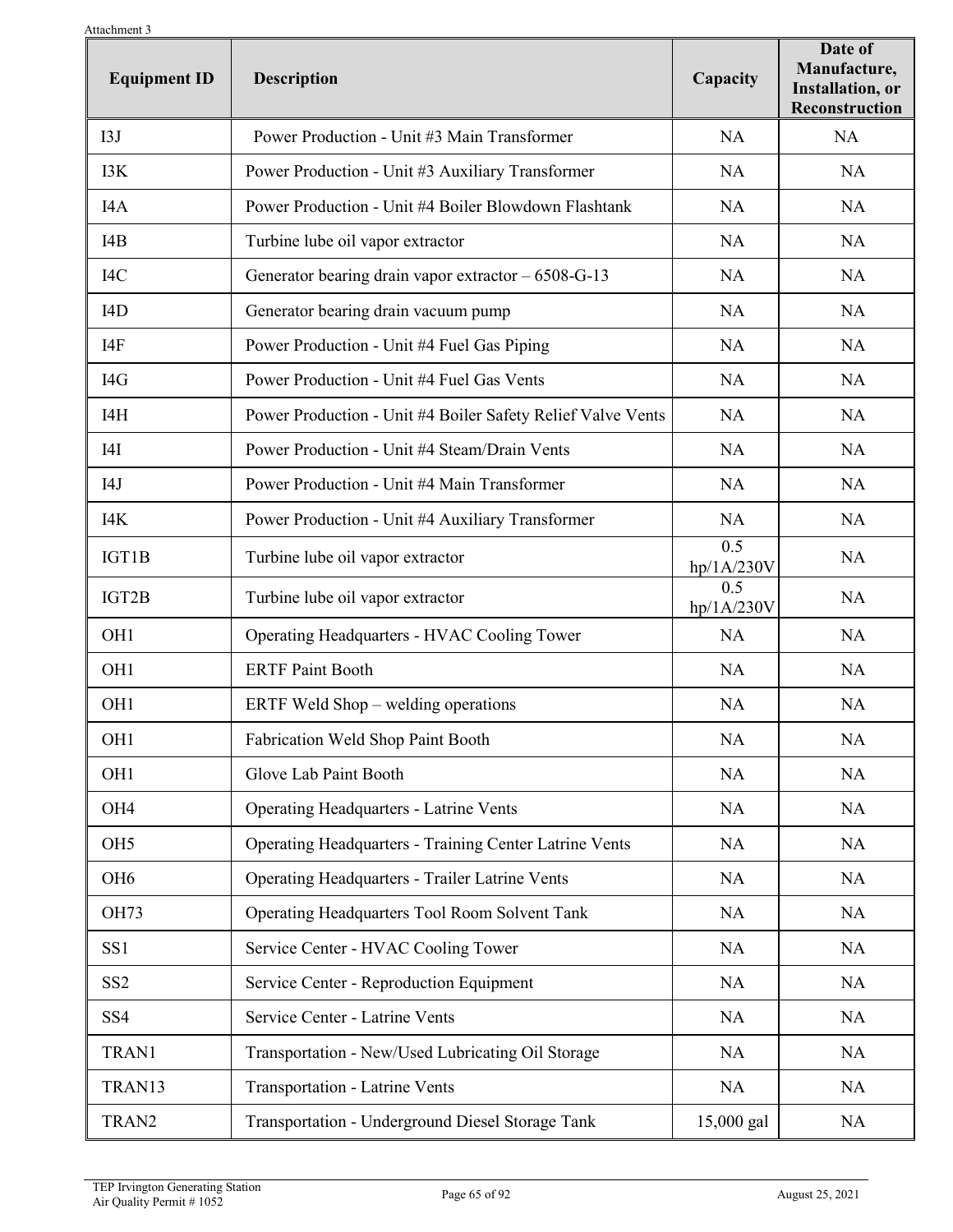Attachment 3

| Equipment ID | Description | Capacity | Date of Manufacture, Installation, or Reconstruction |
|---|---|---|---|
| I3J | Power Production - Unit #3 Main Transformer | NA | NA |
| I3K | Power Production - Unit #3 Auxiliary Transformer | NA | NA |
| I4A | Power Production - Unit #4 Boiler Blowdown Flashtank | NA | NA |
| I4B | Turbine lube oil vapor extractor | NA | NA |
| I4C | Generator bearing drain vapor extractor – 6508-G-13 | NA | NA |
| I4D | Generator bearing drain vacuum pump | NA | NA |
| I4F | Power Production - Unit #4 Fuel Gas Piping | NA | NA |
| I4G | Power Production - Unit #4 Fuel Gas Vents | NA | NA |
| I4H | Power Production - Unit #4 Boiler Safety Relief Valve Vents | NA | NA |
| I4I | Power Production - Unit #4 Steam/Drain Vents | NA | NA |
| I4J | Power Production - Unit #4 Main Transformer | NA | NA |
| I4K | Power Production - Unit #4 Auxiliary Transformer | NA | NA |
| IGT1B | Turbine lube oil vapor extractor | 0.5 hp/1A/230V | NA |
| IGT2B | Turbine lube oil vapor extractor | 0.5 hp/1A/230V | NA |
| OH1 | Operating Headquarters - HVAC Cooling Tower | NA | NA |
| OH1 | ERTF Paint Booth | NA | NA |
| OH1 | ERTF Weld Shop – welding operations | NA | NA |
| OH1 | Fabrication Weld Shop Paint Booth | NA | NA |
| OH1 | Glove Lab Paint Booth | NA | NA |
| OH4 | Operating Headquarters - Latrine Vents | NA | NA |
| OH5 | Operating Headquarters - Training Center Latrine Vents | NA | NA |
| OH6 | Operating Headquarters - Trailer Latrine Vents | NA | NA |
| OH73 | Operating Headquarters Tool Room Solvent Tank | NA | NA |
| SS1 | Service Center - HVAC Cooling Tower | NA | NA |
| SS2 | Service Center - Reproduction Equipment | NA | NA |
| SS4 | Service Center - Latrine Vents | NA | NA |
| TRAN1 | Transportation - New/Used Lubricating Oil Storage | NA | NA |
| TRAN13 | Transportation - Latrine Vents | NA | NA |
| TRAN2 | Transportation - Underground Diesel Storage Tank | 15,000 gal | NA |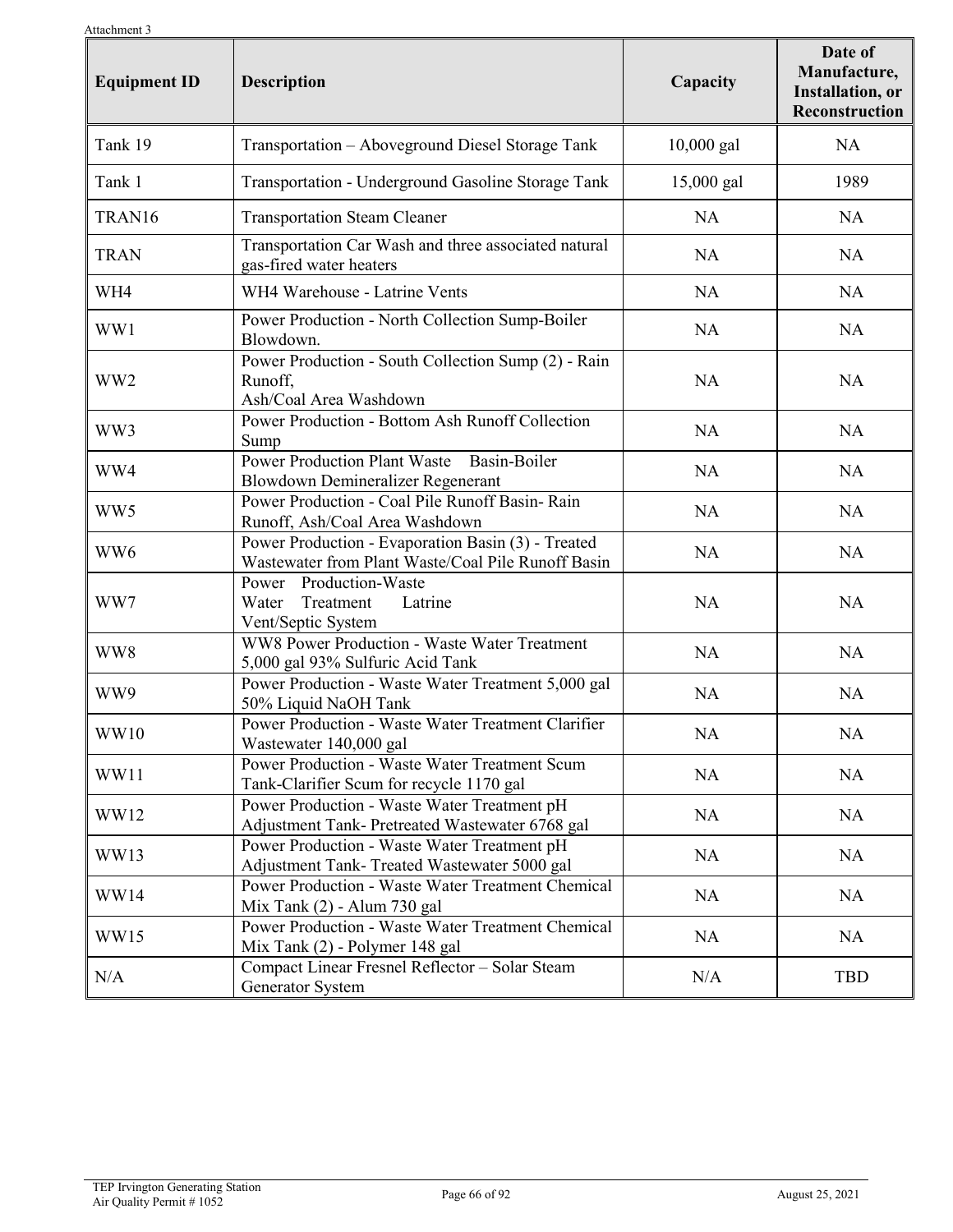Attachment 3

| Equipment ID | Description | Capacity | Date of Manufacture, Installation, or Reconstruction |
|---|---|---|---|
| Tank 19 | Transportation – Aboveground Diesel Storage Tank | 10,000 gal | NA |
| Tank 1 | Transportation - Underground Gasoline Storage Tank | 15,000 gal | 1989 |
| TRAN16 | Transportation Steam Cleaner | NA | NA |
| TRAN | Transportation Car Wash and three associated natural gas-fired water heaters | NA | NA |
| WH4 | WH4 Warehouse - Latrine Vents | NA | NA |
| WW1 | Power Production - North Collection Sump-Boiler Blowdown. | NA | NA |
| WW2 | Power Production - South Collection Sump (2) - Rain Runoff, Ash/Coal Area Washdown | NA | NA |
| WW3 | Power Production - Bottom Ash Runoff Collection Sump | NA | NA |
| WW4 | Power Production Plant Waste Basin-Boiler Blowdown Demineralizer Regenerant | NA | NA |
| WW5 | Power Production - Coal Pile Runoff Basin- Rain Runoff, Ash/Coal Area Washdown | NA | NA |
| WW6 | Power Production - Evaporation Basin (3) - Treated Wastewater from Plant Waste/Coal Pile Runoff Basin | NA | NA |
| WW7 | Power Production-Waste Water Treatment Latrine Vent/Septic System | NA | NA |
| WW8 | WW8 Power Production - Waste Water Treatment 5,000 gal 93% Sulfuric Acid Tank | NA | NA |
| WW9 | Power Production - Waste Water Treatment 5,000 gal 50% Liquid NaOH Tank | NA | NA |
| WW10 | Power Production - Waste Water Treatment Clarifier Wastewater 140,000 gal | NA | NA |
| WW11 | Power Production - Waste Water Treatment Scum Tank-Clarifier Scum for recycle 1170 gal | NA | NA |
| WW12 | Power Production - Waste Water Treatment pH Adjustment Tank- Pretreated Wastewater 6768 gal | NA | NA |
| WW13 | Power Production - Waste Water Treatment pH Adjustment Tank- Treated Wastewater 5000 gal | NA | NA |
| WW14 | Power Production - Waste Water Treatment Chemical Mix Tank (2) - Alum 730 gal | NA | NA |
| WW15 | Power Production - Waste Water Treatment Chemical Mix Tank (2) - Polymer 148 gal | NA | NA |
| N/A | Compact Linear Fresnel Reflector – Solar Steam Generator System | N/A | TBD |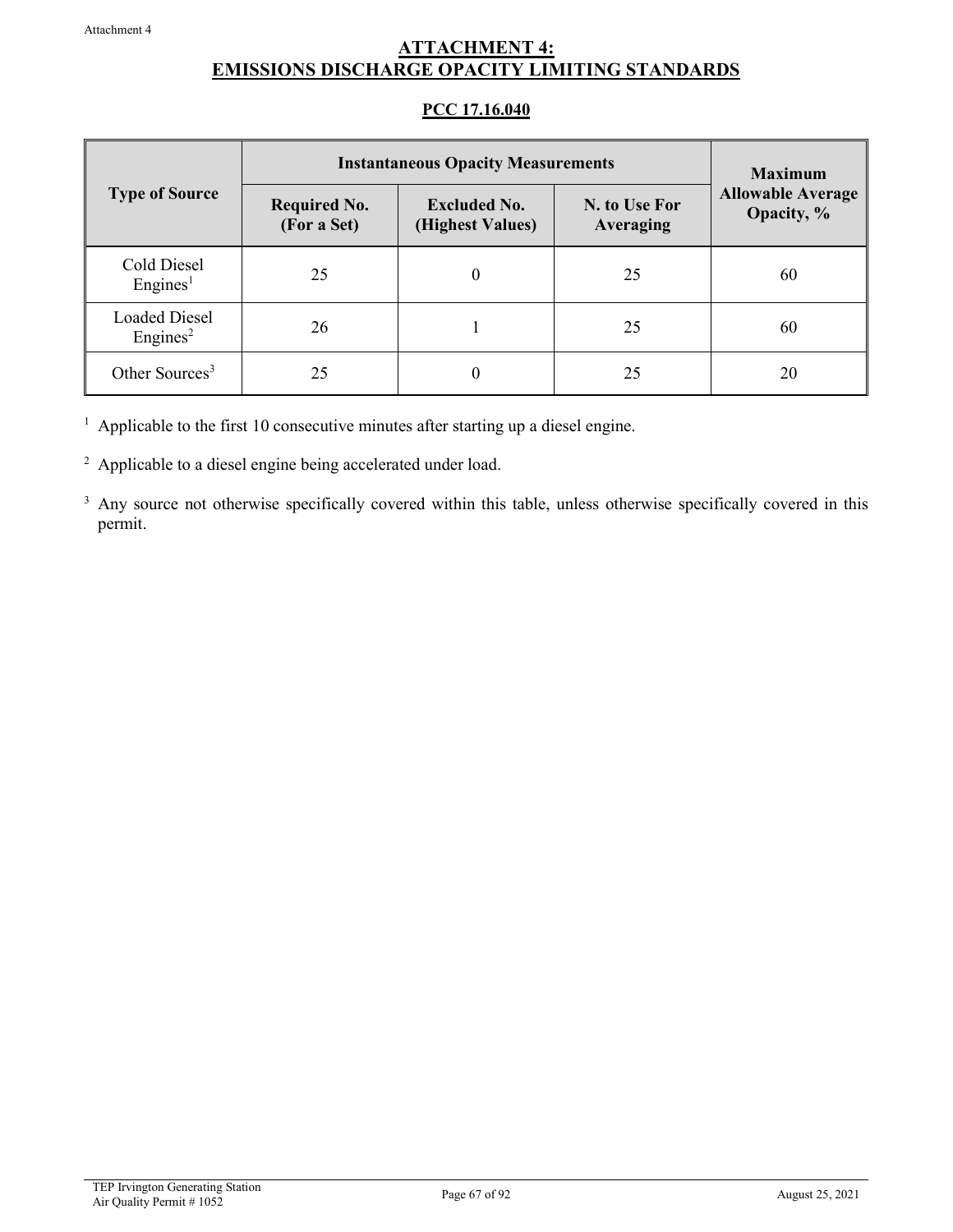# ATTACHMENT 4: EMISSIONS DISCHARGE OPACITY LIMITING STANDARDS

## PCC 17.16.040

| Type of Source | Instantaneous Opacity Measurements | | | Maximum Allowable Average Opacity, % |
|---|---|---|---|---|
| | Required No. (For a Set) | Excluded No. (Highest Values) | N. to Use For Averaging | |
| Cold Diesel Engines[1] | 25 | 0 | 25 | 60 |
| Loaded Diesel Engines[2] | 26 | 1 | 25 | 60 |
| Other Sources[3] | 25 | 0 | 25 | 20 |

[1] Applicable to the first 10 consecutive minutes after starting up a diesel engine.

[2] Applicable to a diesel engine being accelerated under load.

[3] Any source not otherwise specifically covered within this table, unless otherwise specifically covered in this permit.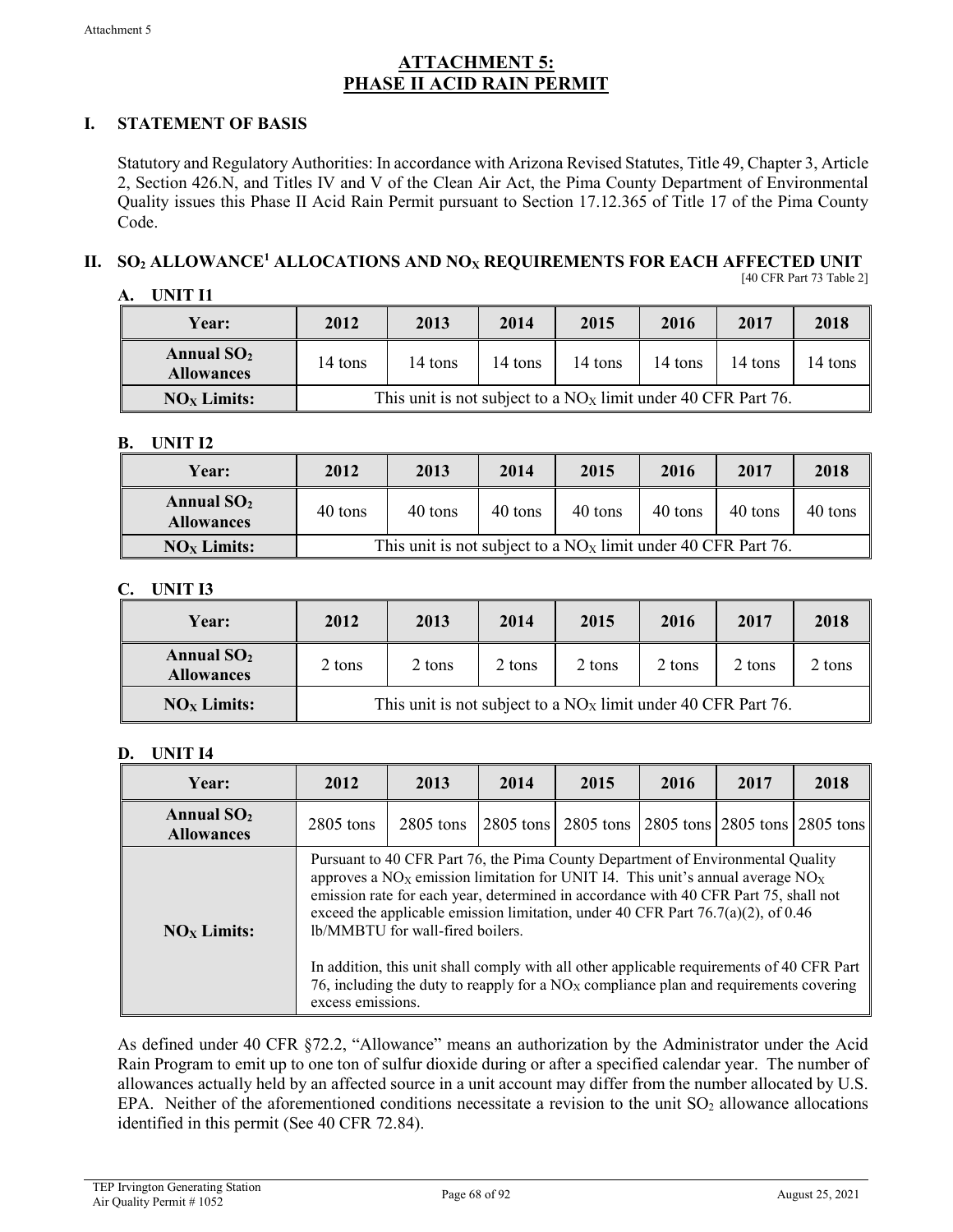# ATTACHMENT 5:
# PHASE II ACID RAIN PERMIT

## I. STATEMENT OF BASIS

Statutory and Regulatory Authorities: In accordance with Arizona Revised Statutes, Title 49, Chapter 3, Article 2, Section 426.N, and Titles IV and V of the Clean Air Act, the Pima County Department of Environmental Quality issues this Phase II Acid Rain Permit pursuant to Section 17.12.365 of Title 17 of the Pima County Code.

## II. $SO_2$ ALLOWANCE[1] ALLOCATIONS AND $NO_X$ REQUIREMENTS FOR EACH AFFECTED UNIT

[40 CFR Part 73 Table 2]

### A. UNIT I1

| Year: | 2012 | 2013 | 2014 | 2015 | 2016 | 2017 | 2018 |
|---|---|---|---|---|---|---|---|
| Annual $SO_2$ Allowances | 14 tons | 14 tons | 14 tons | 14 tons | 14 tons | 14 tons | 14 tons |
| $NO_X$ Limits: | This unit is not subject to a $NO_X$ limit under 40 CFR Part 76. | | | | | | |

### B. UNIT I2

| Year: | 2012 | 2013 | 2014 | 2015 | 2016 | 2017 | 2018 |
|---|---|---|---|---|---|---|---|
| Annual $SO_2$ Allowances | 40 tons | 40 tons | 40 tons | 40 tons | 40 tons | 40 tons | 40 tons |
| $NO_X$ Limits: | This unit is not subject to a $NO_X$ limit under 40 CFR Part 76. | | | | | | |

### C. UNIT I3

| Year: | 2012 | 2013 | 2014 | 2015 | 2016 | 2017 | 2018 |
|---|---|---|---|---|---|---|---|
| Annual $SO_2$ Allowances | 2 tons | 2 tons | 2 tons | 2 tons | 2 tons | 2 tons | 2 tons |
| $NO_X$ Limits: | This unit is not subject to a $NO_X$ limit under 40 CFR Part 76. | | | | | | |

### D. UNIT I4

| Year: | 2012 | 2013 | 2014 | 2015 | 2016 | 2017 | 2018 |
|---|---|---|---|---|---|---|---|
| Annual $SO_2$ Allowances | 2805 tons | 2805 tons | 2805 tons | 2805 tons | 2805 tons | 2805 tons | 2805 tons |
| $NO_X$ Limits: | Pursuant to 40 CFR Part 76, the Pima County Department of Environmental Quality approves a $NO_X$ emission limitation for UNIT I4. This unit's annual average $NO_X$ emission rate for each year, determined in accordance with 40 CFR Part 75, shall not exceed the applicable emission limitation, under 40 CFR Part 76.7(a)(2), of 0.46 lb/MMBTU for wall-fired boilers. In addition, this unit shall comply with all other applicable requirements of 40 CFR Part 76, including the duty to reapply for a $NO_X$ compliance plan and requirements covering excess emissions. | | | | | | |

As defined under 40 CFR §72.2, "Allowance" means an authorization by the Administrator under the Acid Rain Program to emit up to one ton of sulfur dioxide during or after a specified calendar year. The number of allowances actually held by an affected source in a unit account may differ from the number allocated by U.S. EPA. Neither of the aforementioned conditions necessitate a revision to the unit $SO_2$ allowance allocations identified in this permit (See 40 CFR 72.84).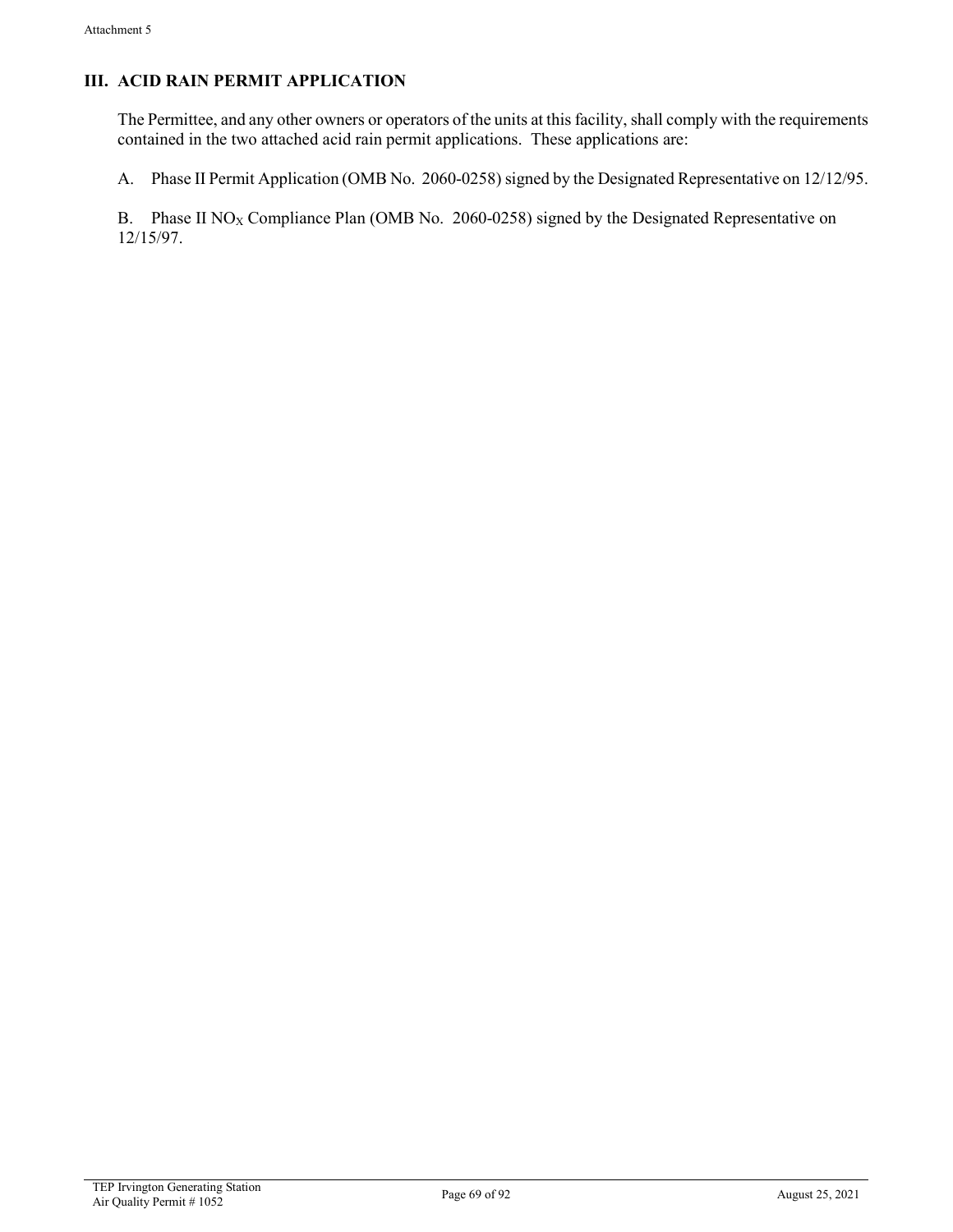## III. ACID RAIN PERMIT APPLICATION

The Permittee, and any other owners or operators of the units at this facility, shall comply with the requirements contained in the two attached acid rain permit applications. These applications are:

A. Phase II Permit Application (OMB No. 2060-0258) signed by the Designated Representative on 12/12/95.

B. Phase II $NO_X$ Compliance Plan (OMB No. 2060-0258) signed by the Designated Representative on 12/15/97.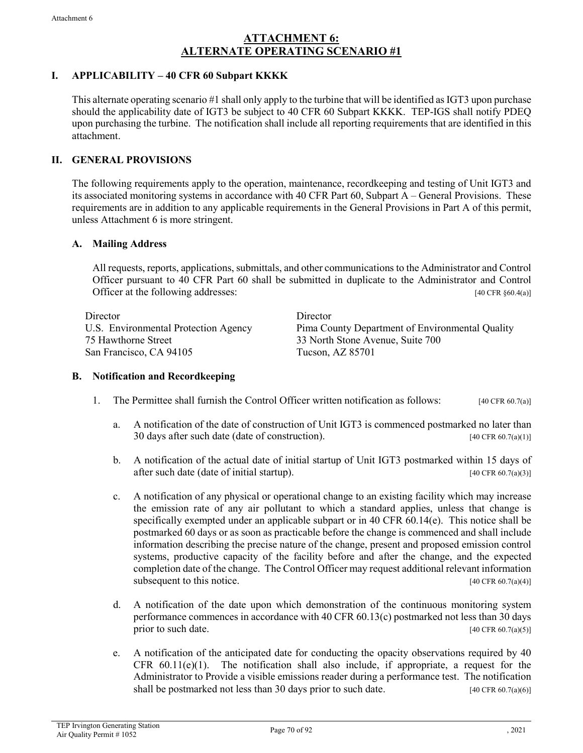# ATTACHMENT 6: ALTERNATE OPERATING SCENARIO #1

## I. APPLICABILITY – 40 CFR 60 Subpart KKKK

This alternate operating scenario #1 shall only apply to the turbine that will be identified as IGT3 upon purchase should the applicability date of IGT3 be subject to 40 CFR 60 Subpart KKKK. TEP-IGS shall notify PDEQ upon purchasing the turbine. The notification shall include all reporting requirements that are identified in this attachment.

## II. GENERAL PROVISIONS

The following requirements apply to the operation, maintenance, recordkeeping and testing of Unit IGT3 and its associated monitoring systems in accordance with 40 CFR Part 60, Subpart A – General Provisions. These requirements are in addition to any applicable requirements in the General Provisions in Part A of this permit, unless Attachment 6 is more stringent.

### A. Mailing Address

All requests, reports, applications, submittals, and other communications to the Administrator and Control Officer pursuant to 40 CFR Part 60 shall be submitted in duplicate to the Administrator and Control Officer at the following addresses: [40 CFR §60.4(a)]

Director
U.S. Environmental Protection Agency
75 Hawthorne Street
San Francisco, CA 94105

Director
Pima County Department of Environmental Quality
33 North Stone Avenue, Suite 700
Tucson, AZ 85701

### B. Notification and Recordkeeping

1. The Permittee shall furnish the Control Officer written notification as follows: [40 CFR 60.7(a)]

   a. A notification of the date of construction of Unit IGT3 is commenced postmarked no later than 30 days after such date (date of construction). [40 CFR 60.7(a)(1)]

   b. A notification of the actual date of initial startup of Unit IGT3 postmarked within 15 days of after such date (date of initial startup). [40 CFR 60.7(a)(3)]

   c. A notification of any physical or operational change to an existing facility which may increase the emission rate of any air pollutant to which a standard applies, unless that change is specifically exempted under an applicable subpart or in 40 CFR 60.14(e). This notice shall be postmarked 60 days or as soon as practicable before the change is commenced and shall include information describing the precise nature of the change, present and proposed emission control systems, productive capacity of the facility before and after the change, and the expected completion date of the change. The Control Officer may request additional relevant information subsequent to this notice. [40 CFR 60.7(a)(4)]

   d. A notification of the date upon which demonstration of the continuous monitoring system performance commences in accordance with 40 CFR 60.13(c) postmarked not less than 30 days prior to such date. [40 CFR 60.7(a)(5)]

   e. A notification of the anticipated date for conducting the opacity observations required by 40 CFR 60.11(e)(1). The notification shall also include, if appropriate, a request for the Administrator to Provide a visible emissions reader during a performance test. The notification shall be postmarked not less than 30 days prior to such date. [40 CFR 60.7(a)(6)]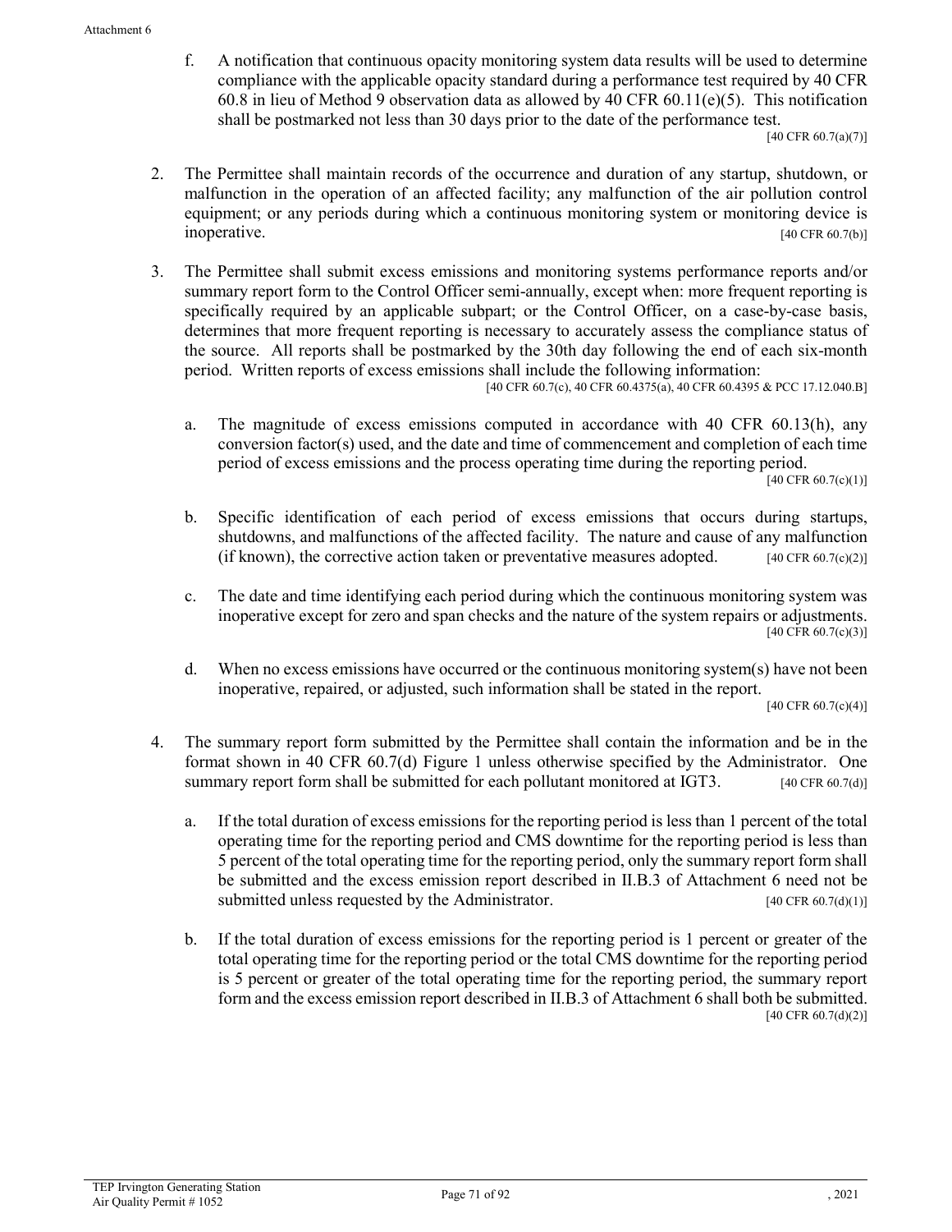f. A notification that continuous opacity monitoring system data results will be used to determine compliance with the applicable opacity standard during a performance test required by 40 CFR 60.8 in lieu of Method 9 observation data as allowed by 40 CFR 60.11(e)(5). This notification shall be postmarked not less than 30 days prior to the date of the performance test.

[40 CFR 60.7(a)(7)]

2. The Permittee shall maintain records of the occurrence and duration of any startup, shutdown, or malfunction in the operation of an affected facility; any malfunction of the air pollution control equipment; or any periods during which a continuous monitoring system or monitoring device is inoperative. [40 CFR 60.7(b)]

3. The Permittee shall submit excess emissions and monitoring systems performance reports and/or summary report form to the Control Officer semi-annually, except when: more frequent reporting is specifically required by an applicable subpart; or the Control Officer, on a case-by-case basis, determines that more frequent reporting is necessary to accurately assess the compliance status of the source. All reports shall be postmarked by the 30th day following the end of each six-month period. Written reports of excess emissions shall include the following information:

[40 CFR 60.7(c), 40 CFR 60.4375(a), 40 CFR 60.4395 & PCC 17.12.040.B]

   a. The magnitude of excess emissions computed in accordance with 40 CFR 60.13(h), any conversion factor(s) used, and the date and time of commencement and completion of each time period of excess emissions and the process operating time during the reporting period.

   [40 CFR 60.7(c)(1)]

   b. Specific identification of each period of excess emissions that occurs during startups, shutdowns, and malfunctions of the affected facility. The nature and cause of any malfunction (if known), the corrective action taken or preventative measures adopted. [40 CFR 60.7(c)(2)]

   c. The date and time identifying each period during which the continuous monitoring system was inoperative except for zero and span checks and the nature of the system repairs or adjustments.

   [40 CFR 60.7(c)(3)]

   d. When no excess emissions have occurred or the continuous monitoring system(s) have not been inoperative, repaired, or adjusted, such information shall be stated in the report.

   [40 CFR 60.7(c)(4)]

4. The summary report form submitted by the Permittee shall contain the information and be in the format shown in 40 CFR 60.7(d) Figure 1 unless otherwise specified by the Administrator. One summary report form shall be submitted for each pollutant monitored at IGT3. [40 CFR 60.7(d)]

   a. If the total duration of excess emissions for the reporting period is less than 1 percent of the total operating time for the reporting period and CMS downtime for the reporting period is less than 5 percent of the total operating time for the reporting period, only the summary report form shall be submitted and the excess emission report described in II.B.3 of Attachment 6 need not be submitted unless requested by the Administrator. [40 CFR 60.7(d)(1)]

   b. If the total duration of excess emissions for the reporting period is 1 percent or greater of the total operating time for the reporting period or the total CMS downtime for the reporting period is 5 percent or greater of the total operating time for the reporting period, the summary report form and the excess emission report described in II.B.3 of Attachment 6 shall both be submitted.

   [40 CFR 60.7(d)(2)]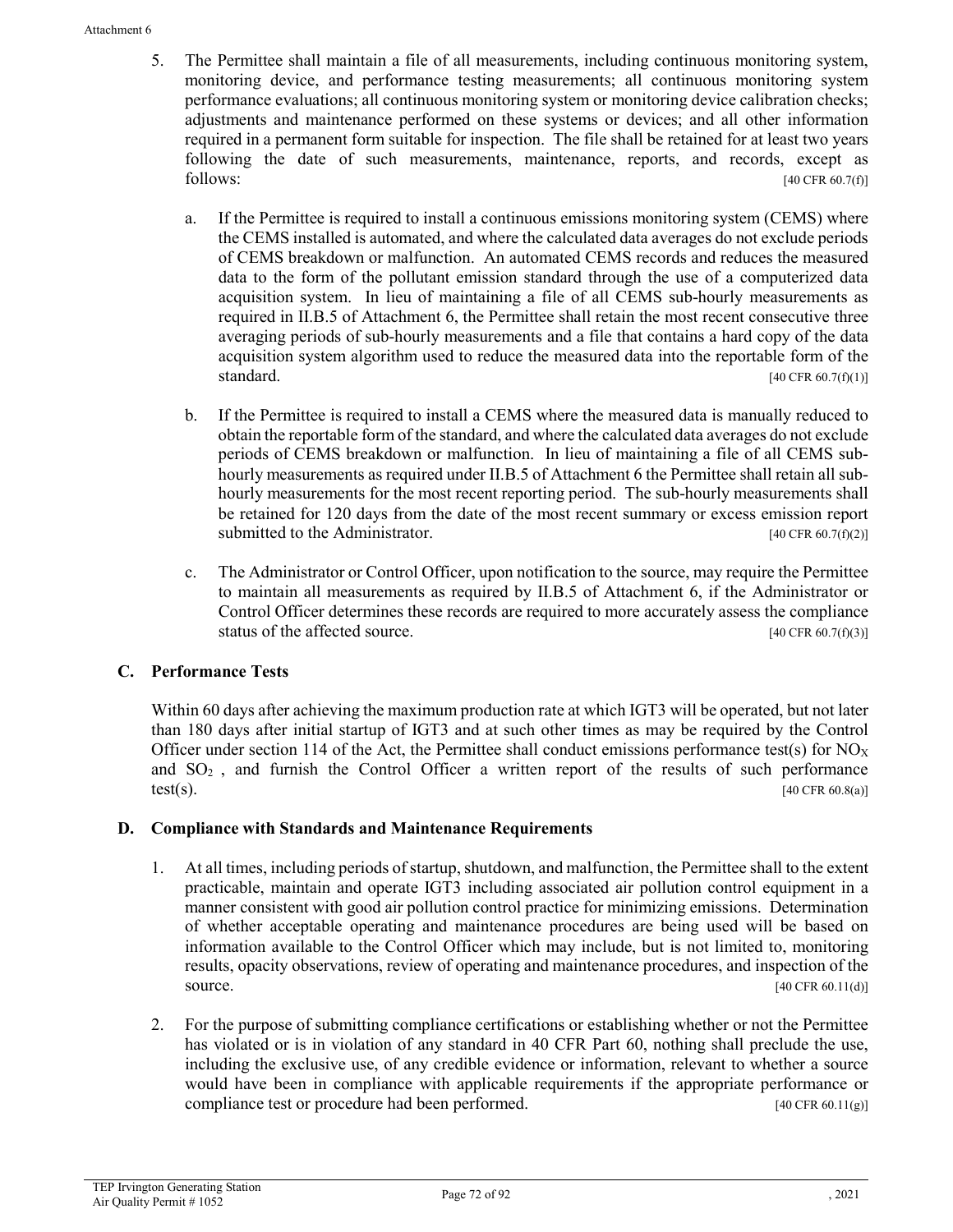5. The Permittee shall maintain a file of all measurements, including continuous monitoring system, monitoring device, and performance testing measurements; all continuous monitoring system performance evaluations; all continuous monitoring system or monitoring device calibration checks; adjustments and maintenance performed on these systems or devices; and all other information required in a permanent form suitable for inspection. The file shall be retained for at least two years following the date of such measurements, maintenance, reports, and records, except as follows: [40 CFR 60.7(f)]

   a. If the Permittee is required to install a continuous emissions monitoring system (CEMS) where the CEMS installed is automated, and where the calculated data averages do not exclude periods of CEMS breakdown or malfunction. An automated CEMS records and reduces the measured data to the form of the pollutant emission standard through the use of a computerized data acquisition system. In lieu of maintaining a file of all CEMS sub-hourly measurements as required in II.B.5 of Attachment 6, the Permittee shall retain the most recent consecutive three averaging periods of sub-hourly measurements and a file that contains a hard copy of the data acquisition system algorithm used to reduce the measured data into the reportable form of the standard. [40 CFR 60.7(f)(1)]

   b. If the Permittee is required to install a CEMS where the measured data is manually reduced to obtain the reportable form of the standard, and where the calculated data averages do not exclude periods of CEMS breakdown or malfunction. In lieu of maintaining a file of all CEMS sub-hourly measurements as required under II.B.5 of Attachment 6 the Permittee shall retain all sub-hourly measurements for the most recent reporting period. The sub-hourly measurements shall be retained for 120 days from the date of the most recent summary or excess emission report submitted to the Administrator. [40 CFR 60.7(f)(2)]

   c. The Administrator or Control Officer, upon notification to the source, may require the Permittee to maintain all measurements as required by II.B.5 of Attachment 6, if the Administrator or Control Officer determines these records are required to more accurately assess the compliance status of the affected source. [40 CFR 60.7(f)(3)]

### C. Performance Tests

Within 60 days after achieving the maximum production rate at which IGT3 will be operated, but not later than 180 days after initial startup of IGT3 and at such other times as may be required by the Control Officer under section 114 of the Act, the Permittee shall conduct emissions performance test(s) for $NO_X$ and $SO_2$ , and furnish the Control Officer a written report of the results of such performance test(s). [40 CFR 60.8(a)]

### D. Compliance with Standards and Maintenance Requirements

1. At all times, including periods of startup, shutdown, and malfunction, the Permittee shall to the extent practicable, maintain and operate IGT3 including associated air pollution control equipment in a manner consistent with good air pollution control practice for minimizing emissions. Determination of whether acceptable operating and maintenance procedures are being used will be based on information available to the Control Officer which may include, but is not limited to, monitoring results, opacity observations, review of operating and maintenance procedures, and inspection of the source. [40 CFR 60.11(d)]

2. For the purpose of submitting compliance certifications or establishing whether or not the Permittee has violated or is in violation of any standard in 40 CFR Part 60, nothing shall preclude the use, including the exclusive use, of any credible evidence or information, relevant to whether a source would have been in compliance with applicable requirements if the appropriate performance or compliance test or procedure had been performed. [40 CFR 60.11(g)]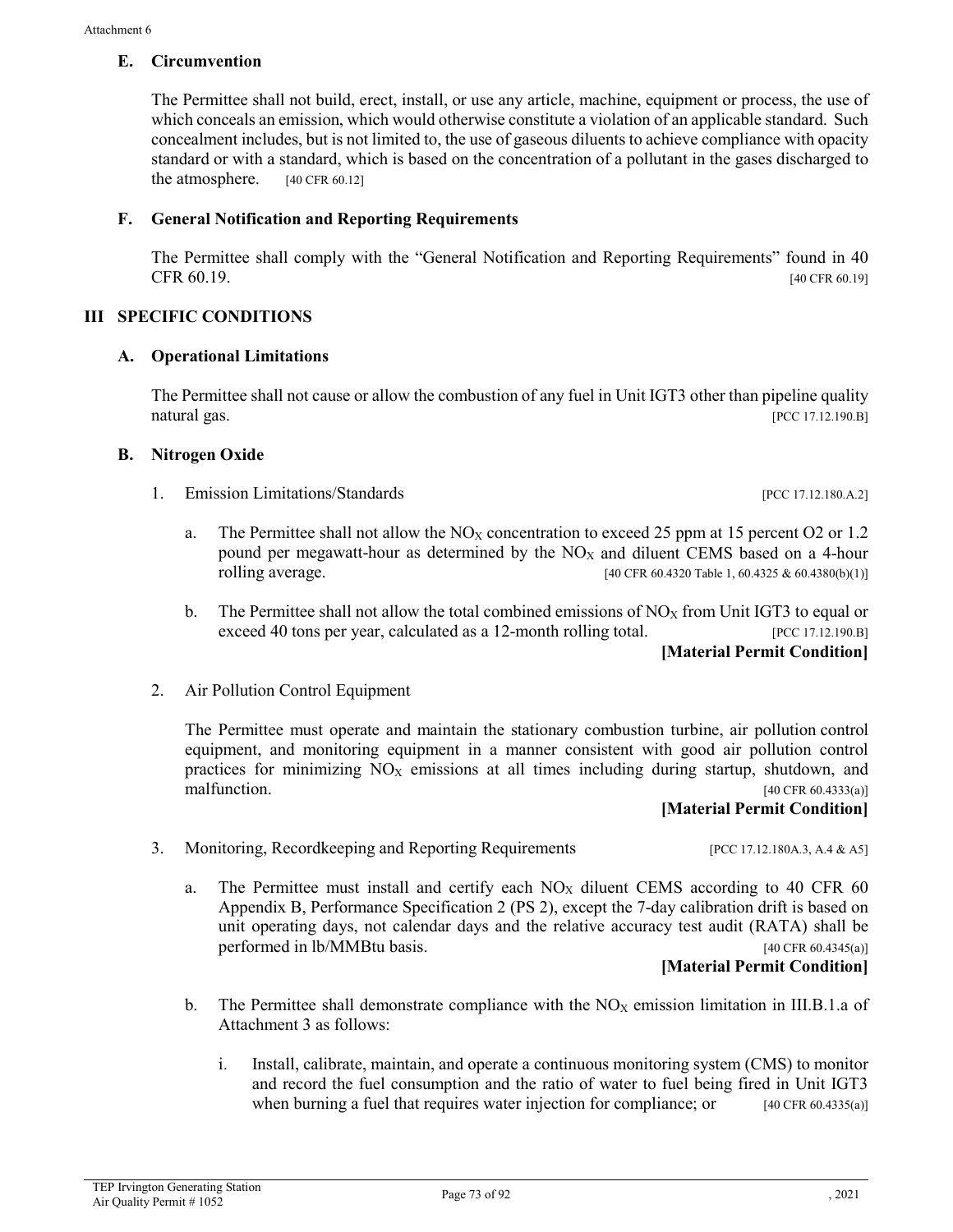### E. Circumvention

The Permittee shall not build, erect, install, or use any article, machine, equipment or process, the use of which conceals an emission, which would otherwise constitute a violation of an applicable standard. Such concealment includes, but is not limited to, the use of gaseous diluents to achieve compliance with opacity standard or with a standard, which is based on the concentration of a pollutant in the gases discharged to the atmosphere. [40 CFR 60.12]

### F. General Notification and Reporting Requirements

The Permittee shall comply with the "General Notification and Reporting Requirements" found in 40 CFR 60.19. [40 CFR 60.19]

## III SPECIFIC CONDITIONS

### A. Operational Limitations

The Permittee shall not cause or allow the combustion of any fuel in Unit IGT3 other than pipeline quality natural gas. [PCC 17.12.190.B]

### B. Nitrogen Oxide

1. Emission Limitations/Standards [PCC 17.12.180.A.2]

   a. The Permittee shall not allow the $NO_X$ concentration to exceed 25 ppm at 15 percent O2 or 1.2 pound per megawatt-hour as determined by the $NO_X$ and diluent CEMS based on a 4-hour rolling average. [40 CFR 60.4320 Table 1, 60.4325 & 60.4380(b)(1)]

   b. The Permittee shall not allow the total combined emissions of $NO_X$ from Unit IGT3 to equal or exceed 40 tons per year, calculated as a 12-month rolling total. [PCC 17.12.190.B]

   **[Material Permit Condition]**

2. Air Pollution Control Equipment

   The Permittee must operate and maintain the stationary combustion turbine, air pollution control equipment, and monitoring equipment in a manner consistent with good air pollution control practices for minimizing $NO_X$ emissions at all times including during startup, shutdown, and malfunction. [40 CFR 60.4333(a)]

   **[Material Permit Condition]**

3. Monitoring, Recordkeeping and Reporting Requirements [PCC 17.12.180A.3, A.4 & A5]

   a. The Permittee must install and certify each $NO_X$ diluent CEMS according to 40 CFR 60 Appendix B, Performance Specification 2 (PS 2), except the 7-day calibration drift is based on unit operating days, not calendar days and the relative accuracy test audit (RATA) shall be performed in lb/MMBtu basis. [40 CFR 60.4345(a)]

   **[Material Permit Condition]**

   b. The Permittee shall demonstrate compliance with the $NO_X$ emission limitation in III.B.1.a of Attachment 3 as follows:

      i. Install, calibrate, maintain, and operate a continuous monitoring system (CMS) to monitor and record the fuel consumption and the ratio of water to fuel being fired in Unit IGT3 when burning a fuel that requires water injection for compliance; or [40 CFR 60.4335(a)]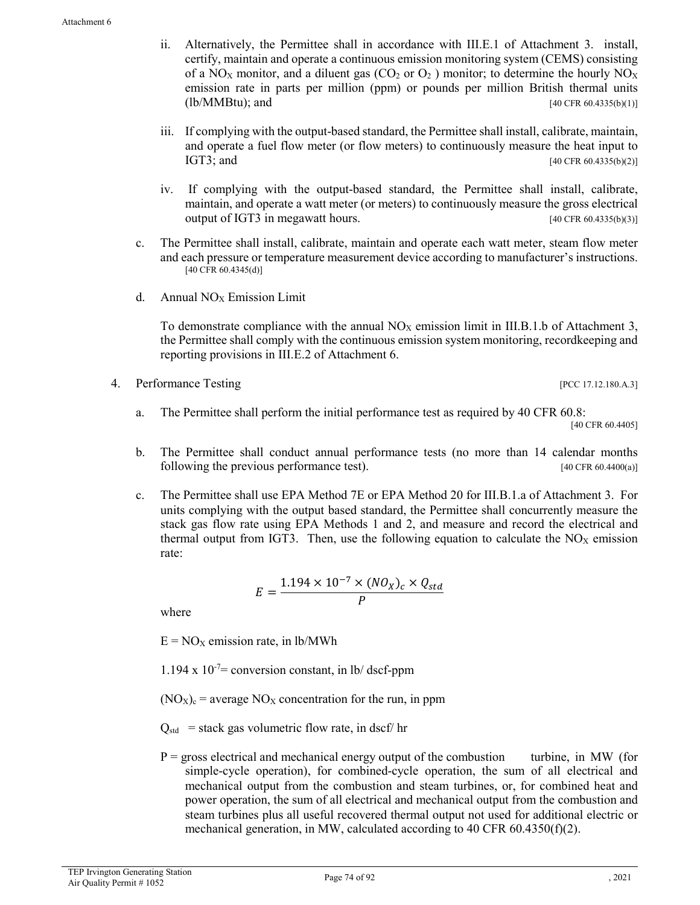ii. Alternatively, the Permittee shall in accordance with III.E.1 of Attachment 3. install, certify, maintain and operate a continuous emission monitoring system (CEMS) consisting of a $NO_X$ monitor, and a diluent gas ($CO_2$ or $O_2$ ) monitor; to determine the hourly $NO_X$ emission rate in parts per million (ppm) or pounds per million British thermal units (lb/MMBtu); and [40 CFR 60.4335(b)(1)]

iii. If complying with the output-based standard, the Permittee shall install, calibrate, maintain, and operate a fuel flow meter (or flow meters) to continuously measure the heat input to IGT3; and [40 CFR 60.4335(b)(2)]

iv. If complying with the output-based standard, the Permittee shall install, calibrate, maintain, and operate a watt meter (or meters) to continuously measure the gross electrical output of IGT3 in megawatt hours. [40 CFR 60.4335(b)(3)]

c. The Permittee shall install, calibrate, maintain and operate each watt meter, steam flow meter and each pressure or temperature measurement device according to manufacturer's instructions. [40 CFR 60.4345(d)]

d. Annual $NO_X$ Emission Limit

To demonstrate compliance with the annual $NO_X$ emission limit in III.B.1.b of Attachment 3, the Permittee shall comply with the continuous emission system monitoring, recordkeeping and reporting provisions in III.E.2 of Attachment 6.

4. Performance Testing [PCC 17.12.180.A.3]

a. The Permittee shall perform the initial performance test as required by 40 CFR 60.8: [40 CFR 60.4405]

b. The Permittee shall conduct annual performance tests (no more than 14 calendar months following the previous performance test). [40 CFR 60.4400(a)]

c. The Permittee shall use EPA Method 7E or EPA Method 20 for III.B.1.a of Attachment 3. For units complying with the output based standard, the Permittee shall concurrently measure the stack gas flow rate using EPA Methods 1 and 2, and measure and record the electrical and thermal output from IGT3. Then, use the following equation to calculate the $NO_X$ emission rate:

$$E = \frac{1.194 \times 10^{-7} \times (NO_X)_c \times Q_{std}}{P}$$

where

E = $NO_X$ emission rate, in lb/MWh

$1.194 \times 10^{-7}$= conversion constant, in lb/ dscf-ppm

$(NO_X)_c$ = average $NO_X$ concentration for the run, in ppm

$Q_{std}$ = stack gas volumetric flow rate, in dscf/ hr

P = gross electrical and mechanical energy output of the combustion turbine, in MW (for simple-cycle operation), for combined-cycle operation, the sum of all electrical and mechanical output from the combustion and steam turbines, or, for combined heat and power operation, the sum of all electrical and mechanical output from the combustion and steam turbines plus all useful recovered thermal output not used for additional electric or mechanical generation, in MW, calculated according to 40 CFR 60.4350(f)(2).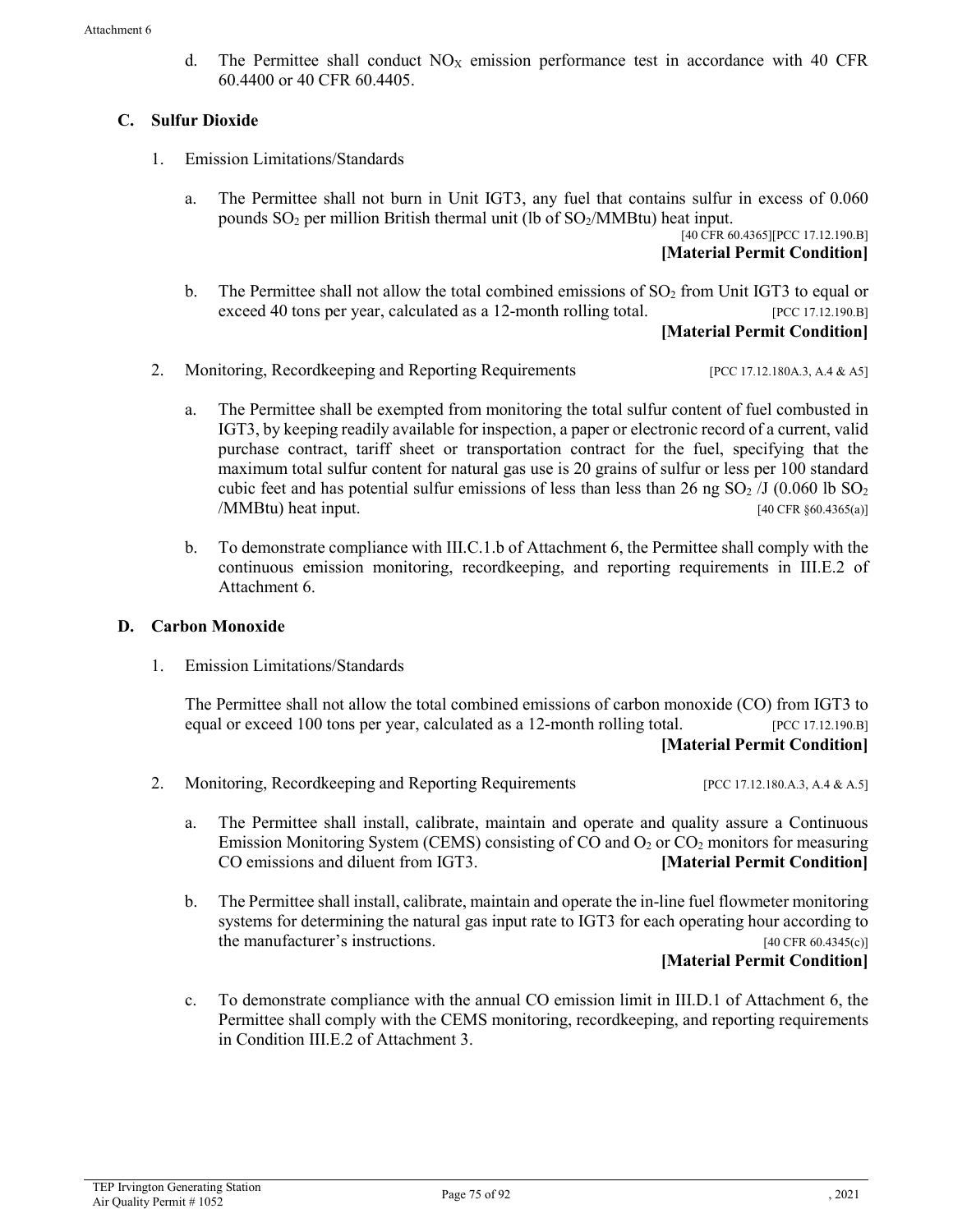d. The Permittee shall conduct $NO_X$ emission performance test in accordance with 40 CFR 60.4400 or 40 CFR 60.4405.

### C. Sulfur Dioxide

1. Emission Limitations/Standards

   a. The Permittee shall not burn in Unit IGT3, any fuel that contains sulfur in excess of 0.060 pounds $SO_2$ per million British thermal unit (lb of $SO_2$/MMBtu) heat input.
   [40 CFR 60.4365][PCC 17.12.190.B]
   **[Material Permit Condition]**

   b. The Permittee shall not allow the total combined emissions of $SO_2$ from Unit IGT3 to equal or exceed 40 tons per year, calculated as a 12-month rolling total. [PCC 17.12.190.B]
   **[Material Permit Condition]**

2. Monitoring, Recordkeeping and Reporting Requirements [PCC 17.12.180A.3, A.4 & A5]

   a. The Permittee shall be exempted from monitoring the total sulfur content of fuel combusted in IGT3, by keeping readily available for inspection, a paper or electronic record of a current, valid purchase contract, tariff sheet or transportation contract for the fuel, specifying that the maximum total sulfur content for natural gas use is 20 grains of sulfur or less per 100 standard cubic feet and has potential sulfur emissions of less than less than 26 ng $SO_2$ /J (0.060 lb $SO_2$ /MMBtu) heat input. [40 CFR §60.4365(a)]

   b. To demonstrate compliance with III.C.1.b of Attachment 6, the Permittee shall comply with the continuous emission monitoring, recordkeeping, and reporting requirements in III.E.2 of Attachment 6.

### D. Carbon Monoxide

1. Emission Limitations/Standards

   The Permittee shall not allow the total combined emissions of carbon monoxide (CO) from IGT3 to equal or exceed 100 tons per year, calculated as a 12-month rolling total. [PCC 17.12.190.B]
   **[Material Permit Condition]**

2. Monitoring, Recordkeeping and Reporting Requirements [PCC 17.12.180.A.3, A.4 & A.5]

   a. The Permittee shall install, calibrate, maintain and operate and quality assure a Continuous Emission Monitoring System (CEMS) consisting of CO and $O_2$ or $CO_2$ monitors for measuring CO emissions and diluent from IGT3. **[Material Permit Condition]**

   b. The Permittee shall install, calibrate, maintain and operate the in-line fuel flowmeter monitoring systems for determining the natural gas input rate to IGT3 for each operating hour according to the manufacturer's instructions. [40 CFR 60.4345(c)]
   **[Material Permit Condition]**

   c. To demonstrate compliance with the annual CO emission limit in III.D.1 of Attachment 6, the Permittee shall comply with the CEMS monitoring, recordkeeping, and reporting requirements in Condition III.E.2 of Attachment 3.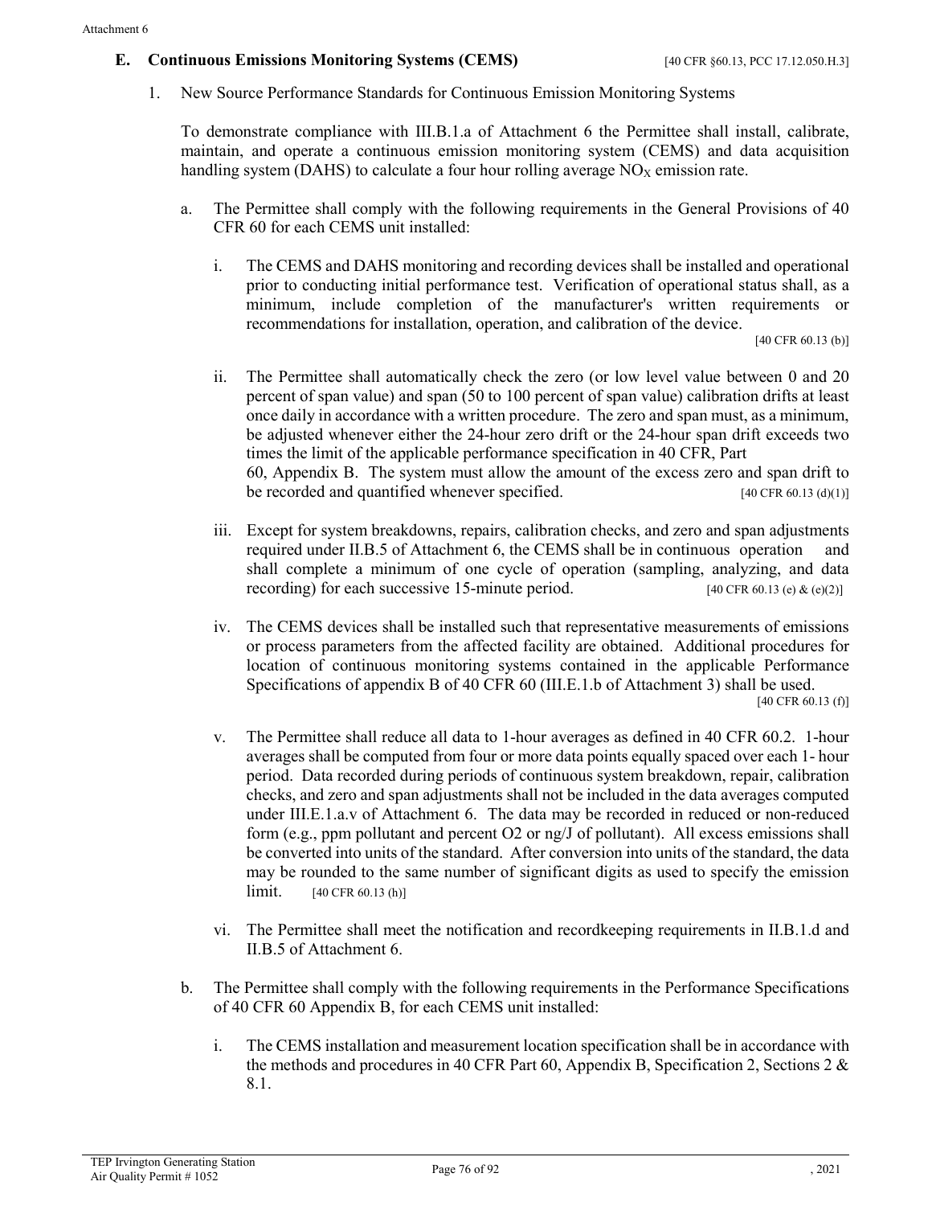### E. Continuous Emissions Monitoring Systems (CEMS) [40 CFR §60.13, PCC 17.12.050.H.3]

1. New Source Performance Standards for Continuous Emission Monitoring Systems

   To demonstrate compliance with III.B.1.a of Attachment 6 the Permittee shall install, calibrate, maintain, and operate a continuous emission monitoring system (CEMS) and data acquisition handling system (DAHS) to calculate a four hour rolling average $NO_X$ emission rate.

   a. The Permittee shall comply with the following requirements in the General Provisions of 40 CFR 60 for each CEMS unit installed:

      i. The CEMS and DAHS monitoring and recording devices shall be installed and operational prior to conducting initial performance test. Verification of operational status shall, as a minimum, include completion of the manufacturer's written requirements or recommendations for installation, operation, and calibration of the device. [40 CFR 60.13 (b)]

      ii. The Permittee shall automatically check the zero (or low level value between 0 and 20 percent of span value) and span (50 to 100 percent of span value) calibration drifts at least once daily in accordance with a written procedure. The zero and span must, as a minimum, be adjusted whenever either the 24-hour zero drift or the 24-hour span drift exceeds two times the limit of the applicable performance specification in 40 CFR, Part 60, Appendix B. The system must allow the amount of the excess zero and span drift to be recorded and quantified whenever specified. [40 CFR 60.13 (d)(1)]

      iii. Except for system breakdowns, repairs, calibration checks, and zero and span adjustments required under II.B.5 of Attachment 6, the CEMS shall be in continuous operation and shall complete a minimum of one cycle of operation (sampling, analyzing, and data recording) for each successive 15-minute period. [40 CFR 60.13 (e) & (e)(2)]

      iv. The CEMS devices shall be installed such that representative measurements of emissions or process parameters from the affected facility are obtained. Additional procedures for location of continuous monitoring systems contained in the applicable Performance Specifications of appendix B of 40 CFR 60 (III.E.1.b of Attachment 3) shall be used. [40 CFR 60.13 (f)]

      v. The Permittee shall reduce all data to 1-hour averages as defined in 40 CFR 60.2. 1-hour averages shall be computed from four or more data points equally spaced over each 1- hour period. Data recorded during periods of continuous system breakdown, repair, calibration checks, and zero and span adjustments shall not be included in the data averages computed under III.E.1.a.v of Attachment 6. The data may be recorded in reduced or non-reduced form (e.g., ppm pollutant and percent O2 or ng/J of pollutant). All excess emissions shall be converted into units of the standard. After conversion into units of the standard, the data may be rounded to the same number of significant digits as used to specify the emission limit. [40 CFR 60.13 (h)]

      vi. The Permittee shall meet the notification and recordkeeping requirements in II.B.1.d and II.B.5 of Attachment 6.

   b. The Permittee shall comply with the following requirements in the Performance Specifications of 40 CFR 60 Appendix B, for each CEMS unit installed:

      i. The CEMS installation and measurement location specification shall be in accordance with the methods and procedures in 40 CFR Part 60, Appendix B, Specification 2, Sections 2 & 8.1.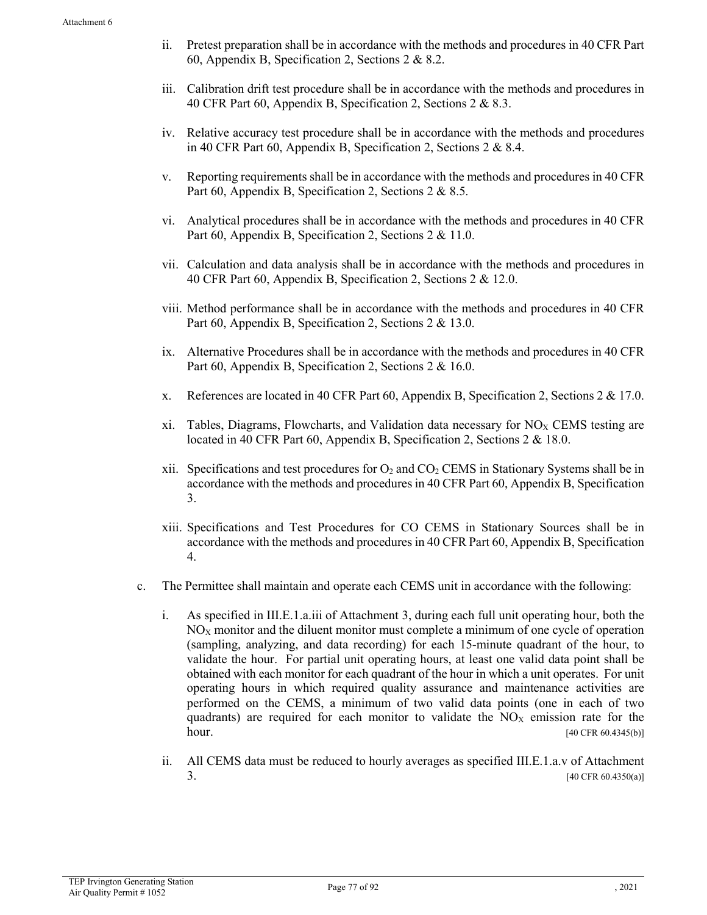ii. Pretest preparation shall be in accordance with the methods and procedures in 40 CFR Part 60, Appendix B, Specification 2, Sections 2 & 8.2.

iii. Calibration drift test procedure shall be in accordance with the methods and procedures in 40 CFR Part 60, Appendix B, Specification 2, Sections 2 & 8.3.

iv. Relative accuracy test procedure shall be in accordance with the methods and procedures in 40 CFR Part 60, Appendix B, Specification 2, Sections 2 & 8.4.

v. Reporting requirements shall be in accordance with the methods and procedures in 40 CFR Part 60, Appendix B, Specification 2, Sections 2 & 8.5.

vi. Analytical procedures shall be in accordance with the methods and procedures in 40 CFR Part 60, Appendix B, Specification 2, Sections 2 & 11.0.

vii. Calculation and data analysis shall be in accordance with the methods and procedures in 40 CFR Part 60, Appendix B, Specification 2, Sections 2 & 12.0.

viii. Method performance shall be in accordance with the methods and procedures in 40 CFR Part 60, Appendix B, Specification 2, Sections 2 & 13.0.

ix. Alternative Procedures shall be in accordance with the methods and procedures in 40 CFR Part 60, Appendix B, Specification 2, Sections 2 & 16.0.

x. References are located in 40 CFR Part 60, Appendix B, Specification 2, Sections 2 & 17.0.

xi. Tables, Diagrams, Flowcharts, and Validation data necessary for $NO_X$ CEMS testing are located in 40 CFR Part 60, Appendix B, Specification 2, Sections 2 & 18.0.

xii. Specifications and test procedures for $O_2$ and $CO_2$ CEMS in Stationary Systems shall be in accordance with the methods and procedures in 40 CFR Part 60, Appendix B, Specification 3.

xiii. Specifications and Test Procedures for CO CEMS in Stationary Sources shall be in accordance with the methods and procedures in 40 CFR Part 60, Appendix B, Specification 4.

c. The Permittee shall maintain and operate each CEMS unit in accordance with the following:

i. As specified in III.E.1.a.iii of Attachment 3, during each full unit operating hour, both the $NO_X$ monitor and the diluent monitor must complete a minimum of one cycle of operation (sampling, analyzing, and data recording) for each 15-minute quadrant of the hour, to validate the hour. For partial unit operating hours, at least one valid data point shall be obtained with each monitor for each quadrant of the hour in which a unit operates. For unit operating hours in which required quality assurance and maintenance activities are performed on the CEMS, a minimum of two valid data points (one in each of two quadrants) are required for each monitor to validate the $NO_X$ emission rate for the hour. [40 CFR 60.4345(b)]

ii. All CEMS data must be reduced to hourly averages as specified III.E.1.a.v of Attachment 3. [40 CFR 60.4350(a)]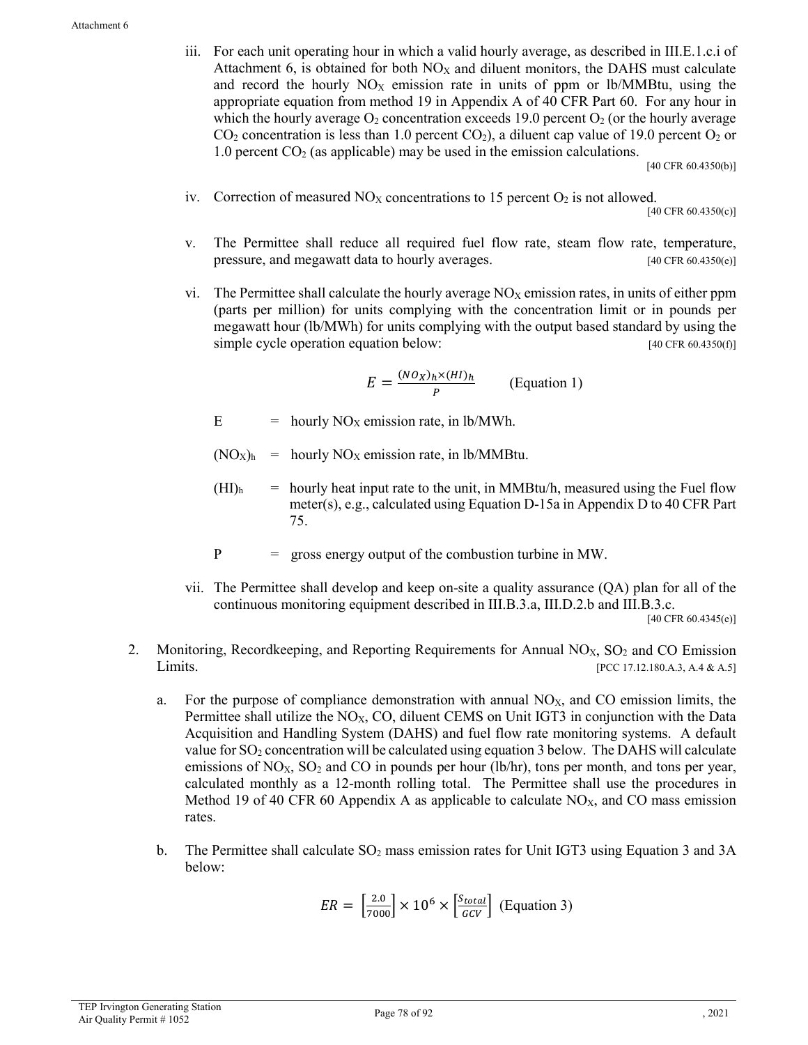iii. For each unit operating hour in which a valid hourly average, as described in III.E.1.c.i of Attachment 6, is obtained for both $NO_X$ and diluent monitors, the DAHS must calculate and record the hourly $NO_X$ emission rate in units of ppm or lb/MMBtu, using the appropriate equation from method 19 in Appendix A of 40 CFR Part 60. For any hour in which the hourly average $O_2$ concentration exceeds 19.0 percent $O_2$ (or the hourly average $CO_2$ concentration is less than 1.0 percent $CO_2$), a diluent cap value of 19.0 percent $O_2$ or 1.0 percent $CO_2$ (as applicable) may be used in the emission calculations.
[40 CFR 60.4350(b)]

iv. Correction of measured $NO_X$ concentrations to 15 percent $O_2$ is not allowed.
[40 CFR 60.4350(c)]

v. The Permittee shall reduce all required fuel flow rate, steam flow rate, temperature, pressure, and megawatt data to hourly averages. [40 CFR 60.4350(e)]

vi. The Permittee shall calculate the hourly average $NO_X$ emission rates, in units of either ppm (parts per million) for units complying with the concentration limit or in pounds per megawatt hour (lb/MWh) for units complying with the output based standard by using the simple cycle operation equation below: [40 CFR 60.4350(f)]

$$E = \frac{(NO_X)_h \times (HI)_h}{P} \qquad \text{(Equation 1)}$$

E = hourly $NO_X$ emission rate, in lb/MWh.

$(NO_X)_h$ = hourly $NO_X$ emission rate, in lb/MMBtu.

$(HI)_h$ = hourly heat input rate to the unit, in MMBtu/h, measured using the Fuel flow meter(s), e.g., calculated using Equation D-15a in Appendix D to 40 CFR Part 75.

P = gross energy output of the combustion turbine in MW.

vii. The Permittee shall develop and keep on-site a quality assurance (QA) plan for all of the continuous monitoring equipment described in III.B.3.a, III.D.2.b and III.B.3.c.
[40 CFR 60.4345(e)]

2. Monitoring, Recordkeeping, and Reporting Requirements for Annual $NO_X$, $SO_2$ and CO Emission Limits. [PCC 17.12.180.A.3, A.4 & A.5]

   a. For the purpose of compliance demonstration with annual $NO_X$, and CO emission limits, the Permittee shall utilize the $NO_X$, CO, diluent CEMS on Unit IGT3 in conjunction with the Data Acquisition and Handling System (DAHS) and fuel flow rate monitoring systems. A default value for $SO_2$ concentration will be calculated using equation 3 below. The DAHS will calculate emissions of $NO_X$, $SO_2$ and CO in pounds per hour (lb/hr), tons per month, and tons per year, calculated monthly as a 12-month rolling total. The Permittee shall use the procedures in Method 19 of 40 CFR 60 Appendix A as applicable to calculate $NO_X$, and CO mass emission rates.

   b. The Permittee shall calculate $SO_2$ mass emission rates for Unit IGT3 using Equation 3 and 3A below:

$$ER = \left[\frac{2.0}{7000}\right] \times 10^6 \times \left[\frac{S_{total}}{GCV}\right] \quad \text{(Equation 3)}$$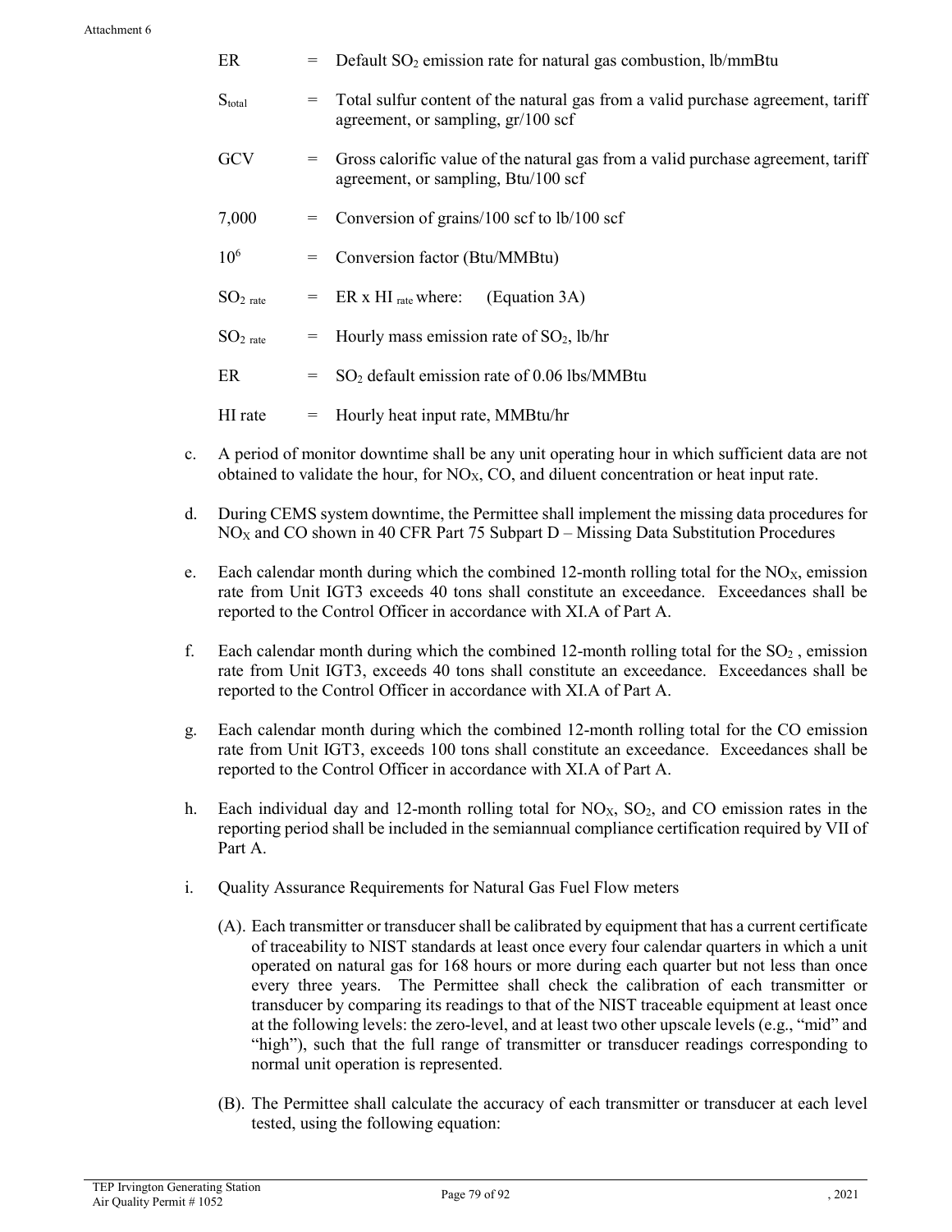| | | |
|---|---|---|
| ER | = | Default $SO_2$ emission rate for natural gas combustion, lb/mmBtu |
| $S_{total}$ | = | Total sulfur content of the natural gas from a valid purchase agreement, tariff agreement, or sampling, gr/100 scf |
| GCV | = | Gross calorific value of the natural gas from a valid purchase agreement, tariff agreement, or sampling, Btu/100 scf |
| 7,000 | = | Conversion of grains/100 scf to lb/100 scf |
| $10^6$ | = | Conversion factor (Btu/MMBtu) |
| $SO_{2\ rate}$ | = | ER x $HI_{rate}$ where: (Equation 3A) |
| $SO_{2\ rate}$ | = | Hourly mass emission rate of $SO_2$, lb/hr |
| ER | = | $SO_2$ default emission rate of 0.06 lbs/MMBtu |
| HI rate | = | Hourly heat input rate, MMBtu/hr |

c. A period of monitor downtime shall be any unit operating hour in which sufficient data are not obtained to validate the hour, for $NO_X$, CO, and diluent concentration or heat input rate.

d. During CEMS system downtime, the Permittee shall implement the missing data procedures for $NO_X$ and CO shown in 40 CFR Part 75 Subpart D – Missing Data Substitution Procedures

e. Each calendar month during which the combined 12-month rolling total for the $NO_X$, emission rate from Unit IGT3 exceeds 40 tons shall constitute an exceedance. Exceedances shall be reported to the Control Officer in accordance with XI.A of Part A.

f. Each calendar month during which the combined 12-month rolling total for the $SO_2$ , emission rate from Unit IGT3, exceeds 40 tons shall constitute an exceedance. Exceedances shall be reported to the Control Officer in accordance with XI.A of Part A.

g. Each calendar month during which the combined 12-month rolling total for the CO emission rate from Unit IGT3, exceeds 100 tons shall constitute an exceedance. Exceedances shall be reported to the Control Officer in accordance with XI.A of Part A.

h. Each individual day and 12-month rolling total for $NO_X$, $SO_2$, and CO emission rates in the reporting period shall be included in the semiannual compliance certification required by VII of Part A.

i. Quality Assurance Requirements for Natural Gas Fuel Flow meters

(A). Each transmitter or transducer shall be calibrated by equipment that has a current certificate of traceability to NIST standards at least once every four calendar quarters in which a unit operated on natural gas for 168 hours or more during each quarter but not less than once every three years. The Permittee shall check the calibration of each transmitter or transducer by comparing its readings to that of the NIST traceable equipment at least once at the following levels: the zero-level, and at least two other upscale levels (e.g., "mid" and "high"), such that the full range of transmitter or transducer readings corresponding to normal unit operation is represented.

(B). The Permittee shall calculate the accuracy of each transmitter or transducer at each level tested, using the following equation: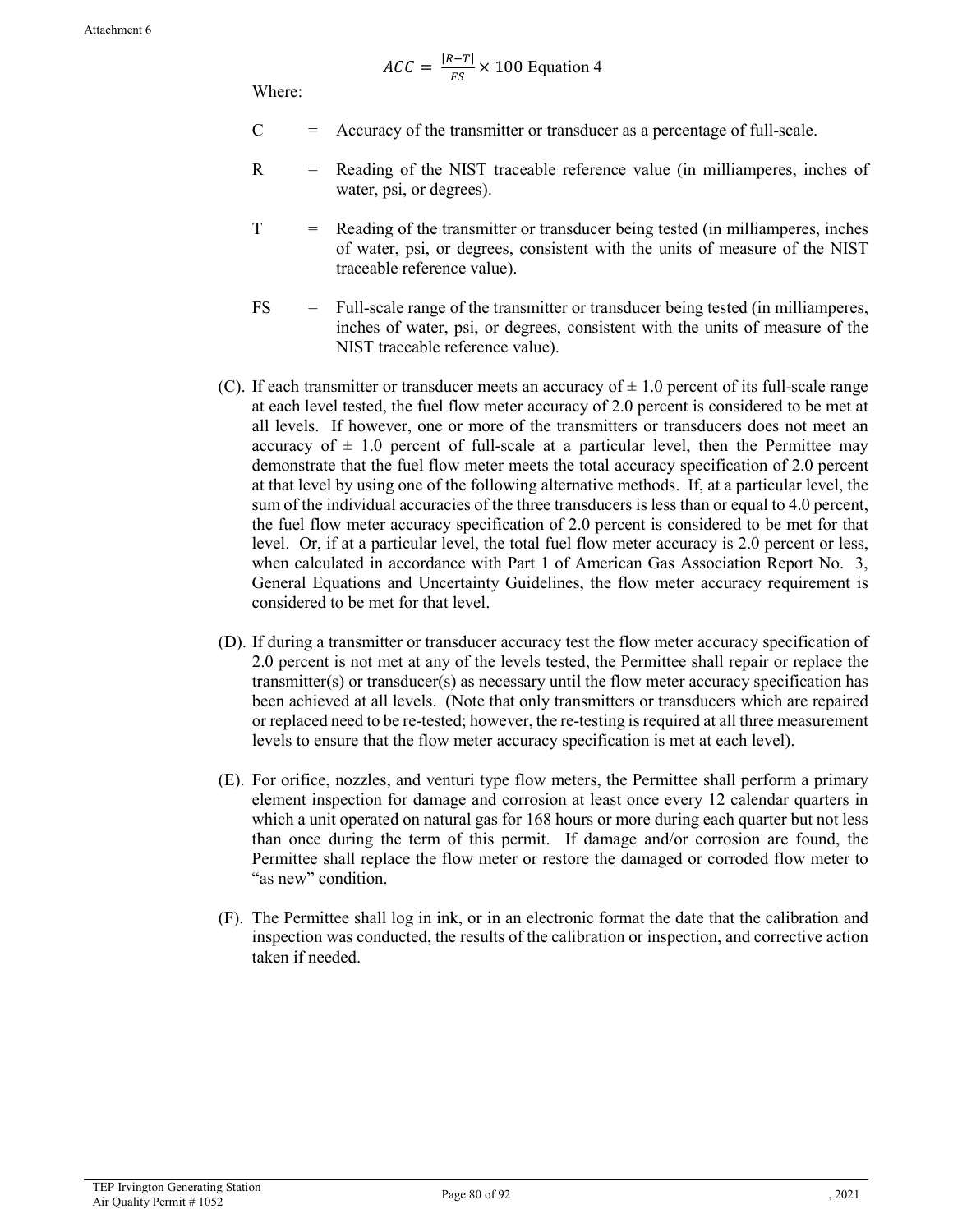$$ACC = \frac{|R-T|}{FS} \times 100 \text{ Equation 4}$$

Where:

C = Accuracy of the transmitter or transducer as a percentage of full-scale.

R = Reading of the NIST traceable reference value (in milliamperes, inches of water, psi, or degrees).

T = Reading of the transmitter or transducer being tested (in milliamperes, inches of water, psi, or degrees, consistent with the units of measure of the NIST traceable reference value).

FS = Full-scale range of the transmitter or transducer being tested (in milliamperes, inches of water, psi, or degrees, consistent with the units of measure of the NIST traceable reference value).

(C). If each transmitter or transducer meets an accuracy of ± 1.0 percent of its full-scale range at each level tested, the fuel flow meter accuracy of 2.0 percent is considered to be met at all levels. If however, one or more of the transmitters or transducers does not meet an accuracy of ± 1.0 percent of full-scale at a particular level, then the Permittee may demonstrate that the fuel flow meter meets the total accuracy specification of 2.0 percent at that level by using one of the following alternative methods. If, at a particular level, the sum of the individual accuracies of the three transducers is less than or equal to 4.0 percent, the fuel flow meter accuracy specification of 2.0 percent is considered to be met for that level. Or, if at a particular level, the total fuel flow meter accuracy is 2.0 percent or less, when calculated in accordance with Part 1 of American Gas Association Report No. 3, General Equations and Uncertainty Guidelines, the flow meter accuracy requirement is considered to be met for that level.

(D). If during a transmitter or transducer accuracy test the flow meter accuracy specification of 2.0 percent is not met at any of the levels tested, the Permittee shall repair or replace the transmitter(s) or transducer(s) as necessary until the flow meter accuracy specification has been achieved at all levels. (Note that only transmitters or transducers which are repaired or replaced need to be re-tested; however, the re-testing is required at all three measurement levels to ensure that the flow meter accuracy specification is met at each level).

(E). For orifice, nozzles, and venturi type flow meters, the Permittee shall perform a primary element inspection for damage and corrosion at least once every 12 calendar quarters in which a unit operated on natural gas for 168 hours or more during each quarter but not less than once during the term of this permit. If damage and/or corrosion are found, the Permittee shall replace the flow meter or restore the damaged or corroded flow meter to "as new" condition.

(F). The Permittee shall log in ink, or in an electronic format the date that the calibration and inspection was conducted, the results of the calibration or inspection, and corrective action taken if needed.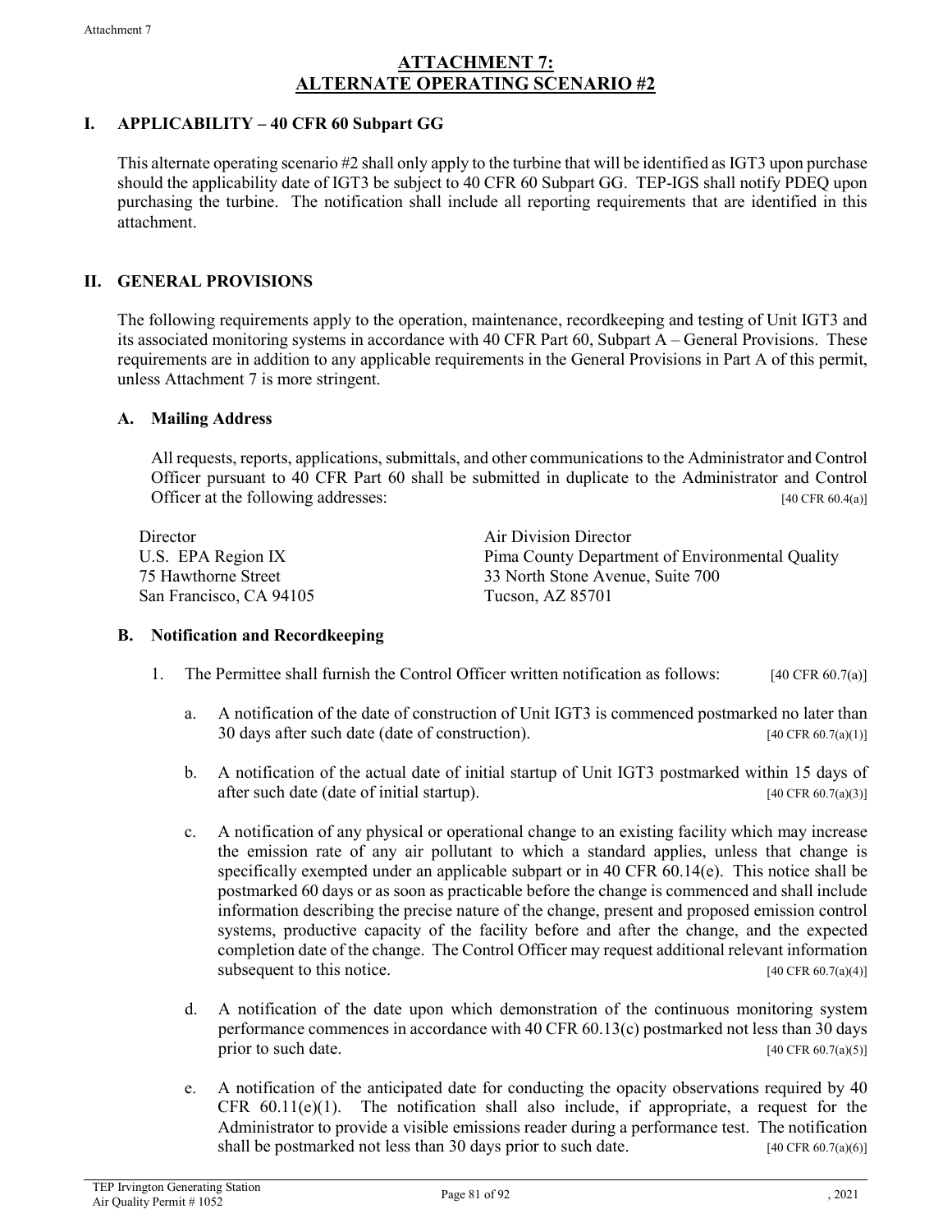# ATTACHMENT 7: ALTERNATE OPERATING SCENARIO #2

## I. APPLICABILITY – 40 CFR 60 Subpart GG

This alternate operating scenario #2 shall only apply to the turbine that will be identified as IGT3 upon purchase should the applicability date of IGT3 be subject to 40 CFR 60 Subpart GG. TEP-IGS shall notify PDEQ upon purchasing the turbine. The notification shall include all reporting requirements that are identified in this attachment.

## II. GENERAL PROVISIONS

The following requirements apply to the operation, maintenance, recordkeeping and testing of Unit IGT3 and its associated monitoring systems in accordance with 40 CFR Part 60, Subpart A – General Provisions. These requirements are in addition to any applicable requirements in the General Provisions in Part A of this permit, unless Attachment 7 is more stringent.

### A. Mailing Address

All requests, reports, applications, submittals, and other communications to the Administrator and Control Officer pursuant to 40 CFR Part 60 shall be submitted in duplicate to the Administrator and Control Officer at the following addresses: [40 CFR 60.4(a)]

Director
U.S. EPA Region IX
75 Hawthorne Street
San Francisco, CA 94105

Air Division Director
Pima County Department of Environmental Quality
33 North Stone Avenue, Suite 700
Tucson, AZ 85701

### B. Notification and Recordkeeping

1. The Permittee shall furnish the Control Officer written notification as follows: [40 CFR 60.7(a)]

   a. A notification of the date of construction of Unit IGT3 is commenced postmarked no later than 30 days after such date (date of construction). [40 CFR 60.7(a)(1)]

   b. A notification of the actual date of initial startup of Unit IGT3 postmarked within 15 days of after such date (date of initial startup). [40 CFR 60.7(a)(3)]

   c. A notification of any physical or operational change to an existing facility which may increase the emission rate of any air pollutant to which a standard applies, unless that change is specifically exempted under an applicable subpart or in 40 CFR 60.14(e). This notice shall be postmarked 60 days or as soon as practicable before the change is commenced and shall include information describing the precise nature of the change, present and proposed emission control systems, productive capacity of the facility before and after the change, and the expected completion date of the change. The Control Officer may request additional relevant information subsequent to this notice. [40 CFR 60.7(a)(4)]

   d. A notification of the date upon which demonstration of the continuous monitoring system performance commences in accordance with 40 CFR 60.13(c) postmarked not less than 30 days prior to such date. [40 CFR 60.7(a)(5)]

   e. A notification of the anticipated date for conducting the opacity observations required by 40 CFR 60.11(e)(1). The notification shall also include, if appropriate, a request for the Administrator to provide a visible emissions reader during a performance test. The notification shall be postmarked not less than 30 days prior to such date. [40 CFR 60.7(a)(6)]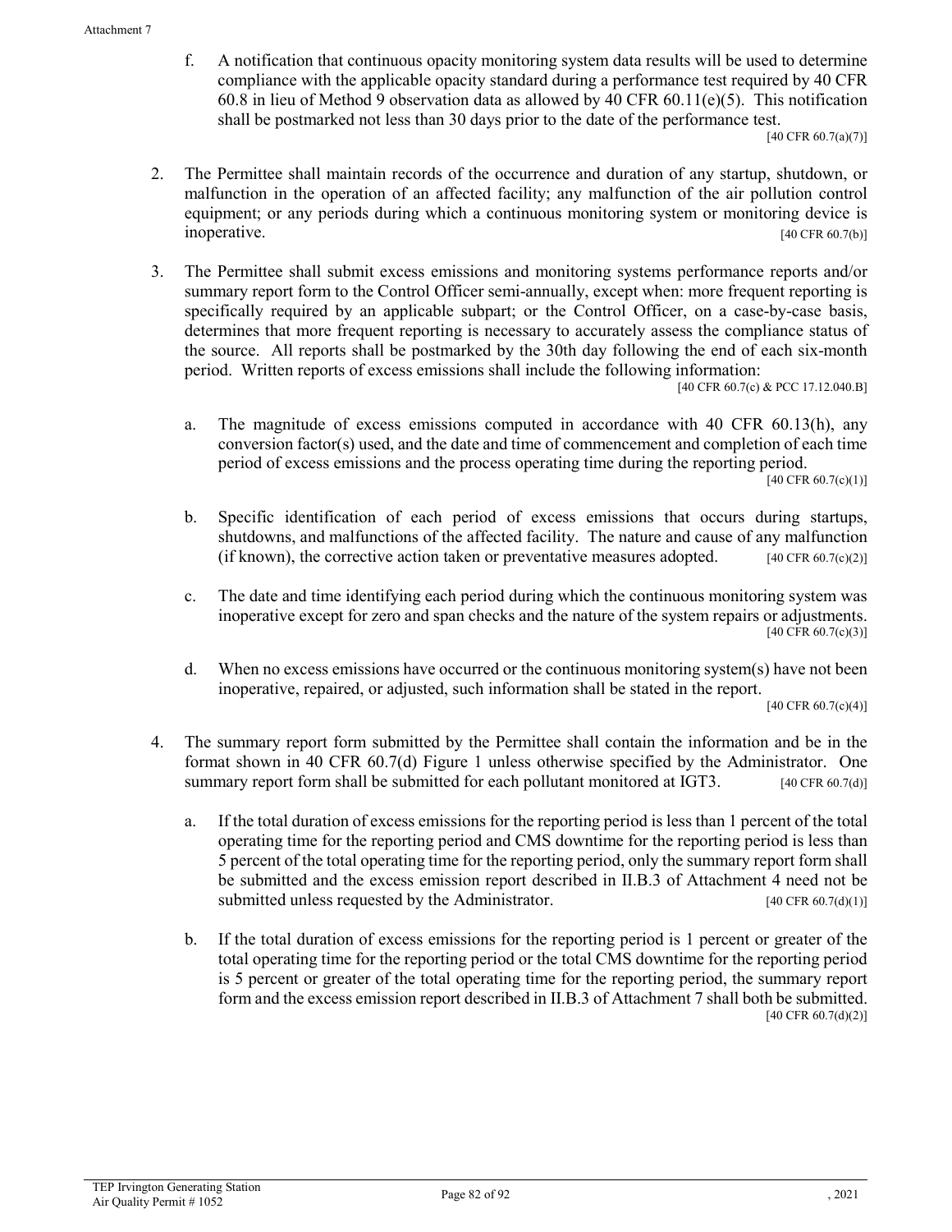f. A notification that continuous opacity monitoring system data results will be used to determine compliance with the applicable opacity standard during a performance test required by 40 CFR 60.8 in lieu of Method 9 observation data as allowed by 40 CFR 60.11(e)(5). This notification shall be postmarked not less than 30 days prior to the date of the performance test. [40 CFR 60.7(a)(7)]

2. The Permittee shall maintain records of the occurrence and duration of any startup, shutdown, or malfunction in the operation of an affected facility; any malfunction of the air pollution control equipment; or any periods during which a continuous monitoring system or monitoring device is inoperative. [40 CFR 60.7(b)]

3. The Permittee shall submit excess emissions and monitoring systems performance reports and/or summary report form to the Control Officer semi-annually, except when: more frequent reporting is specifically required by an applicable subpart; or the Control Officer, on a case-by-case basis, determines that more frequent reporting is necessary to accurately assess the compliance status of the source. All reports shall be postmarked by the 30th day following the end of each six-month period. Written reports of excess emissions shall include the following information: [40 CFR 60.7(c) & PCC 17.12.040.B]

   a. The magnitude of excess emissions computed in accordance with 40 CFR 60.13(h), any conversion factor(s) used, and the date and time of commencement and completion of each time period of excess emissions and the process operating time during the reporting period. [40 CFR 60.7(c)(1)]

   b. Specific identification of each period of excess emissions that occurs during startups, shutdowns, and malfunctions of the affected facility. The nature and cause of any malfunction (if known), the corrective action taken or preventative measures adopted. [40 CFR 60.7(c)(2)]

   c. The date and time identifying each period during which the continuous monitoring system was inoperative except for zero and span checks and the nature of the system repairs or adjustments. [40 CFR 60.7(c)(3)]

   d. When no excess emissions have occurred or the continuous monitoring system(s) have not been inoperative, repaired, or adjusted, such information shall be stated in the report. [40 CFR 60.7(c)(4)]

4. The summary report form submitted by the Permittee shall contain the information and be in the format shown in 40 CFR 60.7(d) Figure 1 unless otherwise specified by the Administrator. One summary report form shall be submitted for each pollutant monitored at IGT3. [40 CFR 60.7(d)]

   a. If the total duration of excess emissions for the reporting period is less than 1 percent of the total operating time for the reporting period and CMS downtime for the reporting period is less than 5 percent of the total operating time for the reporting period, only the summary report form shall be submitted and the excess emission report described in II.B.3 of Attachment 4 need not be submitted unless requested by the Administrator. [40 CFR 60.7(d)(1)]

   b. If the total duration of excess emissions for the reporting period is 1 percent or greater of the total operating time for the reporting period or the total CMS downtime for the reporting period is 5 percent or greater of the total operating time for the reporting period, the summary report form and the excess emission report described in II.B.3 of Attachment 7 shall both be submitted. [40 CFR 60.7(d)(2)]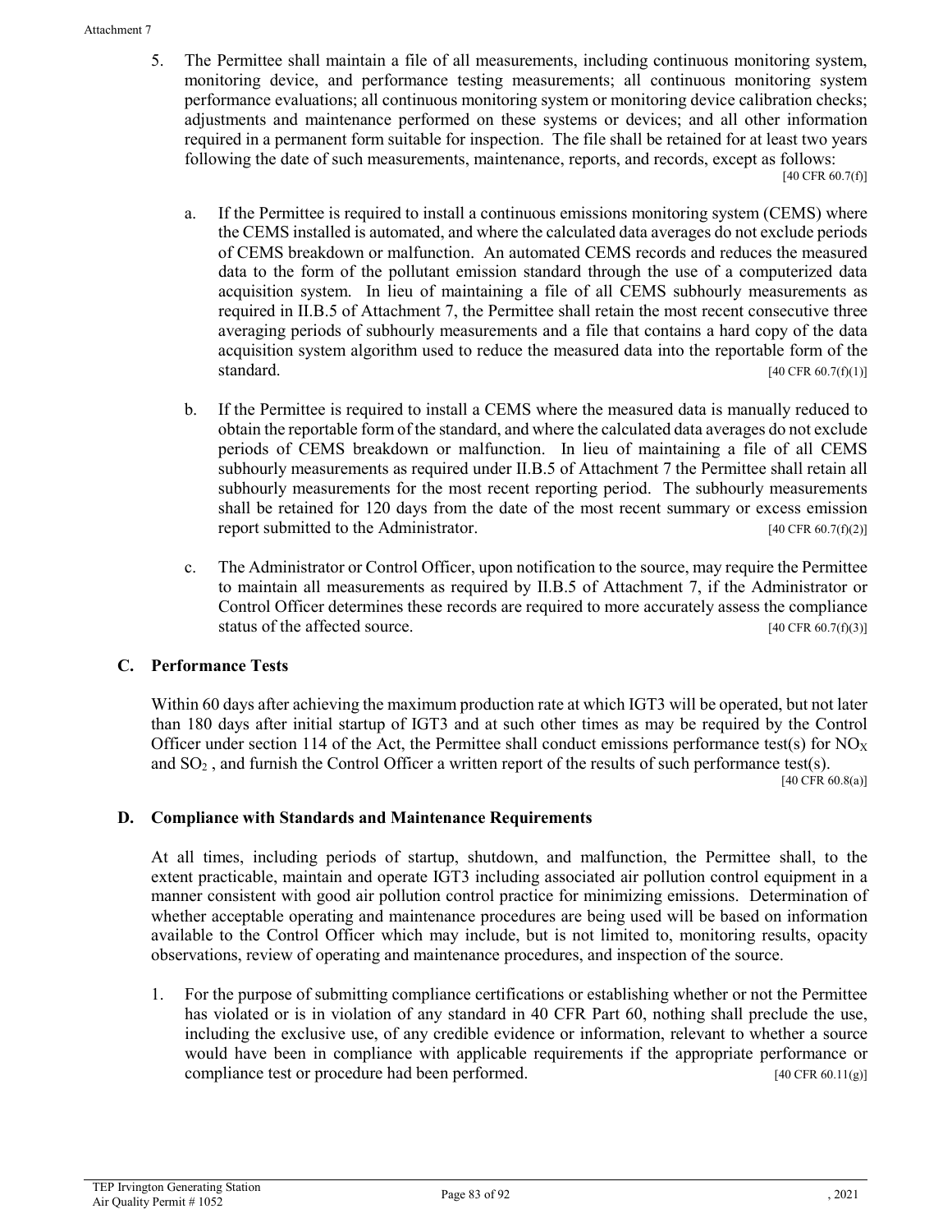5. The Permittee shall maintain a file of all measurements, including continuous monitoring system, monitoring device, and performance testing measurements; all continuous monitoring system performance evaluations; all continuous monitoring system or monitoring device calibration checks; adjustments and maintenance performed on these systems or devices; and all other information required in a permanent form suitable for inspection. The file shall be retained for at least two years following the date of such measurements, maintenance, reports, and records, except as follows: [40 CFR 60.7(f)]

   a. If the Permittee is required to install a continuous emissions monitoring system (CEMS) where the CEMS installed is automated, and where the calculated data averages do not exclude periods of CEMS breakdown or malfunction. An automated CEMS records and reduces the measured data to the form of the pollutant emission standard through the use of a computerized data acquisition system. In lieu of maintaining a file of all CEMS subhourly measurements as required in II.B.5 of Attachment 7, the Permittee shall retain the most recent consecutive three averaging periods of subhourly measurements and a file that contains a hard copy of the data acquisition system algorithm used to reduce the measured data into the reportable form of the standard. [40 CFR 60.7(f)(1)]

   b. If the Permittee is required to install a CEMS where the measured data is manually reduced to obtain the reportable form of the standard, and where the calculated data averages do not exclude periods of CEMS breakdown or malfunction. In lieu of maintaining a file of all CEMS subhourly measurements as required under II.B.5 of Attachment 7 the Permittee shall retain all subhourly measurements for the most recent reporting period. The subhourly measurements shall be retained for 120 days from the date of the most recent summary or excess emission report submitted to the Administrator. [40 CFR 60.7(f)(2)]

   c. The Administrator or Control Officer, upon notification to the source, may require the Permittee to maintain all measurements as required by II.B.5 of Attachment 7, if the Administrator or Control Officer determines these records are required to more accurately assess the compliance status of the affected source. [40 CFR 60.7(f)(3)]

## C. Performance Tests

Within 60 days after achieving the maximum production rate at which IGT3 will be operated, but not later than 180 days after initial startup of IGT3 and at such other times as may be required by the Control Officer under section 114 of the Act, the Permittee shall conduct emissions performance test(s) for $NO_X$ and $SO_2$ , and furnish the Control Officer a written report of the results of such performance test(s). [40 CFR 60.8(a)]

## D. Compliance with Standards and Maintenance Requirements

At all times, including periods of startup, shutdown, and malfunction, the Permittee shall, to the extent practicable, maintain and operate IGT3 including associated air pollution control equipment in a manner consistent with good air pollution control practice for minimizing emissions. Determination of whether acceptable operating and maintenance procedures are being used will be based on information available to the Control Officer which may include, but is not limited to, monitoring results, opacity observations, review of operating and maintenance procedures, and inspection of the source.

1. For the purpose of submitting compliance certifications or establishing whether or not the Permittee has violated or is in violation of any standard in 40 CFR Part 60, nothing shall preclude the use, including the exclusive use, of any credible evidence or information, relevant to whether a source would have been in compliance with applicable requirements if the appropriate performance or compliance test or procedure had been performed. [40 CFR 60.11(g)]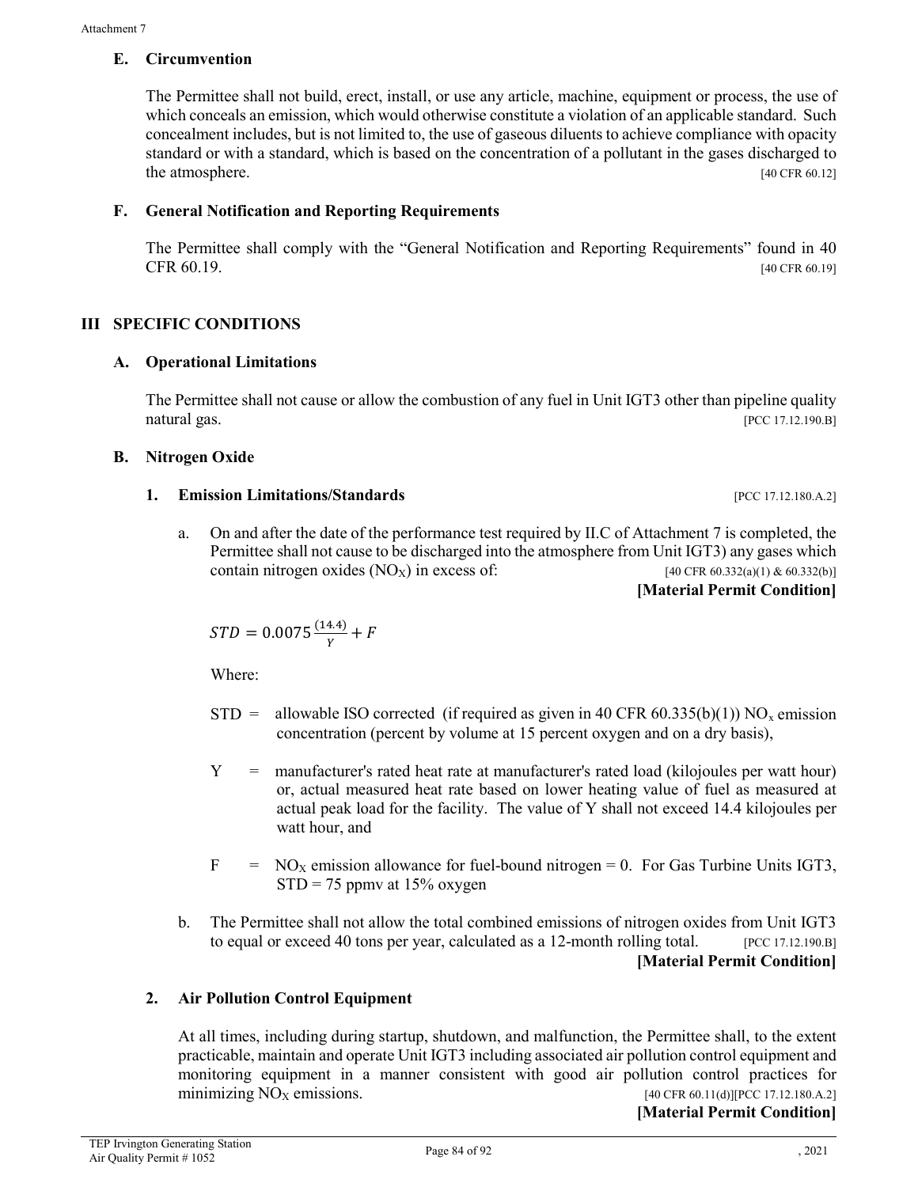### E. Circumvention

The Permittee shall not build, erect, install, or use any article, machine, equipment or process, the use of which conceals an emission, which would otherwise constitute a violation of an applicable standard. Such concealment includes, but is not limited to, the use of gaseous diluents to achieve compliance with opacity standard or with a standard, which is based on the concentration of a pollutant in the gases discharged to the atmosphere. [40 CFR 60.12]

### F. General Notification and Reporting Requirements

The Permittee shall comply with the "General Notification and Reporting Requirements" found in 40 CFR 60.19. [40 CFR 60.19]

## III SPECIFIC CONDITIONS

### A. Operational Limitations

The Permittee shall not cause or allow the combustion of any fuel in Unit IGT3 other than pipeline quality natural gas. [PCC 17.12.190.B]

### B. Nitrogen Oxide

#### 1. Emission Limitations/Standards [PCC 17.12.180.A.2]

a. On and after the date of the performance test required by II.C of Attachment 7 is completed, the Permittee shall not cause to be discharged into the atmosphere from Unit IGT3) any gases which contain nitrogen oxides ($NO_X$) in excess of: [40 CFR 60.332(a)(1) & 60.332(b)]
**[Material Permit Condition]**

$$STD = 0.0075 \frac{(14.4)}{Y} + F$$

Where:

STD = allowable ISO corrected (if required as given in 40 CFR 60.335(b)(1)) $NO_x$ emission concentration (percent by volume at 15 percent oxygen and on a dry basis),

Y = manufacturer's rated heat rate at manufacturer's rated load (kilojoules per watt hour) or, actual measured heat rate based on lower heating value of fuel as measured at actual peak load for the facility. The value of Y shall not exceed 14.4 kilojoules per watt hour, and

F = $NO_X$ emission allowance for fuel-bound nitrogen = 0. For Gas Turbine Units IGT3, STD = 75 ppmv at 15% oxygen

b. The Permittee shall not allow the total combined emissions of nitrogen oxides from Unit IGT3 to equal or exceed 40 tons per year, calculated as a 12-month rolling total. [PCC 17.12.190.B]
**[Material Permit Condition]**

#### 2. Air Pollution Control Equipment

At all times, including during startup, shutdown, and malfunction, the Permittee shall, to the extent practicable, maintain and operate Unit IGT3 including associated air pollution control equipment and monitoring equipment in a manner consistent with good air pollution control practices for minimizing $NO_X$ emissions. [40 CFR 60.11(d)][PCC 17.12.180.A.2]
**[Material Permit Condition]**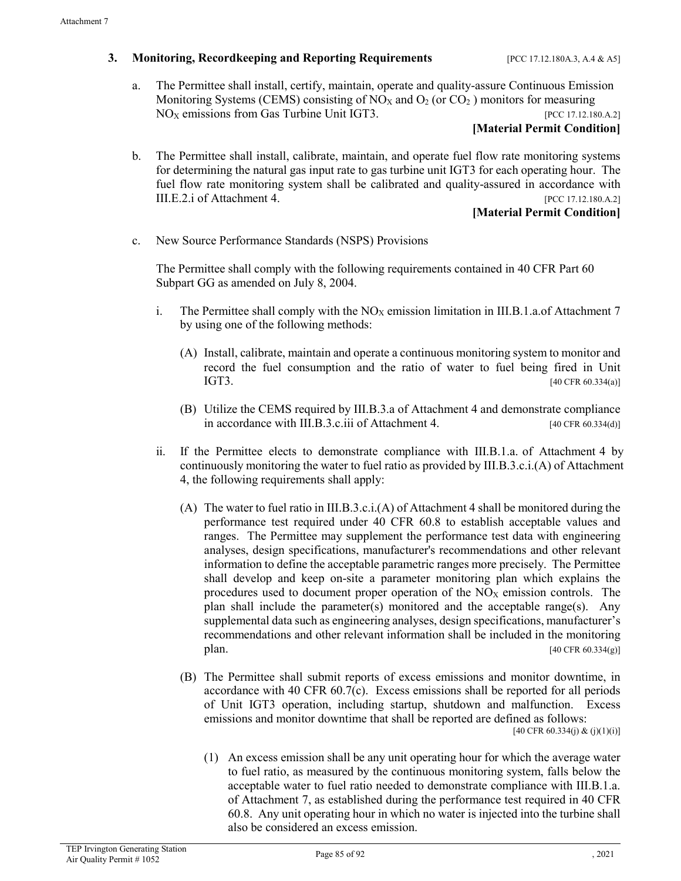### 3. Monitoring, Recordkeeping and Reporting Requirements [PCC 17.12.180A.3, A.4 & A5]

a. The Permittee shall install, certify, maintain, operate and quality-assure Continuous Emission Monitoring Systems (CEMS) consisting of $NO_X$ and $O_2$ (or $CO_2$ ) monitors for measuring $NO_X$ emissions from Gas Turbine Unit IGT3. [PCC 17.12.180.A.2]

**[Material Permit Condition]**

b. The Permittee shall install, calibrate, maintain, and operate fuel flow rate monitoring systems for determining the natural gas input rate to gas turbine unit IGT3 for each operating hour. The fuel flow rate monitoring system shall be calibrated and quality-assured in accordance with III.E.2.i of Attachment 4. [PCC 17.12.180.A.2]

**[Material Permit Condition]**

c. New Source Performance Standards (NSPS) Provisions

The Permittee shall comply with the following requirements contained in 40 CFR Part 60 Subpart GG as amended on July 8, 2004.

i. The Permittee shall comply with the $NO_X$ emission limitation in III.B.1.a.of Attachment 7 by using one of the following methods:

(A) Install, calibrate, maintain and operate a continuous monitoring system to monitor and record the fuel consumption and the ratio of water to fuel being fired in Unit IGT3. [40 CFR 60.334(a)]

(B) Utilize the CEMS required by III.B.3.a of Attachment 4 and demonstrate compliance in accordance with III.B.3.c.iii of Attachment 4. [40 CFR 60.334(d)]

ii. If the Permittee elects to demonstrate compliance with III.B.1.a. of Attachment 4 by continuously monitoring the water to fuel ratio as provided by III.B.3.c.i.(A) of Attachment 4, the following requirements shall apply:

(A) The water to fuel ratio in III.B.3.c.i.(A) of Attachment 4 shall be monitored during the performance test required under 40 CFR 60.8 to establish acceptable values and ranges. The Permittee may supplement the performance test data with engineering analyses, design specifications, manufacturer's recommendations and other relevant information to define the acceptable parametric ranges more precisely. The Permittee shall develop and keep on-site a parameter monitoring plan which explains the procedures used to document proper operation of the $NO_X$ emission controls. The plan shall include the parameter(s) monitored and the acceptable range(s). Any supplemental data such as engineering analyses, design specifications, manufacturer's recommendations and other relevant information shall be included in the monitoring plan. [40 CFR 60.334(g)]

(B) The Permittee shall submit reports of excess emissions and monitor downtime, in accordance with 40 CFR 60.7(c). Excess emissions shall be reported for all periods of Unit IGT3 operation, including startup, shutdown and malfunction. Excess emissions and monitor downtime that shall be reported are defined as follows: [40 CFR 60.334(j) & (j)(1)(i)]

(1) An excess emission shall be any unit operating hour for which the average water to fuel ratio, as measured by the continuous monitoring system, falls below the acceptable water to fuel ratio needed to demonstrate compliance with III.B.1.a. of Attachment 7, as established during the performance test required in 40 CFR 60.8. Any unit operating hour in which no water is injected into the turbine shall also be considered an excess emission.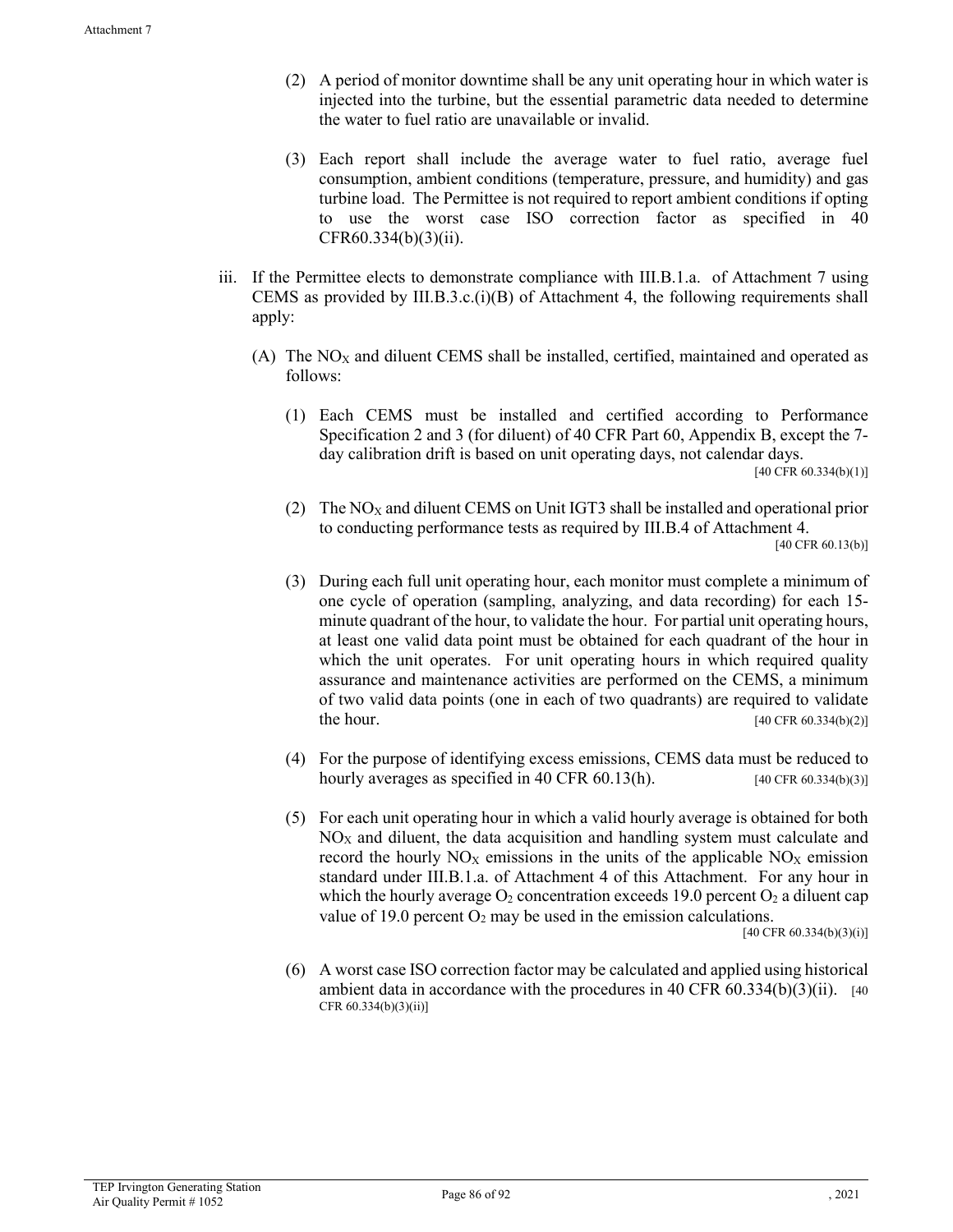(2) A period of monitor downtime shall be any unit operating hour in which water is injected into the turbine, but the essential parametric data needed to determine the water to fuel ratio are unavailable or invalid.

(3) Each report shall include the average water to fuel ratio, average fuel consumption, ambient conditions (temperature, pressure, and humidity) and gas turbine load. The Permittee is not required to report ambient conditions if opting to use the worst case ISO correction factor as specified in 40 CFR60.334(b)(3)(ii).

iii. If the Permittee elects to demonstrate compliance with III.B.1.a. of Attachment 7 using CEMS as provided by III.B.3.c.(i)(B) of Attachment 4, the following requirements shall apply:

(A) The $NO_X$ and diluent CEMS shall be installed, certified, maintained and operated as follows:

(1) Each CEMS must be installed and certified according to Performance Specification 2 and 3 (for diluent) of 40 CFR Part 60, Appendix B, except the 7-day calibration drift is based on unit operating days, not calendar days. [40 CFR 60.334(b)(1)]

(2) The $NO_X$ and diluent CEMS on Unit IGT3 shall be installed and operational prior to conducting performance tests as required by III.B.4 of Attachment 4. [40 CFR 60.13(b)]

(3) During each full unit operating hour, each monitor must complete a minimum of one cycle of operation (sampling, analyzing, and data recording) for each 15-minute quadrant of the hour, to validate the hour. For partial unit operating hours, at least one valid data point must be obtained for each quadrant of the hour in which the unit operates. For unit operating hours in which required quality assurance and maintenance activities are performed on the CEMS, a minimum of two valid data points (one in each of two quadrants) are required to validate the hour. [40 CFR 60.334(b)(2)]

(4) For the purpose of identifying excess emissions, CEMS data must be reduced to hourly averages as specified in 40 CFR 60.13(h). [40 CFR 60.334(b)(3)]

(5) For each unit operating hour in which a valid hourly average is obtained for both $NO_X$ and diluent, the data acquisition and handling system must calculate and record the hourly $NO_X$ emissions in the units of the applicable $NO_X$ emission standard under III.B.1.a. of Attachment 4 of this Attachment. For any hour in which the hourly average $O_2$ concentration exceeds 19.0 percent $O_2$ a diluent cap value of 19.0 percent $O_2$ may be used in the emission calculations. [40 CFR 60.334(b)(3)(i)]

(6) A worst case ISO correction factor may be calculated and applied using historical ambient data in accordance with the procedures in 40 CFR 60.334(b)(3)(ii). [40 CFR 60.334(b)(3)(ii)]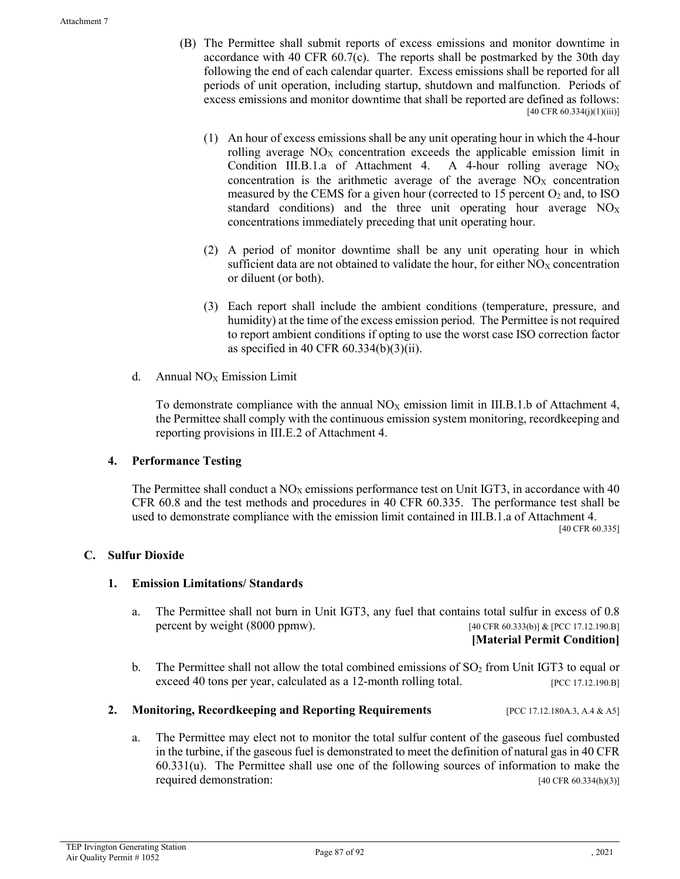(B) The Permittee shall submit reports of excess emissions and monitor downtime in accordance with 40 CFR 60.7(c). The reports shall be postmarked by the 30th day following the end of each calendar quarter. Excess emissions shall be reported for all periods of unit operation, including startup, shutdown and malfunction. Periods of excess emissions and monitor downtime that shall be reported are defined as follows: [40 CFR 60.334(j)(1)(iii)]

(1) An hour of excess emissions shall be any unit operating hour in which the 4-hour rolling average $NO_X$ concentration exceeds the applicable emission limit in Condition III.B.1.a of Attachment 4. A 4-hour rolling average $NO_X$ concentration is the arithmetic average of the average $NO_X$ concentration measured by the CEMS for a given hour (corrected to 15 percent $O_2$ and, to ISO standard conditions) and the three unit operating hour average $NO_X$ concentrations immediately preceding that unit operating hour.

(2) A period of monitor downtime shall be any unit operating hour in which sufficient data are not obtained to validate the hour, for either $NO_X$ concentration or diluent (or both).

(3) Each report shall include the ambient conditions (temperature, pressure, and humidity) at the time of the excess emission period. The Permittee is not required to report ambient conditions if opting to use the worst case ISO correction factor as specified in 40 CFR 60.334(b)(3)(ii).

d. Annual $NO_X$ Emission Limit

To demonstrate compliance with the annual $NO_X$ emission limit in III.B.1.b of Attachment 4, the Permittee shall comply with the continuous emission system monitoring, recordkeeping and reporting provisions in III.E.2 of Attachment 4.

### 4. Performance Testing

The Permittee shall conduct a $NO_X$ emissions performance test on Unit IGT3, in accordance with 40 CFR 60.8 and the test methods and procedures in 40 CFR 60.335. The performance test shall be used to demonstrate compliance with the emission limit contained in III.B.1.a of Attachment 4. [40 CFR 60.335]

## C. Sulfur Dioxide

### 1. Emission Limitations/ Standards

a. The Permittee shall not burn in Unit IGT3, any fuel that contains total sulfur in excess of 0.8 percent by weight (8000 ppmw). [40 CFR 60.333(b)] & [PCC 17.12.190.B]
**[Material Permit Condition]**

b. The Permittee shall not allow the total combined emissions of $SO_2$ from Unit IGT3 to equal or exceed 40 tons per year, calculated as a 12-month rolling total. [PCC 17.12.190.B]

### 2. Monitoring, Recordkeeping and Reporting Requirements [PCC 17.12.180A.3, A.4 & A5]

a. The Permittee may elect not to monitor the total sulfur content of the gaseous fuel combusted in the turbine, if the gaseous fuel is demonstrated to meet the definition of natural gas in 40 CFR 60.331(u). The Permittee shall use one of the following sources of information to make the required demonstration: [40 CFR 60.334(h)(3)]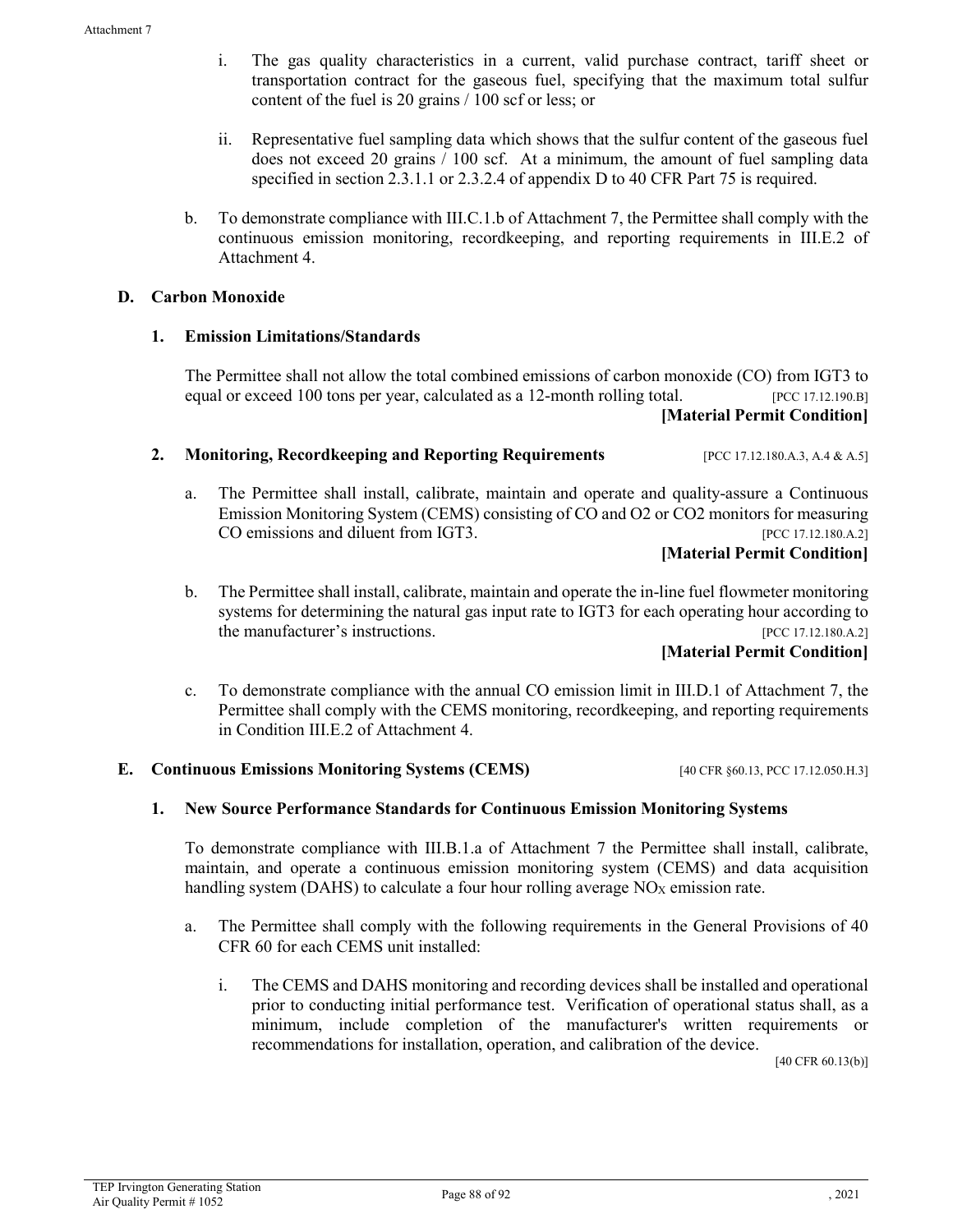i. The gas quality characteristics in a current, valid purchase contract, tariff sheet or transportation contract for the gaseous fuel, specifying that the maximum total sulfur content of the fuel is 20 grains / 100 scf or less; or

ii. Representative fuel sampling data which shows that the sulfur content of the gaseous fuel does not exceed 20 grains / 100 scf. At a minimum, the amount of fuel sampling data specified in section 2.3.1.1 or 2.3.2.4 of appendix D to 40 CFR Part 75 is required.

b. To demonstrate compliance with III.C.1.b of Attachment 7, the Permittee shall comply with the continuous emission monitoring, recordkeeping, and reporting requirements in III.E.2 of Attachment 4.

## D. Carbon Monoxide

### 1. Emission Limitations/Standards

The Permittee shall not allow the total combined emissions of carbon monoxide (CO) from IGT3 to equal or exceed 100 tons per year, calculated as a 12-month rolling total. [PCC 17.12.190.B]

**[Material Permit Condition]**

### 2. Monitoring, Recordkeeping and Reporting Requirements [PCC 17.12.180.A.3, A.4 & A.5]

a. The Permittee shall install, calibrate, maintain and operate and quality-assure a Continuous Emission Monitoring System (CEMS) consisting of CO and O2 or CO2 monitors for measuring CO emissions and diluent from IGT3. [PCC 17.12.180.A.2]

**[Material Permit Condition]**

b. The Permittee shall install, calibrate, maintain and operate the in-line fuel flowmeter monitoring systems for determining the natural gas input rate to IGT3 for each operating hour according to the manufacturer's instructions. [PCC 17.12.180.A.2]

**[Material Permit Condition]**

c. To demonstrate compliance with the annual CO emission limit in III.D.1 of Attachment 7, the Permittee shall comply with the CEMS monitoring, recordkeeping, and reporting requirements in Condition III.E.2 of Attachment 4.

## E. Continuous Emissions Monitoring Systems (CEMS) [40 CFR §60.13, PCC 17.12.050.H.3]

### 1. New Source Performance Standards for Continuous Emission Monitoring Systems

To demonstrate compliance with III.B.1.a of Attachment 7 the Permittee shall install, calibrate, maintain, and operate a continuous emission monitoring system (CEMS) and data acquisition handling system (DAHS) to calculate a four hour rolling average $NO_X$ emission rate.

a. The Permittee shall comply with the following requirements in the General Provisions of 40 CFR 60 for each CEMS unit installed:

i. The CEMS and DAHS monitoring and recording devices shall be installed and operational prior to conducting initial performance test. Verification of operational status shall, as a minimum, include completion of the manufacturer's written requirements or recommendations for installation, operation, and calibration of the device. [40 CFR 60.13(b)]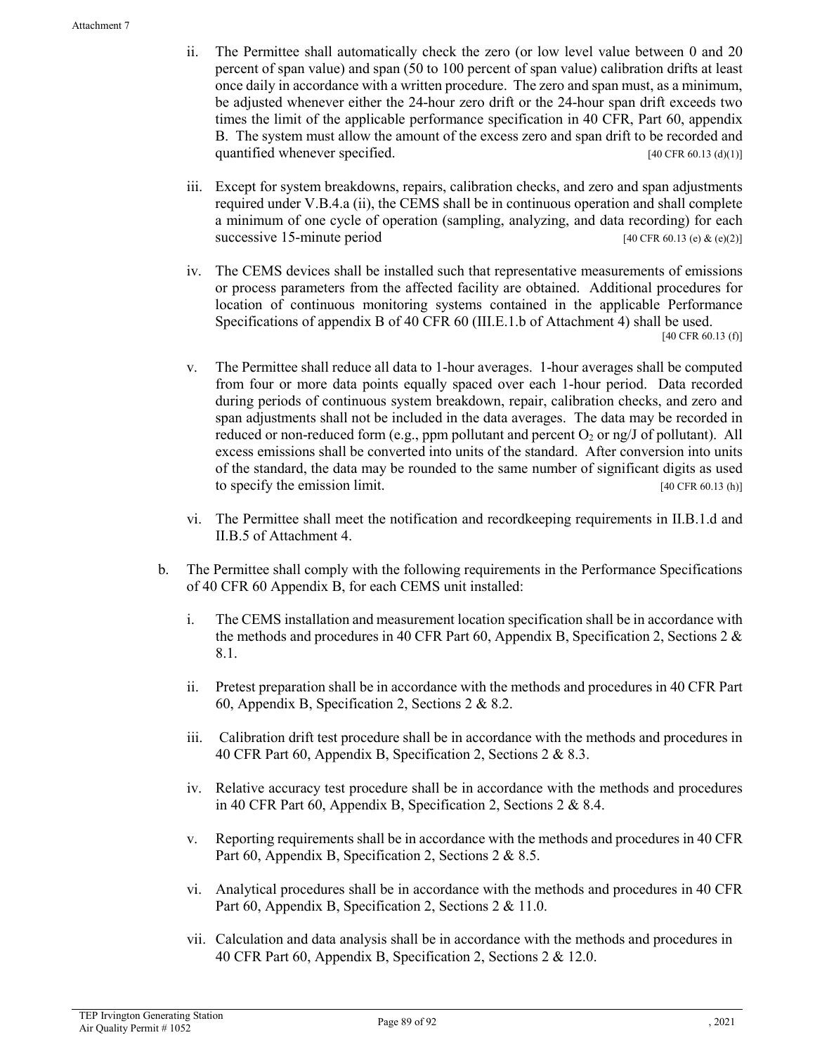ii. The Permittee shall automatically check the zero (or low level value between 0 and 20 percent of span value) and span (50 to 100 percent of span value) calibration drifts at least once daily in accordance with a written procedure. The zero and span must, as a minimum, be adjusted whenever either the 24-hour zero drift or the 24-hour span drift exceeds two times the limit of the applicable performance specification in 40 CFR, Part 60, appendix B. The system must allow the amount of the excess zero and span drift to be recorded and quantified whenever specified. [40 CFR 60.13 (d)(1)]

iii. Except for system breakdowns, repairs, calibration checks, and zero and span adjustments required under V.B.4.a (ii), the CEMS shall be in continuous operation and shall complete a minimum of one cycle of operation (sampling, analyzing, and data recording) for each successive 15-minute period [40 CFR 60.13 (e) & (e)(2)]

iv. The CEMS devices shall be installed such that representative measurements of emissions or process parameters from the affected facility are obtained. Additional procedures for location of continuous monitoring systems contained in the applicable Performance Specifications of appendix B of 40 CFR 60 (III.E.1.b of Attachment 4) shall be used. [40 CFR 60.13 (f)]

v. The Permittee shall reduce all data to 1-hour averages. 1-hour averages shall be computed from four or more data points equally spaced over each 1-hour period. Data recorded during periods of continuous system breakdown, repair, calibration checks, and zero and span adjustments shall not be included in the data averages. The data may be recorded in reduced or non-reduced form (e.g., ppm pollutant and percent $O_2$ or ng/J of pollutant). All excess emissions shall be converted into units of the standard. After conversion into units of the standard, the data may be rounded to the same number of significant digits as used to specify the emission limit. [40 CFR 60.13 (h)]

vi. The Permittee shall meet the notification and recordkeeping requirements in II.B.1.d and II.B.5 of Attachment 4.

b. The Permittee shall comply with the following requirements in the Performance Specifications of 40 CFR 60 Appendix B, for each CEMS unit installed:

i. The CEMS installation and measurement location specification shall be in accordance with the methods and procedures in 40 CFR Part 60, Appendix B, Specification 2, Sections 2 & 8.1.

ii. Pretest preparation shall be in accordance with the methods and procedures in 40 CFR Part 60, Appendix B, Specification 2, Sections 2 & 8.2.

iii. Calibration drift test procedure shall be in accordance with the methods and procedures in 40 CFR Part 60, Appendix B, Specification 2, Sections 2 & 8.3.

iv. Relative accuracy test procedure shall be in accordance with the methods and procedures in 40 CFR Part 60, Appendix B, Specification 2, Sections 2 & 8.4.

v. Reporting requirements shall be in accordance with the methods and procedures in 40 CFR Part 60, Appendix B, Specification 2, Sections 2 & 8.5.

vi. Analytical procedures shall be in accordance with the methods and procedures in 40 CFR Part 60, Appendix B, Specification 2, Sections 2 & 11.0.

vii. Calculation and data analysis shall be in accordance with the methods and procedures in 40 CFR Part 60, Appendix B, Specification 2, Sections 2 & 12.0.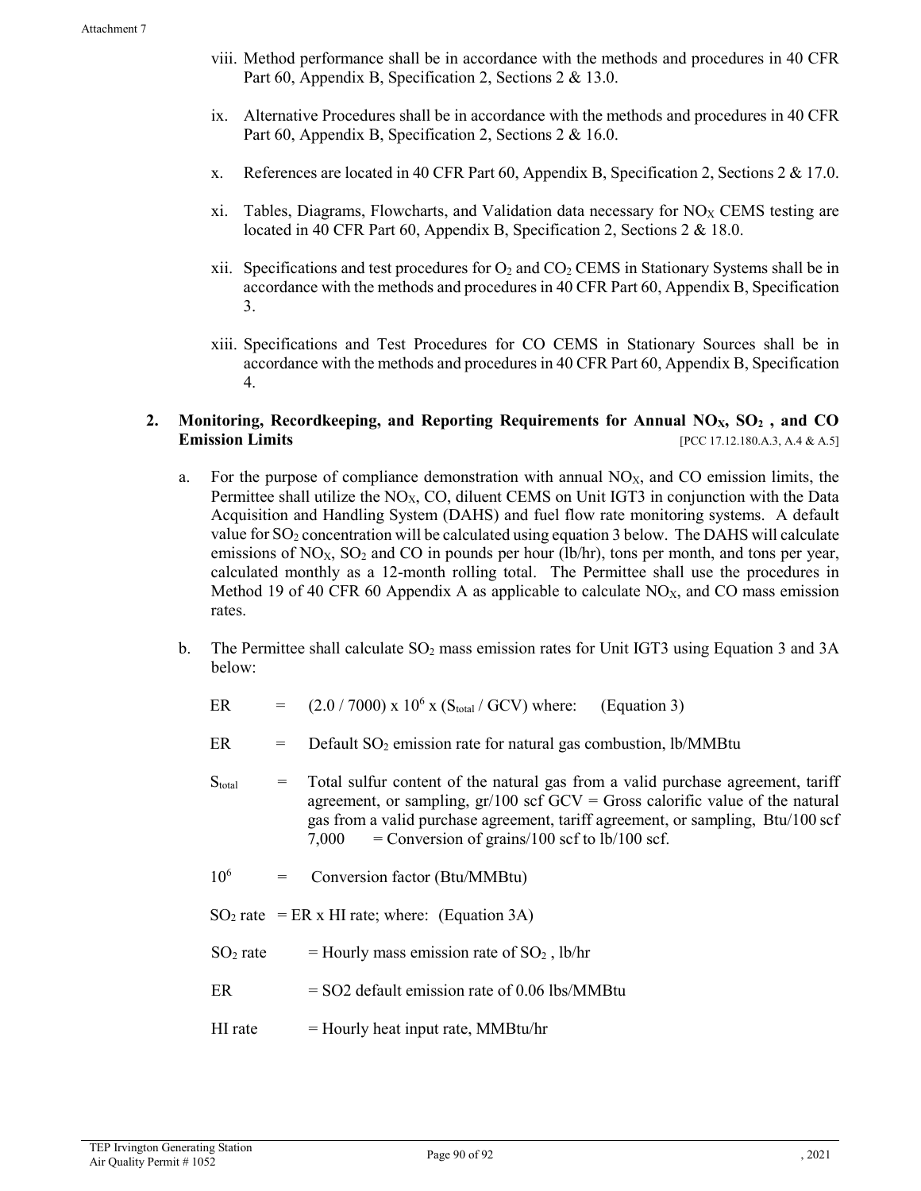viii. Method performance shall be in accordance with the methods and procedures in 40 CFR Part 60, Appendix B, Specification 2, Sections 2 & 13.0.

ix. Alternative Procedures shall be in accordance with the methods and procedures in 40 CFR Part 60, Appendix B, Specification 2, Sections 2 & 16.0.

x. References are located in 40 CFR Part 60, Appendix B, Specification 2, Sections 2 & 17.0.

xi. Tables, Diagrams, Flowcharts, and Validation data necessary for $NO_X$ CEMS testing are located in 40 CFR Part 60, Appendix B, Specification 2, Sections 2 & 18.0.

xii. Specifications and test procedures for $O_2$ and $CO_2$ CEMS in Stationary Systems shall be in accordance with the methods and procedures in 40 CFR Part 60, Appendix B, Specification 3.

xiii. Specifications and Test Procedures for CO CEMS in Stationary Sources shall be in accordance with the methods and procedures in 40 CFR Part 60, Appendix B, Specification 4.

## 2. Monitoring, Recordkeeping, and Reporting Requirements for Annual $NO_X$, $SO_2$ , and CO Emission Limits

[PCC 17.12.180.A.3, A.4 & A.5]

a. For the purpose of compliance demonstration with annual $NO_X$, and CO emission limits, the Permittee shall utilize the $NO_X$, CO, diluent CEMS on Unit IGT3 in conjunction with the Data Acquisition and Handling System (DAHS) and fuel flow rate monitoring systems. A default value for $SO_2$ concentration will be calculated using equation 3 below. The DAHS will calculate emissions of $NO_X$, $SO_2$ and CO in pounds per hour (lb/hr), tons per month, and tons per year, calculated monthly as a 12-month rolling total. The Permittee shall use the procedures in Method 19 of 40 CFR 60 Appendix A as applicable to calculate $NO_X$, and CO mass emission rates.

b. The Permittee shall calculate $SO_2$ mass emission rates for Unit IGT3 using Equation 3 and 3A below:

ER = $(2.0 / 7000) \times 10^6 \times (S_{total} / GCV)$ where: (Equation 3)

ER = Default $SO_2$ emission rate for natural gas combustion, lb/MMBtu

$S_{total}$ = Total sulfur content of the natural gas from a valid purchase agreement, tariff agreement, or sampling, gr/100 scf GCV = Gross calorific value of the natural gas from a valid purchase agreement, tariff agreement, or sampling, Btu/100 scf 7,000 = Conversion of grains/100 scf to lb/100 scf.

$10^6$ = Conversion factor (Btu/MMBtu)

$SO_2$ rate = ER x HI rate; where: (Equation 3A)

$SO_2$ rate = Hourly mass emission rate of $SO_2$ , lb/hr

ER = SO2 default emission rate of 0.06 lbs/MMBtu

HI rate = Hourly heat input rate, MMBtu/hr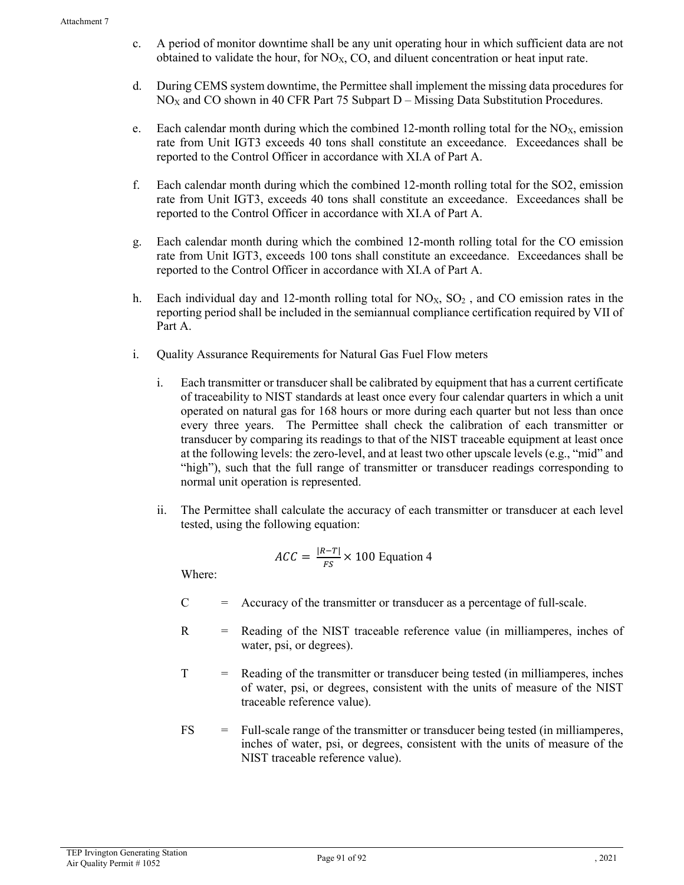c. A period of monitor downtime shall be any unit operating hour in which sufficient data are not obtained to validate the hour, for $NO_X$, CO, and diluent concentration or heat input rate.

d. During CEMS system downtime, the Permittee shall implement the missing data procedures for $NO_X$ and CO shown in 40 CFR Part 75 Subpart D – Missing Data Substitution Procedures.

e. Each calendar month during which the combined 12-month rolling total for the $NO_X$, emission rate from Unit IGT3 exceeds 40 tons shall constitute an exceedance. Exceedances shall be reported to the Control Officer in accordance with XI.A of Part A.

f. Each calendar month during which the combined 12-month rolling total for the SO2, emission rate from Unit IGT3, exceeds 40 tons shall constitute an exceedance. Exceedances shall be reported to the Control Officer in accordance with XI.A of Part A.

g. Each calendar month during which the combined 12-month rolling total for the CO emission rate from Unit IGT3, exceeds 100 tons shall constitute an exceedance. Exceedances shall be reported to the Control Officer in accordance with XI.A of Part A.

h. Each individual day and 12-month rolling total for $NO_X$, $SO_2$ , and CO emission rates in the reporting period shall be included in the semiannual compliance certification required by VII of Part A.

i. Quality Assurance Requirements for Natural Gas Fuel Flow meters

   i. Each transmitter or transducer shall be calibrated by equipment that has a current certificate of traceability to NIST standards at least once every four calendar quarters in which a unit operated on natural gas for 168 hours or more during each quarter but not less than once every three years. The Permittee shall check the calibration of each transmitter or transducer by comparing its readings to that of the NIST traceable equipment at least once at the following levels: the zero-level, and at least two other upscale levels (e.g., "mid" and "high"), such that the full range of transmitter or transducer readings corresponding to normal unit operation is represented.

   ii. The Permittee shall calculate the accuracy of each transmitter or transducer at each level tested, using the following equation:

$$ACC = \frac{|R-T|}{FS} \times 100 \text{ Equation 4}$$

   Where:

   C = Accuracy of the transmitter or transducer as a percentage of full-scale.

   R = Reading of the NIST traceable reference value (in milliamperes, inches of water, psi, or degrees).

   T = Reading of the transmitter or transducer being tested (in milliamperes, inches of water, psi, or degrees, consistent with the units of measure of the NIST traceable reference value).

   FS = Full-scale range of the transmitter or transducer being tested (in milliamperes, inches of water, psi, or degrees, consistent with the units of measure of the NIST traceable reference value).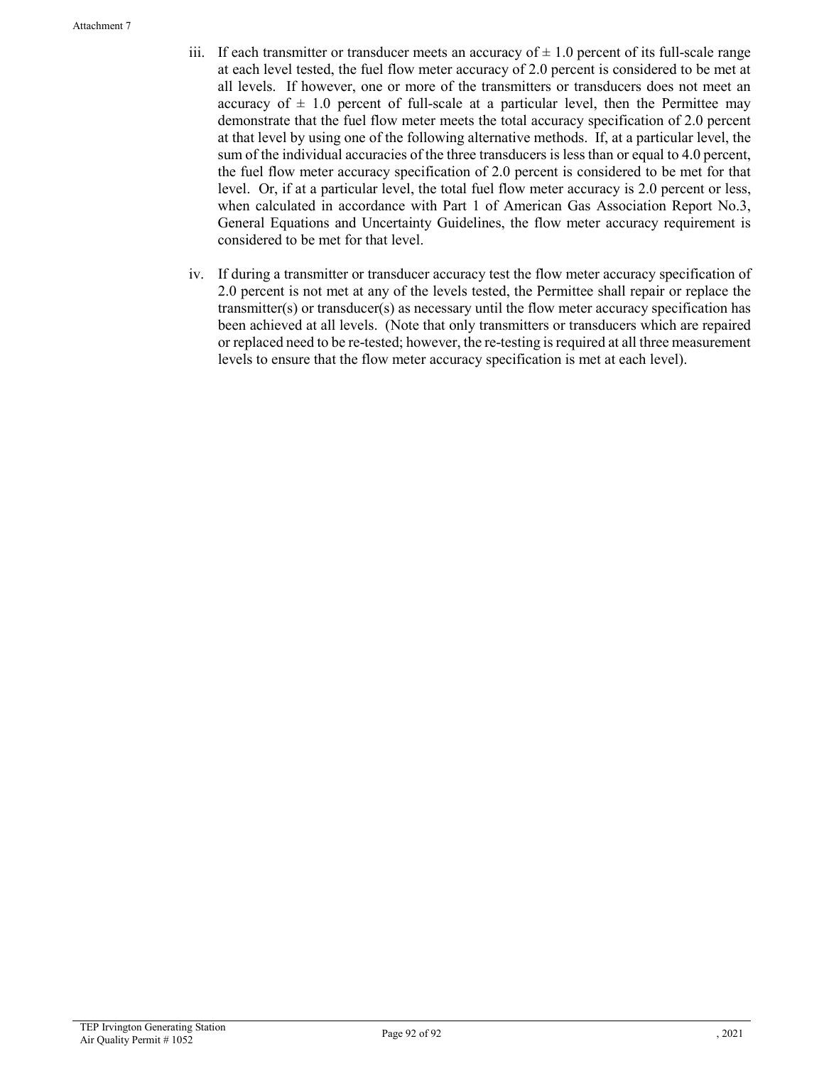iii. If each transmitter or transducer meets an accuracy of ± 1.0 percent of its full-scale range at each level tested, the fuel flow meter accuracy of 2.0 percent is considered to be met at all levels. If however, one or more of the transmitters or transducers does not meet an accuracy of ± 1.0 percent of full-scale at a particular level, then the Permittee may demonstrate that the fuel flow meter meets the total accuracy specification of 2.0 percent at that level by using one of the following alternative methods. If, at a particular level, the sum of the individual accuracies of the three transducers is less than or equal to 4.0 percent, the fuel flow meter accuracy specification of 2.0 percent is considered to be met for that level. Or, if at a particular level, the total fuel flow meter accuracy is 2.0 percent or less, when calculated in accordance with Part 1 of American Gas Association Report No.3, General Equations and Uncertainty Guidelines, the flow meter accuracy requirement is considered to be met for that level.

iv. If during a transmitter or transducer accuracy test the flow meter accuracy specification of 2.0 percent is not met at any of the levels tested, the Permittee shall repair or replace the transmitter(s) or transducer(s) as necessary until the flow meter accuracy specification has been achieved at all levels. (Note that only transmitters or transducers which are repaired or replaced need to be re-tested; however, the re-testing is required at all three measurement levels to ensure that the flow meter accuracy specification is met at each level).